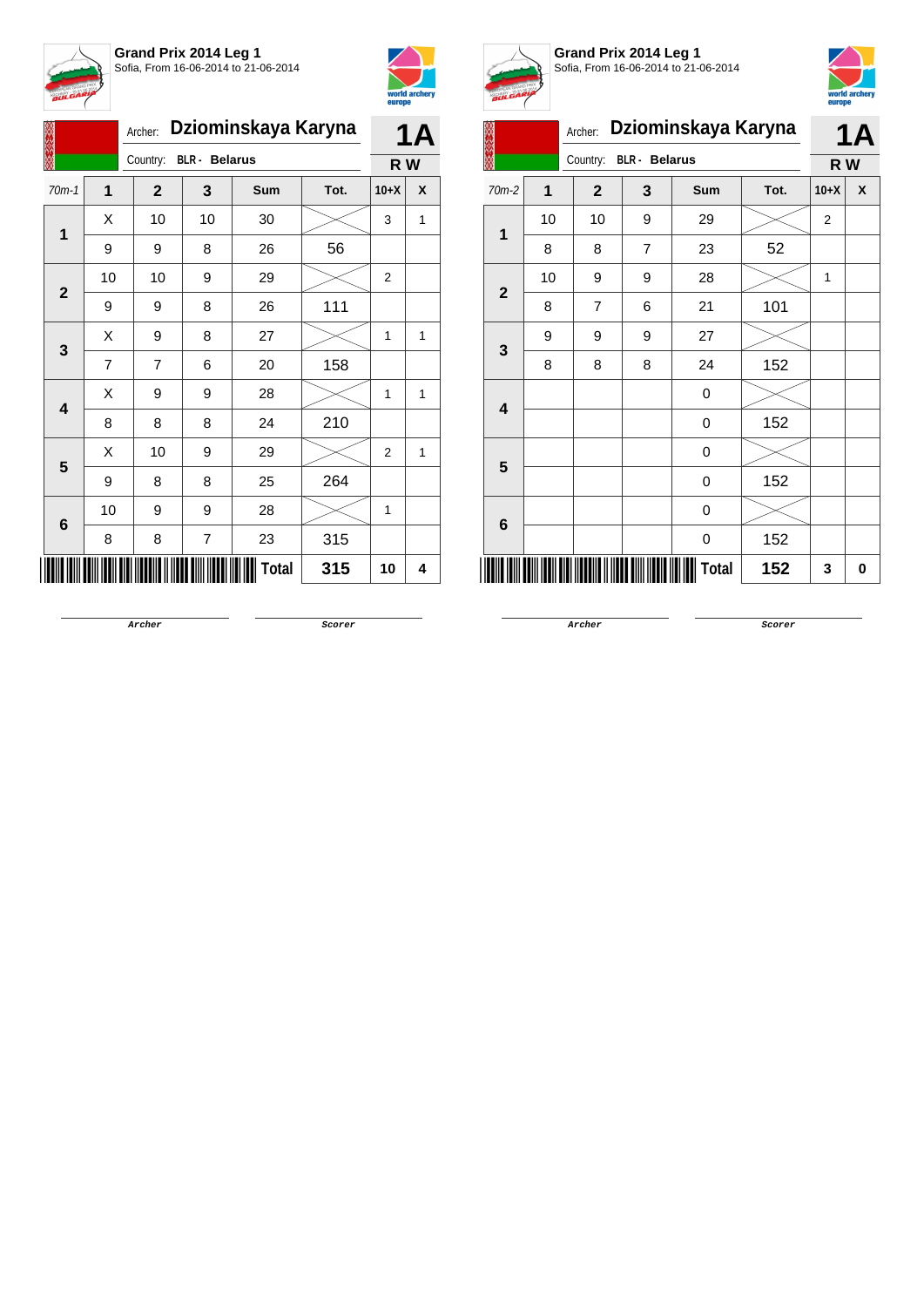**Grand Prix 2014 Leg 1**
Sofia, From 16-06-2014 to 21-06-2014

Archer: **Dziominskaya Karyna**
Country: **BLR - Belarus**

**1A**
**R W**

| 70m-1 | 1 | 2 | 3 | Sum | Tot. | 10+X | X |
|---|---|---|---|---|---|---|---|
| 1 | X | 10 | 10 | 30 | | 3 | 1 |
| | 9 | 9 | 8 | 26 | 56 | | |
| 2 | 10 | 10 | 9 | 29 | | 2 | |
| | 9 | 9 | 8 | 26 | 111 | | |
| 3 | X | 9 | 8 | 27 | | 1 | 1 |
| | 7 | 7 | 6 | 20 | 158 | | |
| 4 | X | 9 | 9 | 28 | | 1 | 1 |
| | 8 | 8 | 8 | 24 | 210 | | |
| 5 | X | 10 | 9 | 29 | | 2 | 1 |
| | 9 | 8 | 8 | 25 | 264 | | |
| 6 | 10 | 9 | 9 | 28 | | 1 | |
| | 8 | 8 | 7 | 23 | 315 | | |
| | | | | **Total** | **315** | **10** | **4** |

Archer &nbsp;&nbsp;&nbsp;&nbsp; Scorer

**Grand Prix 2014 Leg 1**
Sofia, From 16-06-2014 to 21-06-2014

Archer: **Dziominskaya Karyna**
Country: **BLR - Belarus**

**1A**
**R W**

| 70m-2 | 1 | 2 | 3 | Sum | Tot. | 10+X | X |
|---|---|---|---|---|---|---|---|
| 1 | 10 | 10 | 9 | 29 | | 2 | |
| | 8 | 8 | 7 | 23 | 52 | | |
| 2 | 10 | 9 | 9 | 28 | | 1 | |
| | 8 | 7 | 6 | 21 | 101 | | |
| 3 | 9 | 9 | 9 | 27 | | | |
| | 8 | 8 | 8 | 24 | 152 | | |
| 4 | | | | 0 | | | |
| | | | | 0 | 152 | | |
| 5 | | | | 0 | | | |
| | | | | 0 | 152 | | |
| 6 | | | | 0 | | | |
| | | | | 0 | 152 | | |
| | | | | **Total** | **152** | **3** | **0** |

Archer &nbsp;&nbsp;&nbsp;&nbsp; Scorer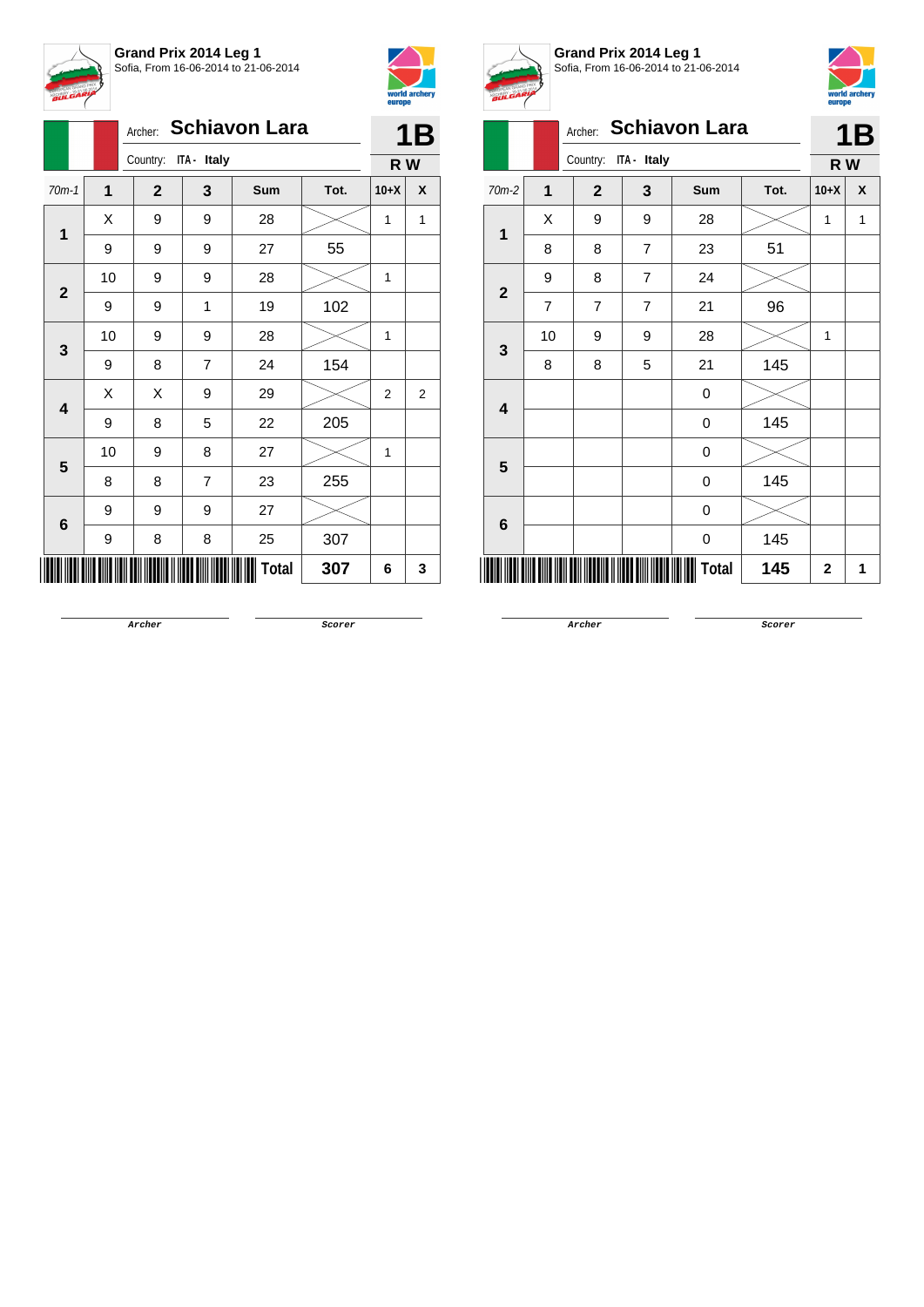**Grand Prix 2014 Leg 1**
Sofia, From 16-06-2014 to 21-06-2014

Archer: **Schiavon Lara**
Country: ITA - Italy

**1B**
**R W**

| 70m-1 | 1 | 2 | 3 | Sum | Tot. | 10+X | X |
|---|---|---|---|---|---|---|---|
| 1 | X | 9 | 9 | 28 | | 1 | 1 |
| | 9 | 9 | 9 | 27 | 55 | | |
| 2 | 10 | 9 | 9 | 28 | | 1 | |
| | 9 | 9 | 1 | 19 | 102 | | |
| 3 | 10 | 9 | 9 | 28 | | 1 | |
| | 9 | 8 | 7 | 24 | 154 | | |
| 4 | X | X | 9 | 29 | | 2 | 2 |
| | 9 | 8 | 5 | 22 | 205 | | |
| 5 | 10 | 9 | 8 | 27 | | 1 | |
| | 8 | 8 | 7 | 23 | 255 | | |
| 6 | 9 | 9 | 9 | 27 | | | |
| | 9 | 8 | 8 | 25 | 307 | | |
| | | | | **Total** | **307** | **6** | **3** |

Archer Scorer

**Grand Prix 2014 Leg 1**
Sofia, From 16-06-2014 to 21-06-2014

Archer: **Schiavon Lara**
Country: ITA - Italy

**1B**
**R W**

| 70m-2 | 1 | 2 | 3 | Sum | Tot. | 10+X | X |
|---|---|---|---|---|---|---|---|
| 1 | X | 9 | 9 | 28 | | 1 | 1 |
| | 8 | 8 | 7 | 23 | 51 | | |
| 2 | 9 | 8 | 7 | 24 | | | |
| | 7 | 7 | 7 | 21 | 96 | | |
| 3 | 10 | 9 | 9 | 28 | | 1 | |
| | 8 | 8 | 5 | 21 | 145 | | |
| 4 | | | | 0 | | | |
| | | | | 0 | 145 | | |
| 5 | | | | 0 | | | |
| | | | | 0 | 145 | | |
| 6 | | | | 0 | | | |
| | | | | 0 | 145 | | |
| | | | | **Total** | **145** | **2** | **1** |

Archer Scorer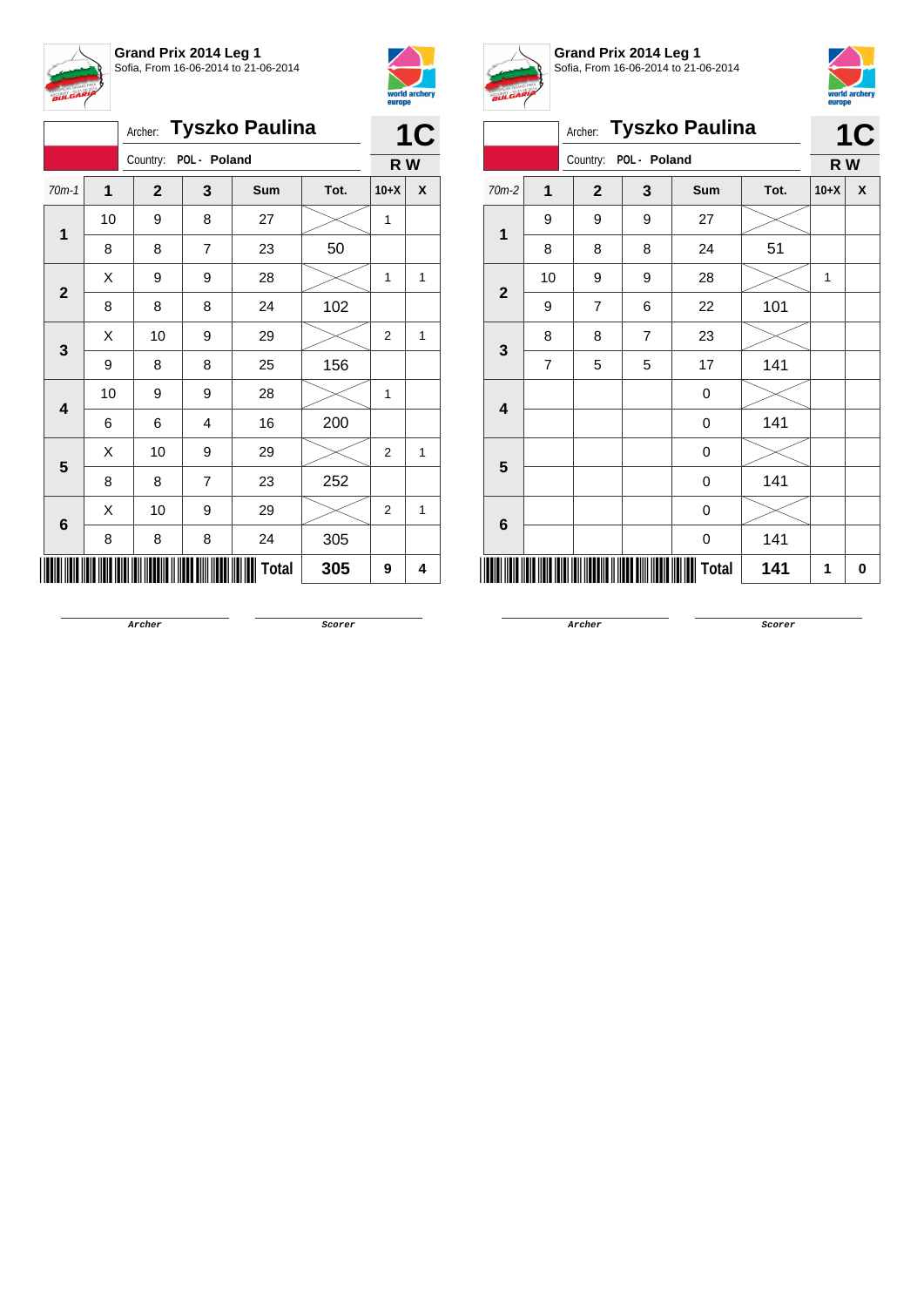**Grand Prix 2014 Leg 1**
Sofia, From 16-06-2014 to 21-06-2014

Archer: **Tyszko Paulina**
Country: POL - Poland

**1C**
**R W**

| 70m-1 | 1 | 2 | 3 | Sum | Tot. | 10+X | X |
|---|---|---|---|---|---|---|---|
| **1** | 10 | 9 | 8 | 27 | | 1 | |
| | 8 | 8 | 7 | 23 | 50 | | |
| **2** | X | 9 | 9 | 28 | | 1 | 1 |
| | 8 | 8 | 8 | 24 | 102 | | |
| **3** | X | 10 | 9 | 29 | | 2 | 1 |
| | 9 | 8 | 8 | 25 | 156 | | |
| **4** | 10 | 9 | 9 | 28 | | 1 | |
| | 6 | 6 | 4 | 16 | 200 | | |
| **5** | X | 10 | 9 | 29 | | 2 | 1 |
| | 8 | 8 | 7 | 23 | 252 | | |
| **6** | X | 10 | 9 | 29 | | 2 | 1 |
| | 8 | 8 | 8 | 24 | 305 | | |
| | | | | **Total** | **305** | **9** | **4** |

Archer Scorer

**Grand Prix 2014 Leg 1**
Sofia, From 16-06-2014 to 21-06-2014

Archer: **Tyszko Paulina**
Country: POL - Poland

**1C**
**R W**

| 70m-2 | 1 | 2 | 3 | Sum | Tot. | 10+X | X |
|---|---|---|---|---|---|---|---|
| **1** | 9 | 9 | 9 | 27 | | | |
| | 8 | 8 | 8 | 24 | 51 | | |
| **2** | 10 | 9 | 9 | 28 | | 1 | |
| | 9 | 7 | 6 | 22 | 101 | | |
| **3** | 8 | 8 | 7 | 23 | | | |
| | 7 | 5 | 5 | 17 | 141 | | |
| **4** | | | | 0 | | | |
| | | | | 0 | 141 | | |
| **5** | | | | 0 | | | |
| | | | | 0 | 141 | | |
| **6** | | | | 0 | | | |
| | | | | 0 | 141 | | |
| | | | | **Total** | **141** | **1** | **0** |

Archer Scorer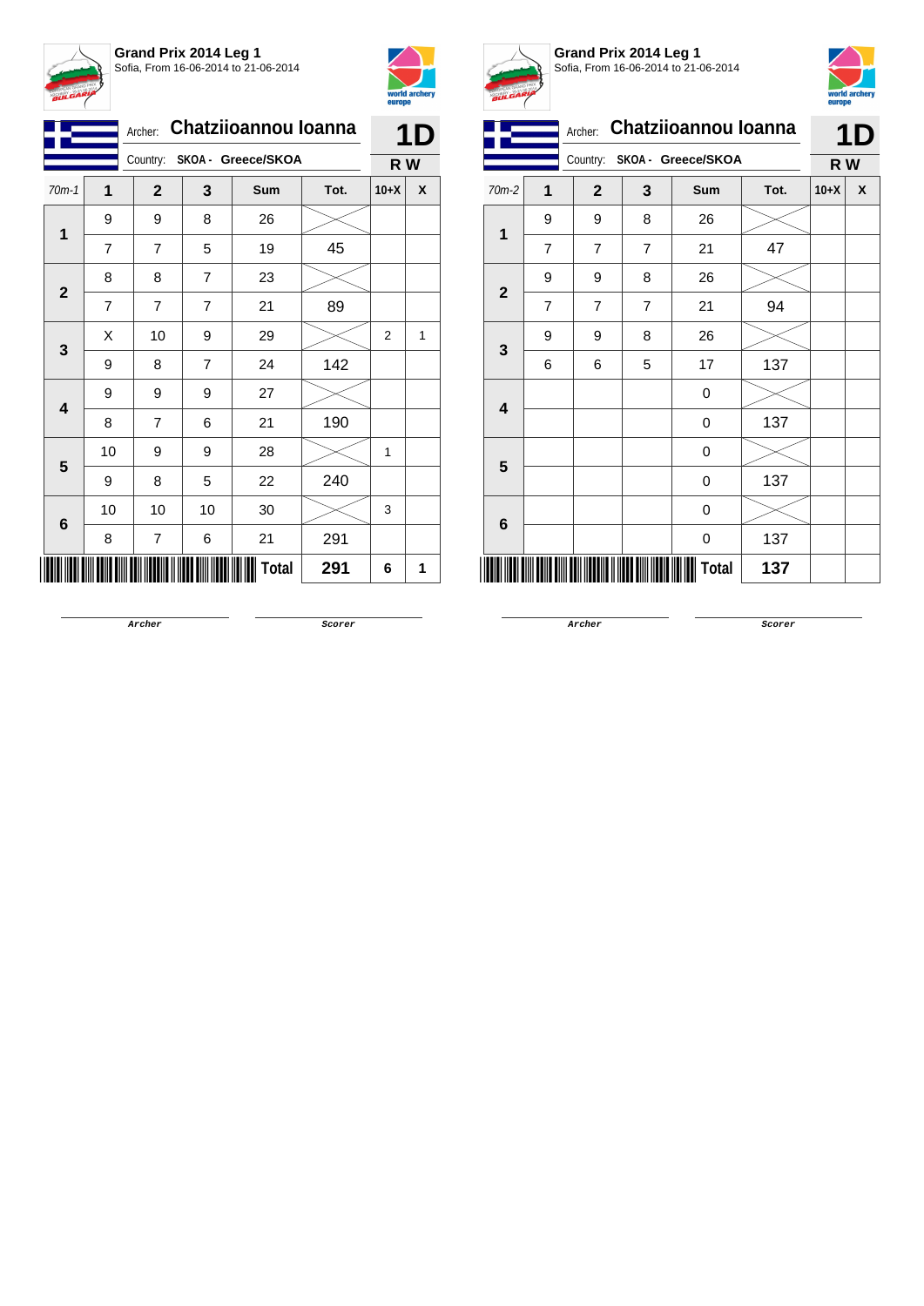**Grand Prix 2014 Leg 1**
Sofia, From 16-06-2014 to 21-06-2014

Archer: **Chatziioannou Ioanna**
Country: **SKOA - Greece/SKOA**

**1D**
**R W**

| 70m-1 | 1 | 2 | 3 | Sum | Tot. | 10+X | X |
|---|---|---|---|---|---|---|---|
| 1 | 9 | 9 | 8 | 26 | | | |
| | 7 | 7 | 5 | 19 | 45 | | |
| 2 | 8 | 8 | 7 | 23 | | | |
| | 7 | 7 | 7 | 21 | 89 | | |
| 3 | X | 10 | 9 | 29 | | 2 | 1 |
| | 9 | 8 | 7 | 24 | 142 | | |
| 4 | 9 | 9 | 9 | 27 | | | |
| | 8 | 7 | 6 | 21 | 190 | | |
| 5 | 10 | 9 | 9 | 28 | | 1 | |
| | 9 | 8 | 5 | 22 | 240 | | |
| 6 | 10 | 10 | 10 | 30 | | 3 | |
| | 8 | 7 | 6 | 21 | 291 | | |
| | | | | Total | 291 | 6 | 1 |

Archer

Scorer

**Grand Prix 2014 Leg 1**
Sofia, From 16-06-2014 to 21-06-2014

Archer: **Chatziioannou Ioanna**
Country: **SKOA - Greece/SKOA**

**1D**
**R W**

| 70m-2 | 1 | 2 | 3 | Sum | Tot. | 10+X | X |
|---|---|---|---|---|---|---|---|
| 1 | 9 | 9 | 8 | 26 | | | |
| | 7 | 7 | 7 | 21 | 47 | | |
| 2 | 9 | 9 | 8 | 26 | | | |
| | 7 | 7 | 7 | 21 | 94 | | |
| 3 | 9 | 9 | 8 | 26 | | | |
| | 6 | 6 | 5 | 17 | 137 | | |
| 4 | | | | 0 | | | |
| | | | | 0 | 137 | | |
| 5 | | | | 0 | | | |
| | | | | 0 | 137 | | |
| 6 | | | | 0 | | | |
| | | | | 0 | 137 | | |
| | | | | Total | 137 | | |

Archer

Scorer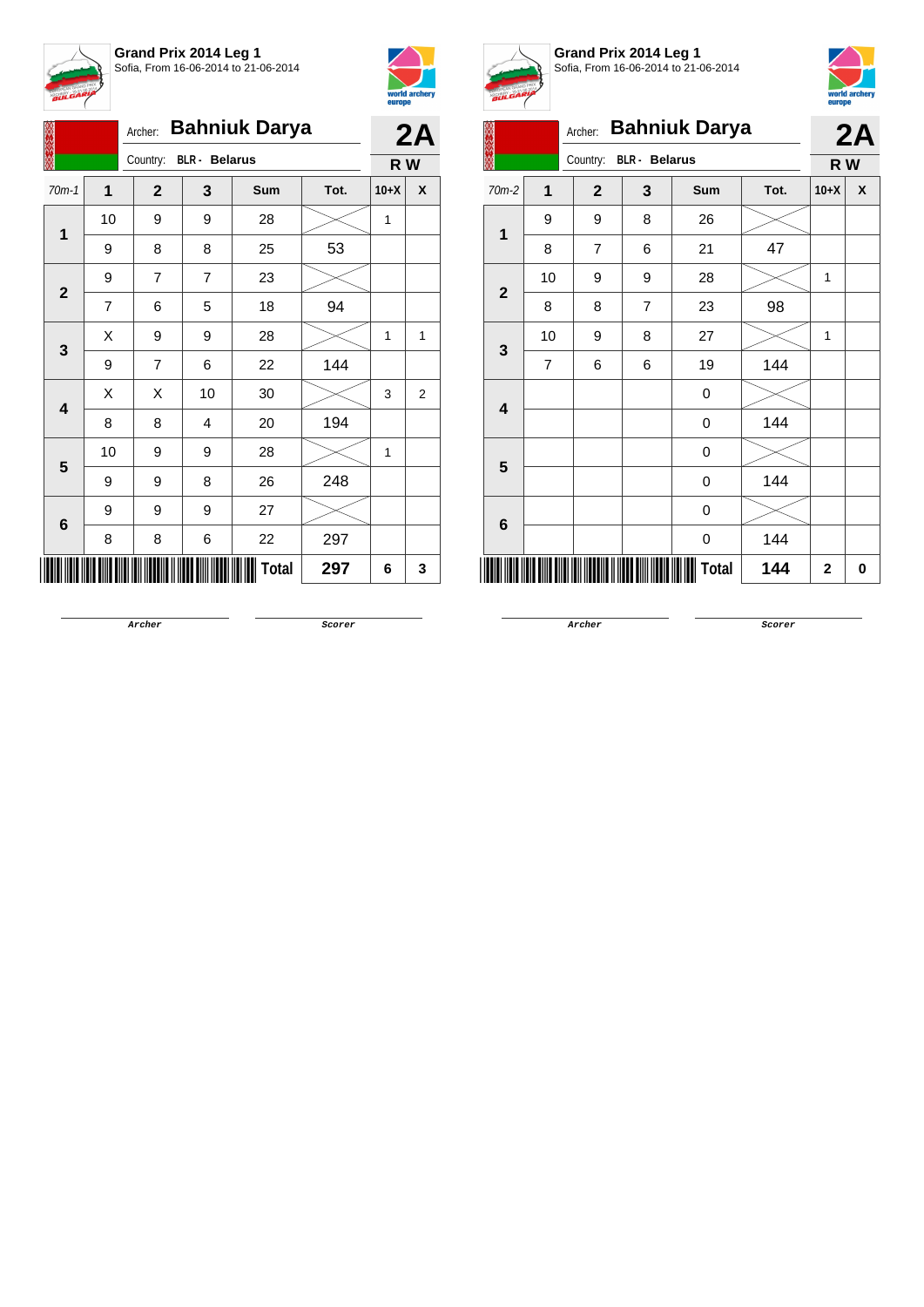**Grand Prix 2014 Leg 1**
Sofia, From 16-06-2014 to 21-06-2014

Archer: **Bahniuk Darya**
Country: **BLR - Belarus**

**2A**
**R W**

| 70m-1 | 1 | 2 | 3 | Sum | Tot. | 10+X | X |
|---|---|---|---|---|---|---|---|
| 1 | 10 | 9 | 9 | 28 | | 1 | |
| | 9 | 8 | 8 | 25 | 53 | | |
| 2 | 9 | 7 | 7 | 23 | | | |
| | 7 | 6 | 5 | 18 | 94 | | |
| 3 | X | 9 | 9 | 28 | | 1 | 1 |
| | 9 | 7 | 6 | 22 | 144 | | |
| 4 | X | X | 10 | 30 | | 3 | 2 |
| | 8 | 8 | 4 | 20 | 194 | | |
| 5 | 10 | 9 | 9 | 28 | | 1 | |
| | 9 | 9 | 8 | 26 | 248 | | |
| 6 | 9 | 9 | 9 | 27 | | | |
| | 8 | 8 | 6 | 22 | 297 | | |
| | | | | **Total** | **297** | **6** | **3** |

Archer ____________ Scorer ____________

**Grand Prix 2014 Leg 1**
Sofia, From 16-06-2014 to 21-06-2014

Archer: **Bahniuk Darya**
Country: **BLR - Belarus**

**2A**
**R W**

| 70m-2 | 1 | 2 | 3 | Sum | Tot. | 10+X | X |
|---|---|---|---|---|---|---|---|
| 1 | 9 | 9 | 8 | 26 | | | |
| | 8 | 7 | 6 | 21 | 47 | | |
| 2 | 10 | 9 | 9 | 28 | | 1 | |
| | 8 | 8 | 7 | 23 | 98 | | |
| 3 | 10 | 9 | 8 | 27 | | 1 | |
| | 7 | 6 | 6 | 19 | 144 | | |
| 4 | | | | 0 | | | |
| | | | | 0 | 144 | | |
| 5 | | | | 0 | | | |
| | | | | 0 | 144 | | |
| 6 | | | | 0 | | | |
| | | | | 0 | 144 | | |
| | | | | **Total** | **144** | **2** | **0** |

Archer ____________ Scorer ____________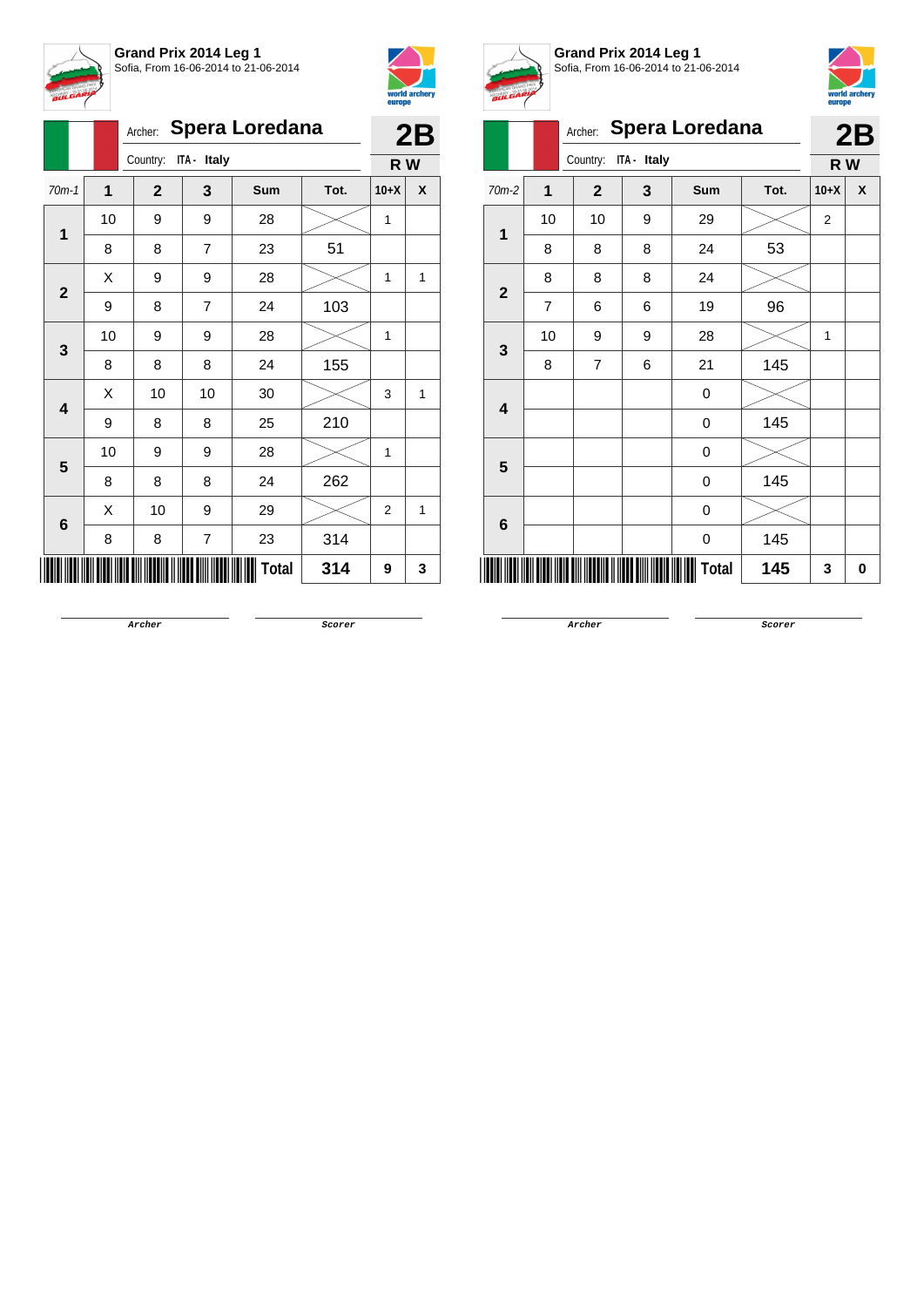**Grand Prix 2014 Leg 1**
Sofia, From 16-06-2014 to 21-06-2014

Archer: **Spera Loredana**
Country: ITA - Italy

**2B**
**R W**

| 70m-1 | 1 | 2 | 3 | Sum | Tot. | 10+X | X |
|---|---|---|---|---|---|---|---|
| 1 | 10 | 9 | 9 | 28 | | 1 | |
| | 8 | 8 | 7 | 23 | 51 | | |
| 2 | X | 9 | 9 | 28 | | 1 | 1 |
| | 9 | 8 | 7 | 24 | 103 | | |
| 3 | 10 | 9 | 9 | 28 | | 1 | |
| | 8 | 8 | 8 | 24 | 155 | | |
| 4 | X | 10 | 10 | 30 | | 3 | 1 |
| | 9 | 8 | 8 | 25 | 210 | | |
| 5 | 10 | 9 | 9 | 28 | | 1 | |
| | 8 | 8 | 8 | 24 | 262 | | |
| 6 | X | 10 | 9 | 29 | | 2 | 1 |
| | 8 | 8 | 7 | 23 | 314 | | |
| | | | | Total | 314 | 9 | 3 |

Archer | Scorer

**Grand Prix 2014 Leg 1**
Sofia, From 16-06-2014 to 21-06-2014

Archer: **Spera Loredana**
Country: ITA - Italy

**2B**
**R W**

| 70m-2 | 1 | 2 | 3 | Sum | Tot. | 10+X | X |
|---|---|---|---|---|---|---|---|
| 1 | 10 | 10 | 9 | 29 | | 2 | |
| | 8 | 8 | 8 | 24 | 53 | | |
| 2 | 8 | 8 | 8 | 24 | | | |
| | 7 | 6 | 6 | 19 | 96 | | |
| 3 | 10 | 9 | 9 | 28 | | 1 | |
| | 8 | 7 | 6 | 21 | 145 | | |
| 4 | | | | 0 | | | |
| | | | | 0 | 145 | | |
| 5 | | | | 0 | | | |
| | | | | 0 | 145 | | |
| 6 | | | | 0 | | | |
| | | | | 0 | 145 | | |
| | | | | Total | 145 | 3 | 0 |

Archer | Scorer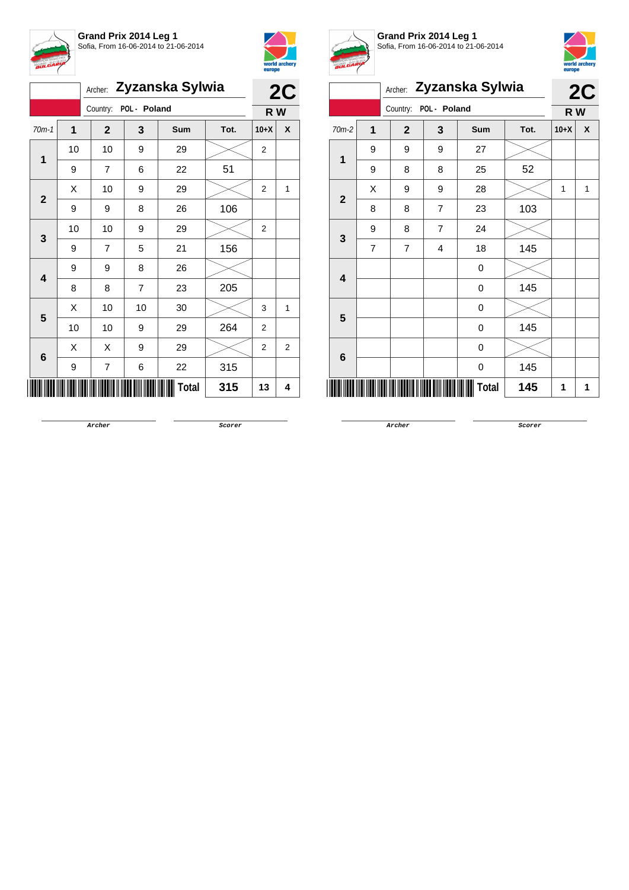**Grand Prix 2014 Leg 1**
Sofia, From 16-06-2014 to 21-06-2014

Archer: **Zyzanska Sylwia**
Country: POL - Poland

**2C**
**R W**

| 70m-1 | 1 | 2 | 3 | Sum | Tot. | 10+X | X |
|---|---|---|---|---|---|---|---|
| 1 | 10 | 10 | 9 | 29 | | 2 | |
| | 9 | 7 | 6 | 22 | 51 | | |
| 2 | X | 10 | 9 | 29 | | 2 | 1 |
| | 9 | 9 | 8 | 26 | 106 | | |
| 3 | 10 | 10 | 9 | 29 | | 2 | |
| | 9 | 7 | 5 | 21 | 156 | | |
| 4 | 9 | 9 | 8 | 26 | | | |
| | 8 | 8 | 7 | 23 | 205 | | |
| 5 | X | 10 | 10 | 30 | | 3 | 1 |
| | 10 | 10 | 9 | 29 | 264 | 2 | |
| 6 | X | X | 9 | 29 | | 2 | 2 |
| | 9 | 7 | 6 | 22 | 315 | | |
| | | | | **Total** | **315** | **13** | **4** |

Archer

Scorer

**Grand Prix 2014 Leg 1**
Sofia, From 16-06-2014 to 21-06-2014

Archer: **Zyzanska Sylwia**
Country: POL - Poland

**2C**
**R W**

| 70m-2 | 1 | 2 | 3 | Sum | Tot. | 10+X | X |
|---|---|---|---|---|---|---|---|
| 1 | 9 | 9 | 9 | 27 | | | |
| | 9 | 8 | 8 | 25 | 52 | | |
| 2 | X | 9 | 9 | 28 | | 1 | 1 |
| | 8 | 8 | 7 | 23 | 103 | | |
| 3 | 9 | 8 | 7 | 24 | | | |
| | 7 | 7 | 4 | 18 | 145 | | |
| 4 | | | | 0 | | | |
| | | | | 0 | 145 | | |
| 5 | | | | 0 | | | |
| | | | | 0 | 145 | | |
| 6 | | | | 0 | | | |
| | | | | 0 | 145 | | |
| | | | | **Total** | **145** | **1** | **1** |

Archer

Scorer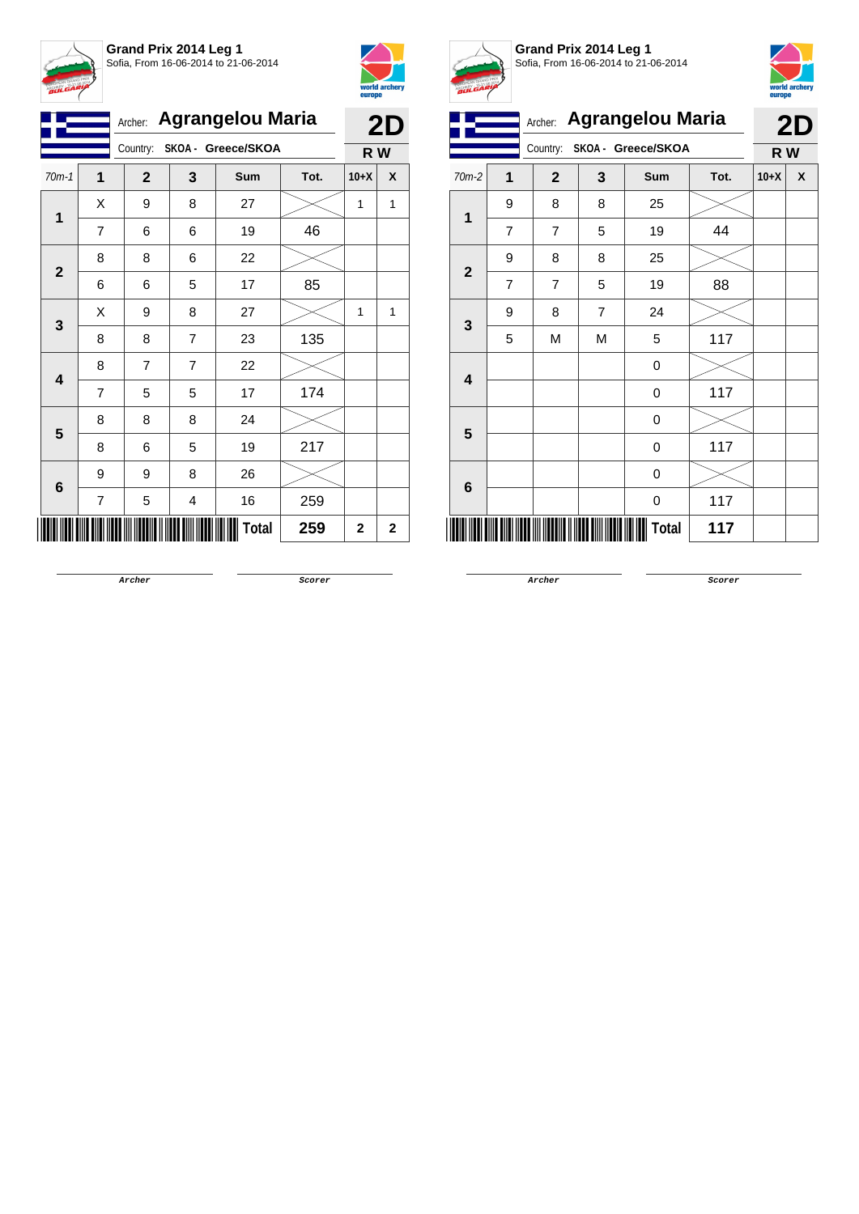**Grand Prix 2014 Leg 1**
Sofia, From 16-06-2014 to 21-06-2014

Archer: **Agrangelou Maria**
Country: **SKOA - Greece/SKOA**

**2D**
**R W**

| 70m-1 | 1 | 2 | 3 | Sum | Tot. | 10+X | X |
|---|---|---|---|---|---|---|---|
| 1 | X | 9 | 8 | 27 | | 1 | 1 |
| | 7 | 6 | 6 | 19 | 46 | | |
| 2 | 8 | 8 | 6 | 22 | | | |
| | 6 | 6 | 5 | 17 | 85 | | |
| 3 | X | 9 | 8 | 27 | | 1 | 1 |
| | 8 | 8 | 7 | 23 | 135 | | |
| 4 | 8 | 7 | 7 | 22 | | | |
| | 7 | 5 | 5 | 17 | 174 | | |
| 5 | 8 | 8 | 8 | 24 | | | |
| | 8 | 6 | 5 | 19 | 217 | | |
| 6 | 9 | 9 | 8 | 26 | | | |
| | 7 | 5 | 4 | 16 | 259 | | |
| | | | | Total | 259 | 2 | 2 |

Archer Scorer

**Grand Prix 2014 Leg 1**
Sofia, From 16-06-2014 to 21-06-2014

Archer: **Agrangelou Maria**
Country: **SKOA - Greece/SKOA**

**2D**
**R W**

| 70m-2 | 1 | 2 | 3 | Sum | Tot. | 10+X | X |
|---|---|---|---|---|---|---|---|
| 1 | 9 | 8 | 8 | 25 | | | |
| | 7 | 7 | 5 | 19 | 44 | | |
| 2 | 9 | 8 | 8 | 25 | | | |
| | 7 | 7 | 5 | 19 | 88 | | |
| 3 | 9 | 8 | 7 | 24 | | | |
| | 5 | M | M | 5 | 117 | | |
| 4 | | | | 0 | | | |
| | | | | 0 | 117 | | |
| 5 | | | | 0 | | | |
| | | | | 0 | 117 | | |
| 6 | | | | 0 | | | |
| | | | | 0 | 117 | | |
| | | | | Total | 117 | | |

Archer Scorer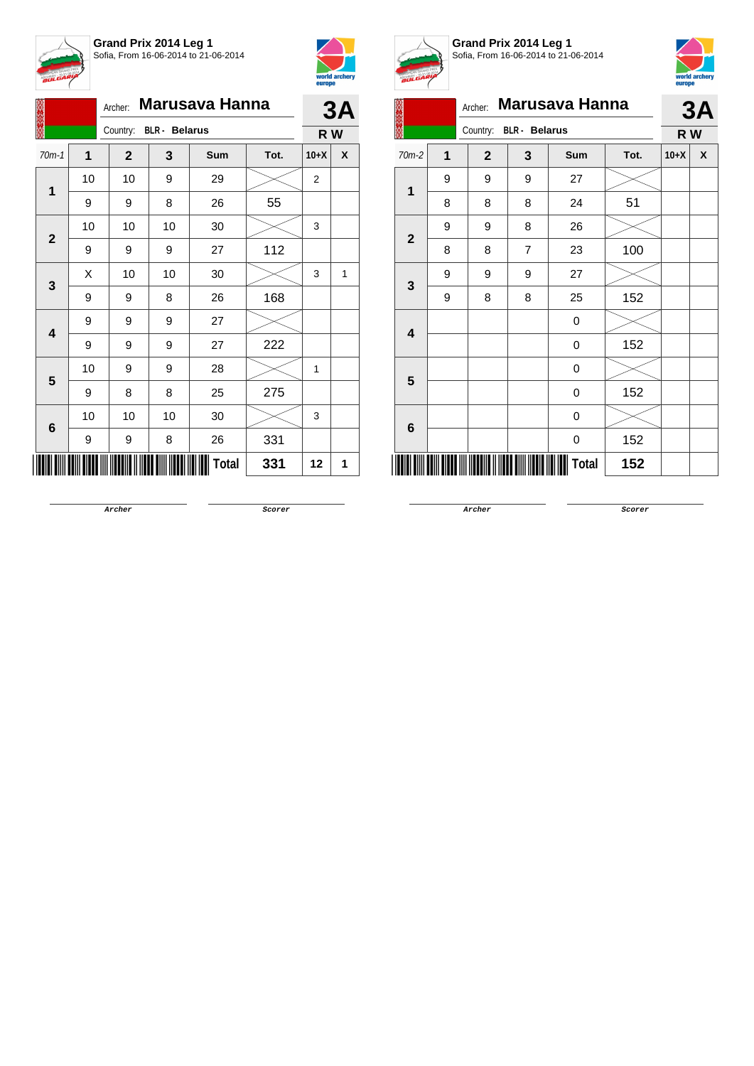**Grand Prix 2014 Leg 1**
Sofia, From 16-06-2014 to 21-06-2014

Archer: **Marusava Hanna**
Country: **BLR - Belarus**

**3A**
**R W**

| 70m-1 | 1 | 2 | 3 | Sum | Tot. | 10+X | X |
|---|---|---|---|---|---|---|---|
| 1 | 10 | 10 | 9 | 29 | | 2 | |
| | 9 | 9 | 8 | 26 | 55 | | |
| 2 | 10 | 10 | 10 | 30 | | 3 | |
| | 9 | 9 | 9 | 27 | 112 | | |
| 3 | X | 10 | 10 | 30 | | 3 | 1 |
| | 9 | 9 | 8 | 26 | 168 | | |
| 4 | 9 | 9 | 9 | 27 | | | |
| | 9 | 9 | 9 | 27 | 222 | | |
| 5 | 10 | 9 | 9 | 28 | | 1 | |
| | 9 | 8 | 8 | 25 | 275 | | |
| 6 | 10 | 10 | 10 | 30 | | 3 | |
| | 9 | 9 | 8 | 26 | 331 | | |
| | | | | **Total** | **331** | **12** | **1** |

Archer &nbsp;&nbsp;&nbsp;&nbsp; Scorer

**Grand Prix 2014 Leg 1**
Sofia, From 16-06-2014 to 21-06-2014

Archer: **Marusava Hanna**
Country: **BLR - Belarus**

**3A**
**R W**

| 70m-2 | 1 | 2 | 3 | Sum | Tot. | 10+X | X |
|---|---|---|---|---|---|---|---|
| 1 | 9 | 9 | 9 | 27 | | | |
| | 8 | 8 | 8 | 24 | 51 | | |
| 2 | 9 | 9 | 8 | 26 | | | |
| | 8 | 8 | 7 | 23 | 100 | | |
| 3 | 9 | 9 | 9 | 27 | | | |
| | 9 | 8 | 8 | 25 | 152 | | |
| 4 | | | | 0 | | | |
| | | | | 0 | 152 | | |
| 5 | | | | 0 | | | |
| | | | | 0 | 152 | | |
| 6 | | | | 0 | | | |
| | | | | 0 | 152 | | |
| | | | | **Total** | **152** | | |

Archer &nbsp;&nbsp;&nbsp;&nbsp; Scorer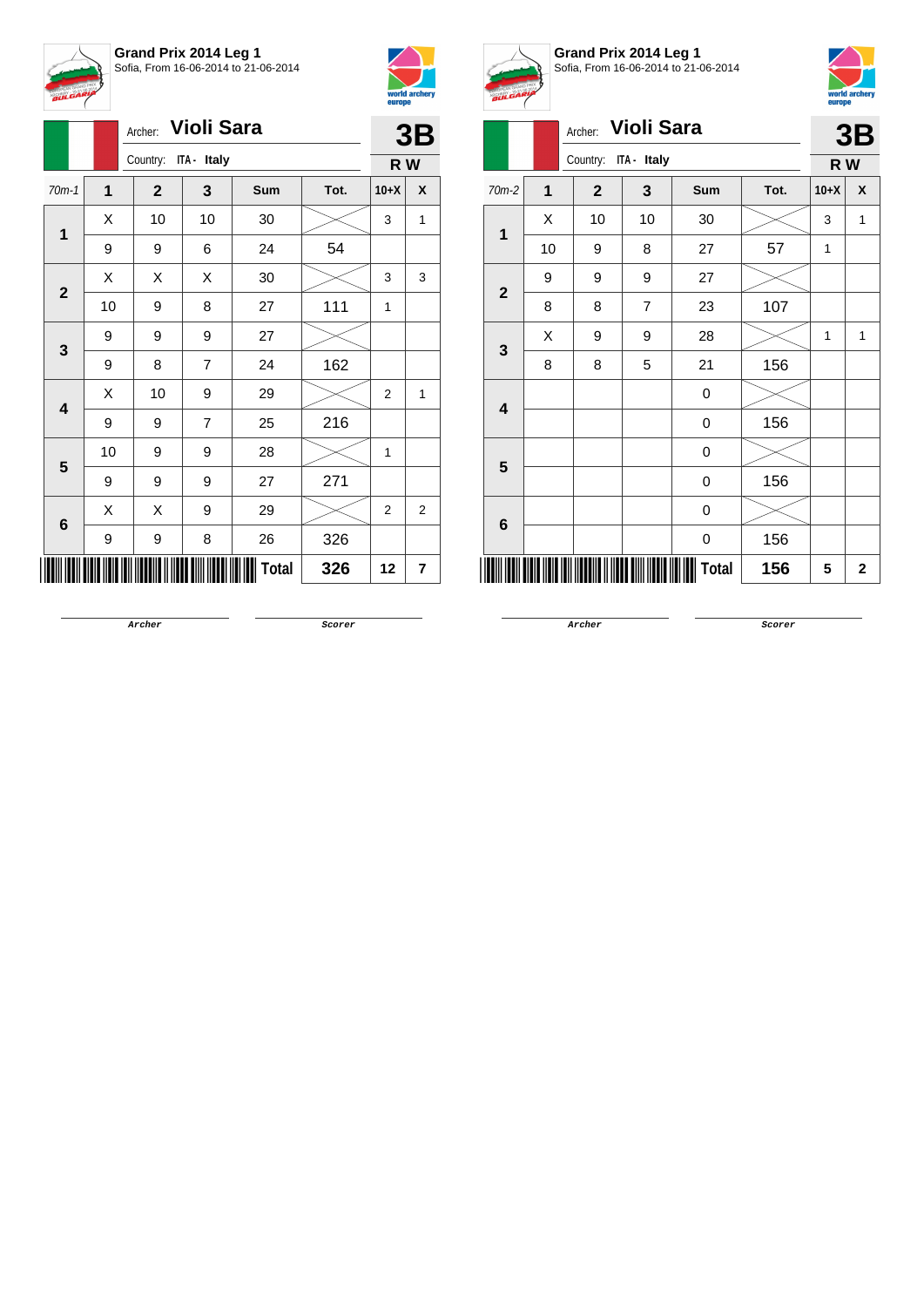**Grand Prix 2014 Leg 1**
Sofia, From 16-06-2014 to 21-06-2014

Archer: **Violi Sara**
Country: ITA - Italy

**3B**
**R W**

| 70m-1 | 1 | 2 | 3 | Sum | Tot. | 10+X | X |
|---|---|---|---|---|---|---|---|
| 1 | X | 10 | 10 | 30 | | 3 | 1 |
| | 9 | 9 | 6 | 24 | 54 | | |
| 2 | X | X | X | 30 | | 3 | 3 |
| | 10 | 9 | 8 | 27 | 111 | 1 | |
| 3 | 9 | 9 | 9 | 27 | | | |
| | 9 | 8 | 7 | 24 | 162 | | |
| 4 | X | 10 | 9 | 29 | | 2 | 1 |
| | 9 | 9 | 7 | 25 | 216 | | |
| 5 | 10 | 9 | 9 | 28 | | 1 | |
| | 9 | 9 | 9 | 27 | 271 | | |
| 6 | X | X | 9 | 29 | | 2 | 2 |
| | 9 | 9 | 8 | 26 | 326 | | |
| | | | | **Total** | **326** | **12** | **7** |

Archer Scorer

**Grand Prix 2014 Leg 1**
Sofia, From 16-06-2014 to 21-06-2014

Archer: **Violi Sara**
Country: ITA - Italy

**3B**
**R W**

| 70m-2 | 1 | 2 | 3 | Sum | Tot. | 10+X | X |
|---|---|---|---|---|---|---|---|
| 1 | X | 10 | 10 | 30 | | 3 | 1 |
| | 10 | 9 | 8 | 27 | 57 | 1 | |
| 2 | 9 | 9 | 9 | 27 | | | |
| | 8 | 8 | 7 | 23 | 107 | | |
| 3 | X | 9 | 9 | 28 | | 1 | 1 |
| | 8 | 8 | 5 | 21 | 156 | | |
| 4 | | | | 0 | | | |
| | | | | 0 | 156 | | |
| 5 | | | | 0 | | | |
| | | | | 0 | 156 | | |
| 6 | | | | 0 | | | |
| | | | | 0 | 156 | | |
| | | | | **Total** | **156** | **5** | **2** |

Archer Scorer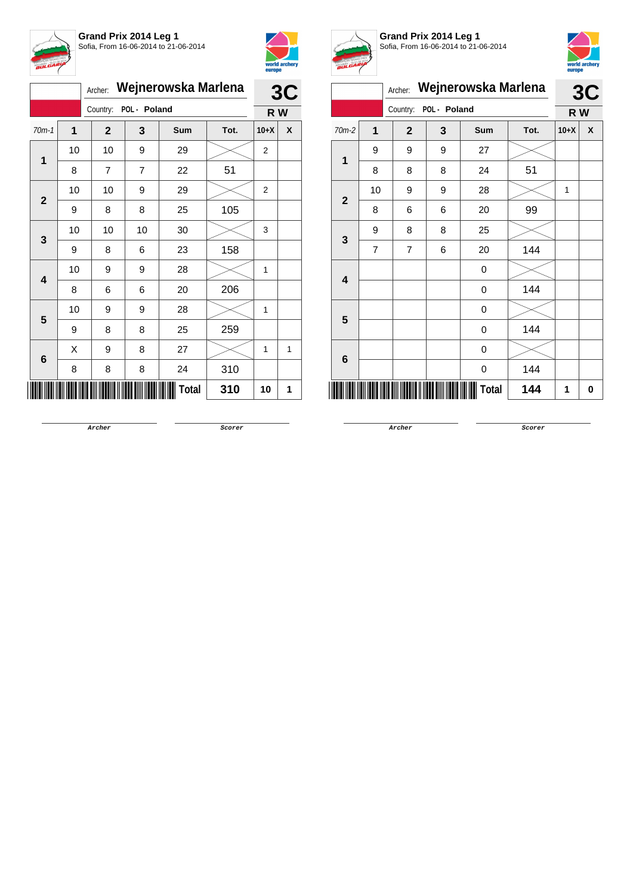## Grand Prix 2014 Leg 1

Sofia, From 16-06-2014 to 21-06-2014

Archer: **Wejnerowska Marlena**

Country: POL - Poland

**3C**

**R W**

| 70m-1 | 1 | 2 | 3 | Sum | Tot. | 10+X | X |
|---|---|---|---|---|---|---|---|
| 1 | 10 | 10 | 9 | 29 | | 2 | |
| | 8 | 7 | 7 | 22 | 51 | | |
| 2 | 10 | 10 | 9 | 29 | | 2 | |
| | 9 | 8 | 8 | 25 | 105 | | |
| 3 | 10 | 10 | 10 | 30 | | 3 | |
| | 9 | 8 | 6 | 23 | 158 | | |
| 4 | 10 | 9 | 9 | 28 | | 1 | |
| | 8 | 6 | 6 | 20 | 206 | | |
| 5 | 10 | 9 | 9 | 28 | | 1 | |
| | 9 | 8 | 8 | 25 | 259 | | |
| 6 | X | 9 | 8 | 27 | | 1 | 1 |
| | 8 | 8 | 8 | 24 | 310 | | |
| | | | | **Total** | **310** | **10** | **1** |

Archer Scorer

## Grand Prix 2014 Leg 1

Sofia, From 16-06-2014 to 21-06-2014

Archer: **Wejnerowska Marlena**

Country: POL - Poland

**3C**

**R W**

| 70m-2 | 1 | 2 | 3 | Sum | Tot. | 10+X | X |
|---|---|---|---|---|---|---|---|
| 1 | 9 | 9 | 9 | 27 | | | |
| | 8 | 8 | 8 | 24 | 51 | | |
| 2 | 10 | 9 | 9 | 28 | | 1 | |
| | 8 | 6 | 6 | 20 | 99 | | |
| 3 | 9 | 8 | 8 | 25 | | | |
| | 7 | 7 | 6 | 20 | 144 | | |
| 4 | | | | 0 | | | |
| | | | | 0 | 144 | | |
| 5 | | | | 0 | | | |
| | | | | 0 | 144 | | |
| 6 | | | | 0 | | | |
| | | | | 0 | 144 | | |
| | | | | **Total** | **144** | **1** | **0** |

Archer Scorer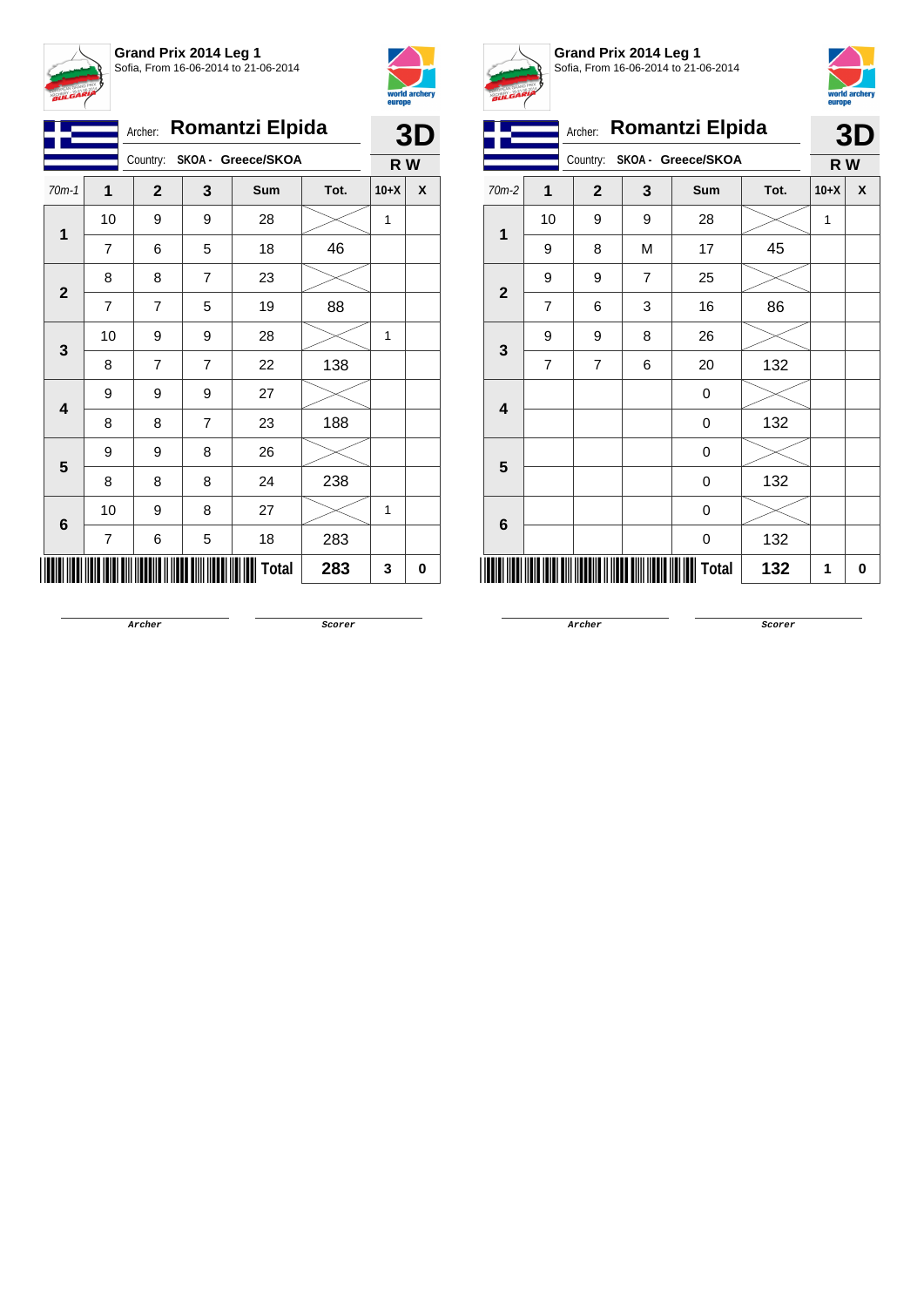**Grand Prix 2014 Leg 1**
Sofia, From 16-06-2014 to 21-06-2014

Archer: **Romantzi Elpida**
Country: **SKOA - Greece/SKOA**

**3D**
**R W**

| 70m-1 | 1 | 2 | 3 | Sum | Tot. | 10+X | X |
|---|---|---|---|---|---|---|---|
| 1 | 10 | 9 | 9 | 28 | | 1 | |
| | 7 | 6 | 5 | 18 | 46 | | |
| 2 | 8 | 8 | 7 | 23 | | | |
| | 7 | 7 | 5 | 19 | 88 | | |
| 3 | 10 | 9 | 9 | 28 | | 1 | |
| | 8 | 7 | 7 | 22 | 138 | | |
| 4 | 9 | 9 | 9 | 27 | | | |
| | 8 | 8 | 7 | 23 | 188 | | |
| 5 | 9 | 9 | 8 | 26 | | | |
| | 8 | 8 | 8 | 24 | 238 | | |
| 6 | 10 | 9 | 8 | 27 | | 1 | |
| | 7 | 6 | 5 | 18 | 283 | | |
| | | | | **Total** | **283** | **3** | **0** |

Archer &nbsp;&nbsp;&nbsp;&nbsp; Scorer

**Grand Prix 2014 Leg 1**
Sofia, From 16-06-2014 to 21-06-2014

Archer: **Romantzi Elpida**
Country: **SKOA - Greece/SKOA**

**3D**
**R W**

| 70m-2 | 1 | 2 | 3 | Sum | Tot. | 10+X | X |
|---|---|---|---|---|---|---|---|
| 1 | 10 | 9 | 9 | 28 | | 1 | |
| | 9 | 8 | M | 17 | 45 | | |
| 2 | 9 | 9 | 7 | 25 | | | |
| | 7 | 6 | 3 | 16 | 86 | | |
| 3 | 9 | 9 | 8 | 26 | | | |
| | 7 | 7 | 6 | 20 | 132 | | |
| 4 | | | | 0 | | | |
| | | | | 0 | 132 | | |
| 5 | | | | 0 | | | |
| | | | | 0 | 132 | | |
| 6 | | | | 0 | | | |
| | | | | 0 | 132 | | |
| | | | | **Total** | **132** | **1** | **0** |

Archer &nbsp;&nbsp;&nbsp;&nbsp; Scorer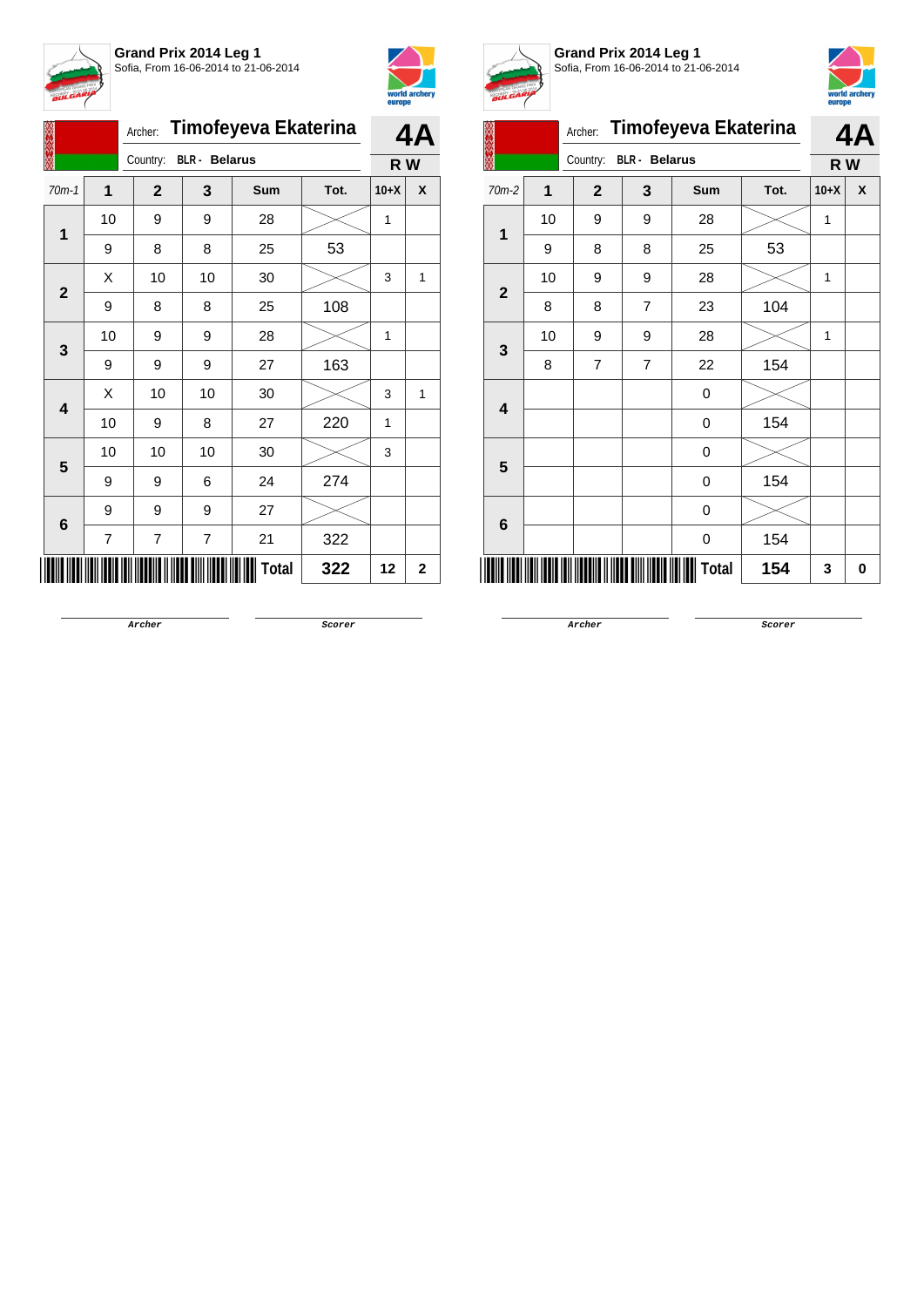**Grand Prix 2014 Leg 1**
Sofia, From 16-06-2014 to 21-06-2014

Archer: **Timofeyeva Ekaterina**
Country: **BLR - Belarus**

**4A**
**R W**

| 70m-1 | 1 | 2 | 3 | Sum | Tot. | 10+X | X |
|---|---|---|---|---|---|---|---|
| **1** | 10 | 9 | 9 | 28 | | 1 | |
| | 9 | 8 | 8 | 25 | 53 | | |
| **2** | X | 10 | 10 | 30 | | 3 | 1 |
| | 9 | 8 | 8 | 25 | 108 | | |
| **3** | 10 | 9 | 9 | 28 | | 1 | |
| | 9 | 9 | 9 | 27 | 163 | | |
| **4** | X | 10 | 10 | 30 | | 3 | 1 |
| | 10 | 9 | 8 | 27 | 220 | 1 | |
| **5** | 10 | 10 | 10 | 30 | | 3 | |
| | 9 | 9 | 6 | 24 | 274 | | |
| **6** | 9 | 9 | 9 | 27 | | | |
| | 7 | 7 | 7 | 21 | 322 | | |
| | | | | **Total** | **322** | **12** | **2** |

Archer　　　　Scorer

**Grand Prix 2014 Leg 1**
Sofia, From 16-06-2014 to 21-06-2014

Archer: **Timofeyeva Ekaterina**
Country: **BLR - Belarus**

**4A**
**R W**

| 70m-2 | 1 | 2 | 3 | Sum | Tot. | 10+X | X |
|---|---|---|---|---|---|---|---|
| **1** | 10 | 9 | 9 | 28 | | 1 | |
| | 9 | 8 | 8 | 25 | 53 | | |
| **2** | 10 | 9 | 9 | 28 | | 1 | |
| | 8 | 8 | 7 | 23 | 104 | | |
| **3** | 10 | 9 | 9 | 28 | | 1 | |
| | 8 | 7 | 7 | 22 | 154 | | |
| **4** | | | | 0 | | | |
| | | | | 0 | 154 | | |
| **5** | | | | 0 | | | |
| | | | | 0 | 154 | | |
| **6** | | | | 0 | | | |
| | | | | 0 | 154 | | |
| | | | | **Total** | **154** | **3** | **0** |

Archer　　　　Scorer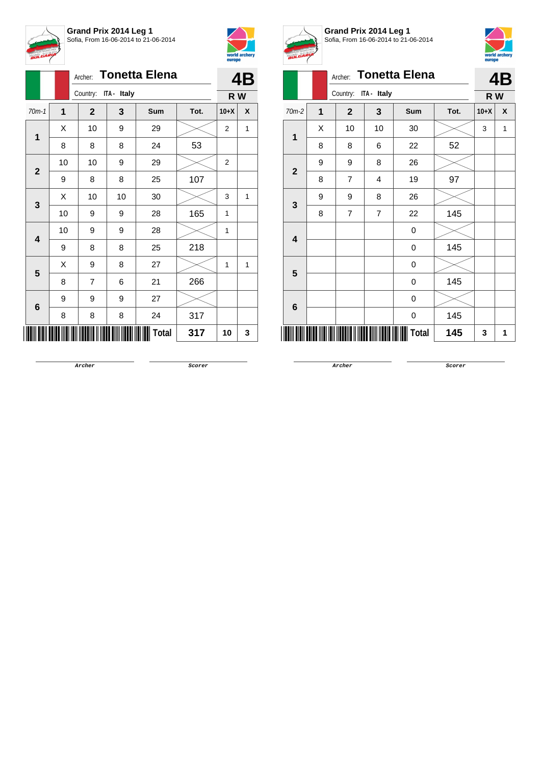**Grand Prix 2014 Leg 1**
Sofia, From 16-06-2014 to 21-06-2014

Archer: **Tonetta Elena**
Country: ITA - Italy

**4B**
**R W**

| 70m-1 | 1 | 2 | 3 | Sum | Tot. | 10+X | X |
|---|---|---|---|---|---|---|---|
| 1 | X | 10 | 9 | 29 | | 2 | 1 |
| | 8 | 8 | 8 | 24 | 53 | | |
| 2 | 10 | 10 | 9 | 29 | | 2 | |
| | 9 | 8 | 8 | 25 | 107 | | |
| 3 | X | 10 | 10 | 30 | | 3 | 1 |
| | 10 | 9 | 9 | 28 | 165 | 1 | |
| 4 | 10 | 9 | 9 | 28 | | 1 | |
| | 9 | 8 | 8 | 25 | 218 | | |
| 5 | X | 9 | 8 | 27 | | 1 | 1 |
| | 8 | 7 | 6 | 21 | 266 | | |
| 6 | 9 | 9 | 9 | 27 | | | |
| | 8 | 8 | 8 | 24 | 317 | | |
| | | | | **Total** | **317** | **10** | **3** |

Archer    Scorer

**Grand Prix 2014 Leg 1**
Sofia, From 16-06-2014 to 21-06-2014

Archer: **Tonetta Elena**
Country: ITA - Italy

**4B**
**R W**

| 70m-2 | 1 | 2 | 3 | Sum | Tot. | 10+X | X |
|---|---|---|---|---|---|---|---|
| 1 | X | 10 | 10 | 30 | | 3 | 1 |
| | 8 | 8 | 6 | 22 | 52 | | |
| 2 | 9 | 9 | 8 | 26 | | | |
| | 8 | 7 | 4 | 19 | 97 | | |
| 3 | 9 | 9 | 8 | 26 | | | |
| | 8 | 7 | 7 | 22 | 145 | | |
| 4 | | | | 0 | | | |
| | | | | 0 | 145 | | |
| 5 | | | | 0 | | | |
| | | | | 0 | 145 | | |
| 6 | | | | 0 | | | |
| | | | | 0 | 145 | | |
| | | | | **Total** | **145** | **3** | **1** |

Archer    Scorer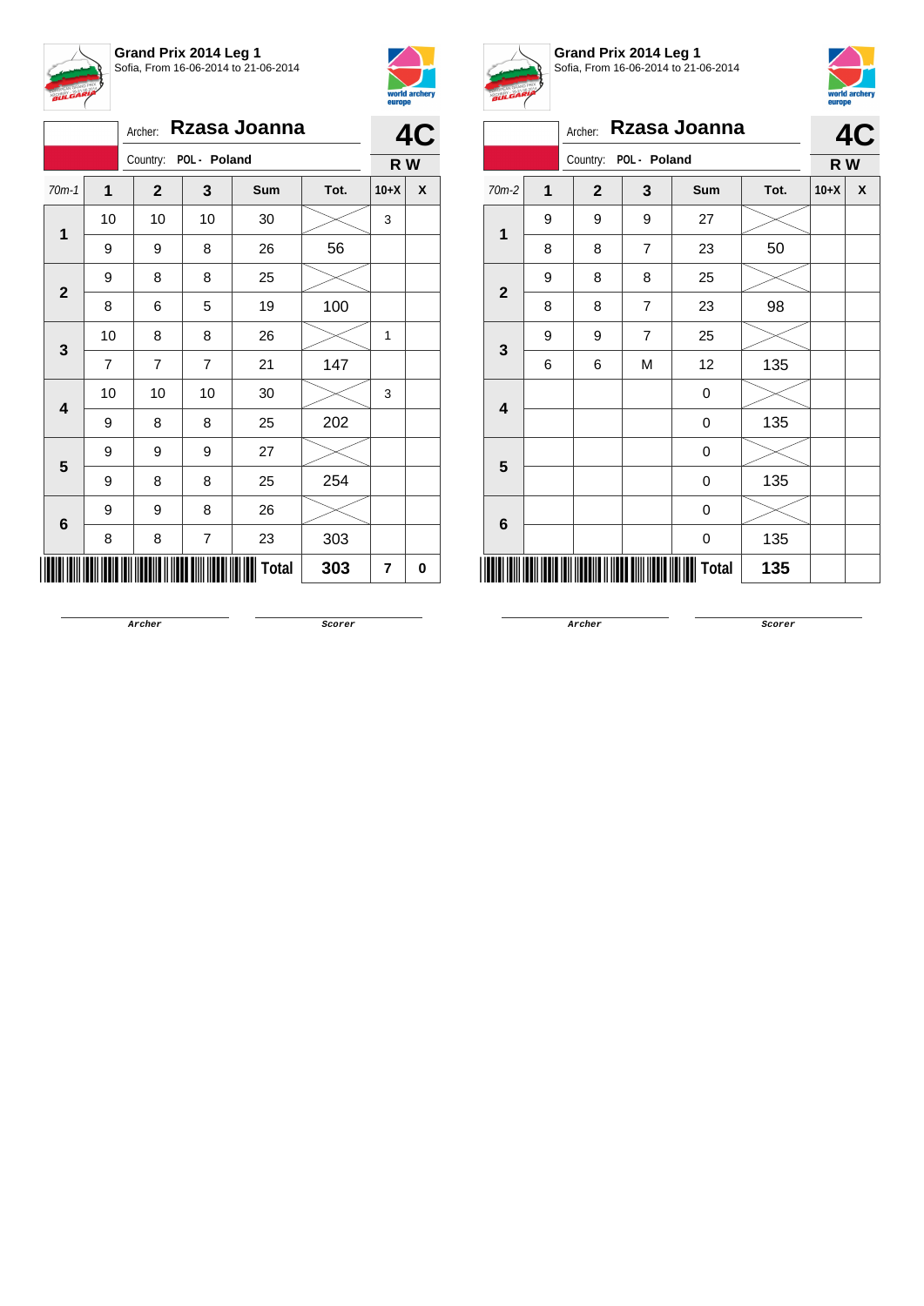**Grand Prix 2014 Leg 1**
Sofia, From 16-06-2014 to 21-06-2014

Archer: **Rzasa Joanna**
Country: POL - Poland

**4C**
**R W**

| 70m-1 | 1 | 2 | 3 | Sum | Tot. | 10+X | X |
|---|---|---|---|---|---|---|---|
| **1** | 10 | 10 | 10 | 30 | | 3 | |
| | 9 | 9 | 8 | 26 | 56 | | |
| **2** | 9 | 8 | 8 | 25 | | | |
| | 8 | 6 | 5 | 19 | 100 | | |
| **3** | 10 | 8 | 8 | 26 | | 1 | |
| | 7 | 7 | 7 | 21 | 147 | | |
| **4** | 10 | 10 | 10 | 30 | | 3 | |
| | 9 | 8 | 8 | 25 | 202 | | |
| **5** | 9 | 9 | 9 | 27 | | | |
| | 9 | 8 | 8 | 25 | 254 | | |
| **6** | 9 | 9 | 8 | 26 | | | |
| | 8 | 8 | 7 | 23 | 303 | | |
| | | | | **Total** | **303** | **7** | **0** |

Archer &nbsp;&nbsp;&nbsp;&nbsp; Scorer

**Grand Prix 2014 Leg 1**
Sofia, From 16-06-2014 to 21-06-2014

Archer: **Rzasa Joanna**
Country: POL - Poland

**4C**
**R W**

| 70m-2 | 1 | 2 | 3 | Sum | Tot. | 10+X | X |
|---|---|---|---|---|---|---|---|
| **1** | 9 | 9 | 9 | 27 | | | |
| | 8 | 8 | 7 | 23 | 50 | | |
| **2** | 9 | 8 | 8 | 25 | | | |
| | 8 | 8 | 7 | 23 | 98 | | |
| **3** | 9 | 9 | 7 | 25 | | | |
| | 6 | 6 | M | 12 | 135 | | |
| **4** | | | | 0 | | | |
| | | | | 0 | 135 | | |
| **5** | | | | 0 | | | |
| | | | | 0 | 135 | | |
| **6** | | | | 0 | | | |
| | | | | 0 | 135 | | |
| | | | | **Total** | **135** | | |

Archer &nbsp;&nbsp;&nbsp;&nbsp; Scorer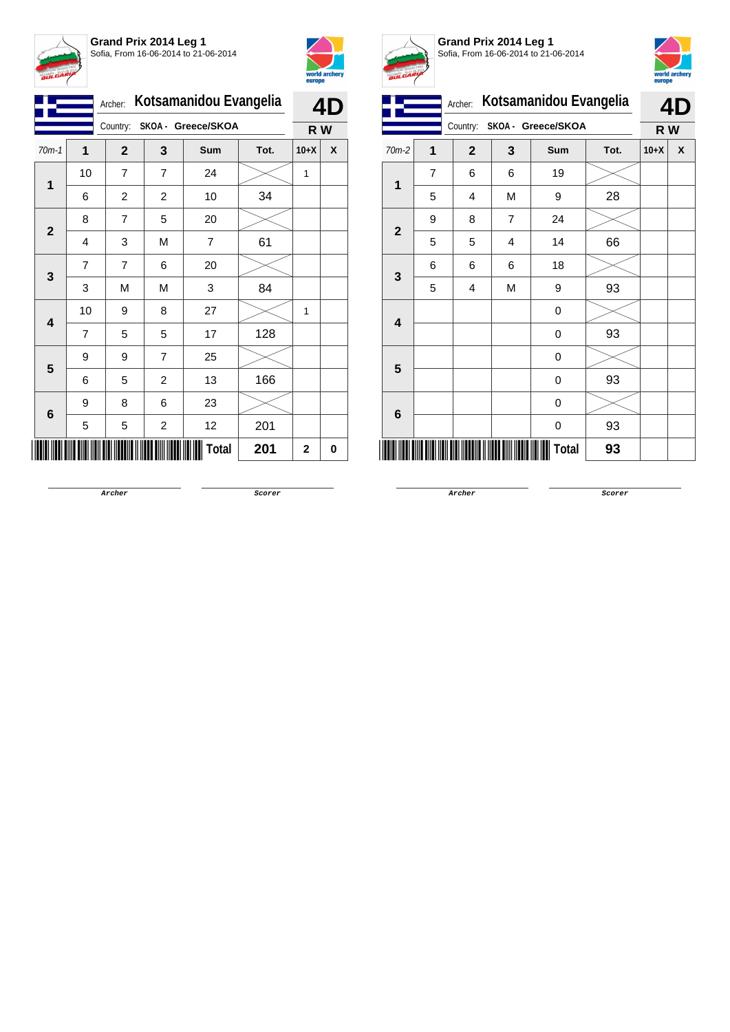**Grand Prix 2014 Leg 1**
Sofia, From 16-06-2014 to 21-06-2014

Archer: **Kotsamanidou Evangelia**
Country: **SKOA - Greece/SKOA**

**4D**
**R W**

| 70m-1 | 1 | 2 | 3 | Sum | Tot. | 10+X | X |
|---|---|---|---|---|---|---|---|
| 1 | 10 | 7 | 7 | 24 | | 1 | |
| | 6 | 2 | 2 | 10 | 34 | | |
| 2 | 8 | 7 | 5 | 20 | | | |
| | 4 | 3 | M | 7 | 61 | | |
| 3 | 7 | 7 | 6 | 20 | | | |
| | 3 | M | M | 3 | 84 | | |
| 4 | 10 | 9 | 8 | 27 | | 1 | |
| | 7 | 5 | 5 | 17 | 128 | | |
| 5 | 9 | 9 | 7 | 25 | | | |
| | 6 | 5 | 2 | 13 | 166 | | |
| 6 | 9 | 8 | 6 | 23 | | | |
| | 5 | 5 | 2 | 12 | 201 | | |
| | | | | **Total** | **201** | **2** | **0** |

Archer | Scorer

**Grand Prix 2014 Leg 1**
Sofia, From 16-06-2014 to 21-06-2014

Archer: **Kotsamanidou Evangelia**
Country: **SKOA - Greece/SKOA**

**4D**
**R W**

| 70m-2 | 1 | 2 | 3 | Sum | Tot. | 10+X | X |
|---|---|---|---|---|---|---|---|
| 1 | 7 | 6 | 6 | 19 | | | |
| | 5 | 4 | M | 9 | 28 | | |
| 2 | 9 | 8 | 7 | 24 | | | |
| | 5 | 5 | 4 | 14 | 66 | | |
| 3 | 6 | 6 | 6 | 18 | | | |
| | 5 | 4 | M | 9 | 93 | | |
| 4 | | | | 0 | | | |
| | | | | 0 | 93 | | |
| 5 | | | | 0 | | | |
| | | | | 0 | 93 | | |
| 6 | | | | 0 | | | |
| | | | | 0 | 93 | | |
| | | | | **Total** | **93** | | |

Archer | Scorer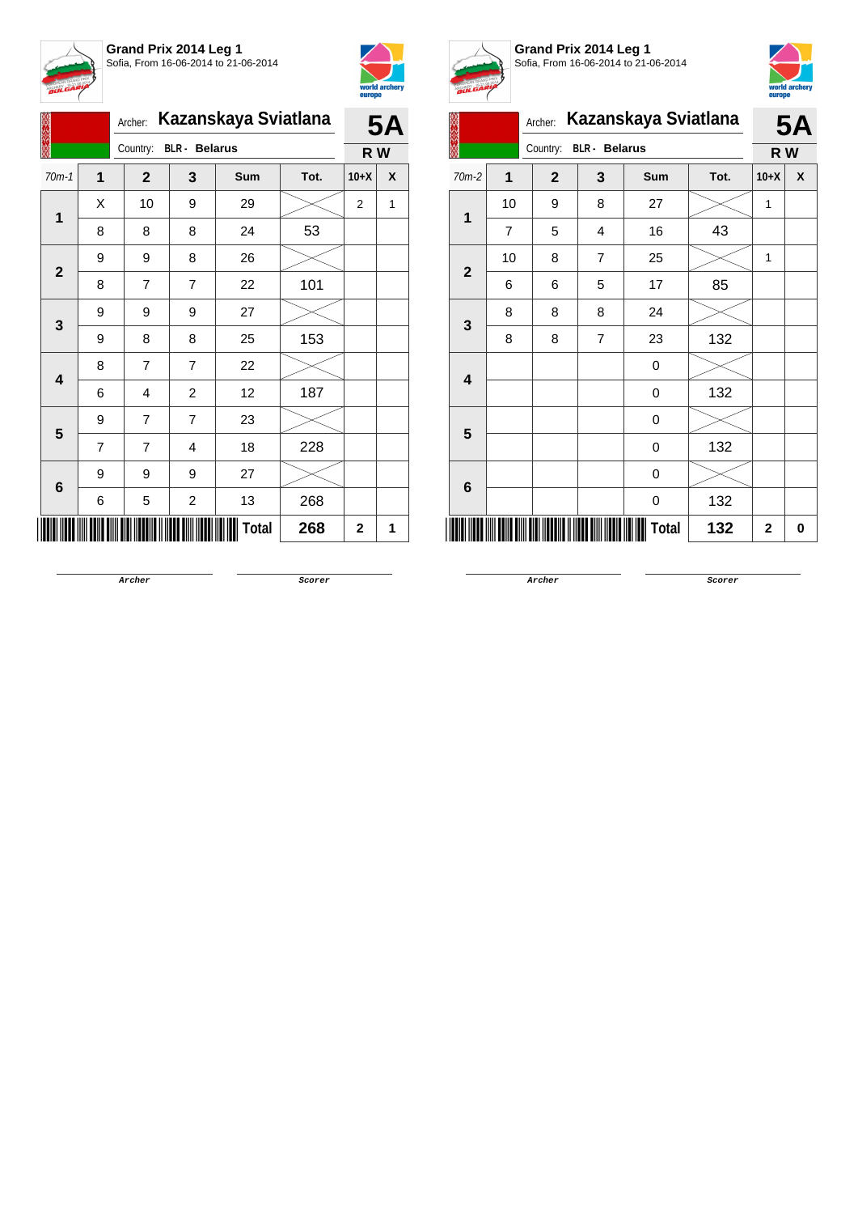**Grand Prix 2014 Leg 1**
Sofia, From 16-06-2014 to 21-06-2014

Archer: **Kazanskaya Sviatlana**
Country: **BLR - Belarus**
**5A**
**R W**

| 70m-1 | 1 | 2 | 3 | Sum | Tot. | 10+X | X |
|---|---|---|---|---|---|---|---|
| 1 | X | 10 | 9 | 29 | | 2 | 1 |
| | 8 | 8 | 8 | 24 | 53 | | |
| 2 | 9 | 9 | 8 | 26 | | | |
| | 8 | 7 | 7 | 22 | 101 | | |
| 3 | 9 | 9 | 9 | 27 | | | |
| | 9 | 8 | 8 | 25 | 153 | | |
| 4 | 8 | 7 | 7 | 22 | | | |
| | 6 | 4 | 2 | 12 | 187 | | |
| 5 | 9 | 7 | 7 | 23 | | | |
| | 7 | 7 | 4 | 18 | 228 | | |
| 6 | 9 | 9 | 9 | 27 | | | |
| | 6 | 5 | 2 | 13 | 268 | | |
| | | | | **Total** | **268** | **2** | **1** |

Archer Scorer

**Grand Prix 2014 Leg 1**
Sofia, From 16-06-2014 to 21-06-2014

Archer: **Kazanskaya Sviatlana**
Country: **BLR - Belarus**
**5A**
**R W**

| 70m-2 | 1 | 2 | 3 | Sum | Tot. | 10+X | X |
|---|---|---|---|---|---|---|---|
| 1 | 10 | 9 | 8 | 27 | | 1 | |
| | 7 | 5 | 4 | 16 | 43 | | |
| 2 | 10 | 8 | 7 | 25 | | 1 | |
| | 6 | 6 | 5 | 17 | 85 | | |
| 3 | 8 | 8 | 8 | 24 | | | |
| | 8 | 8 | 7 | 23 | 132 | | |
| 4 | | | | 0 | | | |
| | | | | 0 | 132 | | |
| 5 | | | | 0 | | | |
| | | | | 0 | 132 | | |
| 6 | | | | 0 | | | |
| | | | | 0 | 132 | | |
| | | | | **Total** | **132** | **2** | **0** |

Archer Scorer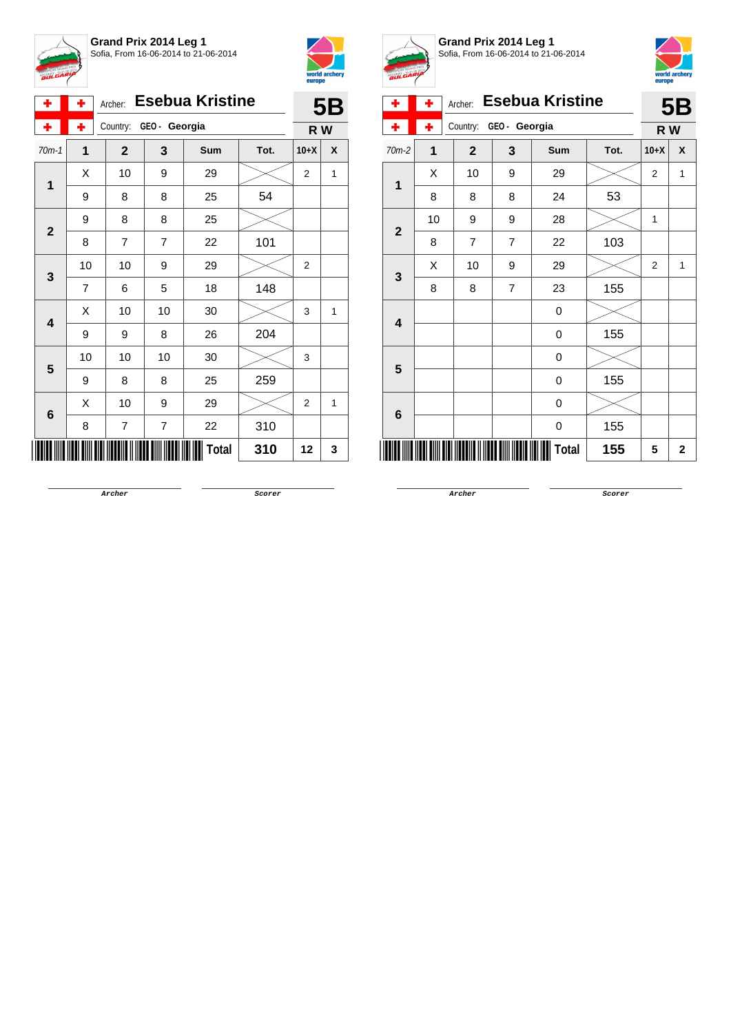## Grand Prix 2014 Leg 1

Sofia, From 16-06-2014 to 21-06-2014

Archer: **Esebua Kristine**

Country: GEO - Georgia

**5B**

**R W**

| 70m-1 | 1 | 2 | 3 | Sum | Tot. | 10+X | X |
|---|---|---|---|---|---|---|---|
| 1 | X | 10 | 9 | 29 | | 2 | 1 |
| | 9 | 8 | 8 | 25 | 54 | | |
| 2 | 9 | 8 | 8 | 25 | | | |
| | 8 | 7 | 7 | 22 | 101 | | |
| 3 | 10 | 10 | 9 | 29 | | 2 | |
| | 7 | 6 | 5 | 18 | 148 | | |
| 4 | X | 10 | 10 | 30 | | 3 | 1 |
| | 9 | 9 | 8 | 26 | 204 | | |
| 5 | 10 | 10 | 10 | 30 | | 3 | |
| | 9 | 8 | 8 | 25 | 259 | | |
| 6 | X | 10 | 9 | 29 | | 2 | 1 |
| | 8 | 7 | 7 | 22 | 310 | | |
| | | | | Total | 310 | 12 | 3 |

Archer Scorer

## Grand Prix 2014 Leg 1

Sofia, From 16-06-2014 to 21-06-2014

Archer: **Esebua Kristine**

Country: GEO - Georgia

**5B**

**R W**

| 70m-2 | 1 | 2 | 3 | Sum | Tot. | 10+X | X |
|---|---|---|---|---|---|---|---|
| 1 | X | 10 | 9 | 29 | | 2 | 1 |
| | 8 | 8 | 8 | 24 | 53 | | |
| 2 | 10 | 9 | 9 | 28 | | 1 | |
| | 8 | 7 | 7 | 22 | 103 | | |
| 3 | X | 10 | 9 | 29 | | 2 | 1 |
| | 8 | 8 | 7 | 23 | 155 | | |
| 4 | | | | 0 | | | |
| | | | | 0 | 155 | | |
| 5 | | | | 0 | | | |
| | | | | 0 | 155 | | |
| 6 | | | | 0 | | | |
| | | | | 0 | 155 | | |
| | | | | Total | 155 | 5 | 2 |

Archer Scorer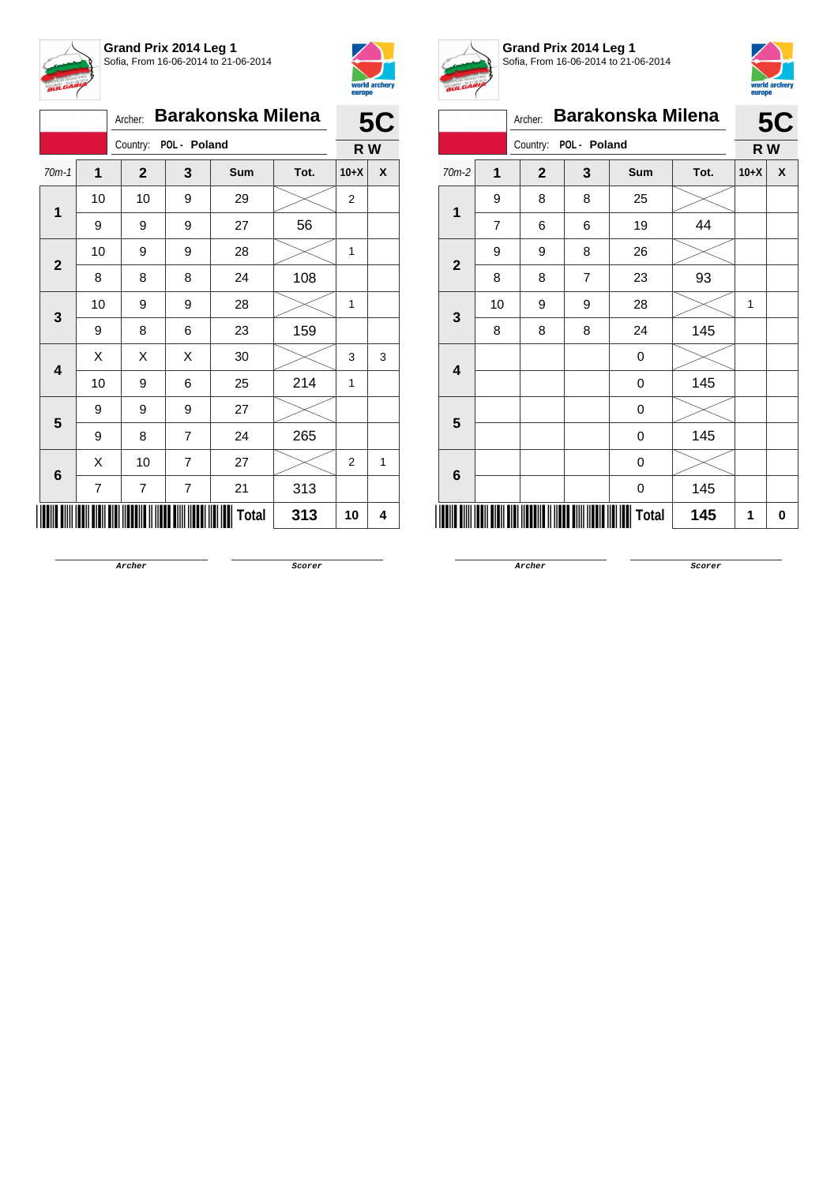**Grand Prix 2014 Leg 1**
Sofia, From 16-06-2014 to 21-06-2014

Archer: **Barakonska Milena**
Country: POL - Poland

**5C**
**R W**

| 70m-1 | 1 | 2 | 3 | Sum | Tot. | 10+X | X |
|---|---|---|---|---|---|---|---|
| 1 | 10 | 10 | 9 | 29 | | 2 | |
| | 9 | 9 | 9 | 27 | 56 | | |
| 2 | 10 | 9 | 9 | 28 | | 1 | |
| | 8 | 8 | 8 | 24 | 108 | | |
| 3 | 10 | 9 | 9 | 28 | | 1 | |
| | 9 | 8 | 6 | 23 | 159 | | |
| 4 | X | X | X | 30 | | 3 | 3 |
| | 10 | 9 | 6 | 25 | 214 | 1 | |
| 5 | 9 | 9 | 9 | 27 | | | |
| | 9 | 8 | 7 | 24 | 265 | | |
| 6 | X | 10 | 7 | 27 | | 2 | 1 |
| | 7 | 7 | 7 | 21 | 313 | | |
| | | | | **Total** | **313** | **10** | **4** |

Archer Scorer

**Grand Prix 2014 Leg 1**
Sofia, From 16-06-2014 to 21-06-2014

Archer: **Barakonska Milena**
Country: POL - Poland

**5C**
**R W**

| 70m-2 | 1 | 2 | 3 | Sum | Tot. | 10+X | X |
|---|---|---|---|---|---|---|---|
| 1 | 9 | 8 | 8 | 25 | | | |
| | 7 | 6 | 6 | 19 | 44 | | |
| 2 | 9 | 9 | 8 | 26 | | | |
| | 8 | 8 | 7 | 23 | 93 | | |
| 3 | 10 | 9 | 9 | 28 | | 1 | |
| | 8 | 8 | 8 | 24 | 145 | | |
| 4 | | | | 0 | | | |
| | | | | 0 | 145 | | |
| 5 | | | | 0 | | | |
| | | | | 0 | 145 | | |
| 6 | | | | 0 | | | |
| | | | | 0 | 145 | | |
| | | | | **Total** | **145** | **1** | **0** |

Archer Scorer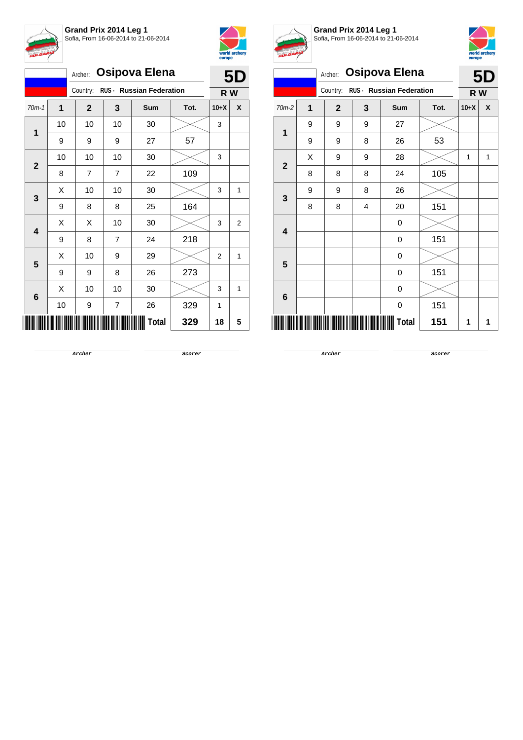## Grand Prix 2014 Leg 1

Sofia, From 16-06-2014 to 21-06-2014

Archer: **Osipova Elena**

Country: RUS - Russian Federation

**5D**

**R W**

| 70m-1 | 1 | 2 | 3 | Sum | Tot. | 10+X | X |
|---|---|---|---|---|---|---|---|
| 1 | 10 | 10 | 10 | 30 | | 3 | |
| | 9 | 9 | 9 | 27 | 57 | | |
| 2 | 10 | 10 | 10 | 30 | | 3 | |
| | 8 | 7 | 7 | 22 | 109 | | |
| 3 | X | 10 | 10 | 30 | | 3 | 1 |
| | 9 | 8 | 8 | 25 | 164 | | |
| 4 | X | X | 10 | 30 | | 3 | 2 |
| | 9 | 8 | 7 | 24 | 218 | | |
| 5 | X | 10 | 9 | 29 | | 2 | 1 |
| | 9 | 9 | 8 | 26 | 273 | | |
| 6 | X | 10 | 10 | 30 | | 3 | 1 |
| | 10 | 9 | 7 | 26 | 329 | 1 | |
| | | | | **Total** | **329** | **18** | **5** |

Archer Scorer

## Grand Prix 2014 Leg 1

Sofia, From 16-06-2014 to 21-06-2014

Archer: **Osipova Elena**

Country: RUS - Russian Federation

**5D**

**R W**

| 70m-2 | 1 | 2 | 3 | Sum | Tot. | 10+X | X |
|---|---|---|---|---|---|---|---|
| 1 | 9 | 9 | 9 | 27 | | | |
| | 9 | 9 | 8 | 26 | 53 | | |
| 2 | X | 9 | 9 | 28 | | 1 | 1 |
| | 8 | 8 | 8 | 24 | 105 | | |
| 3 | 9 | 9 | 8 | 26 | | | |
| | 8 | 8 | 4 | 20 | 151 | | |
| 4 | | | | 0 | | | |
| | | | | 0 | 151 | | |
| 5 | | | | 0 | | | |
| | | | | 0 | 151 | | |
| 6 | | | | 0 | | | |
| | | | | 0 | 151 | | |
| | | | | **Total** | **151** | **1** | **1** |

Archer Scorer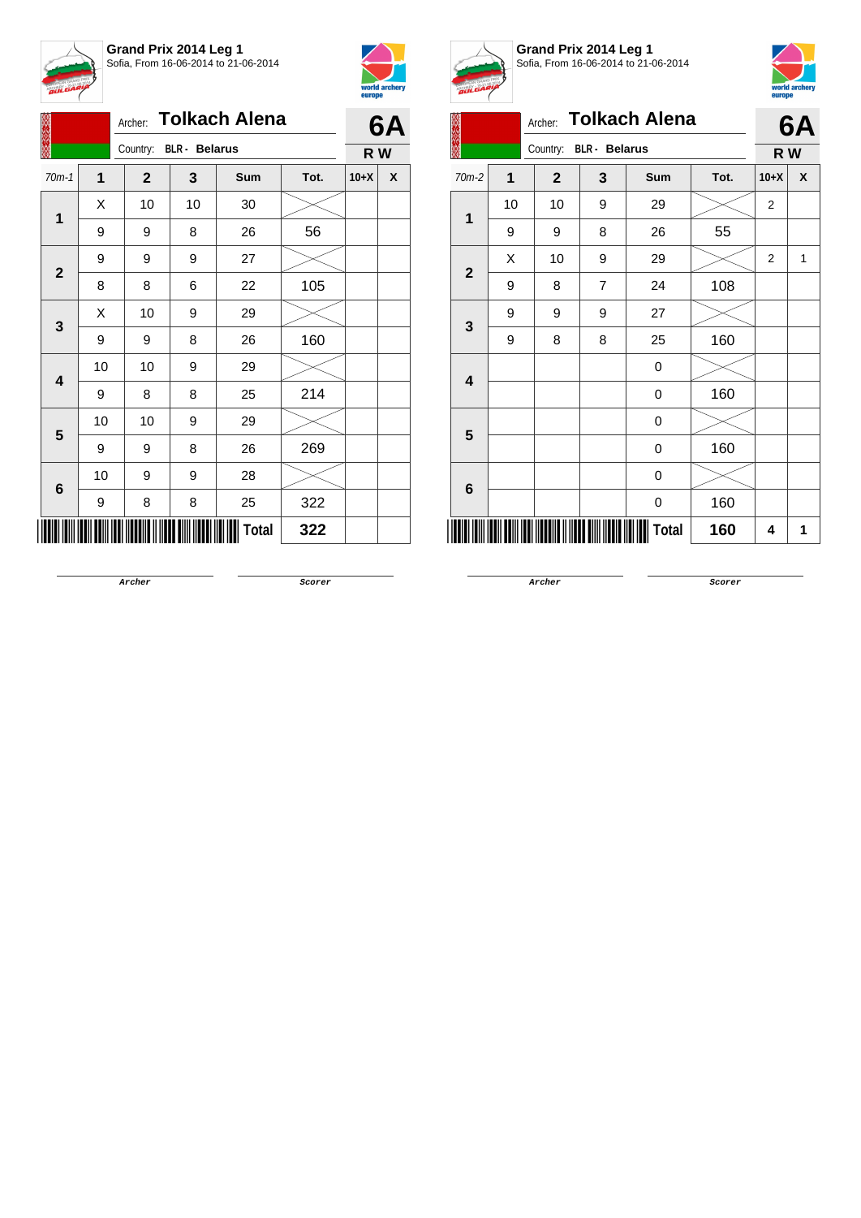**Grand Prix 2014 Leg 1**
Sofia, From 16-06-2014 to 21-06-2014

Archer: **Tolkach Alena**
Country: **BLR - Belarus**

**6A**
**R W**

| 70m-1 | 1 | 2 | 3 | Sum | Tot. | 10+X | X |
|---|---|---|---|---|---|---|---|
| 1 | X | 10 | 10 | 30 | | | |
| | 9 | 9 | 8 | 26 | 56 | | |
| 2 | 9 | 9 | 9 | 27 | | | |
| | 8 | 8 | 6 | 22 | 105 | | |
| 3 | X | 10 | 9 | 29 | | | |
| | 9 | 9 | 8 | 26 | 160 | | |
| 4 | 10 | 10 | 9 | 29 | | | |
| | 9 | 8 | 8 | 25 | 214 | | |
| 5 | 10 | 10 | 9 | 29 | | | |
| | 9 | 9 | 8 | 26 | 269 | | |
| 6 | 10 | 9 | 9 | 28 | | | |
| | 9 | 8 | 8 | 25 | 322 | | |
| | | | | **Total** | **322** | | |

Archer &nbsp;&nbsp;&nbsp;&nbsp; Scorer

**Grand Prix 2014 Leg 1**
Sofia, From 16-06-2014 to 21-06-2014

Archer: **Tolkach Alena**
Country: **BLR - Belarus**

**6A**
**R W**

| 70m-2 | 1 | 2 | 3 | Sum | Tot. | 10+X | X |
|---|---|---|---|---|---|---|---|
| 1 | 10 | 10 | 9 | 29 | | 2 | |
| | 9 | 9 | 8 | 26 | 55 | | |
| 2 | X | 10 | 9 | 29 | | 2 | 1 |
| | 9 | 8 | 7 | 24 | 108 | | |
| 3 | 9 | 9 | 9 | 27 | | | |
| | 9 | 8 | 8 | 25 | 160 | | |
| 4 | | | | 0 | | | |
| | | | | 0 | 160 | | |
| 5 | | | | 0 | | | |
| | | | | 0 | 160 | | |
| 6 | | | | 0 | | | |
| | | | | 0 | 160 | | |
| | | | | **Total** | **160** | **4** | **1** |

Archer &nbsp;&nbsp;&nbsp;&nbsp; Scorer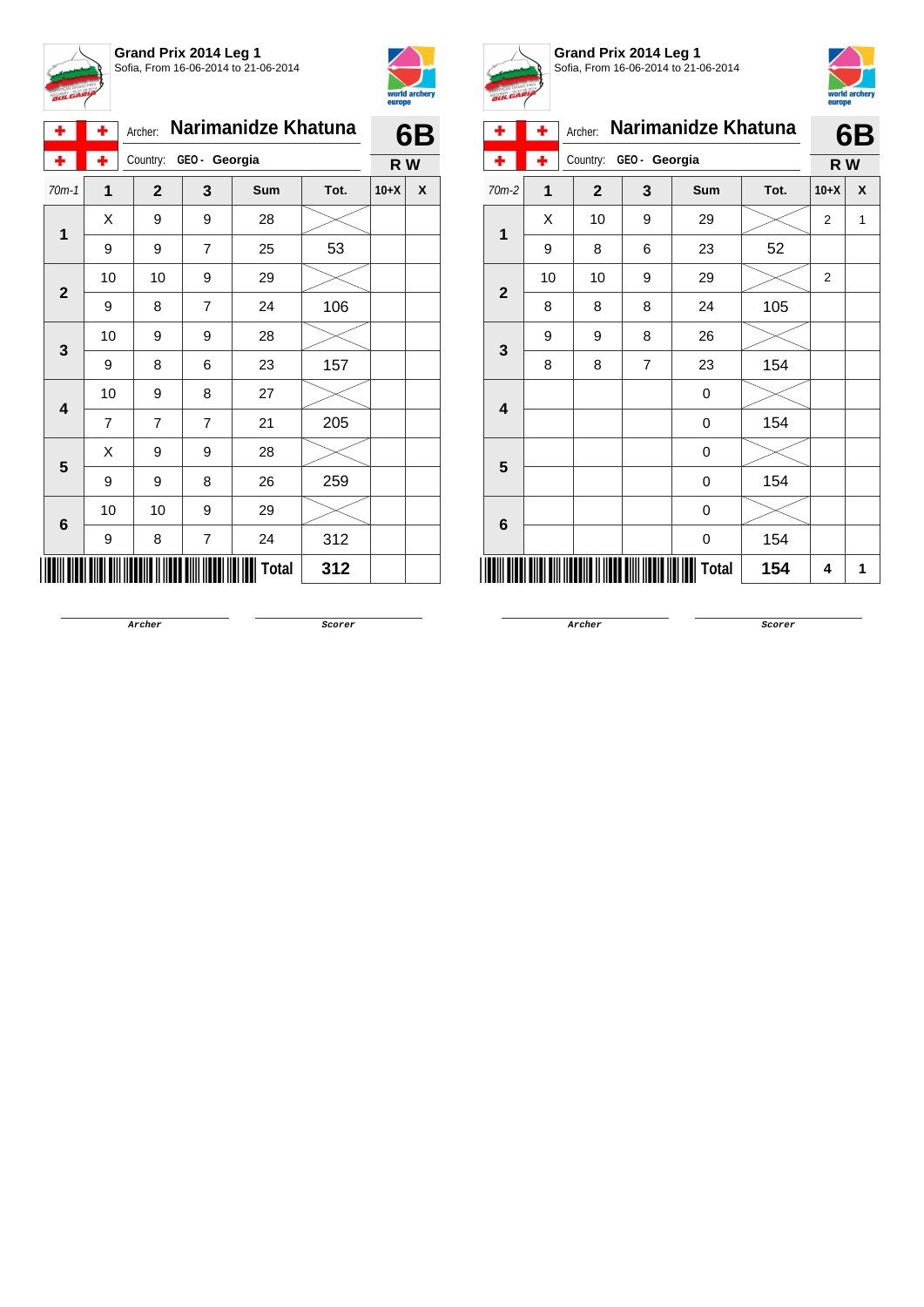**Grand Prix 2014 Leg 1**
Sofia, From 16-06-2014 to 21-06-2014

Archer: **Narimanidze Khatuna**
Country: GEO - Georgia

**6B**
**R W**

| 70m-1 | 1 | 2 | 3 | Sum | Tot. | 10+X | X |
|---|---|---|---|---|---|---|---|
| 1 | X | 9 | 9 | 28 | | | |
| | 9 | 9 | 7 | 25 | 53 | | |
| 2 | 10 | 10 | 9 | 29 | | | |
| | 9 | 8 | 7 | 24 | 106 | | |
| 3 | 10 | 9 | 9 | 28 | | | |
| | 9 | 8 | 6 | 23 | 157 | | |
| 4 | 10 | 9 | 8 | 27 | | | |
| | 7 | 7 | 7 | 21 | 205 | | |
| 5 | X | 9 | 9 | 28 | | | |
| | 9 | 9 | 8 | 26 | 259 | | |
| 6 | 10 | 10 | 9 | 29 | | | |
| | 9 | 8 | 7 | 24 | 312 | | |
| | | | | Total | 312 | | |

Archer Scorer

**Grand Prix 2014 Leg 1**
Sofia, From 16-06-2014 to 21-06-2014

Archer: **Narimanidze Khatuna**
Country: GEO - Georgia

**6B**
**R W**

| 70m-2 | 1 | 2 | 3 | Sum | Tot. | 10+X | X |
|---|---|---|---|---|---|---|---|
| 1 | X | 10 | 9 | 29 | | 2 | 1 |
| | 9 | 8 | 6 | 23 | 52 | | |
| 2 | 10 | 10 | 9 | 29 | | 2 | |
| | 8 | 8 | 8 | 24 | 105 | | |
| 3 | 9 | 9 | 8 | 26 | | | |
| | 8 | 8 | 7 | 23 | 154 | | |
| 4 | | | | 0 | | | |
| | | | | 0 | 154 | | |
| 5 | | | | 0 | | | |
| | | | | 0 | 154 | | |
| 6 | | | | 0 | | | |
| | | | | 0 | 154 | | |
| | | | | Total | 154 | 4 | 1 |

Archer Scorer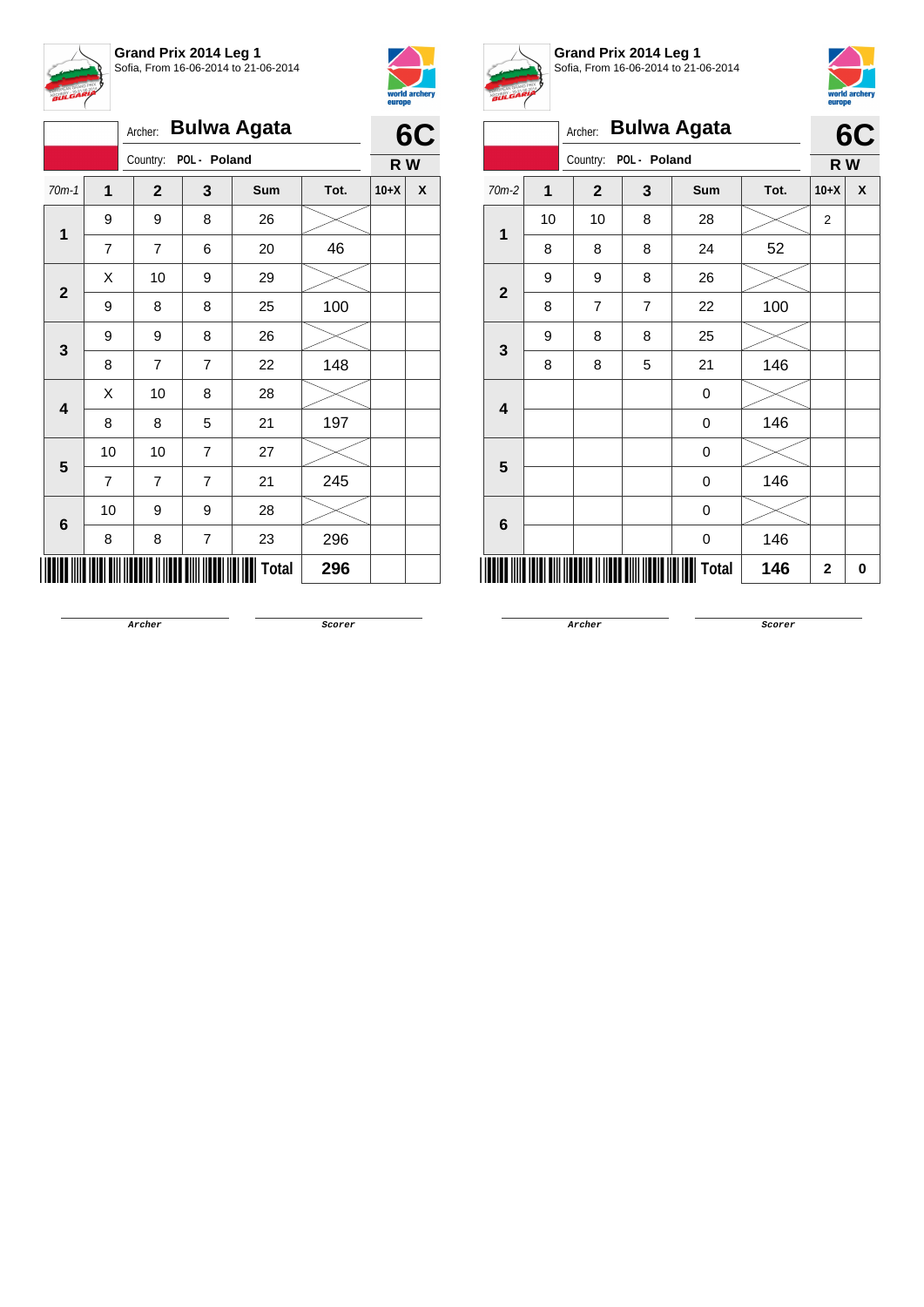**Grand Prix 2014 Leg 1**
Sofia, From 16-06-2014 to 21-06-2014

Archer: **Bulwa Agata**
Country: POL - Poland

**6C**
**R W**

| 70m-1 | 1 | 2 | 3 | Sum | Tot. | 10+X | X |
|---|---|---|---|---|---|---|---|
| 1 | 9 | 9 | 8 | 26 | | | |
| | 7 | 7 | 6 | 20 | 46 | | |
| 2 | X | 10 | 9 | 29 | | | |
| | 9 | 8 | 8 | 25 | 100 | | |
| 3 | 9 | 9 | 8 | 26 | | | |
| | 8 | 7 | 7 | 22 | 148 | | |
| 4 | X | 10 | 8 | 28 | | | |
| | 8 | 8 | 5 | 21 | 197 | | |
| 5 | 10 | 10 | 7 | 27 | | | |
| | 7 | 7 | 7 | 21 | 245 | | |
| 6 | 10 | 9 | 9 | 28 | | | |
| | 8 | 8 | 7 | 23 | 296 | | |
| | | | | **Total** | **296** | | |

Archer　　　Scorer

**Grand Prix 2014 Leg 1**
Sofia, From 16-06-2014 to 21-06-2014

Archer: **Bulwa Agata**
Country: POL - Poland

**6C**
**R W**

| 70m-2 | 1 | 2 | 3 | Sum | Tot. | 10+X | X |
|---|---|---|---|---|---|---|---|
| 1 | 10 | 10 | 8 | 28 | | 2 | |
| | 8 | 8 | 8 | 24 | 52 | | |
| 2 | 9 | 9 | 8 | 26 | | | |
| | 8 | 7 | 7 | 22 | 100 | | |
| 3 | 9 | 8 | 8 | 25 | | | |
| | 8 | 8 | 5 | 21 | 146 | | |
| 4 | | | | 0 | | | |
| | | | | 0 | 146 | | |
| 5 | | | | 0 | | | |
| | | | | 0 | 146 | | |
| 6 | | | | 0 | | | |
| | | | | 0 | 146 | | |
| | | | | **Total** | **146** | **2** | **0** |

Archer　　　Scorer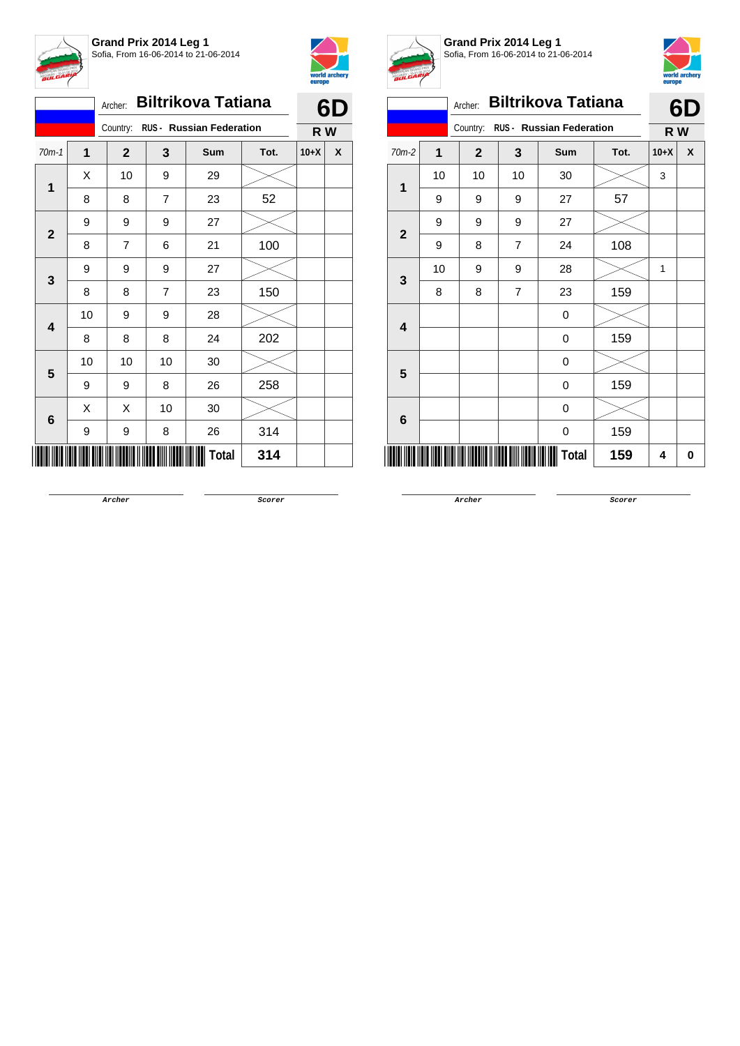**Grand Prix 2014 Leg 1**
Sofia, From 16-06-2014 to 21-06-2014

Archer: **Biltrikova Tatiana**
Country: RUS - Russian Federation

**6D**
**R W**

| 70m-1 | 1 | 2 | 3 | Sum | Tot. | 10+X | X |
|---|---|---|---|---|---|---|---|
| 1 | X | 10 | 9 | 29 | | | |
| | 8 | 8 | 7 | 23 | 52 | | |
| 2 | 9 | 9 | 9 | 27 | | | |
| | 8 | 7 | 6 | 21 | 100 | | |
| 3 | 9 | 9 | 9 | 27 | | | |
| | 8 | 8 | 7 | 23 | 150 | | |
| 4 | 10 | 9 | 9 | 28 | | | |
| | 8 | 8 | 8 | 24 | 202 | | |
| 5 | 10 | 10 | 10 | 30 | | | |
| | 9 | 9 | 8 | 26 | 258 | | |
| 6 | X | X | 10 | 30 | | | |
| | 9 | 9 | 8 | 26 | 314 | | |
| | | | | **Total** | **314** | | |

Archer Scorer

**Grand Prix 2014 Leg 1**
Sofia, From 16-06-2014 to 21-06-2014

Archer: **Biltrikova Tatiana**
Country: RUS - Russian Federation

**6D**
**R W**

| 70m-2 | 1 | 2 | 3 | Sum | Tot. | 10+X | X |
|---|---|---|---|---|---|---|---|
| 1 | 10 | 10 | 10 | 30 | | 3 | |
| | 9 | 9 | 9 | 27 | 57 | | |
| 2 | 9 | 9 | 9 | 27 | | | |
| | 9 | 8 | 7 | 24 | 108 | | |
| 3 | 10 | 9 | 9 | 28 | | 1 | |
| | 8 | 8 | 7 | 23 | 159 | | |
| 4 | | | | 0 | | | |
| | | | | 0 | 159 | | |
| 5 | | | | 0 | | | |
| | | | | 0 | 159 | | |
| 6 | | | | 0 | | | |
| | | | | 0 | 159 | | |
| | | | | **Total** | **159** | **4** | **0** |

Archer Scorer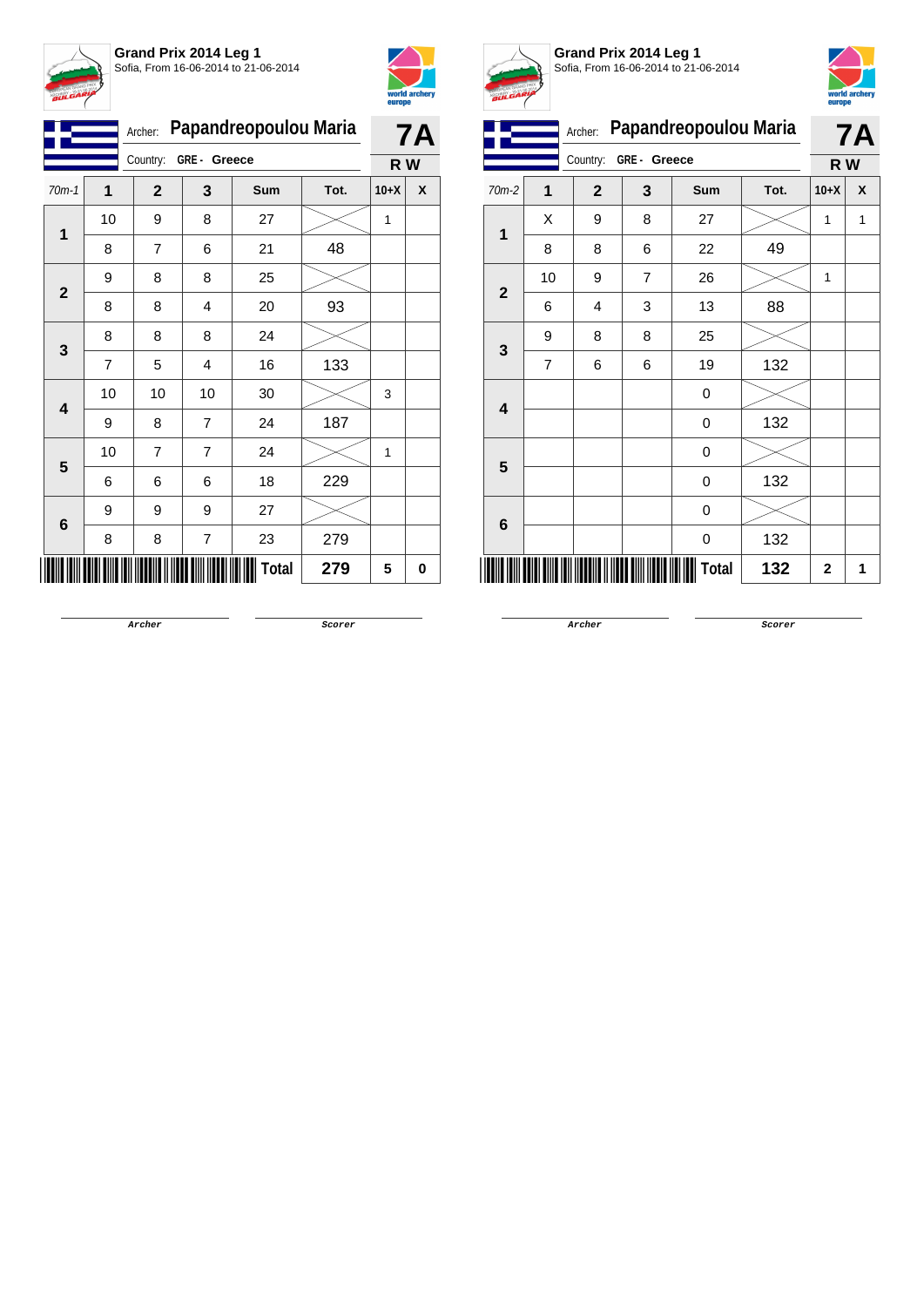**Grand Prix 2014 Leg 1**
Sofia, From 16-06-2014 to 21-06-2014

Archer: **Papandreopoulou Maria** — **7A**
Country: GRE - Greece — **R W**

| 70m-1 | 1 | 2 | 3 | Sum | Tot. | 10+X | X |
|---|---|---|---|---|---|---|---|
| 1 | 10 | 9 | 8 | 27 | | 1 | |
| | 8 | 7 | 6 | 21 | 48 | | |
| 2 | 9 | 8 | 8 | 25 | | | |
| | 8 | 8 | 4 | 20 | 93 | | |
| 3 | 8 | 8 | 8 | 24 | | | |
| | 7 | 5 | 4 | 16 | 133 | | |
| 4 | 10 | 10 | 10 | 30 | | 3 | |
| | 9 | 8 | 7 | 24 | 187 | | |
| 5 | 10 | 7 | 7 | 24 | | 1 | |
| | 6 | 6 | 6 | 18 | 229 | | |
| 6 | 9 | 9 | 9 | 27 | | | |
| | 8 | 8 | 7 | 23 | 279 | | |
| | | | | **Total** | **279** | **5** | **0** |

Archer &nbsp;&nbsp;&nbsp;&nbsp; Scorer

**Grand Prix 2014 Leg 1**
Sofia, From 16-06-2014 to 21-06-2014

Archer: **Papandreopoulou Maria** — **7A**
Country: GRE - Greece — **R W**

| 70m-2 | 1 | 2 | 3 | Sum | Tot. | 10+X | X |
|---|---|---|---|---|---|---|---|
| 1 | X | 9 | 8 | 27 | | 1 | 1 |
| | 8 | 8 | 6 | 22 | 49 | | |
| 2 | 10 | 9 | 7 | 26 | | 1 | |
| | 6 | 4 | 3 | 13 | 88 | | |
| 3 | 9 | 8 | 8 | 25 | | | |
| | 7 | 6 | 6 | 19 | 132 | | |
| 4 | | | | 0 | | | |
| | | | | 0 | 132 | | |
| 5 | | | | 0 | | | |
| | | | | 0 | 132 | | |
| 6 | | | | 0 | | | |
| | | | | 0 | 132 | | |
| | | | | **Total** | **132** | **2** | **1** |

Archer &nbsp;&nbsp;&nbsp;&nbsp; Scorer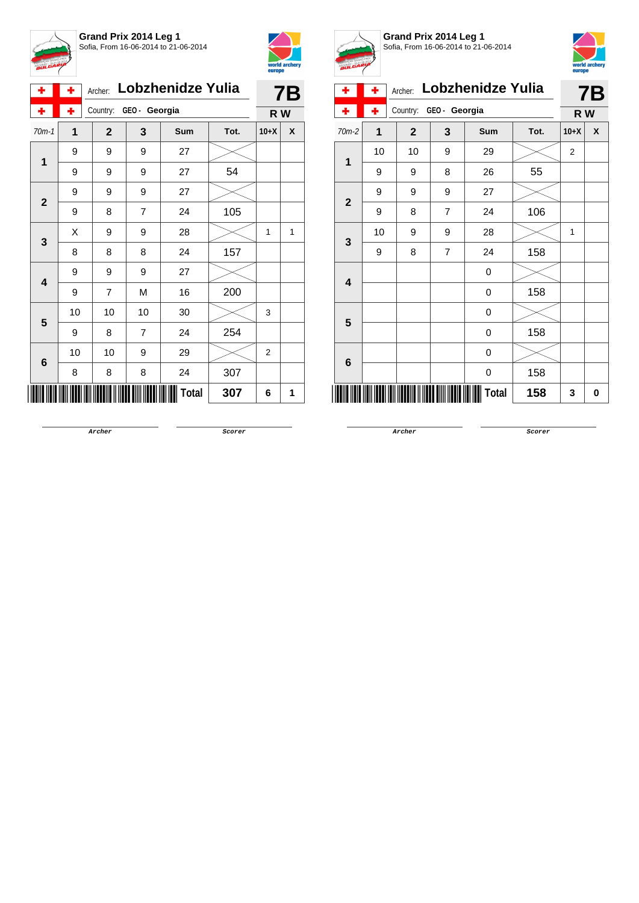**Grand Prix 2014 Leg 1**
Sofia, From 16-06-2014 to 21-06-2014

Archer: **Lobzhenidze Yulia**
Country: **GEO - Georgia**

**7B**
**R W**

| 70m-1 | 1 | 2 | 3 | Sum | Tot. | 10+X | X |
|---|---|---|---|---|---|---|---|
| **1** | 9 | 9 | 9 | 27 | | | |
| | 9 | 9 | 9 | 27 | 54 | | |
| **2** | 9 | 9 | 9 | 27 | | | |
| | 9 | 8 | 7 | 24 | 105 | | |
| **3** | X | 9 | 9 | 28 | | 1 | 1 |
| | 8 | 8 | 8 | 24 | 157 | | |
| **4** | 9 | 9 | 9 | 27 | | | |
| | 9 | 7 | M | 16 | 200 | | |
| **5** | 10 | 10 | 10 | 30 | | 3 | |
| | 9 | 8 | 7 | 24 | 254 | | |
| **6** | 10 | 10 | 9 | 29 | | 2 | |
| | 8 | 8 | 8 | 24 | 307 | | |
| | | | | **Total** | **307** | **6** | **1** |

Archer                Scorer

**Grand Prix 2014 Leg 1**
Sofia, From 16-06-2014 to 21-06-2014

Archer: **Lobzhenidze Yulia**
Country: **GEO - Georgia**

**7B**
**R W**

| 70m-2 | 1 | 2 | 3 | Sum | Tot. | 10+X | X |
|---|---|---|---|---|---|---|---|
| **1** | 10 | 10 | 9 | 29 | | 2 | |
| | 9 | 9 | 8 | 26 | 55 | | |
| **2** | 9 | 9 | 9 | 27 | | | |
| | 9 | 8 | 7 | 24 | 106 | | |
| **3** | 10 | 9 | 9 | 28 | | 1 | |
| | 9 | 8 | 7 | 24 | 158 | | |
| **4** | | | | 0 | | | |
| | | | | 0 | 158 | | |
| **5** | | | | 0 | | | |
| | | | | 0 | 158 | | |
| **6** | | | | 0 | | | |
| | | | | 0 | 158 | | |
| | | | | **Total** | **158** | **3** | **0** |

Archer                Scorer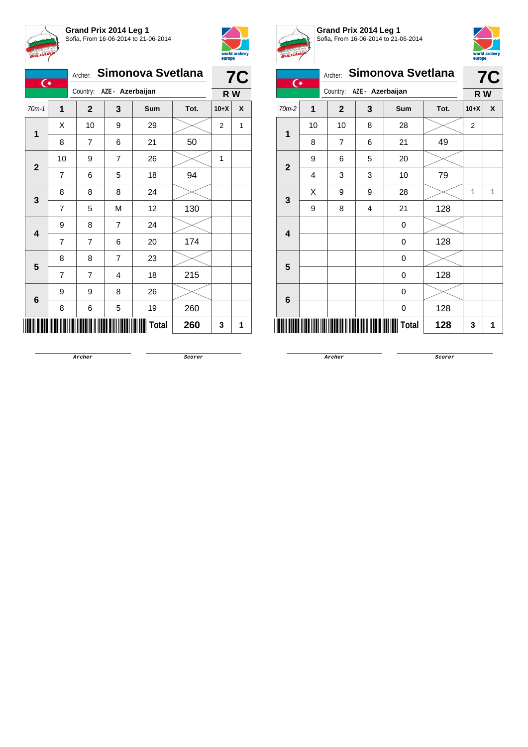**Grand Prix 2014 Leg 1**
Sofia, From 16-06-2014 to 21-06-2014

Archer: **Simonova Svetlana**
Country: AZE - Azerbaijan

**7C**
**R W**

| 70m-1 | 1 | 2 | 3 | Sum | Tot. | 10+X | X |
|---|---|---|---|---|---|---|---|
| 1 | X | 10 | 9 | 29 | | 2 | 1 |
| | 8 | 7 | 6 | 21 | 50 | | |
| 2 | 10 | 9 | 7 | 26 | | 1 | |
| | 7 | 6 | 5 | 18 | 94 | | |
| 3 | 8 | 8 | 8 | 24 | | | |
| | 7 | 5 | M | 12 | 130 | | |
| 4 | 9 | 8 | 7 | 24 | | | |
| | 7 | 7 | 6 | 20 | 174 | | |
| 5 | 8 | 8 | 7 | 23 | | | |
| | 7 | 7 | 4 | 18 | 215 | | |
| 6 | 9 | 9 | 8 | 26 | | | |
| | 8 | 6 | 5 | 19 | 260 | | |
| | | | | **Total** | **260** | **3** | **1** |

Archer &nbsp;&nbsp;&nbsp;&nbsp; Scorer

**Grand Prix 2014 Leg 1**
Sofia, From 16-06-2014 to 21-06-2014

Archer: **Simonova Svetlana**
Country: AZE - Azerbaijan

**7C**
**R W**

| 70m-2 | 1 | 2 | 3 | Sum | Tot. | 10+X | X |
|---|---|---|---|---|---|---|---|
| 1 | 10 | 10 | 8 | 28 | | 2 | |
| | 8 | 7 | 6 | 21 | 49 | | |
| 2 | 9 | 6 | 5 | 20 | | | |
| | 4 | 3 | 3 | 10 | 79 | | |
| 3 | X | 9 | 9 | 28 | | 1 | 1 |
| | 9 | 8 | 4 | 21 | 128 | | |
| 4 | | | | 0 | | | |
| | | | | 0 | 128 | | |
| 5 | | | | 0 | | | |
| | | | | 0 | 128 | | |
| 6 | | | | 0 | | | |
| | | | | 0 | 128 | | |
| | | | | **Total** | **128** | **3** | **1** |

Archer &nbsp;&nbsp;&nbsp;&nbsp; Scorer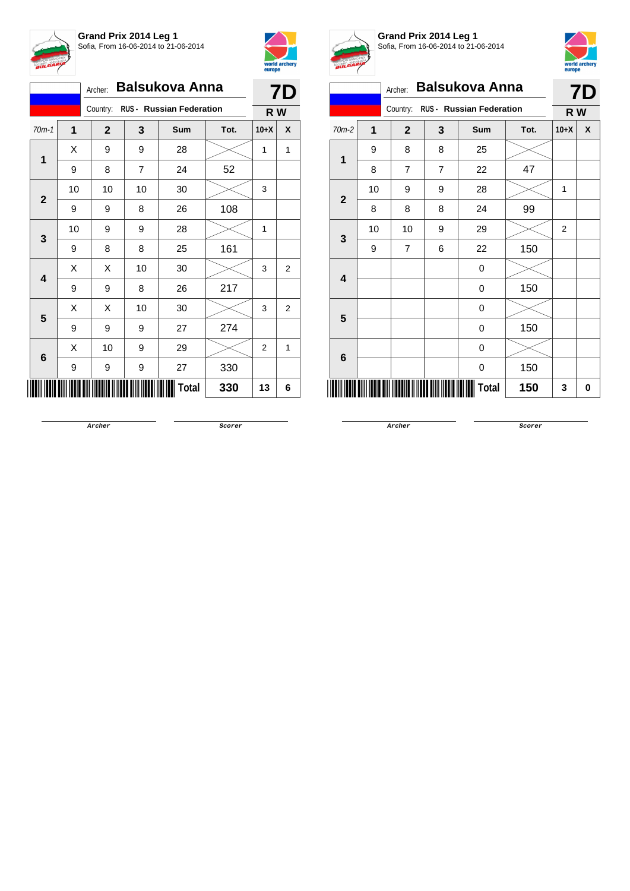**Grand Prix 2014 Leg 1**
Sofia, From 16-06-2014 to 21-06-2014

Archer: **Balsukova Anna**
Country: RUS - Russian Federation

**7D**
**R W**

| 70m-1 | 1 | 2 | 3 | Sum | Tot. | 10+X | X |
|---|---|---|---|---|---|---|---|
| 1 | X | 9 | 9 | 28 | | 1 | 1 |
| | 9 | 8 | 7 | 24 | 52 | | |
| 2 | 10 | 10 | 10 | 30 | | 3 | |
| | 9 | 9 | 8 | 26 | 108 | | |
| 3 | 10 | 9 | 9 | 28 | | 1 | |
| | 9 | 8 | 8 | 25 | 161 | | |
| 4 | X | X | 10 | 30 | | 3 | 2 |
| | 9 | 9 | 8 | 26 | 217 | | |
| 5 | X | X | 10 | 30 | | 3 | 2 |
| | 9 | 9 | 9 | 27 | 274 | | |
| 6 | X | 10 | 9 | 29 | | 2 | 1 |
| | 9 | 9 | 9 | 27 | 330 | | |
| | | | | **Total** | **330** | **13** | **6** |

Archer    Scorer

**Grand Prix 2014 Leg 1**
Sofia, From 16-06-2014 to 21-06-2014

Archer: **Balsukova Anna**
Country: RUS - Russian Federation

**7D**
**R W**

| 70m-2 | 1 | 2 | 3 | Sum | Tot. | 10+X | X |
|---|---|---|---|---|---|---|---|
| 1 | 9 | 8 | 8 | 25 | | | |
| | 8 | 7 | 7 | 22 | 47 | | |
| 2 | 10 | 9 | 9 | 28 | | 1 | |
| | 8 | 8 | 8 | 24 | 99 | | |
| 3 | 10 | 10 | 9 | 29 | | 2 | |
| | 9 | 7 | 6 | 22 | 150 | | |
| 4 | | | | 0 | | | |
| | | | | 0 | 150 | | |
| 5 | | | | 0 | | | |
| | | | | 0 | 150 | | |
| 6 | | | | 0 | | | |
| | | | | 0 | 150 | | |
| | | | | **Total** | **150** | **3** | **0** |

Archer    Scorer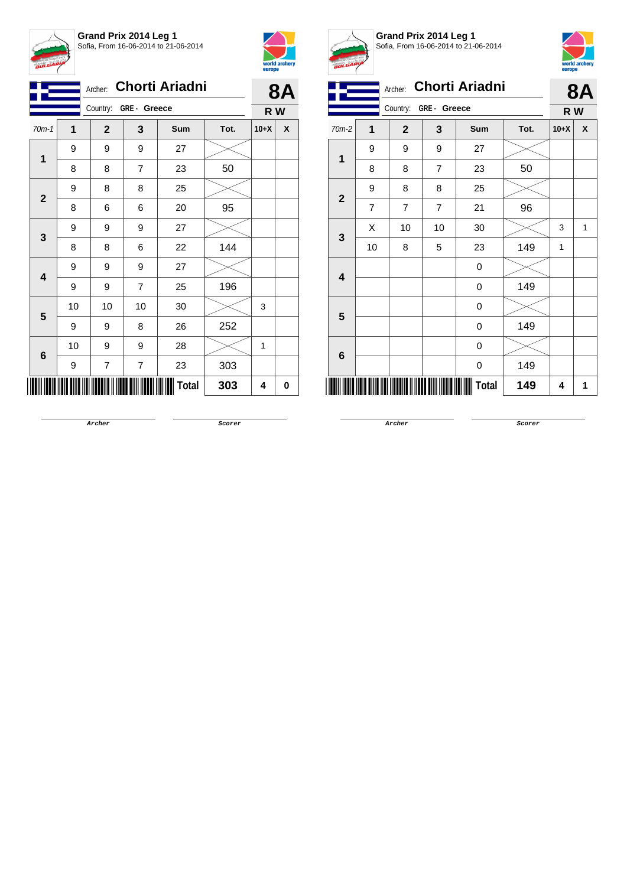**Grand Prix 2014 Leg 1**
Sofia, From 16-06-2014 to 21-06-2014

Archer: **Chorti Ariadni**
Country: GRE - Greece

**8A**
**R W**

| 70m-1 | 1 | 2 | 3 | Sum | Tot. | 10+X | X |
|---|---|---|---|---|---|---|---|
| 1 | 9 | 9 | 9 | 27 | | | |
| | 8 | 8 | 7 | 23 | 50 | | |
| 2 | 9 | 8 | 8 | 25 | | | |
| | 8 | 6 | 6 | 20 | 95 | | |
| 3 | 9 | 9 | 9 | 27 | | | |
| | 8 | 8 | 6 | 22 | 144 | | |
| 4 | 9 | 9 | 9 | 27 | | | |
| | 9 | 9 | 7 | 25 | 196 | | |
| 5 | 10 | 10 | 10 | 30 | | 3 | |
| | 9 | 9 | 8 | 26 | 252 | | |
| 6 | 10 | 9 | 9 | 28 | | 1 | |
| | 9 | 7 | 7 | 23 | 303 | | |
| | | | | Total | 303 | 4 | 0 |

Archer &nbsp;&nbsp;&nbsp;&nbsp; Scorer

**Grand Prix 2014 Leg 1**
Sofia, From 16-06-2014 to 21-06-2014

Archer: **Chorti Ariadni**
Country: GRE - Greece

**8A**
**R W**

| 70m-2 | 1 | 2 | 3 | Sum | Tot. | 10+X | X |
|---|---|---|---|---|---|---|---|
| 1 | 9 | 9 | 9 | 27 | | | |
| | 8 | 8 | 7 | 23 | 50 | | |
| 2 | 9 | 8 | 8 | 25 | | | |
| | 7 | 7 | 7 | 21 | 96 | | |
| 3 | X | 10 | 10 | 30 | | 3 | 1 |
| | 10 | 8 | 5 | 23 | 149 | 1 | |
| 4 | | | | 0 | | | |
| | | | | 0 | 149 | | |
| 5 | | | | 0 | | | |
| | | | | 0 | 149 | | |
| 6 | | | | 0 | | | |
| | | | | 0 | 149 | | |
| | | | | Total | 149 | 4 | 1 |

Archer &nbsp;&nbsp;&nbsp;&nbsp; Scorer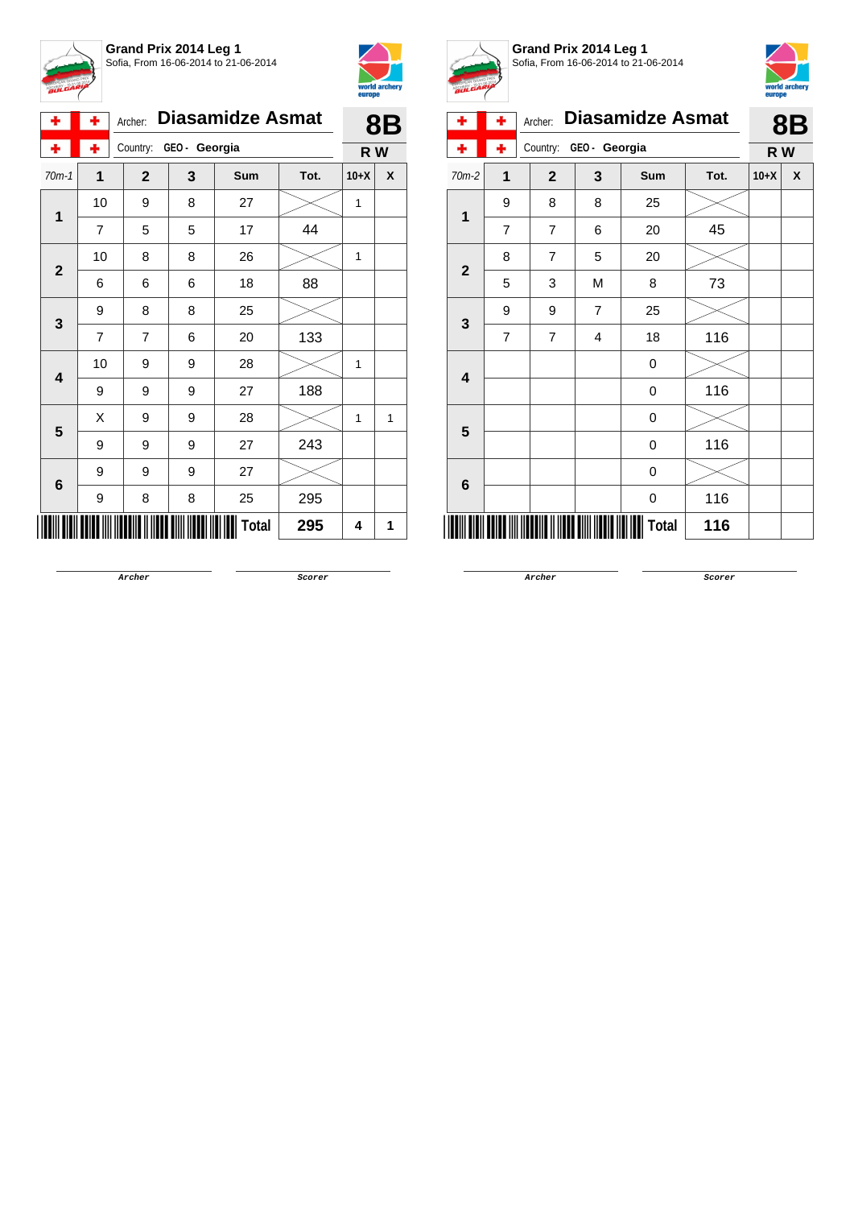## Grand Prix 2014 Leg 1

Sofia, From 16-06-2014 to 21-06-2014

Archer: **Diasamidze Asmat**

Country: GEO - Georgia

**8B**

**R W**

| 70m-1 | 1 | 2 | 3 | Sum | Tot. | 10+X | X |
|---|---|---|---|---|---|---|---|
| 1 | 10 | 9 | 8 | 27 | | 1 | |
| | 7 | 5 | 5 | 17 | 44 | | |
| 2 | 10 | 8 | 8 | 26 | | 1 | |
| | 6 | 6 | 6 | 18 | 88 | | |
| 3 | 9 | 8 | 8 | 25 | | | |
| | 7 | 7 | 6 | 20 | 133 | | |
| 4 | 10 | 9 | 9 | 28 | | 1 | |
| | 9 | 9 | 9 | 27 | 188 | | |
| 5 | X | 9 | 9 | 28 | | 1 | 1 |
| | 9 | 9 | 9 | 27 | 243 | | |
| 6 | 9 | 9 | 9 | 27 | | | |
| | 9 | 8 | 8 | 25 | 295 | | |
| | | | | Total | 295 | 4 | 1 |

Archer &nbsp;&nbsp;&nbsp;&nbsp; Scorer

## Grand Prix 2014 Leg 1

Sofia, From 16-06-2014 to 21-06-2014

Archer: **Diasamidze Asmat**

Country: GEO - Georgia

**8B**

**R W**

| 70m-2 | 1 | 2 | 3 | Sum | Tot. | 10+X | X |
|---|---|---|---|---|---|---|---|
| 1 | 9 | 8 | 8 | 25 | | | |
| | 7 | 7 | 6 | 20 | 45 | | |
| 2 | 8 | 7 | 5 | 20 | | | |
| | 5 | 3 | M | 8 | 73 | | |
| 3 | 9 | 9 | 7 | 25 | | | |
| | 7 | 7 | 4 | 18 | 116 | | |
| 4 | | | | 0 | | | |
| | | | | 0 | 116 | | |
| 5 | | | | 0 | | | |
| | | | | 0 | 116 | | |
| 6 | | | | 0 | | | |
| | | | | 0 | 116 | | |
| | | | | Total | 116 | | |

Archer &nbsp;&nbsp;&nbsp;&nbsp; Scorer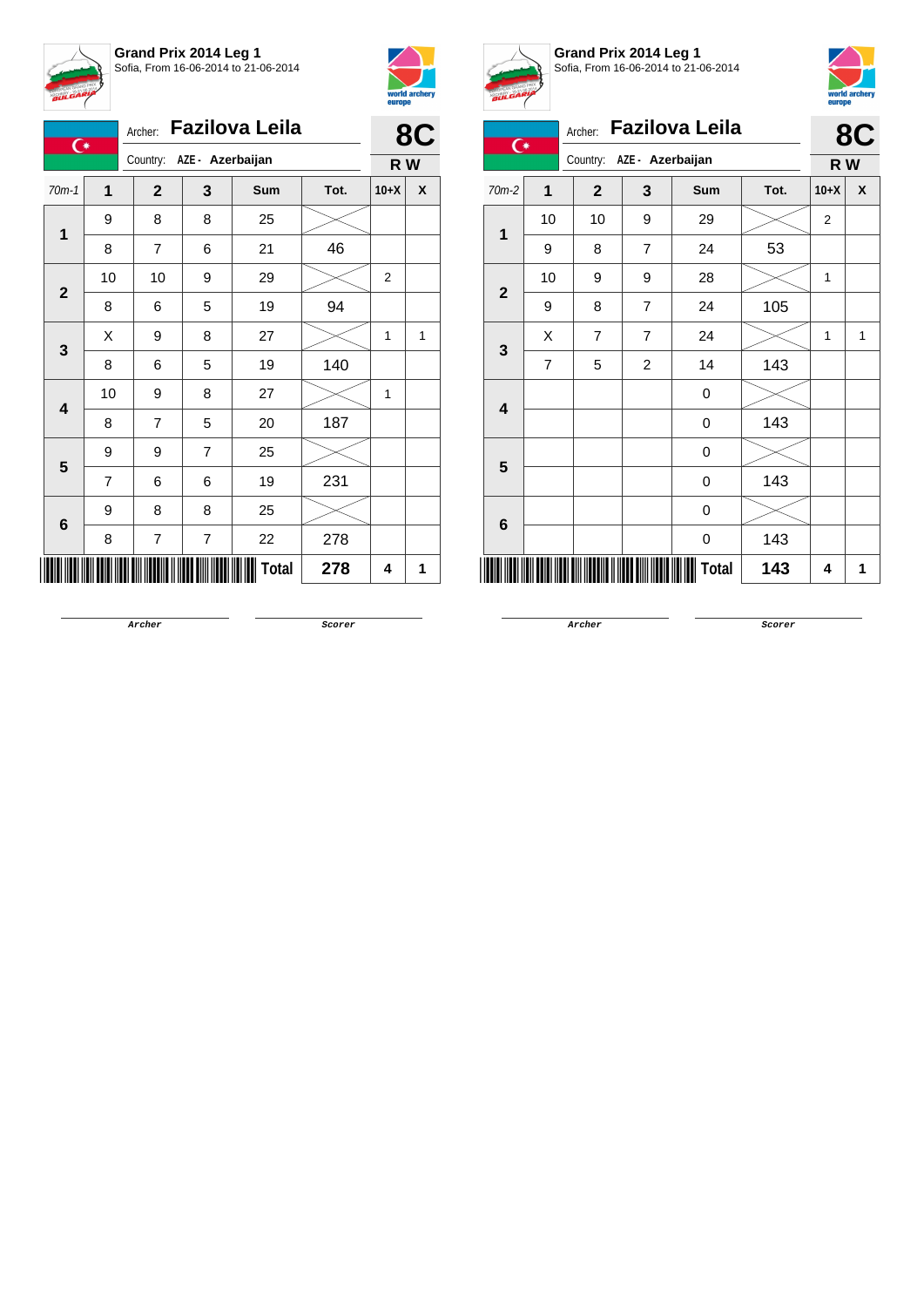**Grand Prix 2014 Leg 1**
Sofia, From 16-06-2014 to 21-06-2014

Archer: **Fazilova Leila**
Country: AZE - Azerbaijan

**8C**
**R W**

| 70m-1 | 1 | 2 | 3 | Sum | Tot. | 10+X | X |
|---|---|---|---|---|---|---|---|
| 1 | 9 | 8 | 8 | 25 | | | |
| | 8 | 7 | 6 | 21 | 46 | | |
| 2 | 10 | 10 | 9 | 29 | | 2 | |
| | 8 | 6 | 5 | 19 | 94 | | |
| 3 | X | 9 | 8 | 27 | | 1 | 1 |
| | 8 | 6 | 5 | 19 | 140 | | |
| 4 | 10 | 9 | 8 | 27 | | 1 | |
| | 8 | 7 | 5 | 20 | 187 | | |
| 5 | 9 | 9 | 7 | 25 | | | |
| | 7 | 6 | 6 | 19 | 231 | | |
| 6 | 9 | 8 | 8 | 25 | | | |
| | 8 | 7 | 7 | 22 | 278 | | |
| | | | | **Total** | **278** | **4** | **1** |

Archer

Scorer

**Grand Prix 2014 Leg 1**
Sofia, From 16-06-2014 to 21-06-2014

Archer: **Fazilova Leila**
Country: AZE - Azerbaijan

**8C**
**R W**

| 70m-2 | 1 | 2 | 3 | Sum | Tot. | 10+X | X |
|---|---|---|---|---|---|---|---|
| 1 | 10 | 10 | 9 | 29 | | 2 | |
| | 9 | 8 | 7 | 24 | 53 | | |
| 2 | 10 | 9 | 9 | 28 | | 1 | |
| | 9 | 8 | 7 | 24 | 105 | | |
| 3 | X | 7 | 7 | 24 | | 1 | 1 |
| | 7 | 5 | 2 | 14 | 143 | | |
| 4 | | | | 0 | | | |
| | | | | 0 | 143 | | |
| 5 | | | | 0 | | | |
| | | | | 0 | 143 | | |
| 6 | | | | 0 | | | |
| | | | | 0 | 143 | | |
| | | | | **Total** | **143** | **4** | **1** |

Archer

Scorer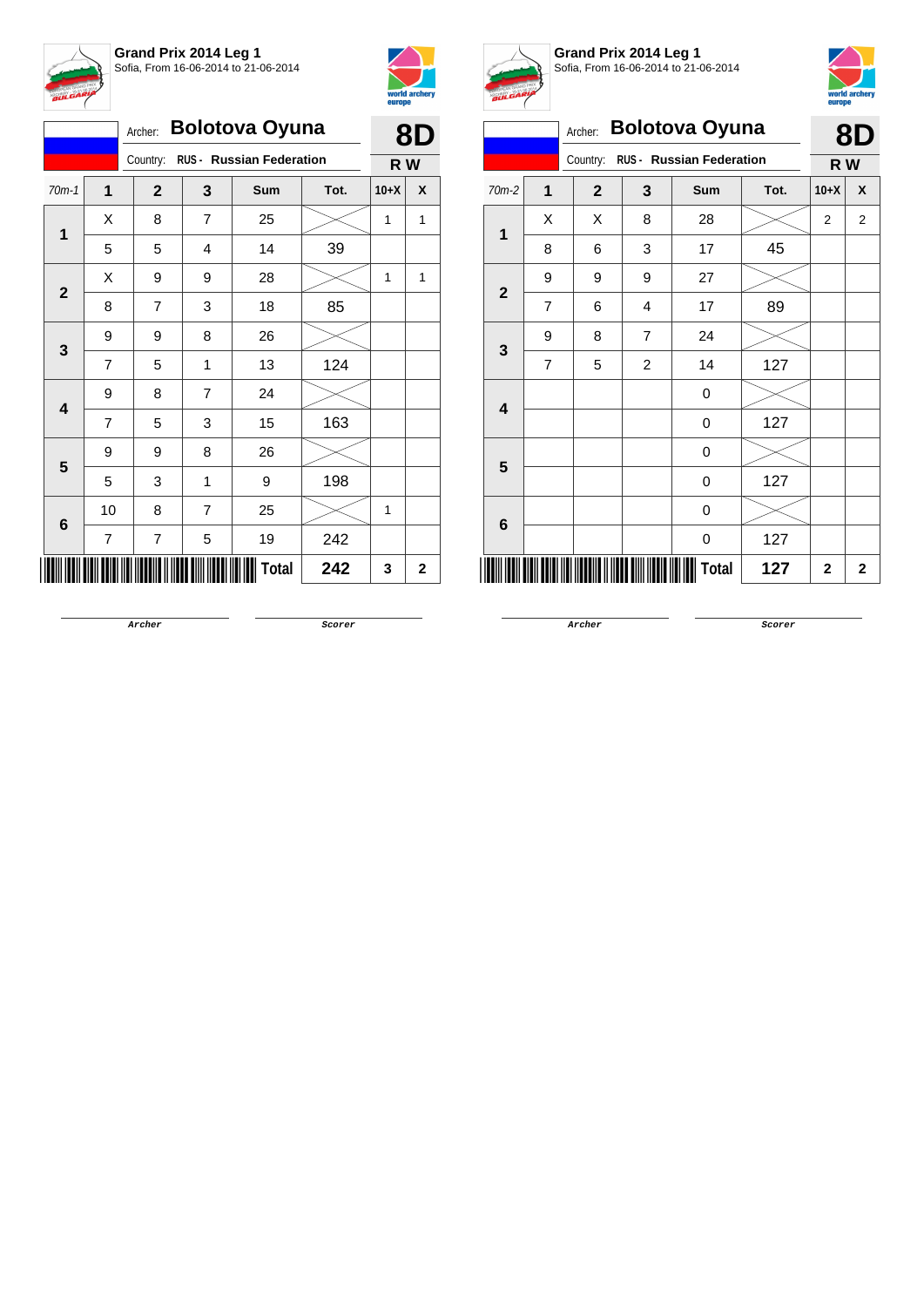**Grand Prix 2014 Leg 1**
Sofia, From 16-06-2014 to 21-06-2014

Archer: **Bolotova Oyuna**
Country: **RUS - Russian Federation**

**8D**
**R W**

| 70m-1 | 1 | 2 | 3 | Sum | Tot. | 10+X | X |
|---|---|---|---|---|---|---|---|
| 1 | X | 8 | 7 | 25 | | 1 | 1 |
| | 5 | 5 | 4 | 14 | 39 | | |
| 2 | X | 9 | 9 | 28 | | 1 | 1 |
| | 8 | 7 | 3 | 18 | 85 | | |
| 3 | 9 | 9 | 8 | 26 | | | |
| | 7 | 5 | 1 | 13 | 124 | | |
| 4 | 9 | 8 | 7 | 24 | | | |
| | 7 | 5 | 3 | 15 | 163 | | |
| 5 | 9 | 9 | 8 | 26 | | | |
| | 5 | 3 | 1 | 9 | 198 | | |
| 6 | 10 | 8 | 7 | 25 | | 1 | |
| | 7 | 7 | 5 | 19 | 242 | | |
| | | | | **Total** | **242** | **3** | **2** |

Archer &nbsp;&nbsp;&nbsp;&nbsp; Scorer

**Grand Prix 2014 Leg 1**
Sofia, From 16-06-2014 to 21-06-2014

Archer: **Bolotova Oyuna**
Country: **RUS - Russian Federation**

**8D**
**R W**

| 70m-2 | 1 | 2 | 3 | Sum | Tot. | 10+X | X |
|---|---|---|---|---|---|---|---|
| 1 | X | X | 8 | 28 | | 2 | 2 |
| | 8 | 6 | 3 | 17 | 45 | | |
| 2 | 9 | 9 | 9 | 27 | | | |
| | 7 | 6 | 4 | 17 | 89 | | |
| 3 | 9 | 8 | 7 | 24 | | | |
| | 7 | 5 | 2 | 14 | 127 | | |
| 4 | | | | 0 | | | |
| | | | | 0 | 127 | | |
| 5 | | | | 0 | | | |
| | | | | 0 | 127 | | |
| 6 | | | | 0 | | | |
| | | | | 0 | 127 | | |
| | | | | **Total** | **127** | **2** | **2** |

Archer &nbsp;&nbsp;&nbsp;&nbsp; Scorer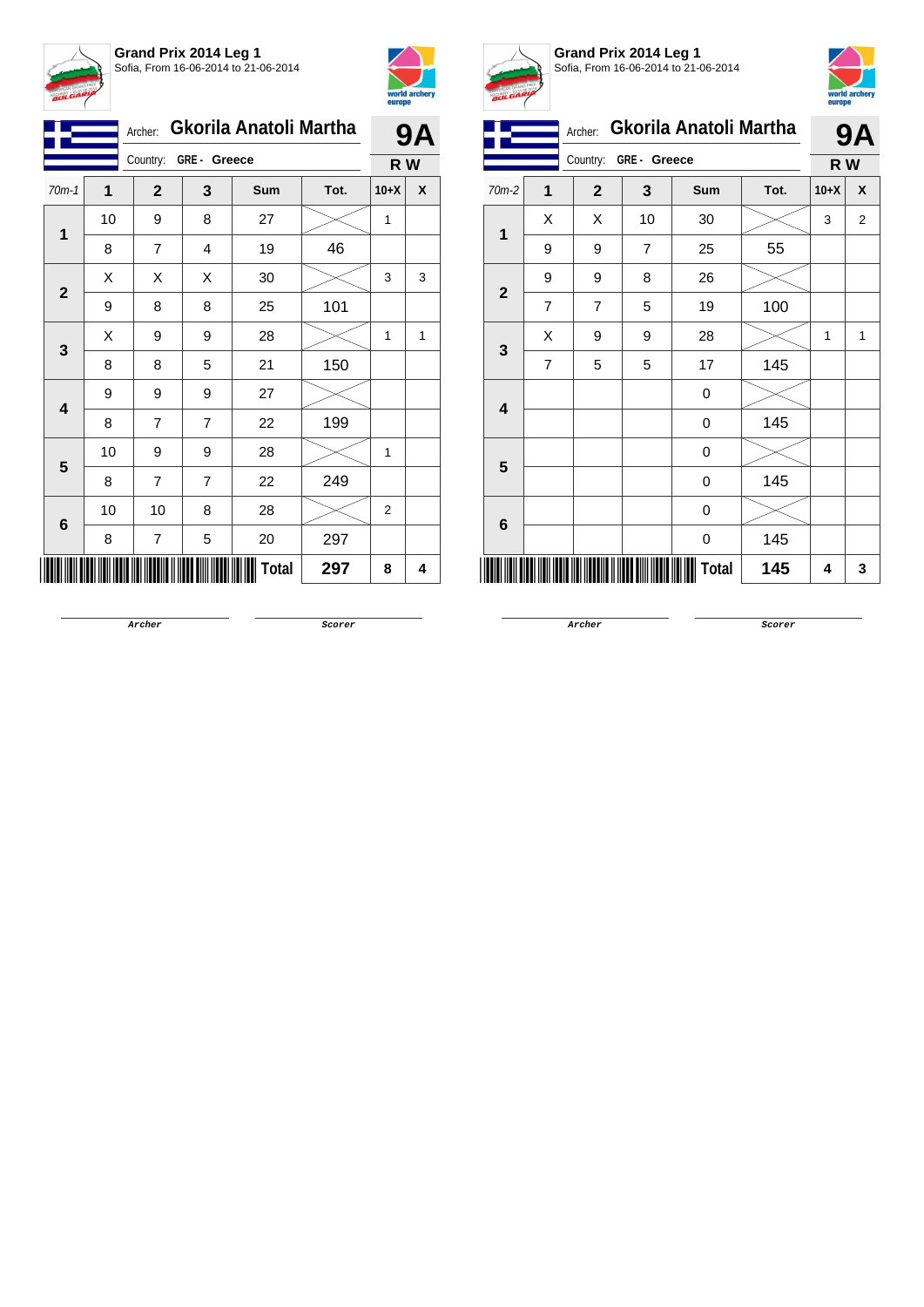**Grand Prix 2014 Leg 1**
Sofia, From 16-06-2014 to 21-06-2014

Archer: **Gkorila Anatoli Martha**
Country: **GRE - Greece**

**9A**
**R W**

| 70m-1 | 1 | 2 | 3 | Sum | Tot. | 10+X | X |
|---|---|---|---|---|---|---|---|
| 1 | 10 | 9 | 8 | 27 | | 1 | |
| | 8 | 7 | 4 | 19 | 46 | | |
| 2 | X | X | X | 30 | | 3 | 3 |
| | 9 | 8 | 8 | 25 | 101 | | |
| 3 | X | 9 | 9 | 28 | | 1 | 1 |
| | 8 | 8 | 5 | 21 | 150 | | |
| 4 | 9 | 9 | 9 | 27 | | | |
| | 8 | 7 | 7 | 22 | 199 | | |
| 5 | 10 | 9 | 9 | 28 | | 1 | |
| | 8 | 7 | 7 | 22 | 249 | | |
| 6 | 10 | 10 | 8 | 28 | | 2 | |
| | 8 | 7 | 5 | 20 | 297 | | |
| | | | | **Total** | **297** | **8** | **4** |

Archer    Scorer

**Grand Prix 2014 Leg 1**
Sofia, From 16-06-2014 to 21-06-2014

Archer: **Gkorila Anatoli Martha**
Country: **GRE - Greece**

**9A**
**R W**

| 70m-2 | 1 | 2 | 3 | Sum | Tot. | 10+X | X |
|---|---|---|---|---|---|---|---|
| 1 | X | X | 10 | 30 | | 3 | 2 |
| | 9 | 9 | 7 | 25 | 55 | | |
| 2 | 9 | 9 | 8 | 26 | | | |
| | 7 | 7 | 5 | 19 | 100 | | |
| 3 | X | 9 | 9 | 28 | | 1 | 1 |
| | 7 | 5 | 5 | 17 | 145 | | |
| 4 | | | | 0 | | | |
| | | | | 0 | 145 | | |
| 5 | | | | 0 | | | |
| | | | | 0 | 145 | | |
| 6 | | | | 0 | | | |
| | | | | 0 | 145 | | |
| | | | | **Total** | **145** | **4** | **3** |

Archer    Scorer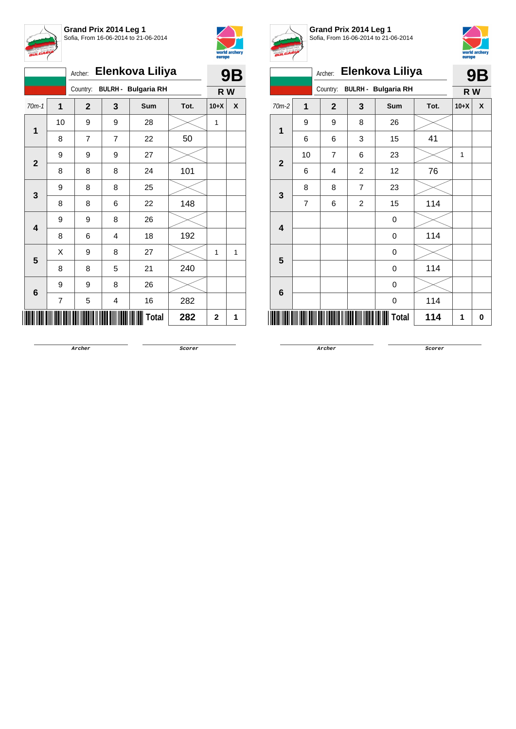## Grand Prix 2014 Leg 1

Sofia, From 16-06-2014 to 21-06-2014

Archer: **Elenkova Liliya**

Country: **BULRH - Bulgaria RH**

**9B**

**R W**

| 70m-1 | 1 | 2 | 3 | Sum | Tot. | 10+X | X |
|---|---|---|---|---|---|---|---|
| 1 | 10 | 9 | 9 | 28 | | 1 | |
| | 8 | 7 | 7 | 22 | 50 | | |
| 2 | 9 | 9 | 9 | 27 | | | |
| | 8 | 8 | 8 | 24 | 101 | | |
| 3 | 9 | 8 | 8 | 25 | | | |
| | 8 | 8 | 6 | 22 | 148 | | |
| 4 | 9 | 9 | 8 | 26 | | | |
| | 8 | 6 | 4 | 18 | 192 | | |
| 5 | X | 9 | 8 | 27 | | 1 | 1 |
| | 8 | 8 | 5 | 21 | 240 | | |
| 6 | 9 | 9 | 8 | 26 | | | |
| | 7 | 5 | 4 | 16 | 282 | | |
| | | | | **Total** | **282** | **2** | **1** |

Archer &nbsp;&nbsp;&nbsp;&nbsp; Scorer

## Grand Prix 2014 Leg 1

Sofia, From 16-06-2014 to 21-06-2014

Archer: **Elenkova Liliya**

Country: **BULRH - Bulgaria RH**

**9B**

**R W**

| 70m-2 | 1 | 2 | 3 | Sum | Tot. | 10+X | X |
|---|---|---|---|---|---|---|---|
| 1 | 9 | 9 | 8 | 26 | | | |
| | 6 | 6 | 3 | 15 | 41 | | |
| 2 | 10 | 7 | 6 | 23 | | 1 | |
| | 6 | 4 | 2 | 12 | 76 | | |
| 3 | 8 | 8 | 7 | 23 | | | |
| | 7 | 6 | 2 | 15 | 114 | | |
| 4 | | | | 0 | | | |
| | | | | 0 | 114 | | |
| 5 | | | | 0 | | | |
| | | | | 0 | 114 | | |
| 6 | | | | 0 | | | |
| | | | | 0 | 114 | | |
| | | | | **Total** | **114** | **1** | **0** |

Archer &nbsp;&nbsp;&nbsp;&nbsp; Scorer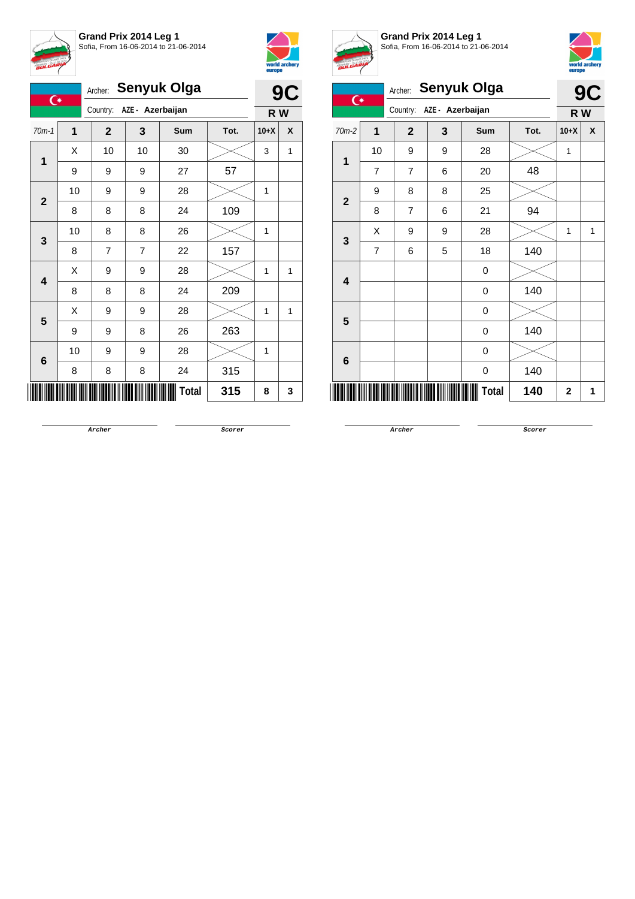**Grand Prix 2014 Leg 1**
Sofia, From 16-06-2014 to 21-06-2014

Archer: **Senyuk Olga**

Country: **AZE - Azerbaijan**

**9C**

**R W**

| 70m-1 | 1 | 2 | 3 | Sum | Tot. | 10+X | X |
|---|---|---|---|---|---|---|---|
| 1 | X | 10 | 10 | 30 | | 3 | 1 |
| | 9 | 9 | 9 | 27 | 57 | | |
| 2 | 10 | 9 | 9 | 28 | | 1 | |
| | 8 | 8 | 8 | 24 | 109 | | |
| 3 | 10 | 8 | 8 | 26 | | 1 | |
| | 8 | 7 | 7 | 22 | 157 | | |
| 4 | X | 9 | 9 | 28 | | 1 | 1 |
| | 8 | 8 | 8 | 24 | 209 | | |
| 5 | X | 9 | 9 | 28 | | 1 | 1 |
| | 9 | 9 | 8 | 26 | 263 | | |
| 6 | 10 | 9 | 9 | 28 | | 1 | |
| | 8 | 8 | 8 | 24 | 315 | | |
| | | | | **Total** | **315** | **8** | **3** |

Archer &nbsp;&nbsp;&nbsp;&nbsp; Scorer

**Grand Prix 2014 Leg 1**
Sofia, From 16-06-2014 to 21-06-2014

Archer: **Senyuk Olga**

Country: **AZE - Azerbaijan**

**9C**

**R W**

| 70m-2 | 1 | 2 | 3 | Sum | Tot. | 10+X | X |
|---|---|---|---|---|---|---|---|
| 1 | 10 | 9 | 9 | 28 | | 1 | |
| | 7 | 7 | 6 | 20 | 48 | | |
| 2 | 9 | 8 | 8 | 25 | | | |
| | 8 | 7 | 6 | 21 | 94 | | |
| 3 | X | 9 | 9 | 28 | | 1 | 1 |
| | 7 | 6 | 5 | 18 | 140 | | |
| 4 | | | | 0 | | | |
| | | | | 0 | 140 | | |
| 5 | | | | 0 | | | |
| | | | | 0 | 140 | | |
| 6 | | | | 0 | | | |
| | | | | 0 | 140 | | |
| | | | | **Total** | **140** | **2** | **1** |

Archer &nbsp;&nbsp;&nbsp;&nbsp; Scorer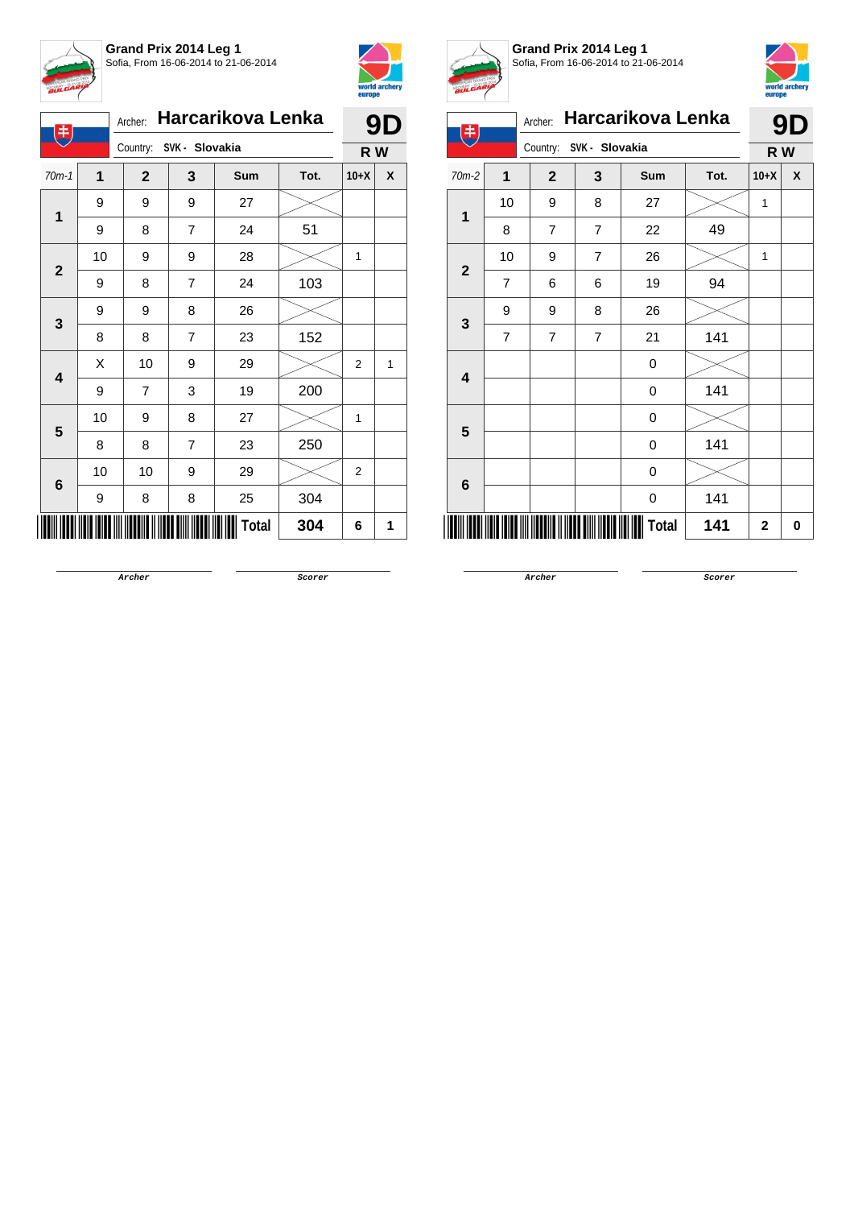**Grand Prix 2014 Leg 1**
Sofia, From 16-06-2014 to 21-06-2014

Archer: **Harcarikova Lenka**
Country: SVK - Slovakia

**9D**
**R W**

| 70m-1 | 1 | 2 | 3 | Sum | Tot. | 10+X | X |
|---|---|---|---|---|---|---|---|
| 1 | 9 | 9 | 9 | 27 | | | |
| | 9 | 8 | 7 | 24 | 51 | | |
| 2 | 10 | 9 | 9 | 28 | | 1 | |
| | 9 | 8 | 7 | 24 | 103 | | |
| 3 | 9 | 9 | 8 | 26 | | | |
| | 8 | 8 | 7 | 23 | 152 | | |
| 4 | X | 10 | 9 | 29 | | 2 | 1 |
| | 9 | 7 | 3 | 19 | 200 | | |
| 5 | 10 | 9 | 8 | 27 | | 1 | |
| | 8 | 8 | 7 | 23 | 250 | | |
| 6 | 10 | 10 | 9 | 29 | | 2 | |
| | 9 | 8 | 8 | 25 | 304 | | |
| | | | | Total | 304 | 6 | 1 |

Archer　　　　Scorer

**Grand Prix 2014 Leg 1**
Sofia, From 16-06-2014 to 21-06-2014

Archer: **Harcarikova Lenka**
Country: SVK - Slovakia

**9D**
**R W**

| 70m-2 | 1 | 2 | 3 | Sum | Tot. | 10+X | X |
|---|---|---|---|---|---|---|---|
| 1 | 10 | 9 | 8 | 27 | | 1 | |
| | 8 | 7 | 7 | 22 | 49 | | |
| 2 | 10 | 9 | 7 | 26 | | 1 | |
| | 7 | 6 | 6 | 19 | 94 | | |
| 3 | 9 | 9 | 8 | 26 | | | |
| | 7 | 7 | 7 | 21 | 141 | | |
| 4 | | | | 0 | | | |
| | | | | 0 | 141 | | |
| 5 | | | | 0 | | | |
| | | | | 0 | 141 | | |
| 6 | | | | 0 | | | |
| | | | | 0 | 141 | | |
| | | | | Total | 141 | 2 | 0 |

Archer　　　　Scorer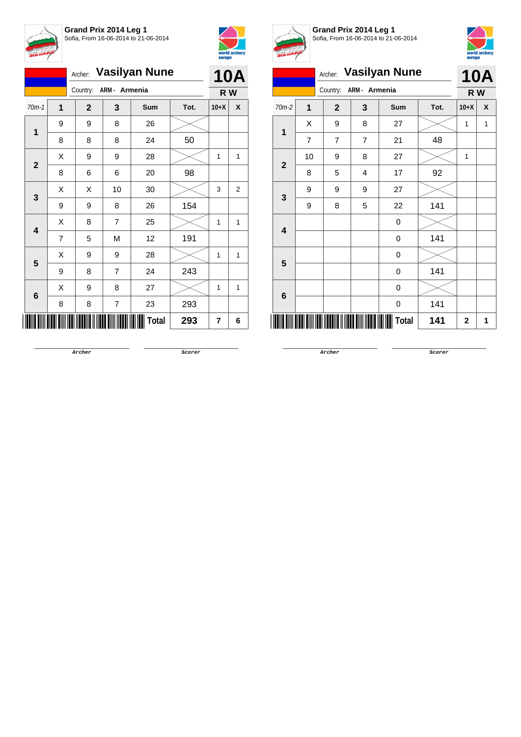**Grand Prix 2014 Leg 1**
Sofia, From 16-06-2014 to 21-06-2014

Archer: **Vasilyan Nune** — **10A**

Country: **ARM - Armenia** — **R W**

| 70m-1 | 1 | 2 | 3 | Sum | Tot. | 10+X | X |
|---|---|---|---|---|---|---|---|
| 1 | 9 | 9 | 8 | 26 | | | |
| | 8 | 8 | 8 | 24 | 50 | | |
| 2 | X | 9 | 9 | 28 | | 1 | 1 |
| | 8 | 6 | 6 | 20 | 98 | | |
| 3 | X | X | 10 | 30 | | 3 | 2 |
| | 9 | 9 | 8 | 26 | 154 | | |
| 4 | X | 8 | 7 | 25 | | 1 | 1 |
| | 7 | 5 | M | 12 | 191 | | |
| 5 | X | 9 | 9 | 28 | | 1 | 1 |
| | 9 | 8 | 7 | 24 | 243 | | |
| 6 | X | 9 | 8 | 27 | | 1 | 1 |
| | 8 | 8 | 7 | 23 | 293 | | |
| | | | | **Total** | **293** | **7** | **6** |

Archer — Scorer

**Grand Prix 2014 Leg 1**
Sofia, From 16-06-2014 to 21-06-2014

Archer: **Vasilyan Nune** — **10A**

Country: **ARM - Armenia** — **R W**

| 70m-2 | 1 | 2 | 3 | Sum | Tot. | 10+X | X |
|---|---|---|---|---|---|---|---|
| 1 | X | 9 | 8 | 27 | | 1 | 1 |
| | 7 | 7 | 7 | 21 | 48 | | |
| 2 | 10 | 9 | 8 | 27 | | 1 | |
| | 8 | 5 | 4 | 17 | 92 | | |
| 3 | 9 | 9 | 9 | 27 | | | |
| | 9 | 8 | 5 | 22 | 141 | | |
| 4 | | | | 0 | | | |
| | | | | 0 | 141 | | |
| 5 | | | | 0 | | | |
| | | | | 0 | 141 | | |
| 6 | | | | 0 | | | |
| | | | | 0 | 141 | | |
| | | | | **Total** | **141** | **2** | **1** |

Archer — Scorer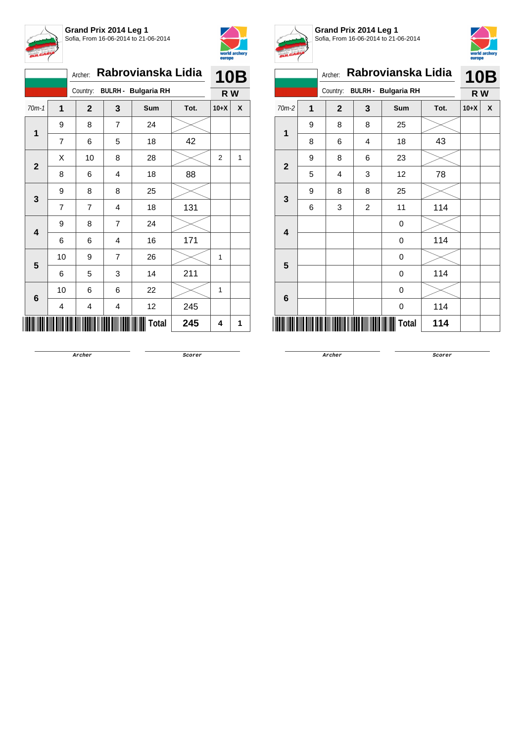**Grand Prix 2014 Leg 1**
Sofia, From 16-06-2014 to 21-06-2014

Archer: **Rabrovianska Lidia**
Country: **BULRH - Bulgaria RH**

**10B**
**R W**

| 70m-1 | 1 | 2 | 3 | Sum | Tot. | 10+X | X |
|---|---|---|---|---|---|---|---|
| 1 | 9 | 8 | 7 | 24 | | | |
| | 7 | 6 | 5 | 18 | 42 | | |
| 2 | X | 10 | 8 | 28 | | 2 | 1 |
| | 8 | 6 | 4 | 18 | 88 | | |
| 3 | 9 | 8 | 8 | 25 | | | |
| | 7 | 7 | 4 | 18 | 131 | | |
| 4 | 9 | 8 | 7 | 24 | | | |
| | 6 | 6 | 4 | 16 | 171 | | |
| 5 | 10 | 9 | 7 | 26 | | 1 | |
| | 6 | 5 | 3 | 14 | 211 | | |
| 6 | 10 | 6 | 6 | 22 | | 1 | |
| | 4 | 4 | 4 | 12 | 245 | | |
| | | | | **Total** | **245** | **4** | **1** |

Archer　　　　Scorer

**Grand Prix 2014 Leg 1**
Sofia, From 16-06-2014 to 21-06-2014

Archer: **Rabrovianska Lidia**
Country: **BULRH - Bulgaria RH**

**10B**
**R W**

| 70m-2 | 1 | 2 | 3 | Sum | Tot. | 10+X | X |
|---|---|---|---|---|---|---|---|
| 1 | 9 | 8 | 8 | 25 | | | |
| | 8 | 6 | 4 | 18 | 43 | | |
| 2 | 9 | 8 | 6 | 23 | | | |
| | 5 | 4 | 3 | 12 | 78 | | |
| 3 | 9 | 8 | 8 | 25 | | | |
| | 6 | 3 | 2 | 11 | 114 | | |
| 4 | | | | 0 | | | |
| | | | | 0 | 114 | | |
| 5 | | | | 0 | | | |
| | | | | 0 | 114 | | |
| 6 | | | | 0 | | | |
| | | | | 0 | 114 | | |
| | | | | **Total** | **114** | | |

Archer　　　　Scorer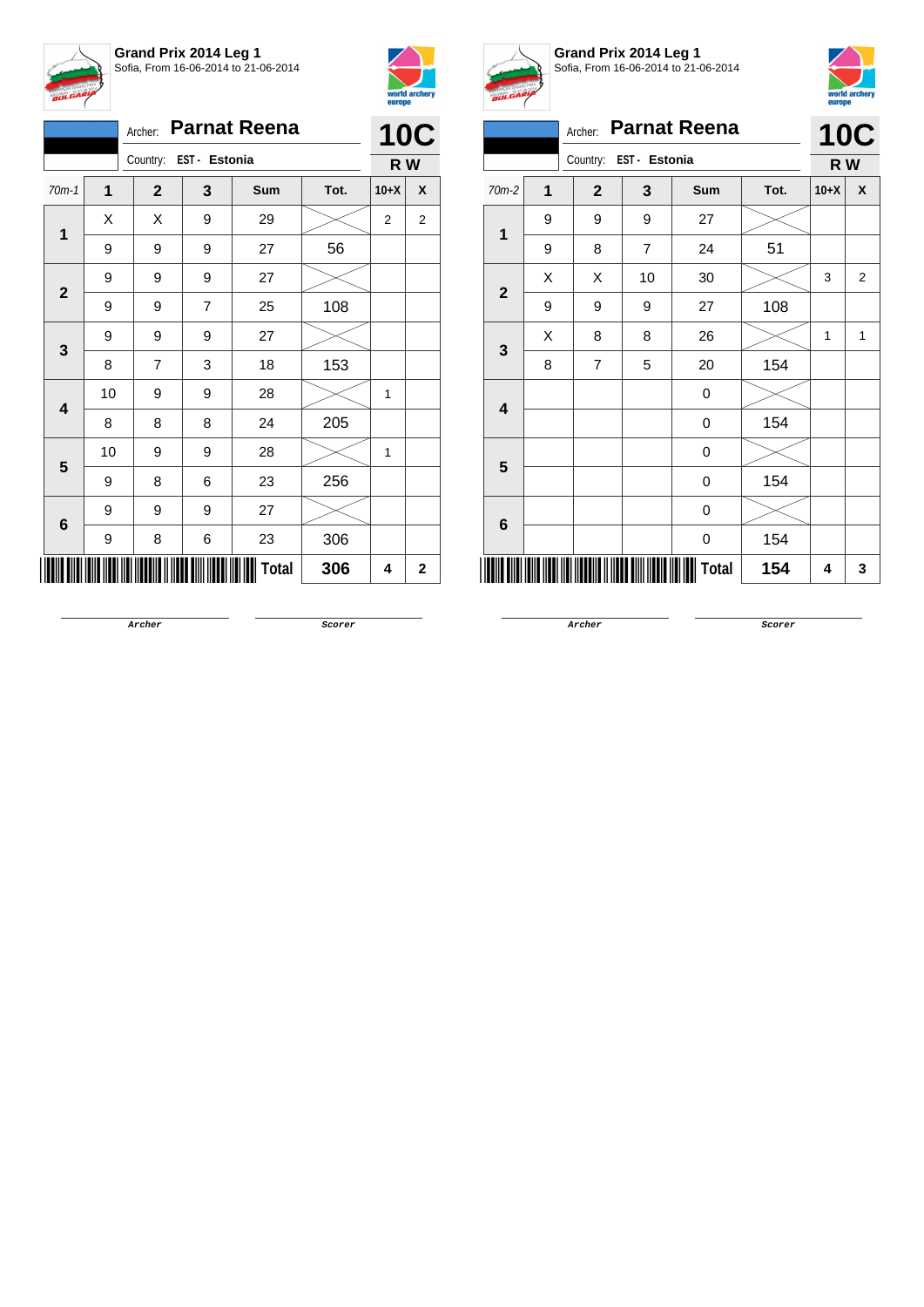**Grand Prix 2014 Leg 1**
Sofia, From 16-06-2014 to 21-06-2014

Archer: **Parnat Reena**
Country: **EST - Estonia**

**10C**
**R W**

| 70m-1 | 1 | 2 | 3 | Sum | Tot. | 10+X | X |
|---|---|---|---|---|---|---|---|
| 1 | X | X | 9 | 29 | | 2 | 2 |
| | 9 | 9 | 9 | 27 | 56 | | |
| 2 | 9 | 9 | 9 | 27 | | | |
| | 9 | 9 | 7 | 25 | 108 | | |
| 3 | 9 | 9 | 9 | 27 | | | |
| | 8 | 7 | 3 | 18 | 153 | | |
| 4 | 10 | 9 | 9 | 28 | | 1 | |
| | 8 | 8 | 8 | 24 | 205 | | |
| 5 | 10 | 9 | 9 | 28 | | 1 | |
| | 9 | 8 | 6 | 23 | 256 | | |
| 6 | 9 | 9 | 9 | 27 | | | |
| | 9 | 8 | 6 | 23 | 306 | | |
| | | | | **Total** | **306** | **4** | **2** |

Archer    Scorer

**Grand Prix 2014 Leg 1**
Sofia, From 16-06-2014 to 21-06-2014

Archer: **Parnat Reena**
Country: **EST - Estonia**

**10C**
**R W**

| 70m-2 | 1 | 2 | 3 | Sum | Tot. | 10+X | X |
|---|---|---|---|---|---|---|---|
| 1 | 9 | 9 | 9 | 27 | | | |
| | 9 | 8 | 7 | 24 | 51 | | |
| 2 | X | X | 10 | 30 | | 3 | 2 |
| | 9 | 9 | 9 | 27 | 108 | | |
| 3 | X | 8 | 8 | 26 | | 1 | 1 |
| | 8 | 7 | 5 | 20 | 154 | | |
| 4 | | | | 0 | | | |
| | | | | 0 | 154 | | |
| 5 | | | | 0 | | | |
| | | | | 0 | 154 | | |
| 6 | | | | 0 | | | |
| | | | | 0 | 154 | | |
| | | | | **Total** | **154** | **4** | **3** |

Archer    Scorer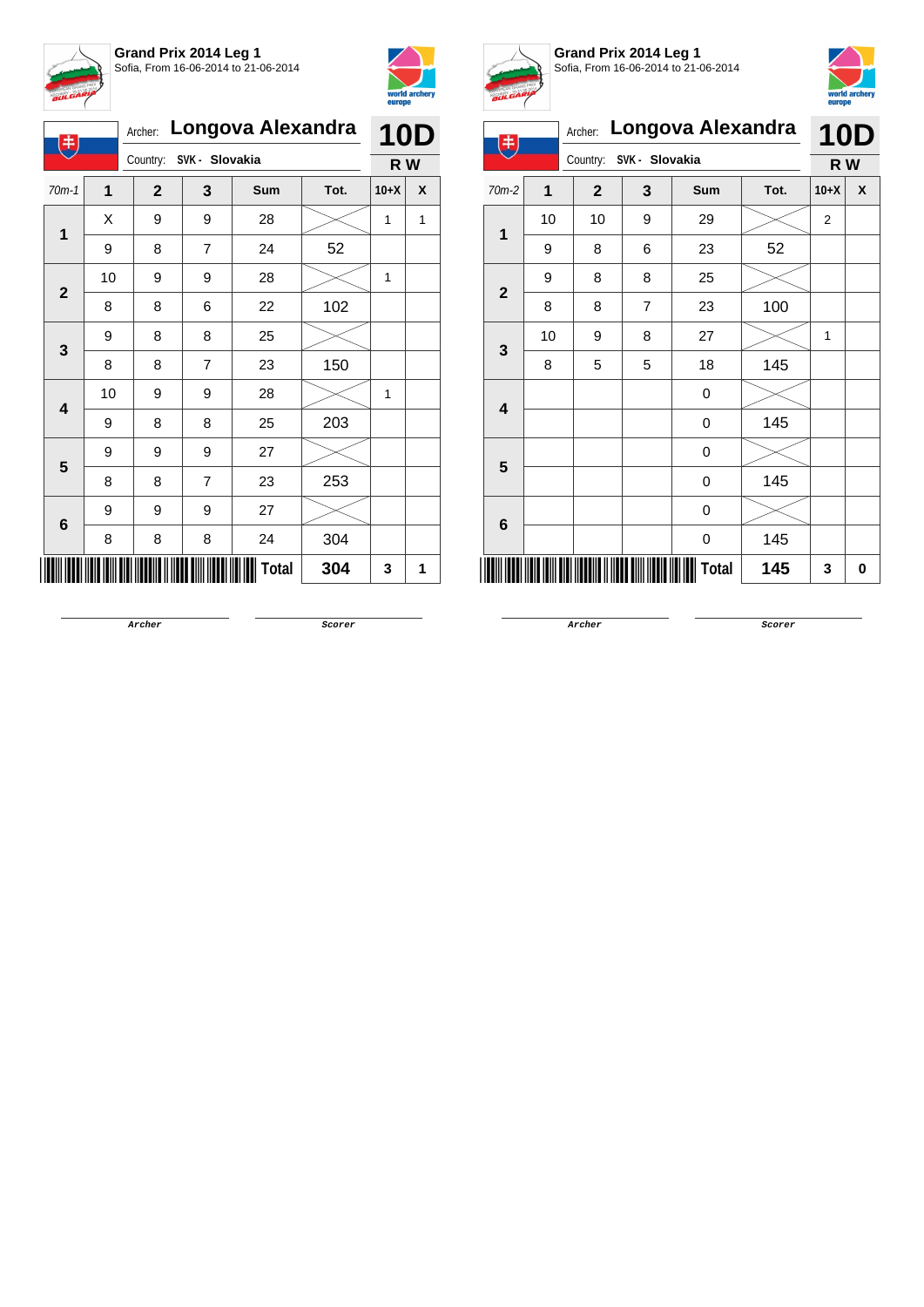**Grand Prix 2014 Leg 1**
Sofia, From 16-06-2014 to 21-06-2014

Archer: **Longova Alexandra**
Country: SVK - Slovakia

**10D**
**R W**

| 70m-1 | 1 | 2 | 3 | Sum | Tot. | 10+X | X |
|---|---|---|---|---|---|---|---|
| 1 | X | 9 | 9 | 28 | | 1 | 1 |
| | 9 | 8 | 7 | 24 | 52 | | |
| 2 | 10 | 9 | 9 | 28 | | 1 | |
| | 8 | 8 | 6 | 22 | 102 | | |
| 3 | 9 | 8 | 8 | 25 | | | |
| | 8 | 8 | 7 | 23 | 150 | | |
| 4 | 10 | 9 | 9 | 28 | | 1 | |
| | 9 | 8 | 8 | 25 | 203 | | |
| 5 | 9 | 9 | 9 | 27 | | | |
| | 8 | 8 | 7 | 23 | 253 | | |
| 6 | 9 | 9 | 9 | 27 | | | |
| | 8 | 8 | 8 | 24 | 304 | | |
| | | | | **Total** | **304** | **3** | **1** |

Archer Scorer

**Grand Prix 2014 Leg 1**
Sofia, From 16-06-2014 to 21-06-2014

Archer: **Longova Alexandra**
Country: SVK - Slovakia

**10D**
**R W**

| 70m-2 | 1 | 2 | 3 | Sum | Tot. | 10+X | X |
|---|---|---|---|---|---|---|---|
| 1 | 10 | 10 | 9 | 29 | | 2 | |
| | 9 | 8 | 6 | 23 | 52 | | |
| 2 | 9 | 8 | 8 | 25 | | | |
| | 8 | 8 | 7 | 23 | 100 | | |
| 3 | 10 | 9 | 8 | 27 | | 1 | |
| | 8 | 5 | 5 | 18 | 145 | | |
| 4 | | | | 0 | | | |
| | | | | 0 | 145 | | |
| 5 | | | | 0 | | | |
| | | | | 0 | 145 | | |
| 6 | | | | 0 | | | |
| | | | | 0 | 145 | | |
| | | | | **Total** | **145** | **3** | **0** |

Archer Scorer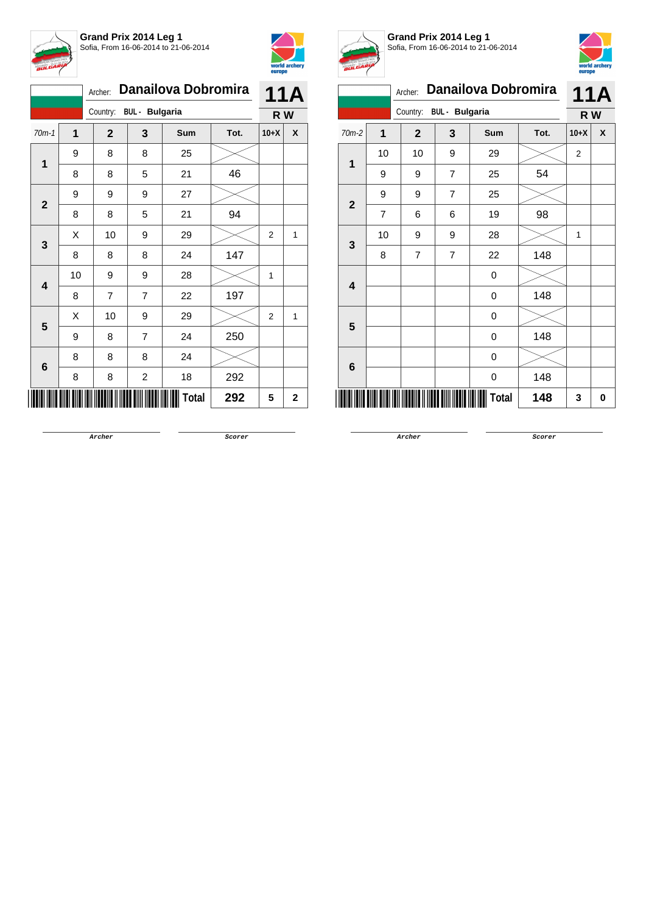**Grand Prix 2014 Leg 1**
Sofia, From 16-06-2014 to 21-06-2014

Archer: **Danailova Dobromira**
Country: **BUL - Bulgaria**

**11A**
**R W**

| 70m-1 | 1 | 2 | 3 | Sum | Tot. | 10+X | X |
|---|---|---|---|---|---|---|---|
| 1 | 9 | 8 | 8 | 25 | | | |
| | 8 | 8 | 5 | 21 | 46 | | |
| 2 | 9 | 9 | 9 | 27 | | | |
| | 8 | 8 | 5 | 21 | 94 | | |
| 3 | X | 10 | 9 | 29 | | 2 | 1 |
| | 8 | 8 | 8 | 24 | 147 | | |
| 4 | 10 | 9 | 9 | 28 | | 1 | |
| | 8 | 7 | 7 | 22 | 197 | | |
| 5 | X | 10 | 9 | 29 | | 2 | 1 |
| | 9 | 8 | 7 | 24 | 250 | | |
| 6 | 8 | 8 | 8 | 24 | | | |
| | 8 | 8 | 2 | 18 | 292 | | |
| | | | | **Total** | **292** | **5** | **2** |

Archer　　　　Scorer

**Grand Prix 2014 Leg 1**
Sofia, From 16-06-2014 to 21-06-2014

Archer: **Danailova Dobromira**
Country: **BUL - Bulgaria**

**11A**
**R W**

| 70m-2 | 1 | 2 | 3 | Sum | Tot. | 10+X | X |
|---|---|---|---|---|---|---|---|
| 1 | 10 | 10 | 9 | 29 | | 2 | |
| | 9 | 9 | 7 | 25 | 54 | | |
| 2 | 9 | 9 | 7 | 25 | | | |
| | 7 | 6 | 6 | 19 | 98 | | |
| 3 | 10 | 9 | 9 | 28 | | 1 | |
| | 8 | 7 | 7 | 22 | 148 | | |
| 4 | | | | 0 | | | |
| | | | | 0 | 148 | | |
| 5 | | | | 0 | | | |
| | | | | 0 | 148 | | |
| 6 | | | | 0 | | | |
| | | | | 0 | 148 | | |
| | | | | **Total** | **148** | **3** | **0** |

Archer　　　　Scorer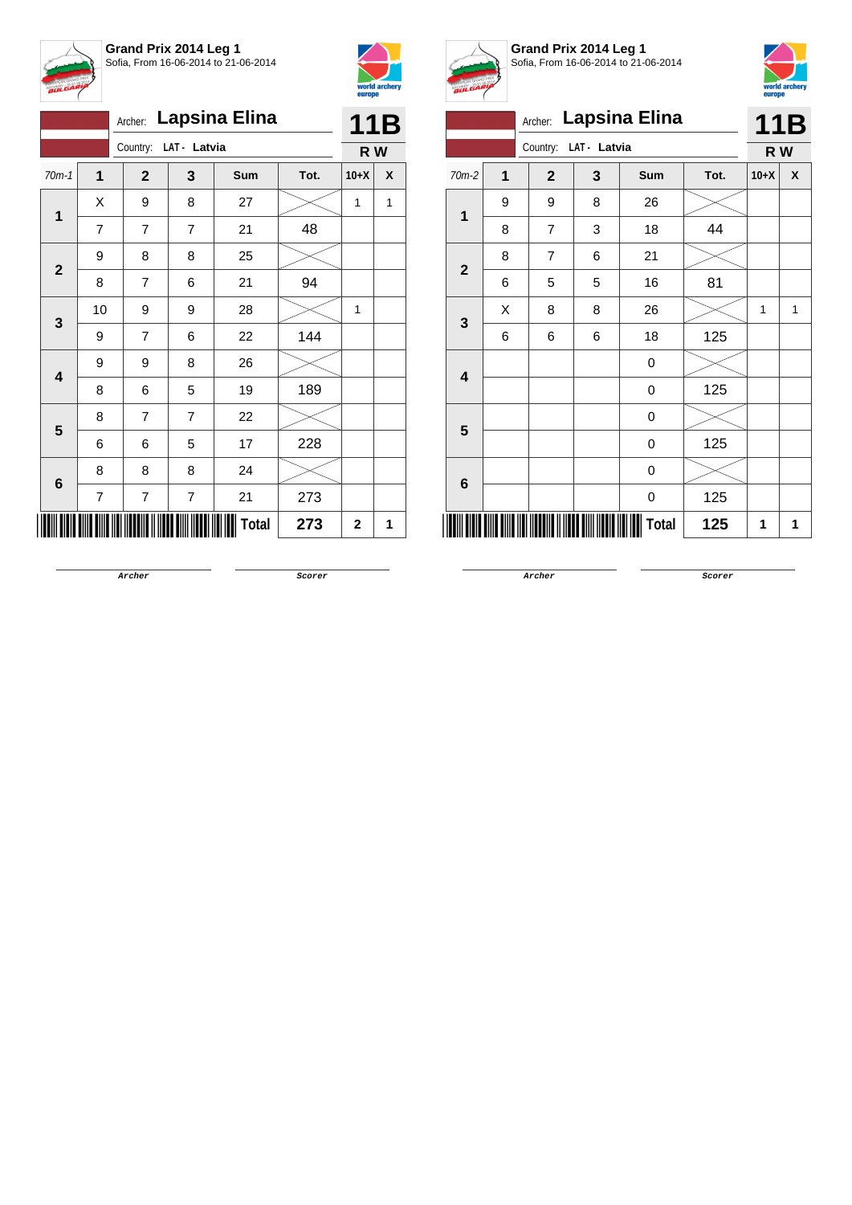## Grand Prix 2014 Leg 1

Sofia, From 16-06-2014 to 21-06-2014

Archer: **Lapsina Elina**

Country: **LAT - Latvia**

**11B**

**R W**

| 70m-1 | 1 | 2 | 3 | Sum | Tot. | 10+X | X |
|---|---|---|---|---|---|---|---|
| 1 | X | 9 | 8 | 27 | | 1 | 1 |
| | 7 | 7 | 7 | 21 | 48 | | |
| 2 | 9 | 8 | 8 | 25 | | | |
| | 8 | 7 | 6 | 21 | 94 | | |
| 3 | 10 | 9 | 9 | 28 | | 1 | |
| | 9 | 7 | 6 | 22 | 144 | | |
| 4 | 9 | 9 | 8 | 26 | | | |
| | 8 | 6 | 5 | 19 | 189 | | |
| 5 | 8 | 7 | 7 | 22 | | | |
| | 6 | 6 | 5 | 17 | 228 | | |
| 6 | 8 | 8 | 8 | 24 | | | |
| | 7 | 7 | 7 | 21 | 273 | | |
| | | | | **Total** | **273** | **2** | **1** |

Archer

Scorer

## Grand Prix 2014 Leg 1

Sofia, From 16-06-2014 to 21-06-2014

Archer: **Lapsina Elina**

Country: **LAT - Latvia**

**11B**

**R W**

| 70m-2 | 1 | 2 | 3 | Sum | Tot. | 10+X | X |
|---|---|---|---|---|---|---|---|
| 1 | 9 | 9 | 8 | 26 | | | |
| | 8 | 7 | 3 | 18 | 44 | | |
| 2 | 8 | 7 | 6 | 21 | | | |
| | 6 | 5 | 5 | 16 | 81 | | |
| 3 | X | 8 | 8 | 26 | | 1 | 1 |
| | 6 | 6 | 6 | 18 | 125 | | |
| 4 | | | | 0 | | | |
| | | | | 0 | 125 | | |
| 5 | | | | 0 | | | |
| | | | | 0 | 125 | | |
| 6 | | | | 0 | | | |
| | | | | 0 | 125 | | |
| | | | | **Total** | **125** | **1** | **1** |

Archer

Scorer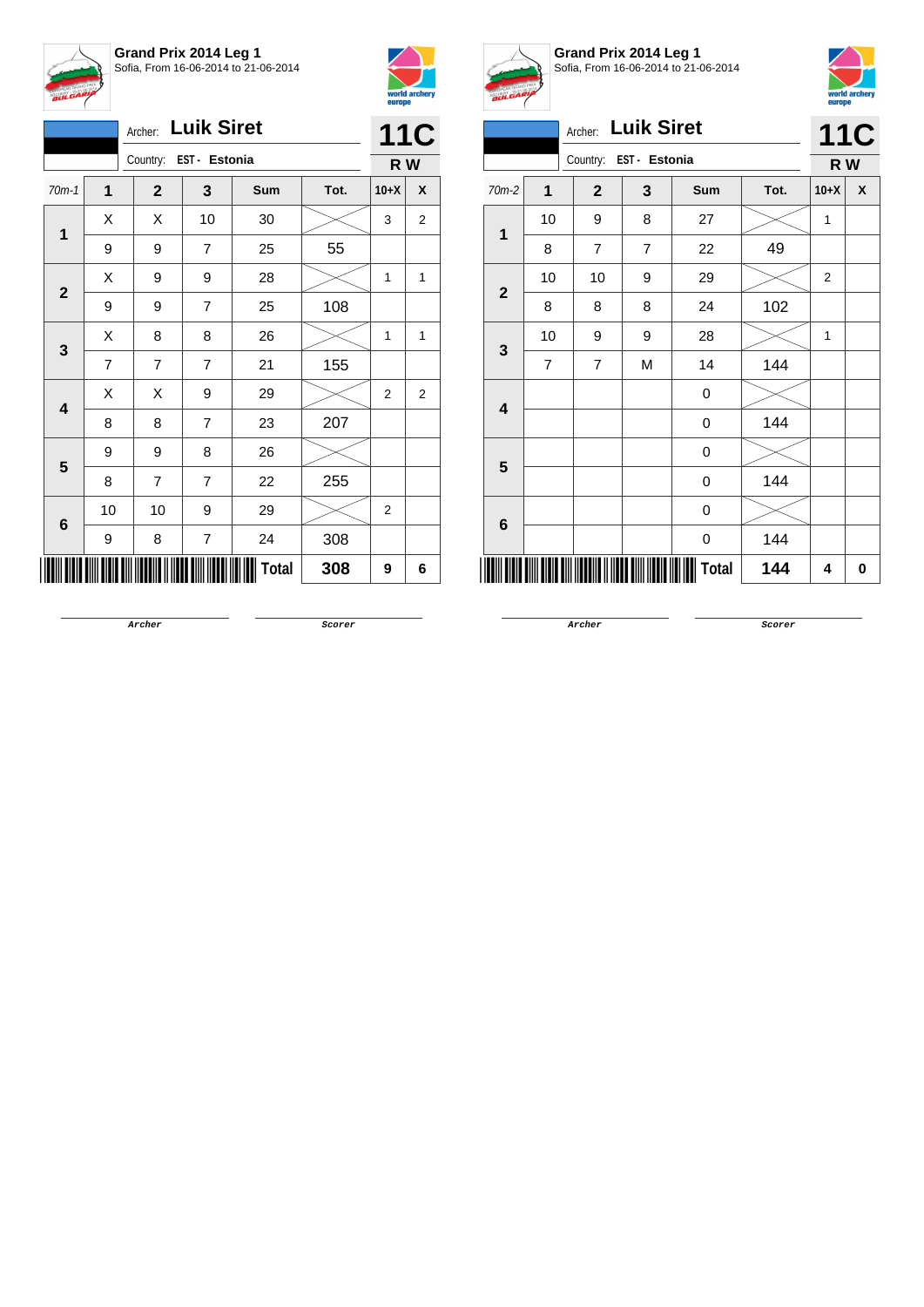**Grand Prix 2014 Leg 1**
Sofia, From 16-06-2014 to 21-06-2014

Archer: **Luik Siret**
Country: **EST - Estonia**

**11C**
**R W**

| 70m-1 | 1 | 2 | 3 | Sum | Tot. | 10+X | X |
|---|---|---|---|---|---|---|---|
| 1 | X | X | 10 | 30 | | 3 | 2 |
| | 9 | 9 | 7 | 25 | 55 | | |
| 2 | X | 9 | 9 | 28 | | 1 | 1 |
| | 9 | 9 | 7 | 25 | 108 | | |
| 3 | X | 8 | 8 | 26 | | 1 | 1 |
| | 7 | 7 | 7 | 21 | 155 | | |
| 4 | X | X | 9 | 29 | | 2 | 2 |
| | 8 | 8 | 7 | 23 | 207 | | |
| 5 | 9 | 9 | 8 | 26 | | | |
| | 8 | 7 | 7 | 22 | 255 | | |
| 6 | 10 | 10 | 9 | 29 | | 2 | |
| | 9 | 8 | 7 | 24 | 308 | | |
| | | | | **Total** | **308** | **9** | **6** |

Archer　　　　Scorer

**Grand Prix 2014 Leg 1**
Sofia, From 16-06-2014 to 21-06-2014

Archer: **Luik Siret**
Country: **EST - Estonia**

**11C**
**R W**

| 70m-2 | 1 | 2 | 3 | Sum | Tot. | 10+X | X |
|---|---|---|---|---|---|---|---|
| 1 | 10 | 9 | 8 | 27 | | 1 | |
| | 8 | 7 | 7 | 22 | 49 | | |
| 2 | 10 | 10 | 9 | 29 | | 2 | |
| | 8 | 8 | 8 | 24 | 102 | | |
| 3 | 10 | 9 | 9 | 28 | | 1 | |
| | 7 | 7 | M | 14 | 144 | | |
| 4 | | | | 0 | | | |
| | | | | 0 | 144 | | |
| 5 | | | | 0 | | | |
| | | | | 0 | 144 | | |
| 6 | | | | 0 | | | |
| | | | | 0 | 144 | | |
| | | | | **Total** | **144** | **4** | **0** |

Archer　　　　Scorer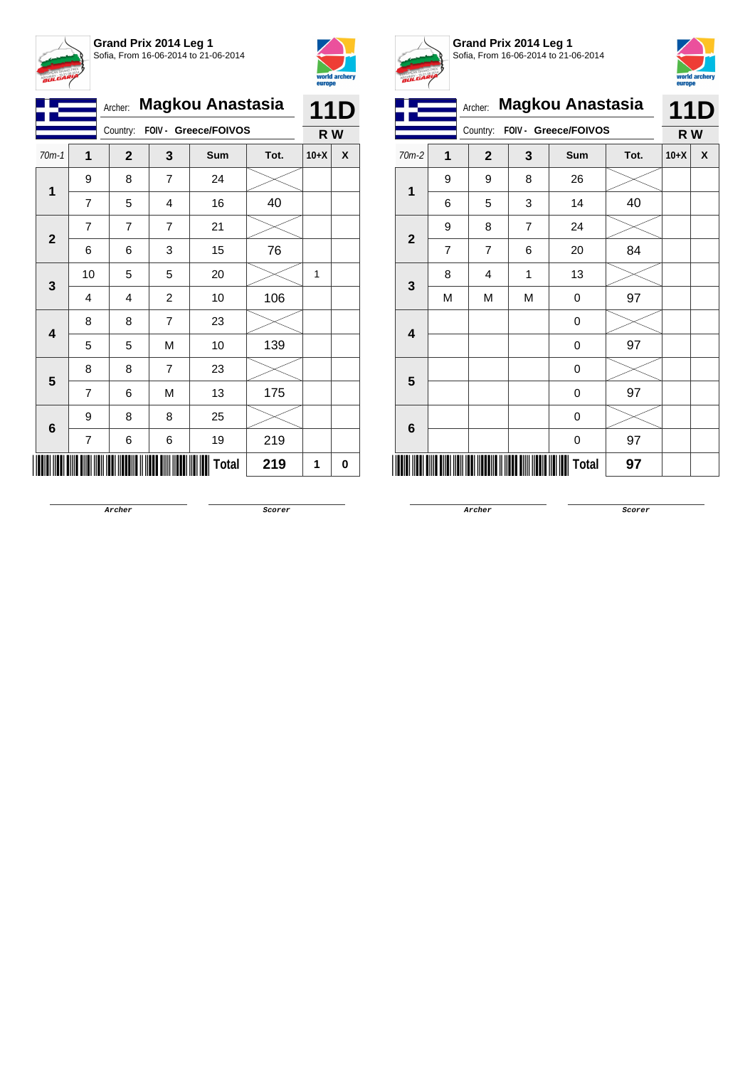**Grand Prix 2014 Leg 1**
Sofia, From 16-06-2014 to 21-06-2014

Archer: **Magkou Anastasia**
Country: **FOIV - Greece/FOIVOS**

**11D**
**R W**

| 70m-1 | 1 | 2 | 3 | Sum | Tot. | 10+X | X |
|---|---|---|---|---|---|---|---|
| 1 | 9 | 8 | 7 | 24 | | | |
| | 7 | 5 | 4 | 16 | 40 | | |
| 2 | 7 | 7 | 7 | 21 | | | |
| | 6 | 6 | 3 | 15 | 76 | | |
| 3 | 10 | 5 | 5 | 20 | | 1 | |
| | 4 | 4 | 2 | 10 | 106 | | |
| 4 | 8 | 8 | 7 | 23 | | | |
| | 5 | 5 | M | 10 | 139 | | |
| 5 | 8 | 8 | 7 | 23 | | | |
| | 7 | 6 | M | 13 | 175 | | |
| 6 | 9 | 8 | 8 | 25 | | | |
| | 7 | 6 | 6 | 19 | 219 | | |
| | | | | **Total** | **219** | **1** | **0** |

Archer　　　　Scorer

**Grand Prix 2014 Leg 1**
Sofia, From 16-06-2014 to 21-06-2014

Archer: **Magkou Anastasia**
Country: **FOIV - Greece/FOIVOS**

**11D**
**R W**

| 70m-2 | 1 | 2 | 3 | Sum | Tot. | 10+X | X |
|---|---|---|---|---|---|---|---|
| 1 | 9 | 9 | 8 | 26 | | | |
| | 6 | 5 | 3 | 14 | 40 | | |
| 2 | 9 | 8 | 7 | 24 | | | |
| | 7 | 7 | 6 | 20 | 84 | | |
| 3 | 8 | 4 | 1 | 13 | | | |
| | M | M | M | 0 | 97 | | |
| 4 | | | | 0 | | | |
| | | | | 0 | 97 | | |
| 5 | | | | 0 | | | |
| | | | | 0 | 97 | | |
| 6 | | | | 0 | | | |
| | | | | 0 | 97 | | |
| | | | | **Total** | **97** | | |

Archer　　　　Scorer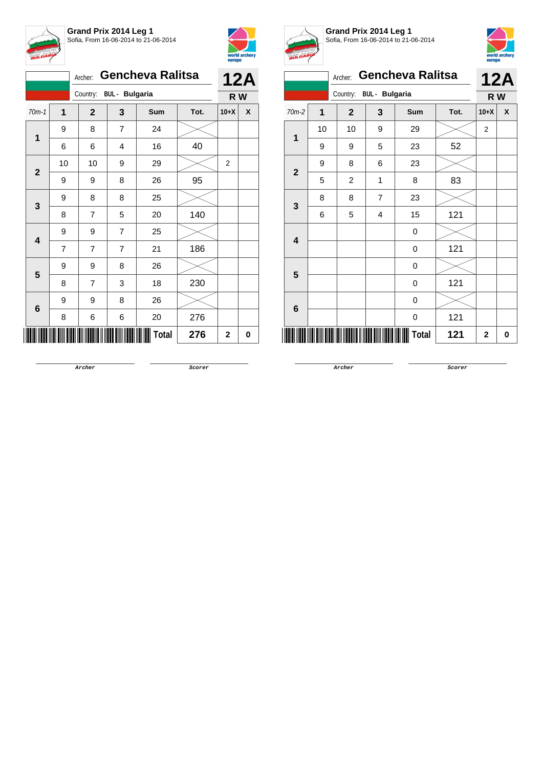**Grand Prix 2014 Leg 1**
Sofia, From 16-06-2014 to 21-06-2014

Archer: **Gencheva Ralitsa**
Country: BUL - Bulgaria

**12A**
**R W**

| 70m-1 | 1 | 2 | 3 | Sum | Tot. | 10+X | X |
|---|---|---|---|---|---|---|---|
| 1 | 9 | 8 | 7 | 24 | | | |
| | 6 | 6 | 4 | 16 | 40 | | |
| 2 | 10 | 10 | 9 | 29 | | 2 | |
| | 9 | 9 | 8 | 26 | 95 | | |
| 3 | 9 | 8 | 8 | 25 | | | |
| | 8 | 7 | 5 | 20 | 140 | | |
| 4 | 9 | 9 | 7 | 25 | | | |
| | 7 | 7 | 7 | 21 | 186 | | |
| 5 | 9 | 9 | 8 | 26 | | | |
| | 8 | 7 | 3 | 18 | 230 | | |
| 6 | 9 | 9 | 8 | 26 | | | |
| | 8 | 6 | 6 | 20 | 276 | | |
| | | | | **Total** | **276** | **2** | **0** |

Archer &nbsp;&nbsp;&nbsp;&nbsp; Scorer

**Grand Prix 2014 Leg 1**
Sofia, From 16-06-2014 to 21-06-2014

Archer: **Gencheva Ralitsa**
Country: BUL - Bulgaria

**12A**
**R W**

| 70m-2 | 1 | 2 | 3 | Sum | Tot. | 10+X | X |
|---|---|---|---|---|---|---|---|
| 1 | 10 | 10 | 9 | 29 | | 2 | |
| | 9 | 9 | 5 | 23 | 52 | | |
| 2 | 9 | 8 | 6 | 23 | | | |
| | 5 | 2 | 1 | 8 | 83 | | |
| 3 | 8 | 8 | 7 | 23 | | | |
| | 6 | 5 | 4 | 15 | 121 | | |
| 4 | | | | 0 | | | |
| | | | | 0 | 121 | | |
| 5 | | | | 0 | | | |
| | | | | 0 | 121 | | |
| 6 | | | | 0 | | | |
| | | | | 0 | 121 | | |
| | | | | **Total** | **121** | **2** | **0** |

Archer &nbsp;&nbsp;&nbsp;&nbsp; Scorer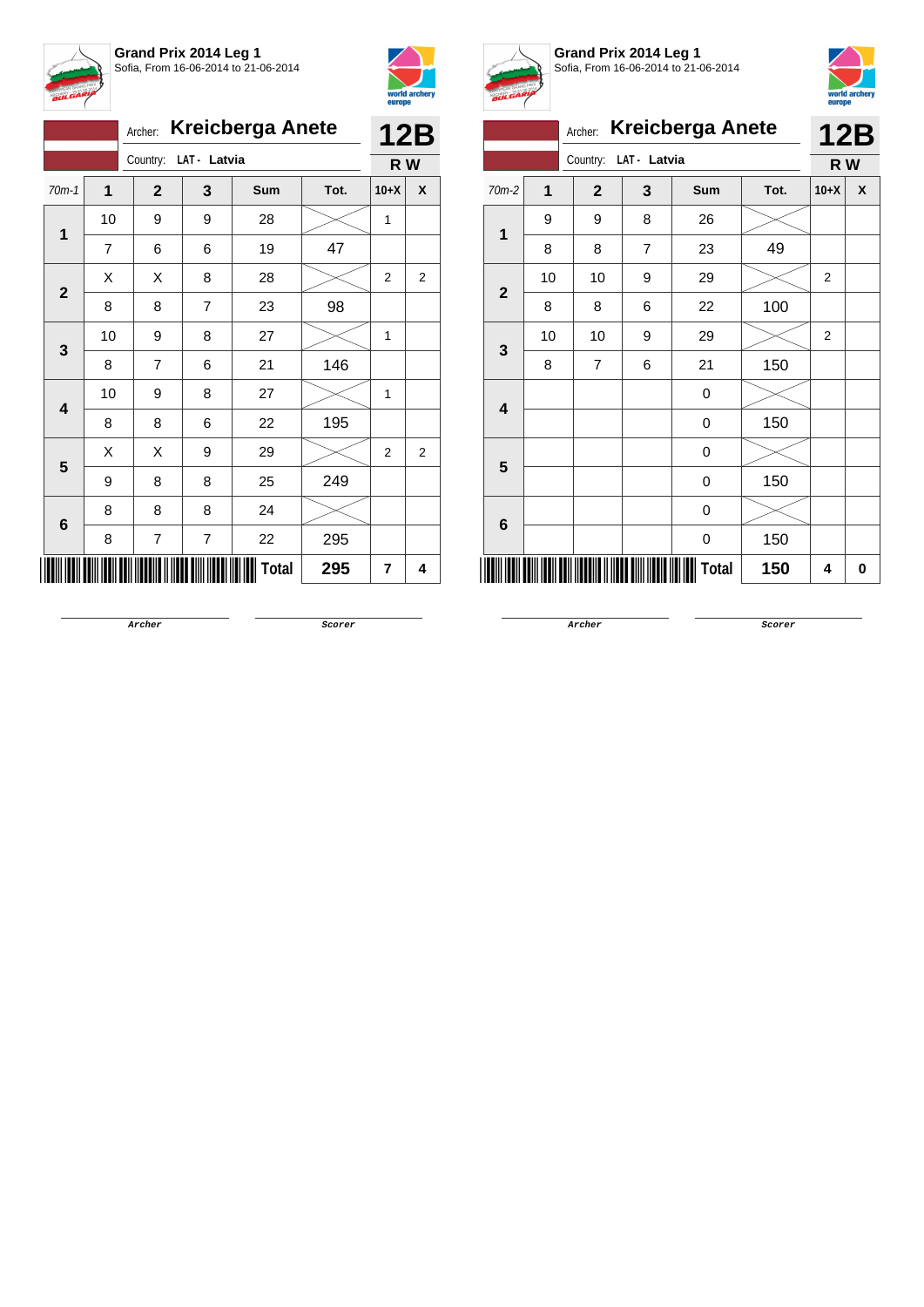**Grand Prix 2014 Leg 1**
Sofia, From 16-06-2014 to 21-06-2014

Archer: **Kreicberga Anete**
Country: **LAT - Latvia**

**12B**
**R W**

| 70m-1 | 1 | 2 | 3 | Sum | Tot. | 10+X | X |
|---|---|---|---|---|---|---|---|
| 1 | 10 | 9 | 9 | 28 | | 1 | |
| | 7 | 6 | 6 | 19 | 47 | | |
| 2 | X | X | 8 | 28 | | 2 | 2 |
| | 8 | 8 | 7 | 23 | 98 | | |
| 3 | 10 | 9 | 8 | 27 | | 1 | |
| | 8 | 7 | 6 | 21 | 146 | | |
| 4 | 10 | 9 | 8 | 27 | | 1 | |
| | 8 | 8 | 6 | 22 | 195 | | |
| 5 | X | X | 9 | 29 | | 2 | 2 |
| | 9 | 8 | 8 | 25 | 249 | | |
| 6 | 8 | 8 | 8 | 24 | | | |
| | 8 | 7 | 7 | 22 | 295 | | |
| | | | | **Total** | **295** | **7** | **4** |

Archer Scorer

**Grand Prix 2014 Leg 1**
Sofia, From 16-06-2014 to 21-06-2014

Archer: **Kreicberga Anete**
Country: **LAT - Latvia**

**12B**
**R W**

| 70m-2 | 1 | 2 | 3 | Sum | Tot. | 10+X | X |
|---|---|---|---|---|---|---|---|
| 1 | 9 | 9 | 8 | 26 | | | |
| | 8 | 8 | 7 | 23 | 49 | | |
| 2 | 10 | 10 | 9 | 29 | | 2 | |
| | 8 | 8 | 6 | 22 | 100 | | |
| 3 | 10 | 10 | 9 | 29 | | 2 | |
| | 8 | 7 | 6 | 21 | 150 | | |
| 4 | | | | 0 | | | |
| | | | | 0 | 150 | | |
| 5 | | | | 0 | | | |
| | | | | 0 | 150 | | |
| 6 | | | | 0 | | | |
| | | | | 0 | 150 | | |
| | | | | **Total** | **150** | **4** | **0** |

Archer Scorer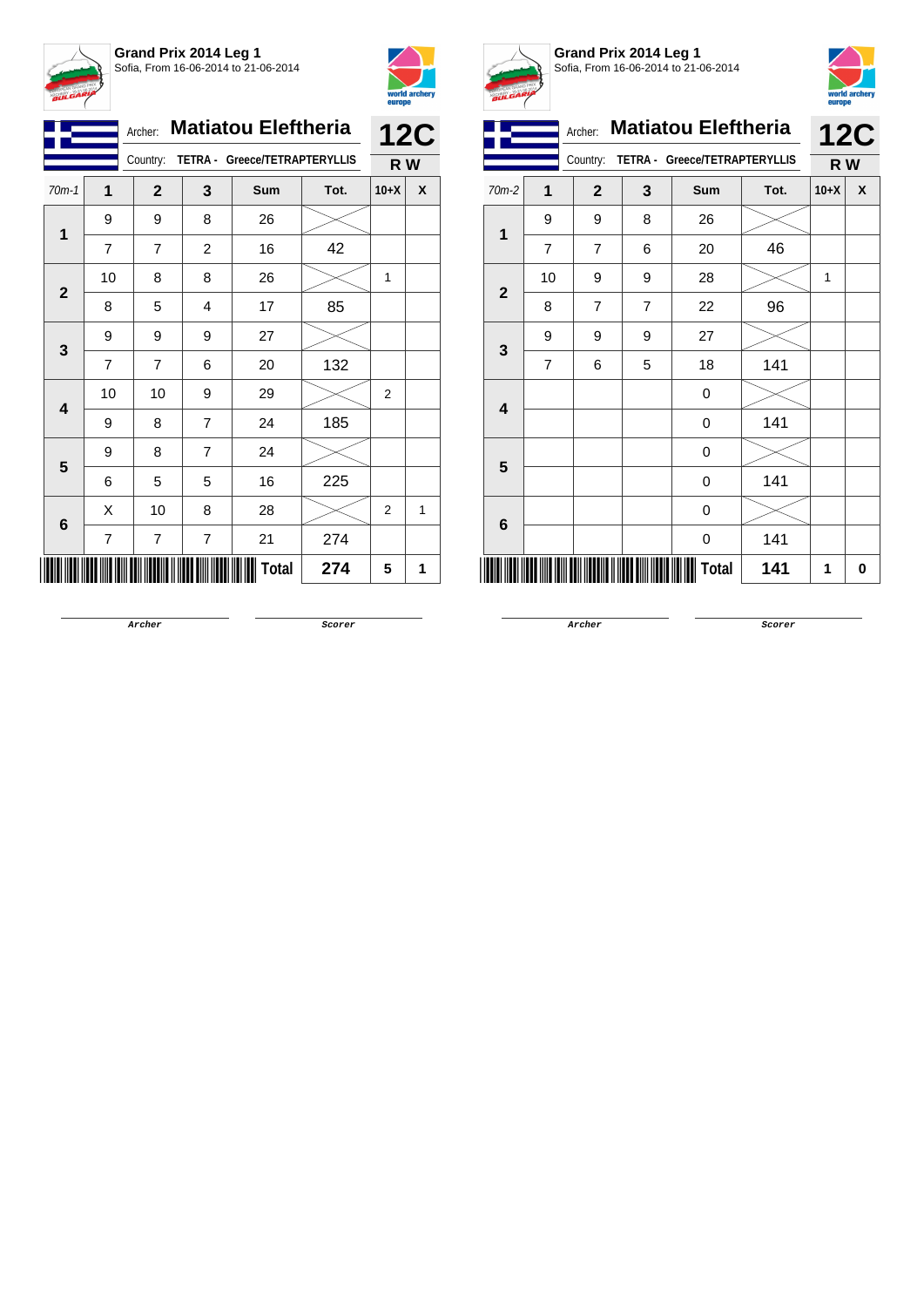## Grand Prix 2014 Leg 1

Sofia, From 16-06-2014 to 21-06-2014

Archer: **Matiatou Eleftheria**

Country: TETRA - Greece/TETRAPTERYLLIS

**12C**

**R W**

| 70m-1 | 1 | 2 | 3 | Sum | Tot. | 10+X | X |
|---|---|---|---|---|---|---|---|
| 1 | 9 | 9 | 8 | 26 | | | |
| | 7 | 7 | 2 | 16 | 42 | | |
| 2 | 10 | 8 | 8 | 26 | | 1 | |
| | 8 | 5 | 4 | 17 | 85 | | |
| 3 | 9 | 9 | 9 | 27 | | | |
| | 7 | 7 | 6 | 20 | 132 | | |
| 4 | 10 | 10 | 9 | 29 | | 2 | |
| | 9 | 8 | 7 | 24 | 185 | | |
| 5 | 9 | 8 | 7 | 24 | | | |
| | 6 | 5 | 5 | 16 | 225 | | |
| 6 | X | 10 | 8 | 28 | | 2 | 1 |
| | 7 | 7 | 7 | 21 | 274 | | |
| | | | | **Total** | **274** | **5** | **1** |

Archer &nbsp;&nbsp;&nbsp;&nbsp; Scorer

## Grand Prix 2014 Leg 1

Sofia, From 16-06-2014 to 21-06-2014

Archer: **Matiatou Eleftheria**

Country: TETRA - Greece/TETRAPTERYLLIS

**12C**

**R W**

| 70m-2 | 1 | 2 | 3 | Sum | Tot. | 10+X | X |
|---|---|---|---|---|---|---|---|
| 1 | 9 | 9 | 8 | 26 | | | |
| | 7 | 7 | 6 | 20 | 46 | | |
| 2 | 10 | 9 | 9 | 28 | | 1 | |
| | 8 | 7 | 7 | 22 | 96 | | |
| 3 | 9 | 9 | 9 | 27 | | | |
| | 7 | 6 | 5 | 18 | 141 | | |
| 4 | | | | 0 | | | |
| | | | | 0 | 141 | | |
| 5 | | | | 0 | | | |
| | | | | 0 | 141 | | |
| 6 | | | | 0 | | | |
| | | | | 0 | 141 | | |
| | | | | **Total** | **141** | **1** | **0** |

Archer &nbsp;&nbsp;&nbsp;&nbsp; Scorer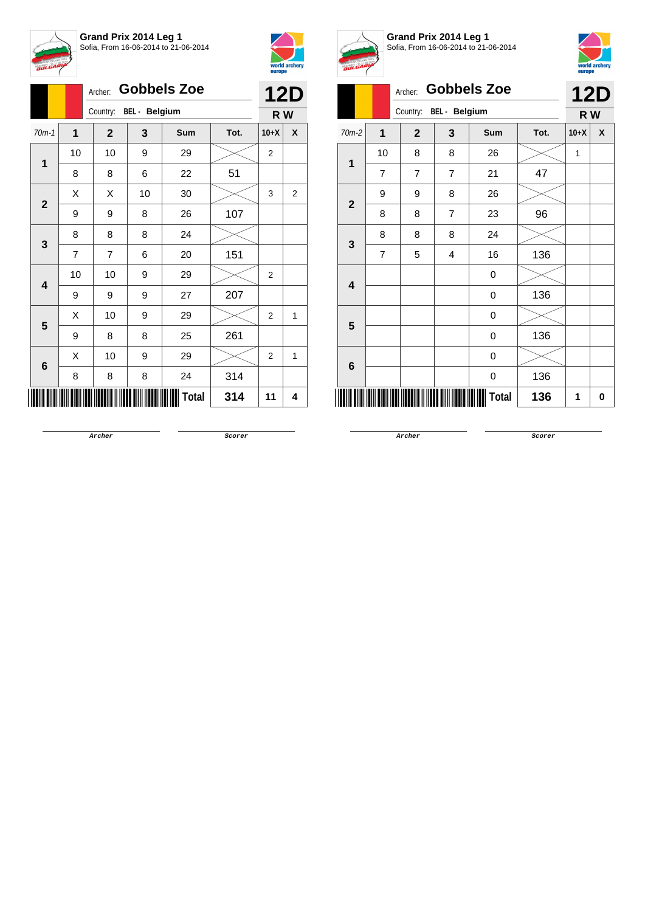**Grand Prix 2014 Leg 1**
Sofia, From 16-06-2014 to 21-06-2014

Archer: **Gobbels Zoe**
Country: BEL - Belgium

**12D**
**R W**

| 70m-1 | 1 | 2 | 3 | Sum | Tot. | 10+X | X |
|---|---|---|---|---|---|---|---|
| 1 | 10 | 10 | 9 | 29 | | 2 | |
| | 8 | 8 | 6 | 22 | 51 | | |
| 2 | X | X | 10 | 30 | | 3 | 2 |
| | 9 | 9 | 8 | 26 | 107 | | |
| 3 | 8 | 8 | 8 | 24 | | | |
| | 7 | 7 | 6 | 20 | 151 | | |
| 4 | 10 | 10 | 9 | 29 | | 2 | |
| | 9 | 9 | 9 | 27 | 207 | | |
| 5 | X | 10 | 9 | 29 | | 2 | 1 |
| | 9 | 8 | 8 | 25 | 261 | | |
| 6 | X | 10 | 9 | 29 | | 2 | 1 |
| | 8 | 8 | 8 | 24 | 314 | | |
| | | | | **Total** | **314** | **11** | **4** |

Archer &nbsp;&nbsp;&nbsp;&nbsp; Scorer

**Grand Prix 2014 Leg 1**
Sofia, From 16-06-2014 to 21-06-2014

Archer: **Gobbels Zoe**
Country: BEL - Belgium

**12D**
**R W**

| 70m-2 | 1 | 2 | 3 | Sum | Tot. | 10+X | X |
|---|---|---|---|---|---|---|---|
| 1 | 10 | 8 | 8 | 26 | | 1 | |
| | 7 | 7 | 7 | 21 | 47 | | |
| 2 | 9 | 9 | 8 | 26 | | | |
| | 8 | 8 | 7 | 23 | 96 | | |
| 3 | 8 | 8 | 8 | 24 | | | |
| | 7 | 5 | 4 | 16 | 136 | | |
| 4 | | | | 0 | | | |
| | | | | 0 | 136 | | |
| 5 | | | | 0 | | | |
| | | | | 0 | 136 | | |
| 6 | | | | 0 | | | |
| | | | | 0 | 136 | | |
| | | | | **Total** | **136** | **1** | **0** |

Archer &nbsp;&nbsp;&nbsp;&nbsp; Scorer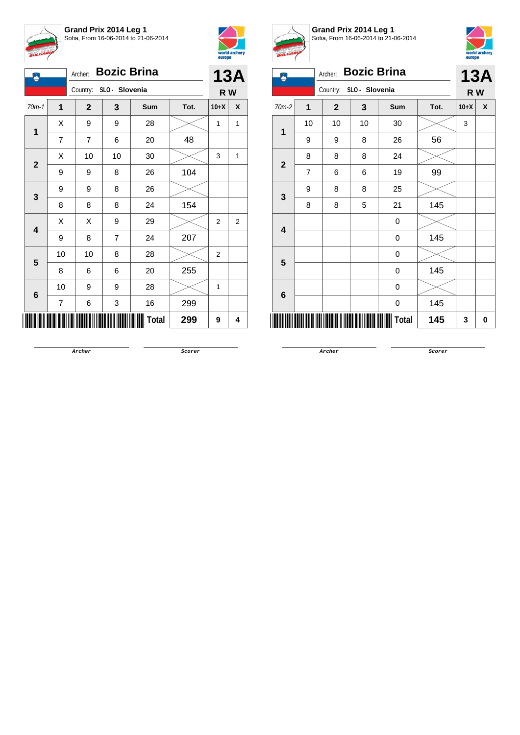## Grand Prix 2014 Leg 1

Sofia, From 16-06-2014 to 21-06-2014

Archer: **Bozic Brina**

Country: SLO - Slovenia

**13A**

**R W**

| 70m-1 | 1 | 2 | 3 | Sum | Tot. | 10+X | X |
|---|---|---|---|---|---|---|---|
| 1 | X | 9 | 9 | 28 | | 1 | 1 |
| | 7 | 7 | 6 | 20 | 48 | | |
| 2 | X | 10 | 10 | 30 | | 3 | 1 |
| | 9 | 9 | 8 | 26 | 104 | | |
| 3 | 9 | 9 | 8 | 26 | | | |
| | 8 | 8 | 8 | 24 | 154 | | |
| 4 | X | X | 9 | 29 | | 2 | 2 |
| | 9 | 8 | 7 | 24 | 207 | | |
| 5 | 10 | 10 | 8 | 28 | | 2 | |
| | 8 | 6 | 6 | 20 | 255 | | |
| 6 | 10 | 9 | 9 | 28 | | 1 | |
| | 7 | 6 | 3 | 16 | 299 | | |
| | | | | **Total** | **299** | **9** | **4** |

Archer

Scorer

## Grand Prix 2014 Leg 1

Sofia, From 16-06-2014 to 21-06-2014

Archer: **Bozic Brina**

Country: SLO - Slovenia

**13A**

**R W**

| 70m-2 | 1 | 2 | 3 | Sum | Tot. | 10+X | X |
|---|---|---|---|---|---|---|---|
| 1 | 10 | 10 | 10 | 30 | | 3 | |
| | 9 | 9 | 8 | 26 | 56 | | |
| 2 | 8 | 8 | 8 | 24 | | | |
| | 7 | 6 | 6 | 19 | 99 | | |
| 3 | 9 | 8 | 8 | 25 | | | |
| | 8 | 8 | 5 | 21 | 145 | | |
| 4 | | | | 0 | | | |
| | | | | 0 | 145 | | |
| 5 | | | | 0 | | | |
| | | | | 0 | 145 | | |
| 6 | | | | 0 | | | |
| | | | | 0 | 145 | | |
| | | | | **Total** | **145** | **3** | **0** |

Archer

Scorer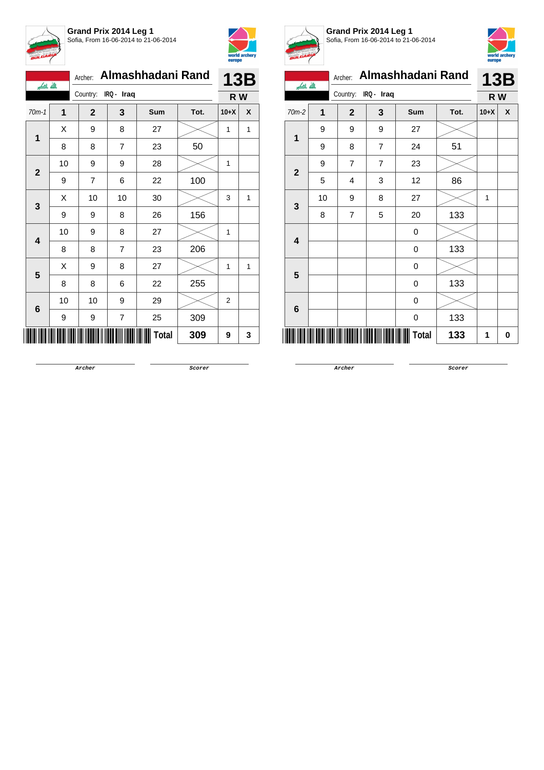**Grand Prix 2014 Leg 1**
Sofia, From 16-06-2014 to 21-06-2014

Archer: **Almashhadani Rand**
Country: IRQ - Iraq

**13B**
**R W**

| 70m-1 | 1 | 2 | 3 | Sum | Tot. | 10+X | X |
|---|---|---|---|---|---|---|---|
| 1 | X | 9 | 8 | 27 | | 1 | 1 |
| | 8 | 8 | 7 | 23 | 50 | | |
| 2 | 10 | 9 | 9 | 28 | | 1 | |
| | 9 | 7 | 6 | 22 | 100 | | |
| 3 | X | 10 | 10 | 30 | | 3 | 1 |
| | 9 | 9 | 8 | 26 | 156 | | |
| 4 | 10 | 9 | 8 | 27 | | 1 | |
| | 8 | 8 | 7 | 23 | 206 | | |
| 5 | X | 9 | 8 | 27 | | 1 | 1 |
| | 8 | 8 | 6 | 22 | 255 | | |
| 6 | 10 | 10 | 9 | 29 | | 2 | |
| | 9 | 9 | 7 | 25 | 309 | | |
| | | | | Total | 309 | 9 | 3 |

Archer ______ Scorer ______

**Grand Prix 2014 Leg 1**
Sofia, From 16-06-2014 to 21-06-2014

Archer: **Almashhadani Rand**
Country: IRQ - Iraq

**13B**
**R W**

| 70m-2 | 1 | 2 | 3 | Sum | Tot. | 10+X | X |
|---|---|---|---|---|---|---|---|
| 1 | 9 | 9 | 9 | 27 | | | |
| | 9 | 8 | 7 | 24 | 51 | | |
| 2 | 9 | 7 | 7 | 23 | | | |
| | 5 | 4 | 3 | 12 | 86 | | |
| 3 | 10 | 9 | 8 | 27 | | 1 | |
| | 8 | 7 | 5 | 20 | 133 | | |
| 4 | | | | 0 | | | |
| | | | | 0 | 133 | | |
| 5 | | | | 0 | | | |
| | | | | 0 | 133 | | |
| 6 | | | | 0 | | | |
| | | | | 0 | 133 | | |
| | | | | Total | 133 | 1 | 0 |

Archer ______ Scorer ______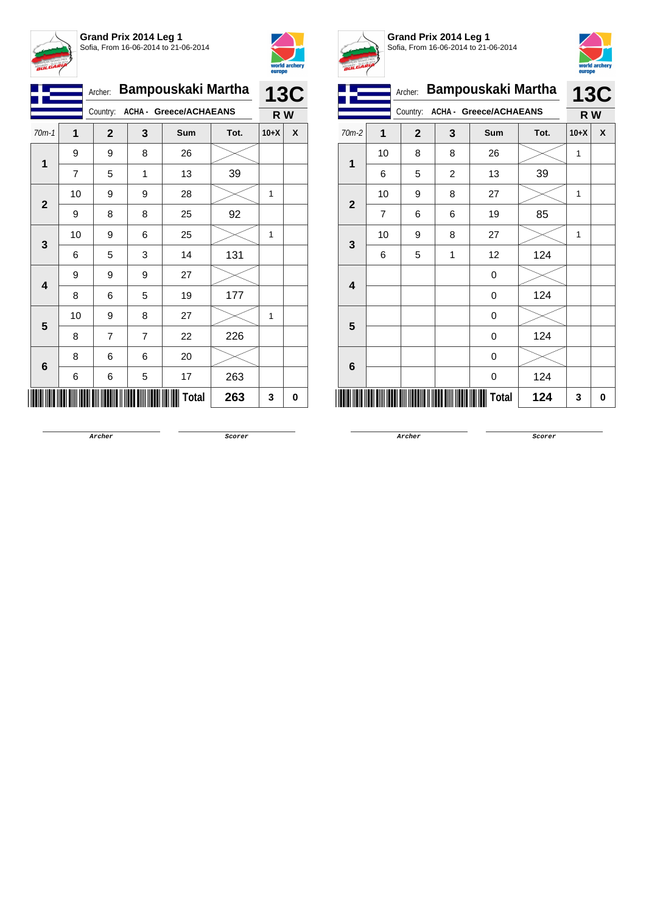**Grand Prix 2014 Leg 1**
Sofia, From 16-06-2014 to 21-06-2014

Archer: **Bampouskaki Martha**
Country: **ACHA - Greece/ACHAEANS**

**13C**
**R W**

| 70m-1 | 1 | 2 | 3 | Sum | Tot. | 10+X | X |
|---|---|---|---|---|---|---|---|
| 1 | 9 | 9 | 8 | 26 | | | |
| | 7 | 5 | 1 | 13 | 39 | | |
| 2 | 10 | 9 | 9 | 28 | | 1 | |
| | 9 | 8 | 8 | 25 | 92 | | |
| 3 | 10 | 9 | 6 | 25 | | 1 | |
| | 6 | 5 | 3 | 14 | 131 | | |
| 4 | 9 | 9 | 9 | 27 | | | |
| | 8 | 6 | 5 | 19 | 177 | | |
| 5 | 10 | 9 | 8 | 27 | | 1 | |
| | 8 | 7 | 7 | 22 | 226 | | |
| 6 | 8 | 6 | 6 | 20 | | | |
| | 6 | 6 | 5 | 17 | 263 | | |
| | | | | **Total** | **263** | **3** | **0** |

Archer　　　　Scorer

**Grand Prix 2014 Leg 1**
Sofia, From 16-06-2014 to 21-06-2014

Archer: **Bampouskaki Martha**
Country: **ACHA - Greece/ACHAEANS**

**13C**
**R W**

| 70m-2 | 1 | 2 | 3 | Sum | Tot. | 10+X | X |
|---|---|---|---|---|---|---|---|
| 1 | 10 | 8 | 8 | 26 | | 1 | |
| | 6 | 5 | 2 | 13 | 39 | | |
| 2 | 10 | 9 | 8 | 27 | | 1 | |
| | 7 | 6 | 6 | 19 | 85 | | |
| 3 | 10 | 9 | 8 | 27 | | 1 | |
| | 6 | 5 | 1 | 12 | 124 | | |
| 4 | | | | 0 | | | |
| | | | | 0 | 124 | | |
| 5 | | | | 0 | | | |
| | | | | 0 | 124 | | |
| 6 | | | | 0 | | | |
| | | | | 0 | 124 | | |
| | | | | **Total** | **124** | **3** | **0** |

Archer　　　　Scorer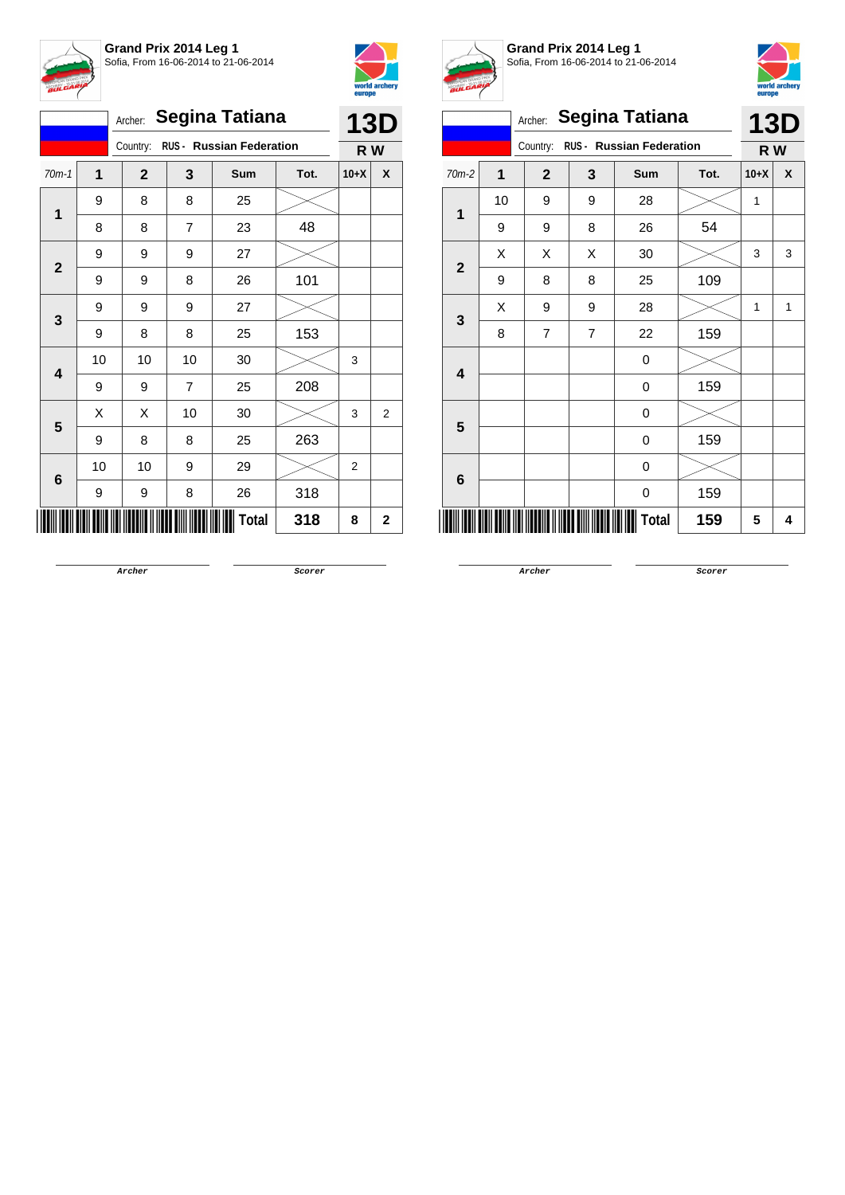**Grand Prix 2014 Leg 1**
Sofia, From 16-06-2014 to 21-06-2014

Archer: **Segina Tatiana**
Country: RUS - Russian Federation

**13D**
**R W**

| 70m-1 | 1 | 2 | 3 | Sum | Tot. | 10+X | X |
|---|---|---|---|---|---|---|---|
| 1 | 9 | 8 | 8 | 25 | | | |
| | 8 | 8 | 7 | 23 | 48 | | |
| 2 | 9 | 9 | 9 | 27 | | | |
| | 9 | 9 | 8 | 26 | 101 | | |
| 3 | 9 | 9 | 9 | 27 | | | |
| | 9 | 8 | 8 | 25 | 153 | | |
| 4 | 10 | 10 | 10 | 30 | | 3 | |
| | 9 | 9 | 7 | 25 | 208 | | |
| 5 | X | X | 10 | 30 | | 3 | 2 |
| | 9 | 8 | 8 | 25 | 263 | | |
| 6 | 10 | 10 | 9 | 29 | | 2 | |
| | 9 | 9 | 8 | 26 | 318 | | |
| | | | | **Total** | **318** | **8** | **2** |

Archer &nbsp;&nbsp;&nbsp;&nbsp; Scorer

**Grand Prix 2014 Leg 1**
Sofia, From 16-06-2014 to 21-06-2014

Archer: **Segina Tatiana**
Country: RUS - Russian Federation

**13D**
**R W**

| 70m-2 | 1 | 2 | 3 | Sum | Tot. | 10+X | X |
|---|---|---|---|---|---|---|---|
| 1 | 10 | 9 | 9 | 28 | | 1 | |
| | 9 | 9 | 8 | 26 | 54 | | |
| 2 | X | X | X | 30 | | 3 | 3 |
| | 9 | 8 | 8 | 25 | 109 | | |
| 3 | X | 9 | 9 | 28 | | 1 | 1 |
| | 8 | 7 | 7 | 22 | 159 | | |
| 4 | | | | 0 | | | |
| | | | | 0 | 159 | | |
| 5 | | | | 0 | | | |
| | | | | 0 | 159 | | |
| 6 | | | | 0 | | | |
| | | | | 0 | 159 | | |
| | | | | **Total** | **159** | **5** | **4** |

Archer &nbsp;&nbsp;&nbsp;&nbsp; Scorer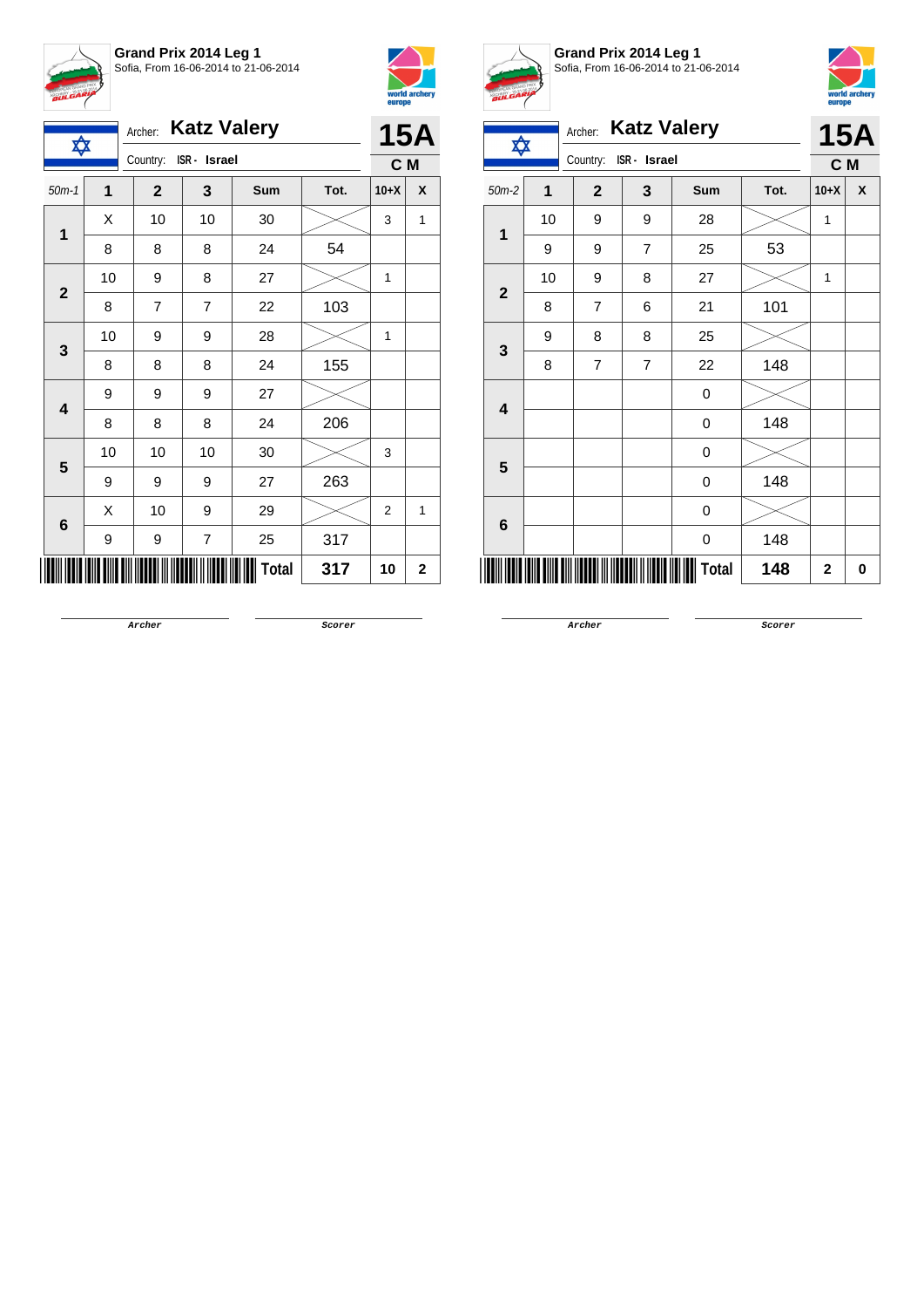**Grand Prix 2014 Leg 1**
Sofia, From 16-06-2014 to 21-06-2014

Archer: **Katz Valery**
Country: ISR - Israel

**15A**
**C M**

| 50m-1 | 1 | 2 | 3 | Sum | Tot. | 10+X | X |
|---|---|---|---|---|---|---|---|
| 1 | X | 10 | 10 | 30 | | 3 | 1 |
| | 8 | 8 | 8 | 24 | 54 | | |
| 2 | 10 | 9 | 8 | 27 | | 1 | |
| | 8 | 7 | 7 | 22 | 103 | | |
| 3 | 10 | 9 | 9 | 28 | | 1 | |
| | 8 | 8 | 8 | 24 | 155 | | |
| 4 | 9 | 9 | 9 | 27 | | | |
| | 8 | 8 | 8 | 24 | 206 | | |
| 5 | 10 | 10 | 10 | 30 | | 3 | |
| | 9 | 9 | 9 | 27 | 263 | | |
| 6 | X | 10 | 9 | 29 | | 2 | 1 |
| | 9 | 9 | 7 | 25 | 317 | | |
| | | | | **Total** | **317** | **10** | **2** |

Archer

Scorer

**Grand Prix 2014 Leg 1**
Sofia, From 16-06-2014 to 21-06-2014

Archer: **Katz Valery**
Country: ISR - Israel

**15A**
**C M**

| 50m-2 | 1 | 2 | 3 | Sum | Tot. | 10+X | X |
|---|---|---|---|---|---|---|---|
| 1 | 10 | 9 | 9 | 28 | | 1 | |
| | 9 | 9 | 7 | 25 | 53 | | |
| 2 | 10 | 9 | 8 | 27 | | 1 | |
| | 8 | 7 | 6 | 21 | 101 | | |
| 3 | 9 | 8 | 8 | 25 | | | |
| | 8 | 7 | 7 | 22 | 148 | | |
| 4 | | | | 0 | | | |
| | | | | 0 | 148 | | |
| 5 | | | | 0 | | | |
| | | | | 0 | 148 | | |
| 6 | | | | 0 | | | |
| | | | | 0 | 148 | | |
| | | | | **Total** | **148** | **2** | **0** |

Archer

Scorer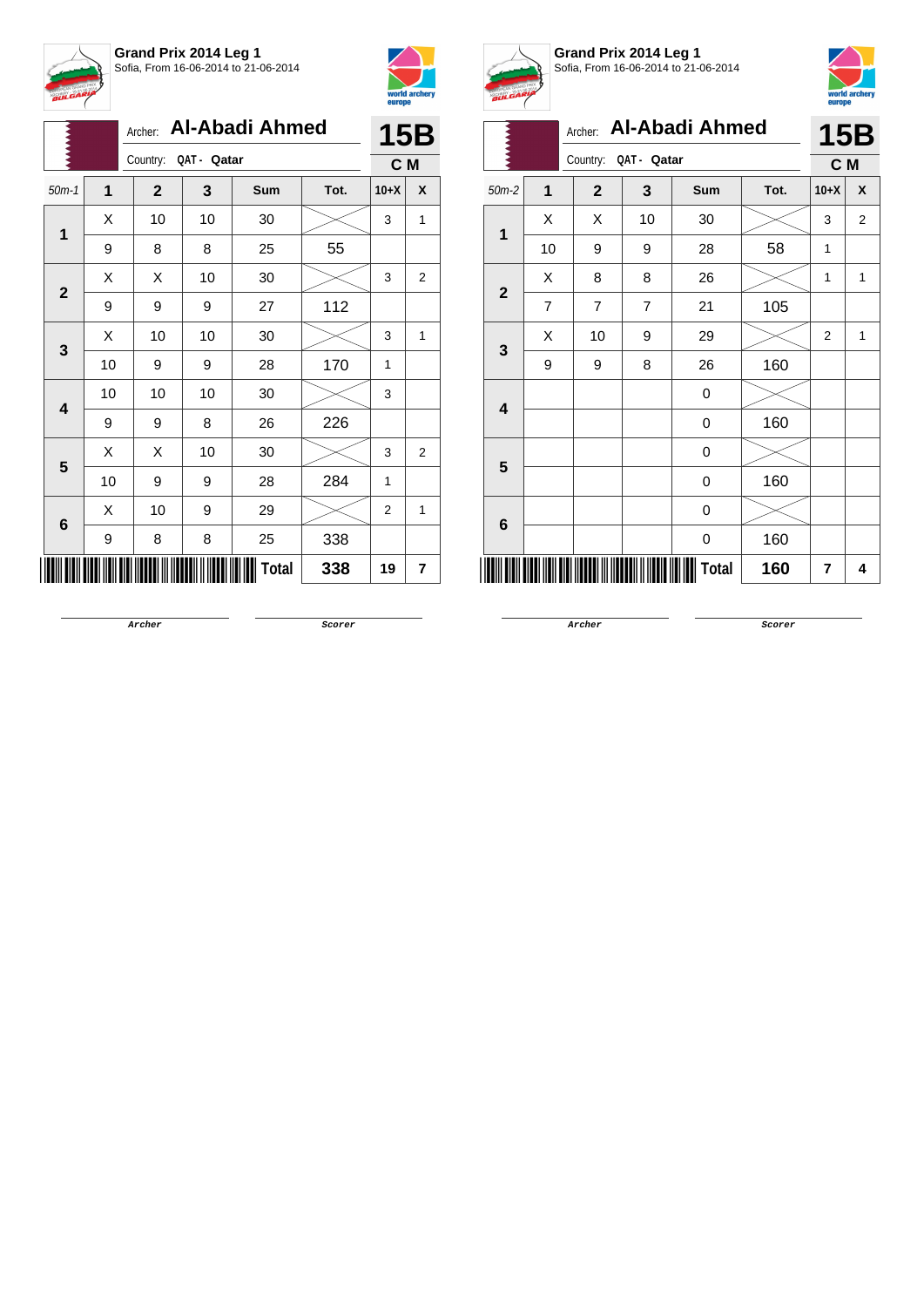**Grand Prix 2014 Leg 1**
Sofia, From 16-06-2014 to 21-06-2014

Archer: **Al-Abadi Ahmed**
Country: QAT - Qatar

**15B**
**C M**

| 50m-1 | 1 | 2 | 3 | Sum | Tot. | 10+X | X |
|---|---|---|---|---|---|---|---|
| 1 | X | 10 | 10 | 30 | | 3 | 1 |
| | 9 | 8 | 8 | 25 | 55 | | |
| 2 | X | X | 10 | 30 | | 3 | 2 |
| | 9 | 9 | 9 | 27 | 112 | | |
| 3 | X | 10 | 10 | 30 | | 3 | 1 |
| | 10 | 9 | 9 | 28 | 170 | 1 | |
| 4 | 10 | 10 | 10 | 30 | | 3 | |
| | 9 | 9 | 8 | 26 | 226 | | |
| 5 | X | X | 10 | 30 | | 3 | 2 |
| | 10 | 9 | 9 | 28 | 284 | 1 | |
| 6 | X | 10 | 9 | 29 | | 2 | 1 |
| | 9 | 8 | 8 | 25 | 338 | | |
| | | | | **Total** | **338** | **19** | **7** |

Archer　　　Scorer

**Grand Prix 2014 Leg 1**
Sofia, From 16-06-2014 to 21-06-2014

Archer: **Al-Abadi Ahmed**
Country: QAT - Qatar

**15B**
**C M**

| 50m-2 | 1 | 2 | 3 | Sum | Tot. | 10+X | X |
|---|---|---|---|---|---|---|---|
| 1 | X | X | 10 | 30 | | 3 | 2 |
| | 10 | 9 | 9 | 28 | 58 | 1 | |
| 2 | X | 8 | 8 | 26 | | 1 | 1 |
| | 7 | 7 | 7 | 21 | 105 | | |
| 3 | X | 10 | 9 | 29 | | 2 | 1 |
| | 9 | 9 | 8 | 26 | 160 | | |
| 4 | | | | 0 | | | |
| | | | | 0 | 160 | | |
| 5 | | | | 0 | | | |
| | | | | 0 | 160 | | |
| 6 | | | | 0 | | | |
| | | | | 0 | 160 | | |
| | | | | **Total** | **160** | **7** | **4** |

Archer　　　Scorer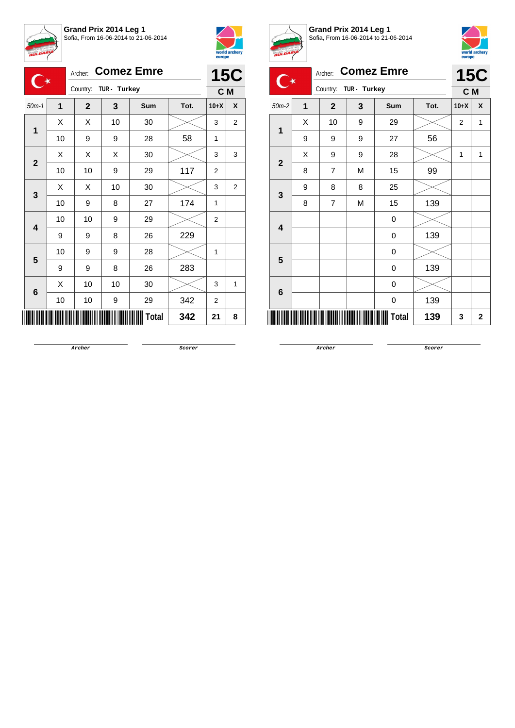**Grand Prix 2014 Leg 1**
Sofia, From 16-06-2014 to 21-06-2014

Archer: **Comez Emre**
Country: TUR - Turkey

**15C**
**C M**

| 50m-1 | 1 | 2 | 3 | Sum | Tot. | 10+X | X |
|---|---|---|---|---|---|---|---|
| 1 | X | X | 10 | 30 | | 3 | 2 |
| | 10 | 9 | 9 | 28 | 58 | 1 | |
| 2 | X | X | X | 30 | | 3 | 3 |
| | 10 | 10 | 9 | 29 | 117 | 2 | |
| 3 | X | X | 10 | 30 | | 3 | 2 |
| | 10 | 9 | 8 | 27 | 174 | 1 | |
| 4 | 10 | 10 | 9 | 29 | | 2 | |
| | 9 | 9 | 8 | 26 | 229 | | |
| 5 | 10 | 9 | 9 | 28 | | 1 | |
| | 9 | 9 | 8 | 26 | 283 | | |
| 6 | X | 10 | 10 | 30 | | 3 | 1 |
| | 10 | 10 | 9 | 29 | 342 | 2 | |
| | | | | **Total** | **342** | **21** | **8** |

Archer    Scorer

**Grand Prix 2014 Leg 1**
Sofia, From 16-06-2014 to 21-06-2014

Archer: **Comez Emre**
Country: TUR - Turkey

**15C**
**C M**

| 50m-2 | 1 | 2 | 3 | Sum | Tot. | 10+X | X |
|---|---|---|---|---|---|---|---|
| 1 | X | 10 | 9 | 29 | | 2 | 1 |
| | 9 | 9 | 9 | 27 | 56 | | |
| 2 | X | 9 | 9 | 28 | | 1 | 1 |
| | 8 | 7 | M | 15 | 99 | | |
| 3 | 9 | 8 | 8 | 25 | | | |
| | 8 | 7 | M | 15 | 139 | | |
| 4 | | | | 0 | | | |
| | | | | 0 | 139 | | |
| 5 | | | | 0 | | | |
| | | | | 0 | 139 | | |
| 6 | | | | 0 | | | |
| | | | | 0 | 139 | | |
| | | | | **Total** | **139** | **3** | **2** |

Archer    Scorer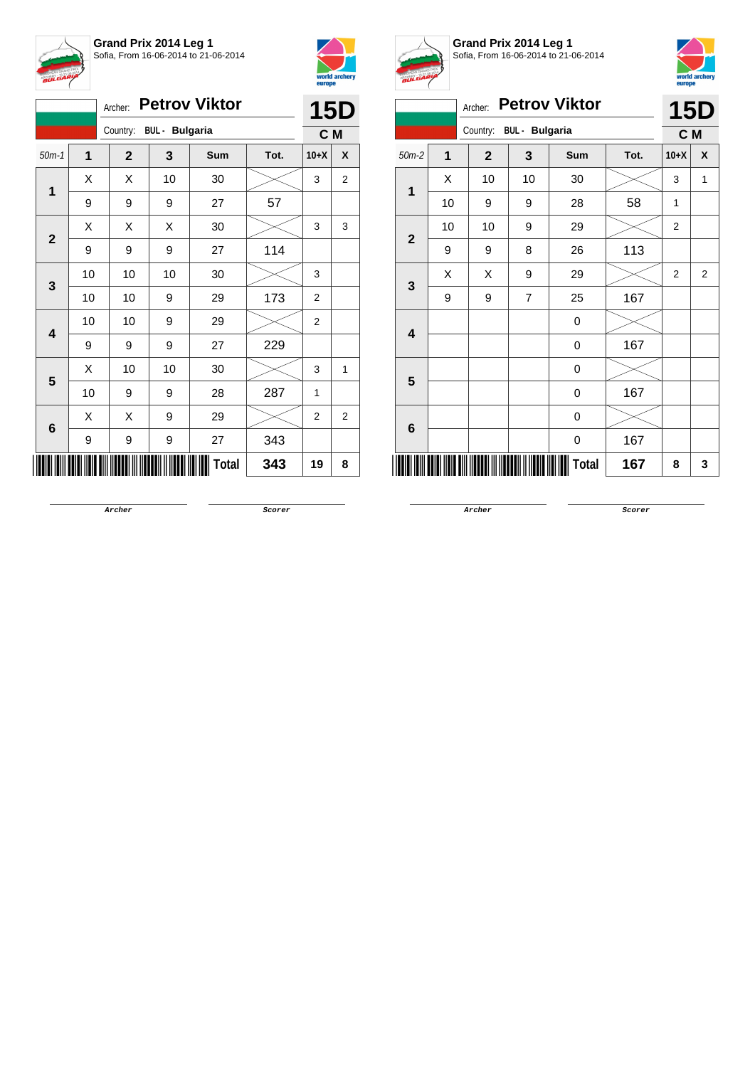**Grand Prix 2014 Leg 1**
Sofia, From 16-06-2014 to 21-06-2014

Archer: **Petrov Viktor** — **15D**
Country: BUL - Bulgaria — **C M**

| 50m-1 | 1 | 2 | 3 | Sum | Tot. | 10+X | X |
|---|---|---|---|---|---|---|---|
| 1 | X | X | 10 | 30 | | 3 | 2 |
| | 9 | 9 | 9 | 27 | 57 | | |
| 2 | X | X | X | 30 | | 3 | 3 |
| | 9 | 9 | 9 | 27 | 114 | | |
| 3 | 10 | 10 | 10 | 30 | | 3 | |
| | 10 | 10 | 9 | 29 | 173 | 2 | |
| 4 | 10 | 10 | 9 | 29 | | 2 | |
| | 9 | 9 | 9 | 27 | 229 | | |
| 5 | X | 10 | 10 | 30 | | 3 | 1 |
| | 10 | 9 | 9 | 28 | 287 | 1 | |
| 6 | X | X | 9 | 29 | | 2 | 2 |
| | 9 | 9 | 9 | 27 | 343 | | |
| | | | | Total | 343 | 19 | 8 |

Archer — Scorer

**Grand Prix 2014 Leg 1**
Sofia, From 16-06-2014 to 21-06-2014

Archer: **Petrov Viktor** — **15D**
Country: BUL - Bulgaria — **C M**

| 50m-2 | 1 | 2 | 3 | Sum | Tot. | 10+X | X |
|---|---|---|---|---|---|---|---|
| 1 | X | 10 | 10 | 30 | | 3 | 1 |
| | 10 | 9 | 9 | 28 | 58 | 1 | |
| 2 | 10 | 10 | 9 | 29 | | 2 | |
| | 9 | 9 | 8 | 26 | 113 | | |
| 3 | X | X | 9 | 29 | | 2 | 2 |
| | 9 | 9 | 7 | 25 | 167 | | |
| 4 | | | | 0 | | | |
| | | | | 0 | 167 | | |
| 5 | | | | 0 | | | |
| | | | | 0 | 167 | | |
| 6 | | | | 0 | | | |
| | | | | 0 | 167 | | |
| | | | | Total | 167 | 8 | 3 |

Archer — Scorer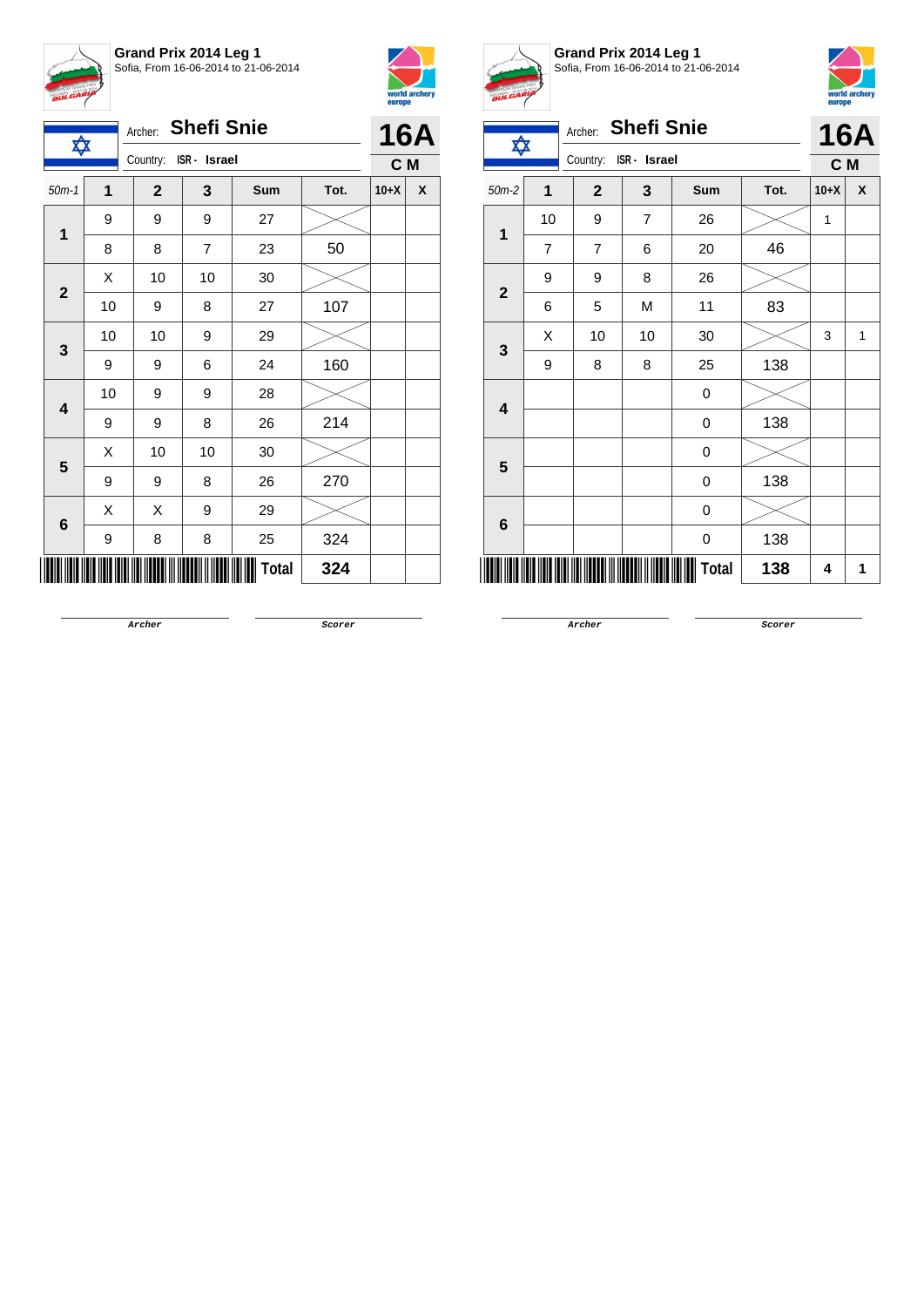## Grand Prix 2014 Leg 1
Sofia, From 16-06-2014 to 21-06-2014

Archer: **Shefi Snie**
Country: ISR - Israel

**16A**
**C M**

| 50m-1 | 1 | 2 | 3 | Sum | Tot. | 10+X | X |
|---|---|---|---|---|---|---|---|
| 1 | 9 | 9 | 9 | 27 | | | |
| | 8 | 8 | 7 | 23 | 50 | | |
| 2 | X | 10 | 10 | 30 | | | |
| | 10 | 9 | 8 | 27 | 107 | | |
| 3 | 10 | 10 | 9 | 29 | | | |
| | 9 | 9 | 6 | 24 | 160 | | |
| 4 | 10 | 9 | 9 | 28 | | | |
| | 9 | 9 | 8 | 26 | 214 | | |
| 5 | X | 10 | 10 | 30 | | | |
| | 9 | 9 | 8 | 26 | 270 | | |
| 6 | X | X | 9 | 29 | | | |
| | 9 | 8 | 8 | 25 | 324 | | |
| | | | | Total | 324 | | |

Archer &nbsp;&nbsp;&nbsp;&nbsp; Scorer

## Grand Prix 2014 Leg 1
Sofia, From 16-06-2014 to 21-06-2014

Archer: **Shefi Snie**
Country: ISR - Israel

**16A**
**C M**

| 50m-2 | 1 | 2 | 3 | Sum | Tot. | 10+X | X |
|---|---|---|---|---|---|---|---|
| 1 | 10 | 9 | 7 | 26 | | 1 | |
| | 7 | 7 | 6 | 20 | 46 | | |
| 2 | 9 | 9 | 8 | 26 | | | |
| | 6 | 5 | M | 11 | 83 | | |
| 3 | X | 10 | 10 | 30 | | 3 | 1 |
| | 9 | 8 | 8 | 25 | 138 | | |
| 4 | | | | 0 | | | |
| | | | | 0 | 138 | | |
| 5 | | | | 0 | | | |
| | | | | 0 | 138 | | |
| 6 | | | | 0 | | | |
| | | | | 0 | 138 | | |
| | | | | Total | 138 | 4 | 1 |

Archer &nbsp;&nbsp;&nbsp;&nbsp; Scorer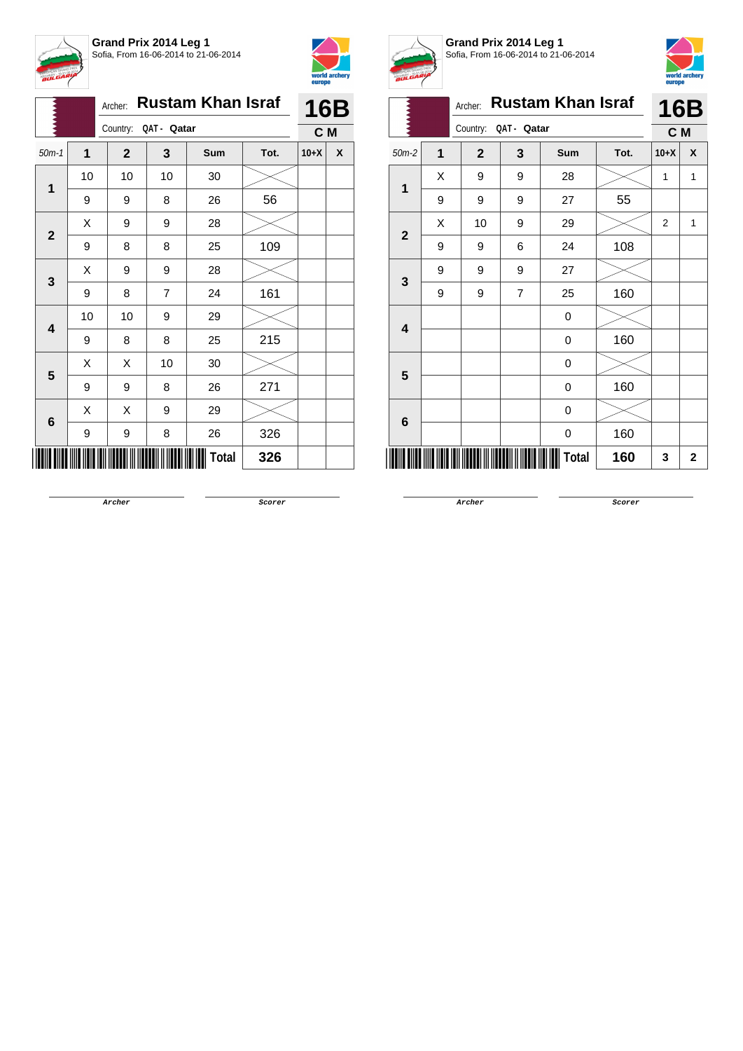**Grand Prix 2014 Leg 1**
Sofia, From 16-06-2014 to 21-06-2014

Archer: **Rustam Khan Israf**
Country: QAT - Qatar
**16B**
**C M**

| 50m-1 | 1 | 2 | 3 | Sum | Tot. | 10+X | X |
|---|---|---|---|---|---|---|---|
| 1 | 10 | 10 | 10 | 30 | | | |
| | 9 | 9 | 8 | 26 | 56 | | |
| 2 | X | 9 | 9 | 28 | | | |
| | 9 | 8 | 8 | 25 | 109 | | |
| 3 | X | 9 | 9 | 28 | | | |
| | 9 | 8 | 7 | 24 | 161 | | |
| 4 | 10 | 10 | 9 | 29 | | | |
| | 9 | 8 | 8 | 25 | 215 | | |
| 5 | X | X | 10 | 30 | | | |
| | 9 | 9 | 8 | 26 | 271 | | |
| 6 | X | X | 9 | 29 | | | |
| | 9 | 9 | 8 | 26 | 326 | | |
| | | | | Total | 326 | | |

Archer — Scorer

**Grand Prix 2014 Leg 1**
Sofia, From 16-06-2014 to 21-06-2014

Archer: **Rustam Khan Israf**
Country: QAT - Qatar
**16B**
**C M**

| 50m-2 | 1 | 2 | 3 | Sum | Tot. | 10+X | X |
|---|---|---|---|---|---|---|---|
| 1 | X | 9 | 9 | 28 | | 1 | 1 |
| | 9 | 9 | 9 | 27 | 55 | | |
| 2 | X | 10 | 9 | 29 | | 2 | 1 |
| | 9 | 9 | 6 | 24 | 108 | | |
| 3 | 9 | 9 | 9 | 27 | | | |
| | 9 | 9 | 7 | 25 | 160 | | |
| 4 | | | | 0 | | | |
| | | | | 0 | 160 | | |
| 5 | | | | 0 | | | |
| | | | | 0 | 160 | | |
| 6 | | | | 0 | | | |
| | | | | 0 | 160 | | |
| | | | | Total | 160 | 3 | 2 |

Archer — Scorer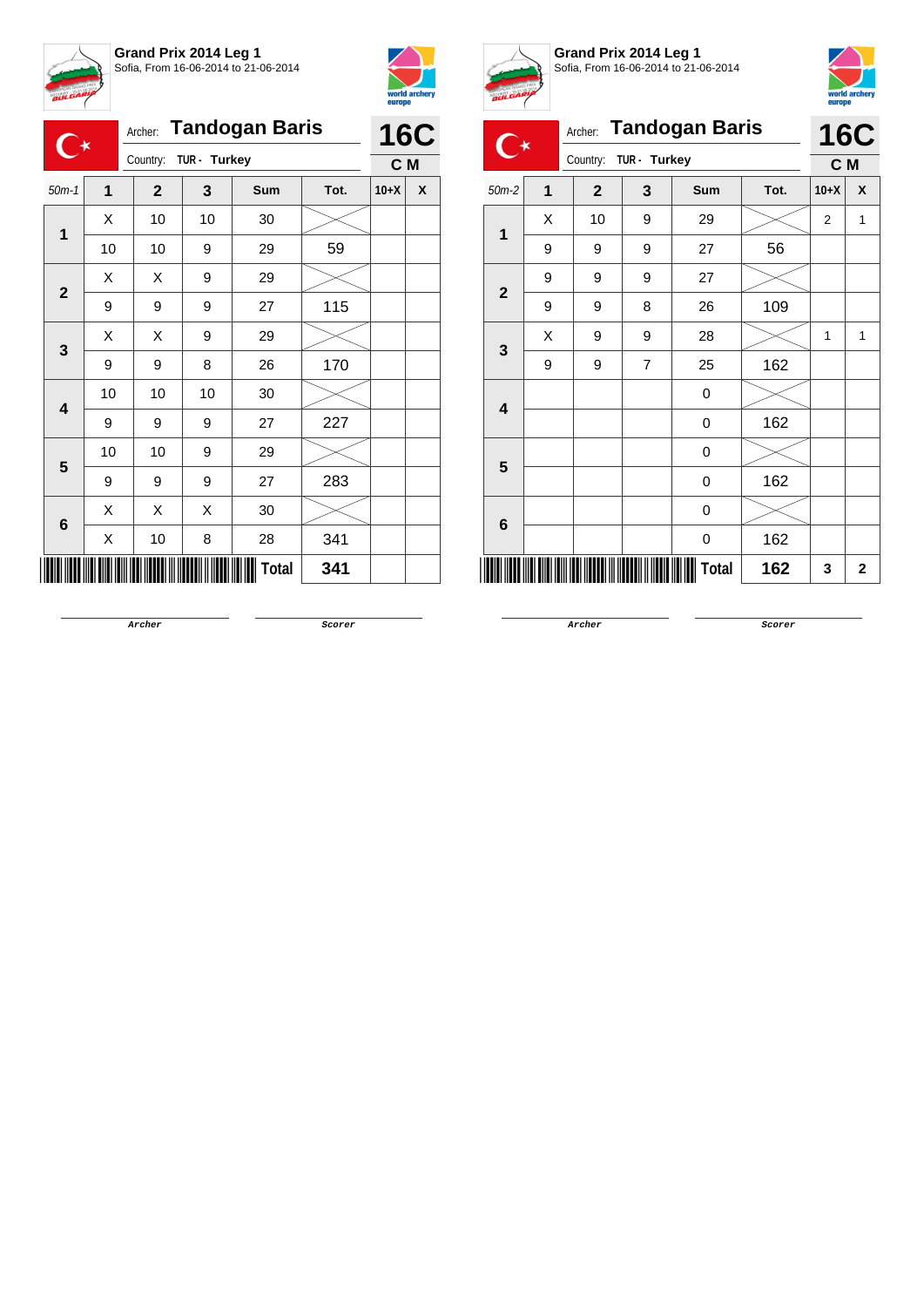**Grand Prix 2014 Leg 1**
Sofia, From 16-06-2014 to 21-06-2014

Archer: **Tandogan Baris**
Country: TUR - Turkey

**16C**
**C M**

| 50m-1 | 1 | 2 | 3 | Sum | Tot. | 10+X | X |
|---|---|---|---|---|---|---|---|
| 1 | X | 10 | 10 | 30 | | | |
| | 10 | 10 | 9 | 29 | 59 | | |
| 2 | X | X | 9 | 29 | | | |
| | 9 | 9 | 9 | 27 | 115 | | |
| 3 | X | X | 9 | 29 | | | |
| | 9 | 9 | 8 | 26 | 170 | | |
| 4 | 10 | 10 | 10 | 30 | | | |
| | 9 | 9 | 9 | 27 | 227 | | |
| 5 | 10 | 10 | 9 | 29 | | | |
| | 9 | 9 | 9 | 27 | 283 | | |
| 6 | X | X | X | 30 | | | |
| | X | 10 | 8 | 28 | 341 | | |
| | | | | **Total** | **341** | | |

Archer — Scorer

**Grand Prix 2014 Leg 1**
Sofia, From 16-06-2014 to 21-06-2014

Archer: **Tandogan Baris**
Country: TUR - Turkey

**16C**
**C M**

| 50m-2 | 1 | 2 | 3 | Sum | Tot. | 10+X | X |
|---|---|---|---|---|---|---|---|
| 1 | X | 10 | 9 | 29 | | 2 | 1 |
| | 9 | 9 | 9 | 27 | 56 | | |
| 2 | 9 | 9 | 9 | 27 | | | |
| | 9 | 9 | 8 | 26 | 109 | | |
| 3 | X | 9 | 9 | 28 | | 1 | 1 |
| | 9 | 9 | 7 | 25 | 162 | | |
| 4 | | | | 0 | | | |
| | | | | 0 | 162 | | |
| 5 | | | | 0 | | | |
| | | | | 0 | 162 | | |
| 6 | | | | 0 | | | |
| | | | | 0 | 162 | | |
| | | | | **Total** | **162** | **3** | **2** |

Archer — Scorer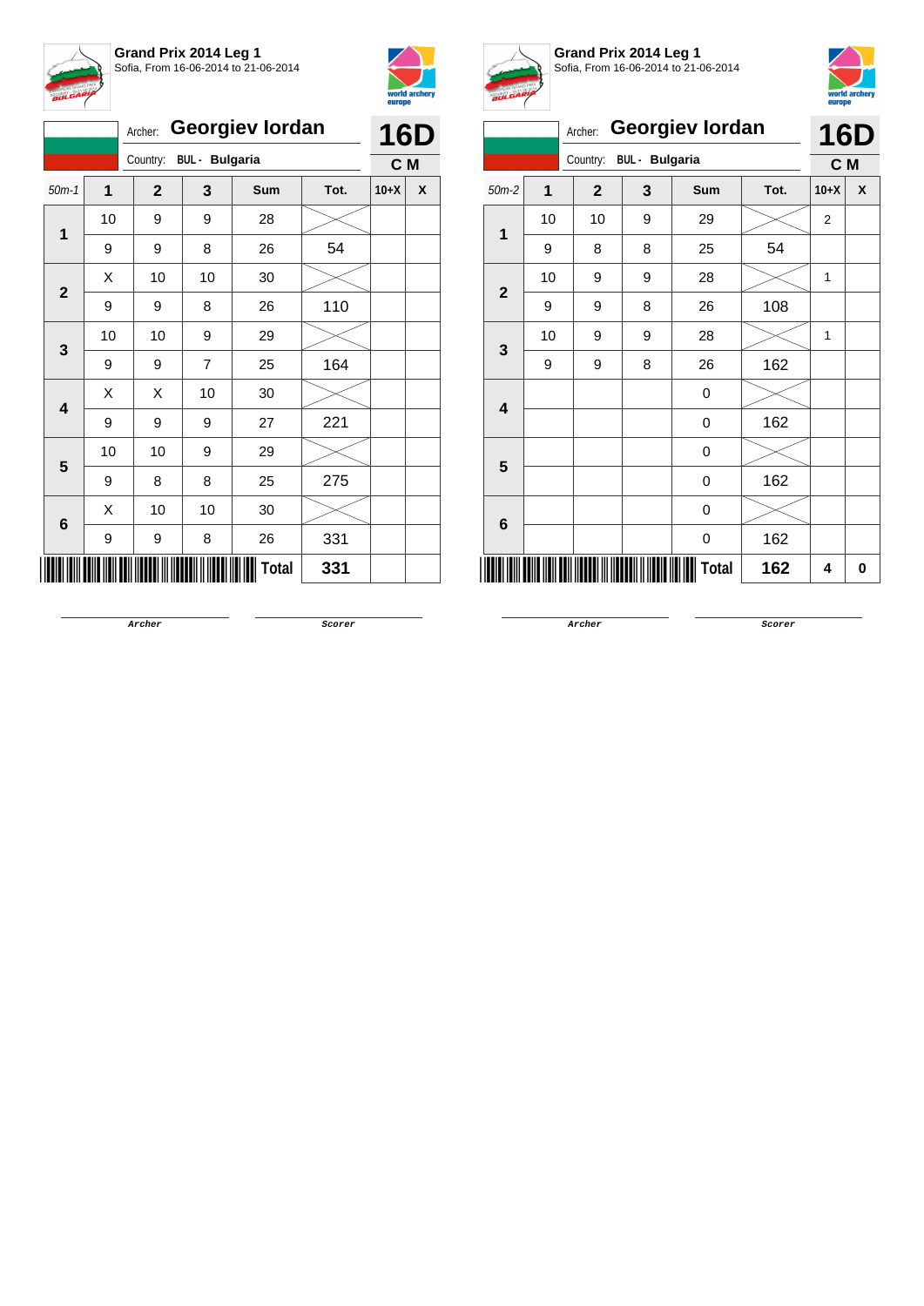**Grand Prix 2014 Leg 1**
Sofia, From 16-06-2014 to 21-06-2014

Archer: **Georgiev Iordan**
Country: **BUL - Bulgaria**

**16D**
**C M**

| 50m-1 | 1 | 2 | 3 | Sum | Tot. | 10+X | X |
|---|---|---|---|---|---|---|---|
| 1 | 10 | 9 | 9 | 28 | | | |
| | 9 | 9 | 8 | 26 | 54 | | |
| 2 | X | 10 | 10 | 30 | | | |
| | 9 | 9 | 8 | 26 | 110 | | |
| 3 | 10 | 10 | 9 | 29 | | | |
| | 9 | 9 | 7 | 25 | 164 | | |
| 4 | X | X | 10 | 30 | | | |
| | 9 | 9 | 9 | 27 | 221 | | |
| 5 | 10 | 10 | 9 | 29 | | | |
| | 9 | 8 | 8 | 25 | 275 | | |
| 6 | X | 10 | 10 | 30 | | | |
| | 9 | 9 | 8 | 26 | 331 | | |
| | | | | **Total** | **331** | | |

Archer Scorer

**Grand Prix 2014 Leg 1**
Sofia, From 16-06-2014 to 21-06-2014

Archer: **Georgiev Iordan**
Country: **BUL - Bulgaria**

**16D**
**C M**

| 50m-2 | 1 | 2 | 3 | Sum | Tot. | 10+X | X |
|---|---|---|---|---|---|---|---|
| 1 | 10 | 10 | 9 | 29 | | 2 | |
| | 9 | 8 | 8 | 25 | 54 | | |
| 2 | 10 | 9 | 9 | 28 | | 1 | |
| | 9 | 9 | 8 | 26 | 108 | | |
| 3 | 10 | 9 | 9 | 28 | | 1 | |
| | 9 | 9 | 8 | 26 | 162 | | |
| 4 | | | | 0 | | | |
| | | | | 0 | 162 | | |
| 5 | | | | 0 | | | |
| | | | | 0 | 162 | | |
| 6 | | | | 0 | | | |
| | | | | 0 | 162 | | |
| | | | | **Total** | **162** | **4** | **0** |

Archer Scorer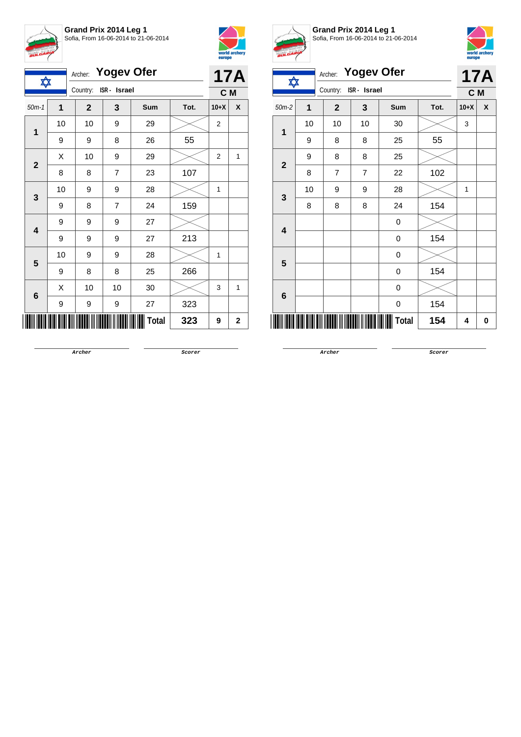**Grand Prix 2014 Leg 1**
Sofia, From 16-06-2014 to 21-06-2014

Archer: **Yogev Ofer**
Country: ISR - Israel

**17A**
**C M**

| 50m-1 | 1 | 2 | 3 | Sum | Tot. | 10+X | X |
|---|---|---|---|---|---|---|---|
| 1 | 10 | 10 | 9 | 29 | | 2 | |
| | 9 | 9 | 8 | 26 | 55 | | |
| 2 | X | 10 | 9 | 29 | | 2 | 1 |
| | 8 | 8 | 7 | 23 | 107 | | |
| 3 | 10 | 9 | 9 | 28 | | 1 | |
| | 9 | 8 | 7 | 24 | 159 | | |
| 4 | 9 | 9 | 9 | 27 | | | |
| | 9 | 9 | 9 | 27 | 213 | | |
| 5 | 10 | 9 | 9 | 28 | | 1 | |
| | 9 | 8 | 8 | 25 | 266 | | |
| 6 | X | 10 | 10 | 30 | | 3 | 1 |
| | 9 | 9 | 9 | 27 | 323 | | |
| | | | | **Total** | **323** | **9** | **2** |

Archer &nbsp;&nbsp;&nbsp;&nbsp; Scorer

**Grand Prix 2014 Leg 1**
Sofia, From 16-06-2014 to 21-06-2014

Archer: **Yogev Ofer**
Country: ISR - Israel

**17A**
**C M**

| 50m-2 | 1 | 2 | 3 | Sum | Tot. | 10+X | X |
|---|---|---|---|---|---|---|---|
| 1 | 10 | 10 | 10 | 30 | | 3 | |
| | 9 | 8 | 8 | 25 | 55 | | |
| 2 | 9 | 8 | 8 | 25 | | | |
| | 8 | 7 | 7 | 22 | 102 | | |
| 3 | 10 | 9 | 9 | 28 | | 1 | |
| | 8 | 8 | 8 | 24 | 154 | | |
| 4 | | | | 0 | | | |
| | | | | 0 | 154 | | |
| 5 | | | | 0 | | | |
| | | | | 0 | 154 | | |
| 6 | | | | 0 | | | |
| | | | | 0 | 154 | | |
| | | | | **Total** | **154** | **4** | **0** |

Archer &nbsp;&nbsp;&nbsp;&nbsp; Scorer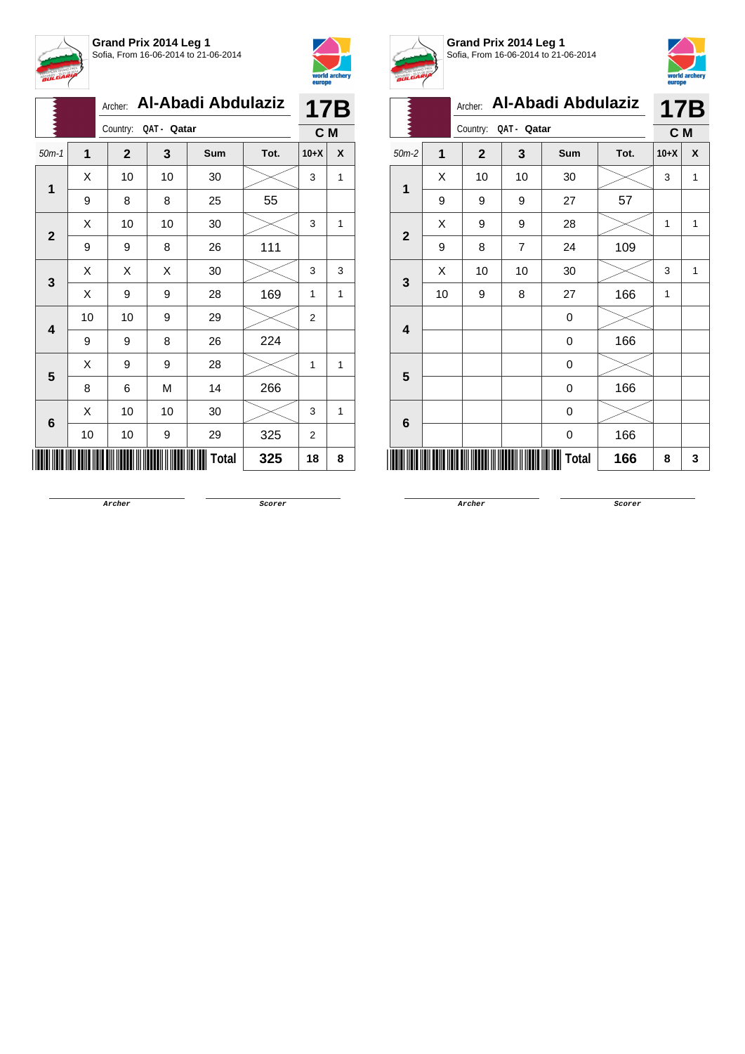**Grand Prix 2014 Leg 1**
Sofia, From 16-06-2014 to 21-06-2014

Archer: **Al-Abadi Abdulaziz**
Country: QAT - Qatar

**17B**
**C M**

| 50m-1 | 1 | 2 | 3 | Sum | Tot. | 10+X | X |
|---|---|---|---|---|---|---|---|
| 1 | X | 10 | 10 | 30 | | 3 | 1 |
| | 9 | 8 | 8 | 25 | 55 | | |
| 2 | X | 10 | 10 | 30 | | 3 | 1 |
| | 9 | 9 | 8 | 26 | 111 | | |
| 3 | X | X | X | 30 | | 3 | 3 |
| | X | 9 | 9 | 28 | 169 | 1 | 1 |
| 4 | 10 | 10 | 9 | 29 | | 2 | |
| | 9 | 9 | 8 | 26 | 224 | | |
| 5 | X | 9 | 9 | 28 | | 1 | 1 |
| | 8 | 6 | M | 14 | 266 | | |
| 6 | X | 10 | 10 | 30 | | 3 | 1 |
| | 10 | 10 | 9 | 29 | 325 | 2 | |
| | | | | Total | 325 | 18 | 8 |

Archer　　　　Scorer

**Grand Prix 2014 Leg 1**
Sofia, From 16-06-2014 to 21-06-2014

Archer: **Al-Abadi Abdulaziz**
Country: QAT - Qatar

**17B**
**C M**

| 50m-2 | 1 | 2 | 3 | Sum | Tot. | 10+X | X |
|---|---|---|---|---|---|---|---|
| 1 | X | 10 | 10 | 30 | | 3 | 1 |
| | 9 | 9 | 9 | 27 | 57 | | |
| 2 | X | 9 | 9 | 28 | | 1 | 1 |
| | 9 | 8 | 7 | 24 | 109 | | |
| 3 | X | 10 | 10 | 30 | | 3 | 1 |
| | 10 | 9 | 8 | 27 | 166 | 1 | |
| 4 | | | | 0 | | | |
| | | | | 0 | 166 | | |
| 5 | | | | 0 | | | |
| | | | | 0 | 166 | | |
| 6 | | | | 0 | | | |
| | | | | 0 | 166 | | |
| | | | | Total | 166 | 8 | 3 |

Archer　　　　Scorer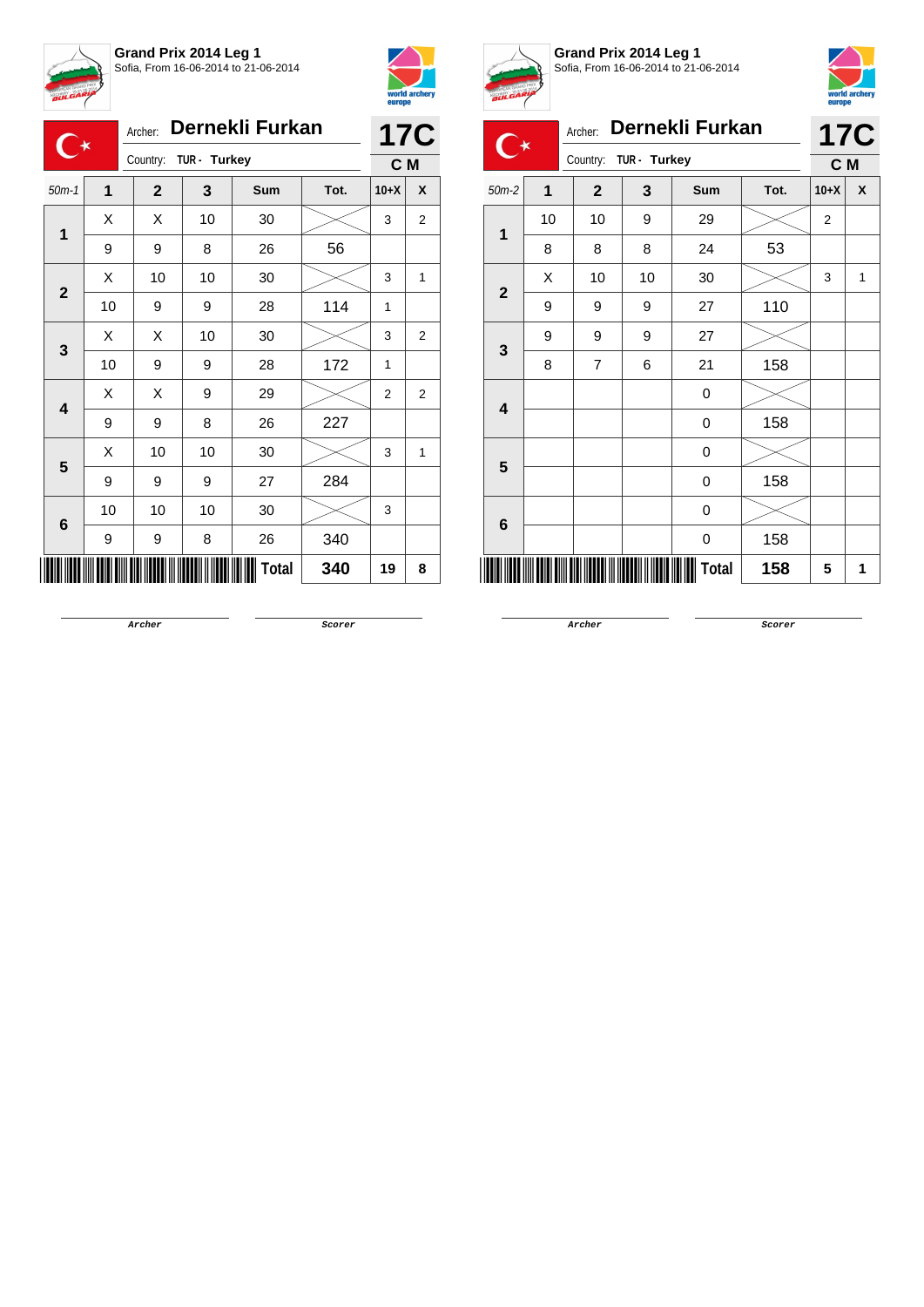**Grand Prix 2014 Leg 1**
Sofia, From 16-06-2014 to 21-06-2014

Archer: **Dernekli Furkan**
Country: **TUR - Turkey**

**17C**
**C M**

| 50m-1 | 1 | 2 | 3 | Sum | Tot. | 10+X | X |
|---|---|---|---|---|---|---|---|
| 1 | X | X | 10 | 30 | | 3 | 2 |
| | 9 | 9 | 8 | 26 | 56 | | |
| 2 | X | 10 | 10 | 30 | | 3 | 1 |
| | 10 | 9 | 9 | 28 | 114 | 1 | |
| 3 | X | X | 10 | 30 | | 3 | 2 |
| | 10 | 9 | 9 | 28 | 172 | 1 | |
| 4 | X | X | 9 | 29 | | 2 | 2 |
| | 9 | 9 | 8 | 26 | 227 | | |
| 5 | X | 10 | 10 | 30 | | 3 | 1 |
| | 9 | 9 | 9 | 27 | 284 | | |
| 6 | 10 | 10 | 10 | 30 | | 3 | |
| | 9 | 9 | 8 | 26 | 340 | | |
| | | | | **Total** | **340** | **19** | **8** |

Archer | Scorer

**Grand Prix 2014 Leg 1**
Sofia, From 16-06-2014 to 21-06-2014

Archer: **Dernekli Furkan**
Country: **TUR - Turkey**

**17C**
**C M**

| 50m-2 | 1 | 2 | 3 | Sum | Tot. | 10+X | X |
|---|---|---|---|---|---|---|---|
| 1 | 10 | 10 | 9 | 29 | | 2 | |
| | 8 | 8 | 8 | 24 | 53 | | |
| 2 | X | 10 | 10 | 30 | | 3 | 1 |
| | 9 | 9 | 9 | 27 | 110 | | |
| 3 | 9 | 9 | 9 | 27 | | | |
| | 8 | 7 | 6 | 21 | 158 | | |
| 4 | | | | 0 | | | |
| | | | | 0 | 158 | | |
| 5 | | | | 0 | | | |
| | | | | 0 | 158 | | |
| 6 | | | | 0 | | | |
| | | | | 0 | 158 | | |
| | | | | **Total** | **158** | **5** | **1** |

Archer | Scorer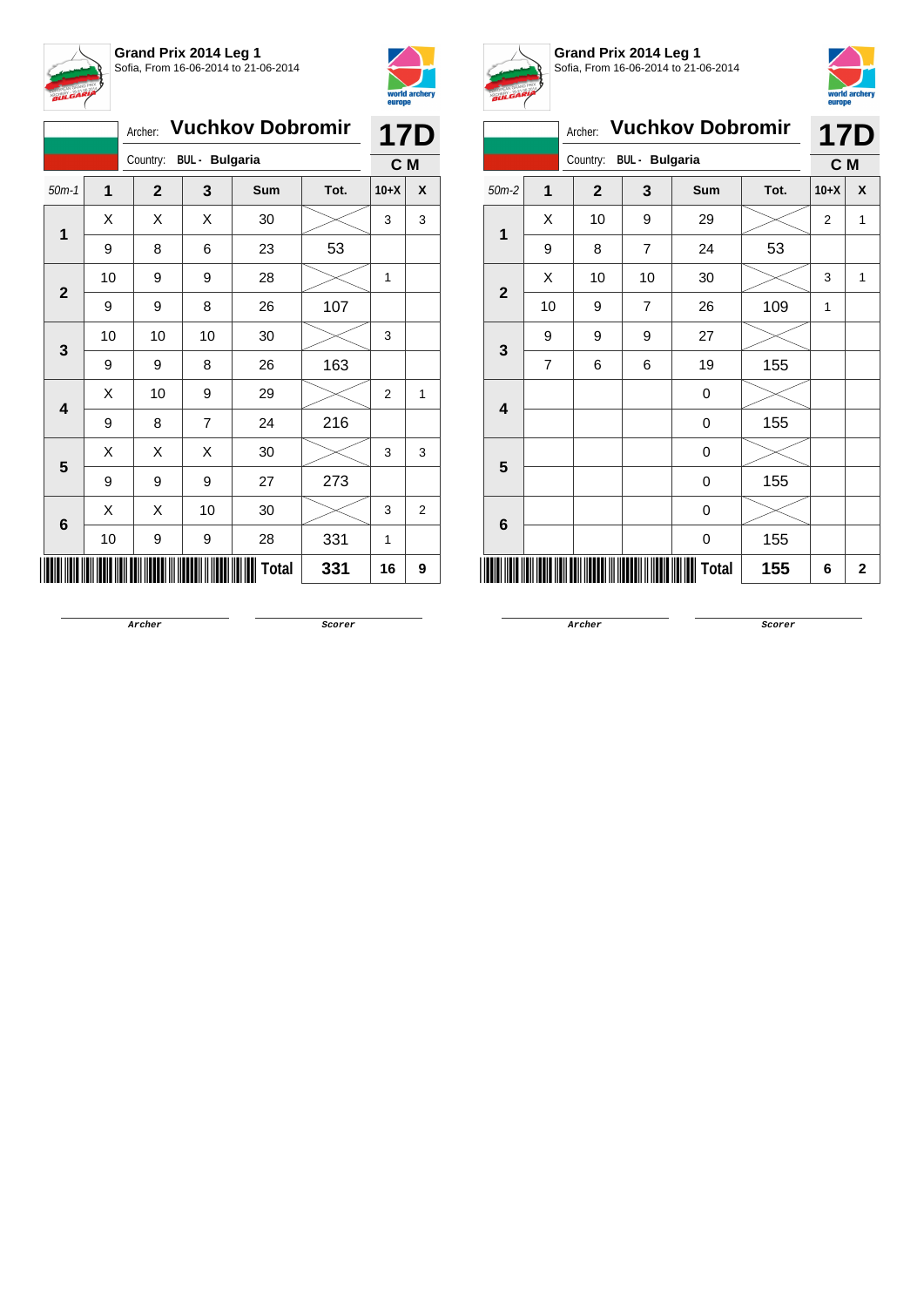**Grand Prix 2014 Leg 1**
Sofia, From 16-06-2014 to 21-06-2014

Archer: **Vuchkov Dobromir**
Country: BUL - Bulgaria

**17D**
**C M**

| 50m-1 | 1 | 2 | 3 | Sum | Tot. | 10+X | X |
|---|---|---|---|---|---|---|---|
| 1 | X | X | X | 30 | | 3 | 3 |
| | 9 | 8 | 6 | 23 | 53 | | |
| 2 | 10 | 9 | 9 | 28 | | 1 | |
| | 9 | 9 | 8 | 26 | 107 | | |
| 3 | 10 | 10 | 10 | 30 | | 3 | |
| | 9 | 9 | 8 | 26 | 163 | | |
| 4 | X | 10 | 9 | 29 | | 2 | 1 |
| | 9 | 8 | 7 | 24 | 216 | | |
| 5 | X | X | X | 30 | | 3 | 3 |
| | 9 | 9 | 9 | 27 | 273 | | |
| 6 | X | X | 10 | 30 | | 3 | 2 |
| | 10 | 9 | 9 | 28 | 331 | 1 | |
| | | | | **Total** | **331** | **16** | **9** |

Archer　　　　Scorer

**Grand Prix 2014 Leg 1**
Sofia, From 16-06-2014 to 21-06-2014

Archer: **Vuchkov Dobromir**
Country: BUL - Bulgaria

**17D**
**C M**

| 50m-2 | 1 | 2 | 3 | Sum | Tot. | 10+X | X |
|---|---|---|---|---|---|---|---|
| 1 | X | 10 | 9 | 29 | | 2 | 1 |
| | 9 | 8 | 7 | 24 | 53 | | |
| 2 | X | 10 | 10 | 30 | | 3 | 1 |
| | 10 | 9 | 7 | 26 | 109 | 1 | |
| 3 | 9 | 9 | 9 | 27 | | | |
| | 7 | 6 | 6 | 19 | 155 | | |
| 4 | | | | 0 | | | |
| | | | | 0 | 155 | | |
| 5 | | | | 0 | | | |
| | | | | 0 | 155 | | |
| 6 | | | | 0 | | | |
| | | | | 0 | 155 | | |
| | | | | **Total** | **155** | **6** | **2** |

Archer　　　　Scorer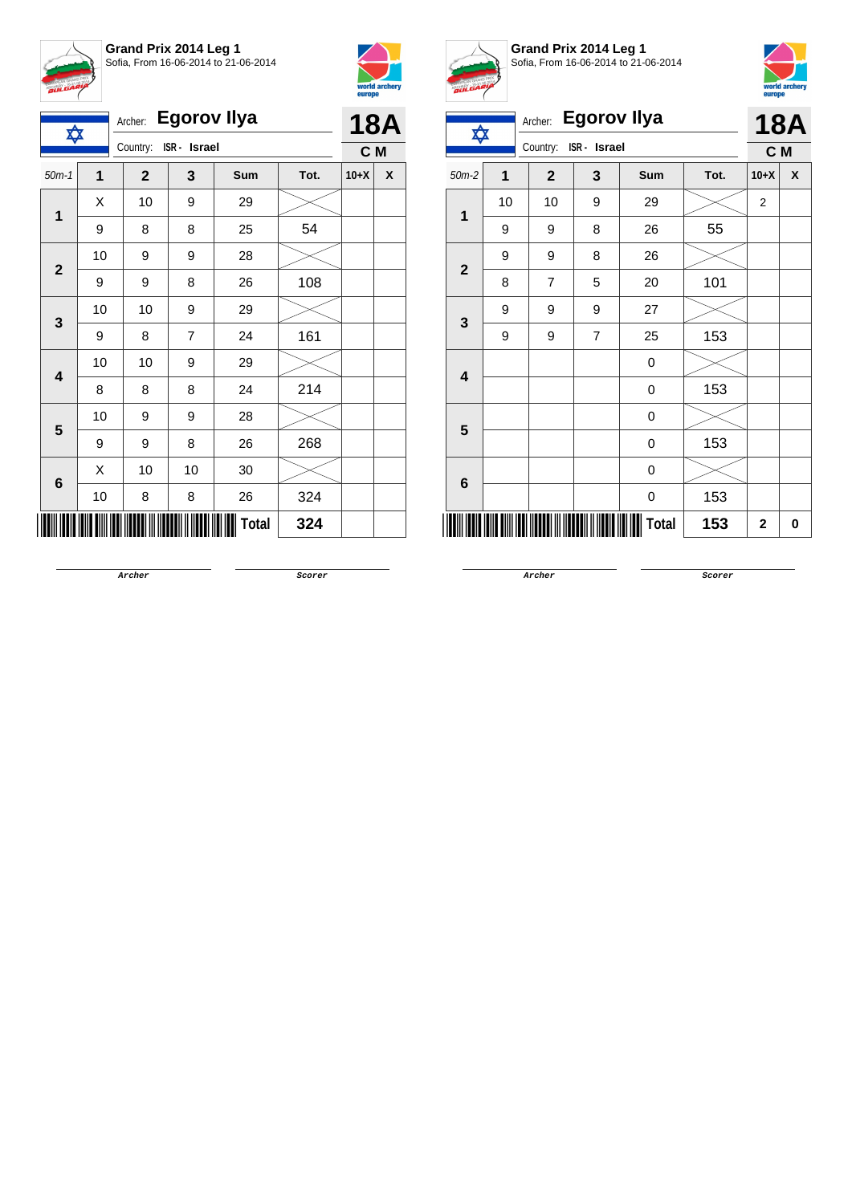**Grand Prix 2014 Leg 1**
Sofia, From 16-06-2014 to 21-06-2014

Archer: **Egorov Ilya**
Country: ISR - Israel

**18A**
**C M**

| 50m-1 | 1 | 2 | 3 | Sum | Tot. | 10+X | X |
|---|---|---|---|---|---|---|---|
| 1 | X | 10 | 9 | 29 | | | |
| | 9 | 8 | 8 | 25 | 54 | | |
| 2 | 10 | 9 | 9 | 28 | | | |
| | 9 | 9 | 8 | 26 | 108 | | |
| 3 | 10 | 10 | 9 | 29 | | | |
| | 9 | 8 | 7 | 24 | 161 | | |
| 4 | 10 | 10 | 9 | 29 | | | |
| | 8 | 8 | 8 | 24 | 214 | | |
| 5 | 10 | 9 | 9 | 28 | | | |
| | 9 | 9 | 8 | 26 | 268 | | |
| 6 | X | 10 | 10 | 30 | | | |
| | 10 | 8 | 8 | 26 | 324 | | |
| | | | | **Total** | **324** | | |

Archer &nbsp;&nbsp;&nbsp;&nbsp; Scorer

**Grand Prix 2014 Leg 1**
Sofia, From 16-06-2014 to 21-06-2014

Archer: **Egorov Ilya**
Country: ISR - Israel

**18A**
**C M**

| 50m-2 | 1 | 2 | 3 | Sum | Tot. | 10+X | X |
|---|---|---|---|---|---|---|---|
| 1 | 10 | 10 | 9 | 29 | | 2 | |
| | 9 | 9 | 8 | 26 | 55 | | |
| 2 | 9 | 9 | 8 | 26 | | | |
| | 8 | 7 | 5 | 20 | 101 | | |
| 3 | 9 | 9 | 9 | 27 | | | |
| | 9 | 9 | 7 | 25 | 153 | | |
| 4 | | | | 0 | | | |
| | | | | 0 | 153 | | |
| 5 | | | | 0 | | | |
| | | | | 0 | 153 | | |
| 6 | | | | 0 | | | |
| | | | | 0 | 153 | | |
| | | | | **Total** | **153** | **2** | **0** |

Archer &nbsp;&nbsp;&nbsp;&nbsp; Scorer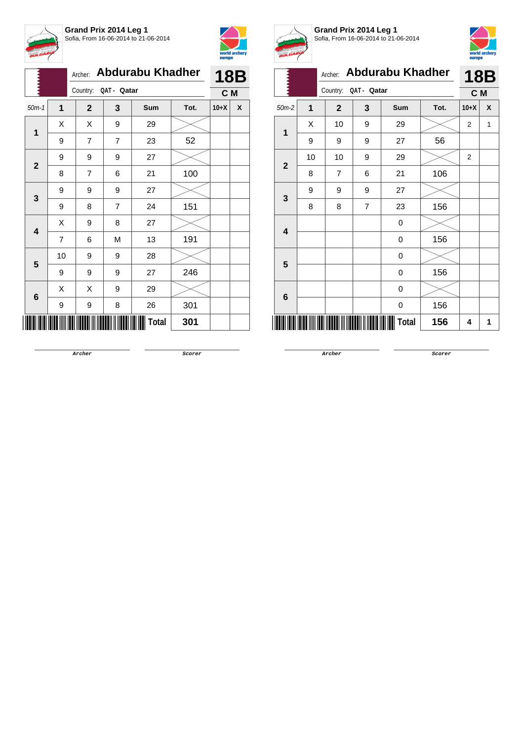**Grand Prix 2014 Leg 1**
Sofia, From 16-06-2014 to 21-06-2014

Archer: **Abdurabu Khadher**
Country: QAT - Qatar

**18B**
**C M**

| 50m-1 | 1 | 2 | 3 | Sum | Tot. | 10+X | X |
|---|---|---|---|---|---|---|---|
| 1 | X | X | 9 | 29 | | | |
| | 9 | 7 | 7 | 23 | 52 | | |
| 2 | 9 | 9 | 9 | 27 | | | |
| | 8 | 7 | 6 | 21 | 100 | | |
| 3 | 9 | 9 | 9 | 27 | | | |
| | 9 | 8 | 7 | 24 | 151 | | |
| 4 | X | 9 | 8 | 27 | | | |
| | 7 | 6 | M | 13 | 191 | | |
| 5 | 10 | 9 | 9 | 28 | | | |
| | 9 | 9 | 9 | 27 | 246 | | |
| 6 | X | X | 9 | 29 | | | |
| | 9 | 9 | 8 | 26 | 301 | | |
| | | | | **Total** | **301** | | |

Archer

Scorer

**Grand Prix 2014 Leg 1**
Sofia, From 16-06-2014 to 21-06-2014

Archer: **Abdurabu Khadher**
Country: QAT - Qatar

**18B**
**C M**

| 50m-2 | 1 | 2 | 3 | Sum | Tot. | 10+X | X |
|---|---|---|---|---|---|---|---|
| 1 | X | 10 | 9 | 29 | | 2 | 1 |
| | 9 | 9 | 9 | 27 | 56 | | |
| 2 | 10 | 10 | 9 | 29 | | 2 | |
| | 8 | 7 | 6 | 21 | 106 | | |
| 3 | 9 | 9 | 9 | 27 | | | |
| | 8 | 8 | 7 | 23 | 156 | | |
| 4 | | | | 0 | | | |
| | | | | 0 | 156 | | |
| 5 | | | | 0 | | | |
| | | | | 0 | 156 | | |
| 6 | | | | 0 | | | |
| | | | | 0 | 156 | | |
| | | | | **Total** | **156** | **4** | **1** |

Archer

Scorer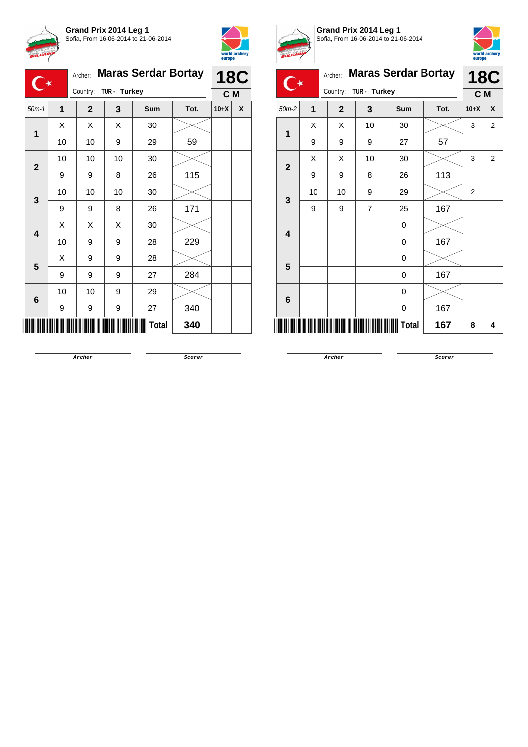**Grand Prix 2014 Leg 1**
Sofia, From 16-06-2014 to 21-06-2014

Archer: **Maras Serdar Bortay**
Country: **TUR - Turkey**

**18C**
**C M**

| 50m-1 | 1 | 2 | 3 | Sum | Tot. | 10+X | X |
|---|---|---|---|---|---|---|---|
| 1 | X | X | X | 30 | | | |
| | 10 | 10 | 9 | 29 | 59 | | |
| 2 | 10 | 10 | 10 | 30 | | | |
| | 9 | 9 | 8 | 26 | 115 | | |
| 3 | 10 | 10 | 10 | 30 | | | |
| | 9 | 9 | 8 | 26 | 171 | | |
| 4 | X | X | X | 30 | | | |
| | 10 | 9 | 9 | 28 | 229 | | |
| 5 | X | 9 | 9 | 28 | | | |
| | 9 | 9 | 9 | 27 | 284 | | |
| 6 | 10 | 10 | 9 | 29 | | | |
| | 9 | 9 | 9 | 27 | 340 | | |
| | | | | Total | 340 | | |

Archer &nbsp;&nbsp;&nbsp;&nbsp; Scorer

**Grand Prix 2014 Leg 1**
Sofia, From 16-06-2014 to 21-06-2014

Archer: **Maras Serdar Bortay**
Country: **TUR - Turkey**

**18C**
**C M**

| 50m-2 | 1 | 2 | 3 | Sum | Tot. | 10+X | X |
|---|---|---|---|---|---|---|---|
| 1 | X | X | 10 | 30 | | 3 | 2 |
| | 9 | 9 | 9 | 27 | 57 | | |
| 2 | X | X | 10 | 30 | | 3 | 2 |
| | 9 | 9 | 8 | 26 | 113 | | |
| 3 | 10 | 10 | 9 | 29 | | 2 | |
| | 9 | 9 | 7 | 25 | 167 | | |
| 4 | | | | 0 | | | |
| | | | | 0 | 167 | | |
| 5 | | | | 0 | | | |
| | | | | 0 | 167 | | |
| 6 | | | | 0 | | | |
| | | | | 0 | 167 | | |
| | | | | Total | 167 | 8 | 4 |

Archer &nbsp;&nbsp;&nbsp;&nbsp; Scorer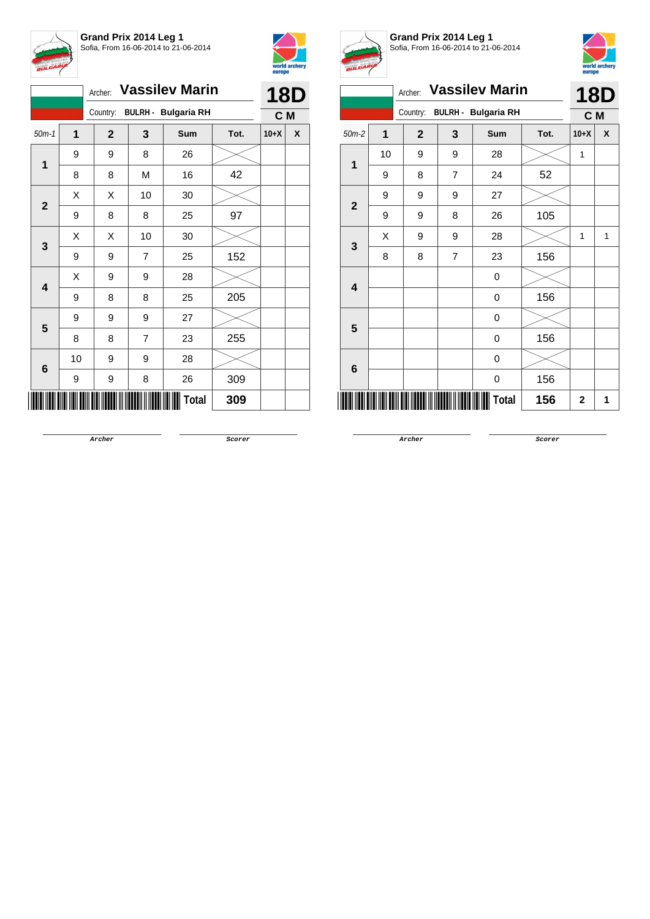**Grand Prix 2014 Leg 1**
Sofia, From 16-06-2014 to 21-06-2014

Archer: **Vassilev Marin**
Country: **BULRH - Bulgaria RH**

**18D**
**C M**

| 50m-1 | 1 | 2 | 3 | Sum | Tot. | 10+X | X |
|---|---|---|---|---|---|---|---|
| 1 | 9 | 9 | 8 | 26 | | | |
| | 8 | 8 | M | 16 | 42 | | |
| 2 | X | X | 10 | 30 | | | |
| | 9 | 8 | 8 | 25 | 97 | | |
| 3 | X | X | 10 | 30 | | | |
| | 9 | 9 | 7 | 25 | 152 | | |
| 4 | X | 9 | 9 | 28 | | | |
| | 9 | 8 | 8 | 25 | 205 | | |
| 5 | 9 | 9 | 9 | 27 | | | |
| | 8 | 8 | 7 | 23 | 255 | | |
| 6 | 10 | 9 | 9 | 28 | | | |
| | 9 | 9 | 8 | 26 | 309 | | |
| | | | | Total | 309 | | |

Archer

Scorer

**Grand Prix 2014 Leg 1**
Sofia, From 16-06-2014 to 21-06-2014

Archer: **Vassilev Marin**
Country: **BULRH - Bulgaria RH**

**18D**
**C M**

| 50m-2 | 1 | 2 | 3 | Sum | Tot. | 10+X | X |
|---|---|---|---|---|---|---|---|
| 1 | 10 | 9 | 9 | 28 | | 1 | |
| | 9 | 8 | 7 | 24 | 52 | | |
| 2 | 9 | 9 | 9 | 27 | | | |
| | 9 | 9 | 8 | 26 | 105 | | |
| 3 | X | 9 | 9 | 28 | | 1 | 1 |
| | 8 | 8 | 7 | 23 | 156 | | |
| 4 | | | | 0 | | | |
| | | | | 0 | 156 | | |
| 5 | | | | 0 | | | |
| | | | | 0 | 156 | | |
| 6 | | | | 0 | | | |
| | | | | 0 | 156 | | |
| | | | | Total | 156 | 2 | 1 |

Archer

Scorer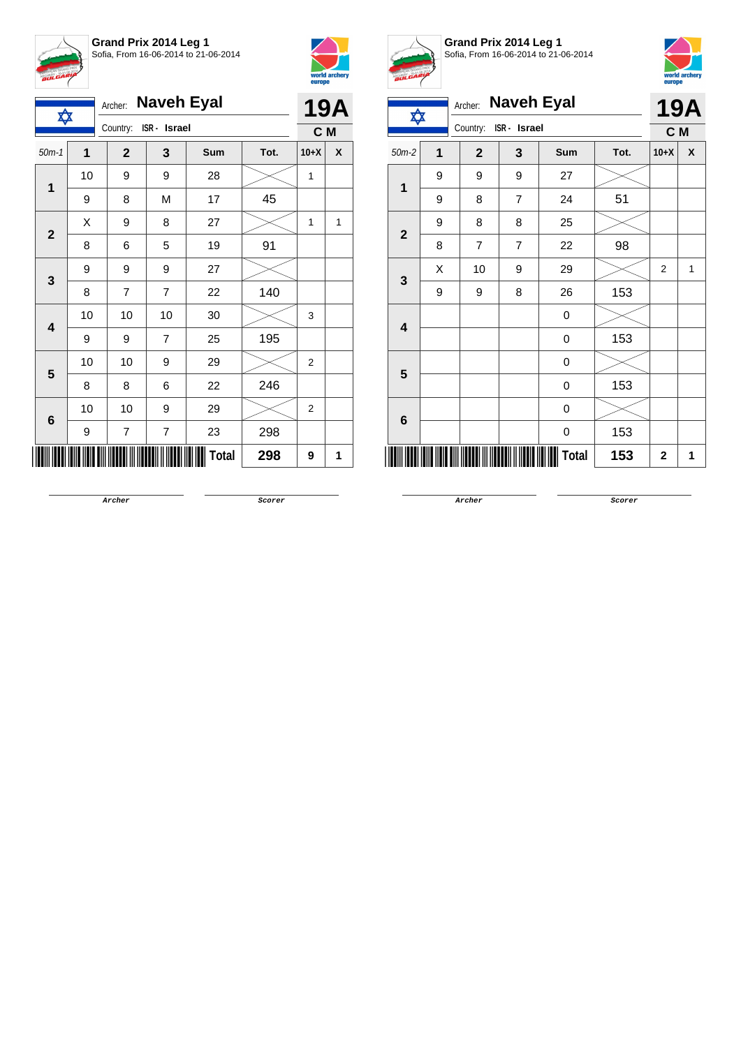**Grand Prix 2014 Leg 1**
Sofia, From 16-06-2014 to 21-06-2014

Archer: **Naveh Eyal**
Country: ISR - Israel

**19A**
**C M**

| 50m-1 | 1 | 2 | 3 | Sum | Tot. | 10+X | X |
|---|---|---|---|---|---|---|---|
| 1 | 10 | 9 | 9 | 28 | | 1 | |
| | 9 | 8 | M | 17 | 45 | | |
| 2 | X | 9 | 8 | 27 | | 1 | 1 |
| | 8 | 6 | 5 | 19 | 91 | | |
| 3 | 9 | 9 | 9 | 27 | | | |
| | 8 | 7 | 7 | 22 | 140 | | |
| 4 | 10 | 10 | 10 | 30 | | 3 | |
| | 9 | 9 | 7 | 25 | 195 | | |
| 5 | 10 | 10 | 9 | 29 | | 2 | |
| | 8 | 8 | 6 | 22 | 246 | | |
| 6 | 10 | 10 | 9 | 29 | | 2 | |
| | 9 | 7 | 7 | 23 | 298 | | |
| | | | | **Total** | **298** | **9** | **1** |

Archer    Scorer

**Grand Prix 2014 Leg 1**
Sofia, From 16-06-2014 to 21-06-2014

Archer: **Naveh Eyal**
Country: ISR - Israel

**19A**
**C M**

| 50m-2 | 1 | 2 | 3 | Sum | Tot. | 10+X | X |
|---|---|---|---|---|---|---|---|
| 1 | 9 | 9 | 9 | 27 | | | |
| | 9 | 8 | 7 | 24 | 51 | | |
| 2 | 9 | 8 | 8 | 25 | | | |
| | 8 | 7 | 7 | 22 | 98 | | |
| 3 | X | 10 | 9 | 29 | | 2 | 1 |
| | 9 | 9 | 8 | 26 | 153 | | |
| 4 | | | | 0 | | | |
| | | | | 0 | 153 | | |
| 5 | | | | 0 | | | |
| | | | | 0 | 153 | | |
| 6 | | | | 0 | | | |
| | | | | 0 | 153 | | |
| | | | | **Total** | **153** | **2** | **1** |

Archer    Scorer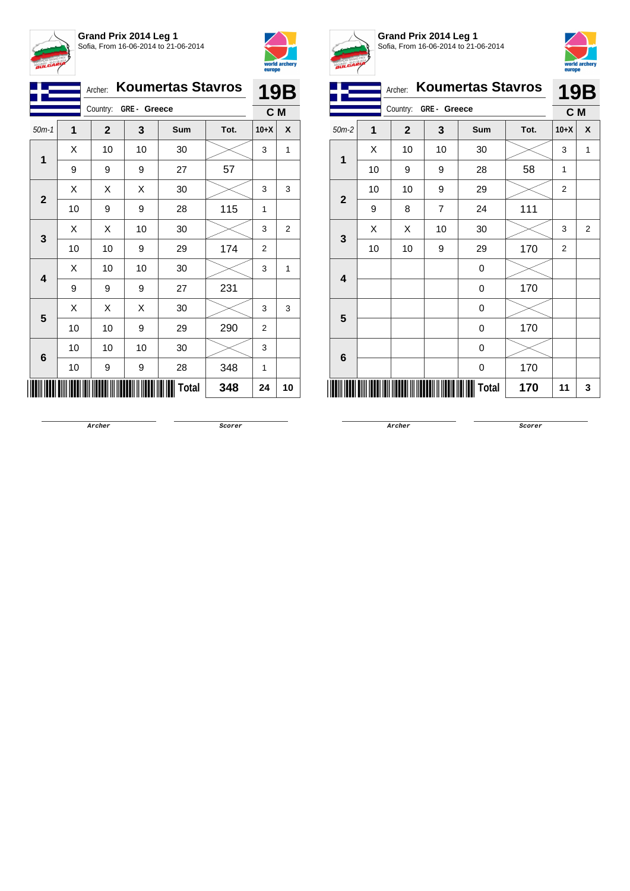**Grand Prix 2014 Leg 1**
Sofia, From 16-06-2014 to 21-06-2014

Archer: **Koumertas Stavros**
Country: **GRE - Greece**

**19B**
**C M**

| 50m-1 | 1 | 2 | 3 | Sum | Tot. | 10+X | X |
|---|---|---|---|---|---|---|---|
| **1** | X | 10 | 10 | 30 | | 3 | 1 |
| | 9 | 9 | 9 | 27 | 57 | | |
| **2** | X | X | X | 30 | | 3 | 3 |
| | 10 | 9 | 9 | 28 | 115 | 1 | |
| **3** | X | X | 10 | 30 | | 3 | 2 |
| | 10 | 10 | 9 | 29 | 174 | 2 | |
| **4** | X | 10 | 10 | 30 | | 3 | 1 |
| | 9 | 9 | 9 | 27 | 231 | | |
| **5** | X | X | X | 30 | | 3 | 3 |
| | 10 | 10 | 9 | 29 | 290 | 2 | |
| **6** | 10 | 10 | 10 | 30 | | 3 | |
| | 10 | 9 | 9 | 28 | 348 | 1 | |
| | | | | **Total** | **348** | **24** | **10** |

Archer Scorer

**Grand Prix 2014 Leg 1**
Sofia, From 16-06-2014 to 21-06-2014

Archer: **Koumertas Stavros**
Country: **GRE - Greece**

**19B**
**C M**

| 50m-2 | 1 | 2 | 3 | Sum | Tot. | 10+X | X |
|---|---|---|---|---|---|---|---|
| **1** | X | 10 | 10 | 30 | | 3 | 1 |
| | 10 | 9 | 9 | 28 | 58 | 1 | |
| **2** | 10 | 10 | 9 | 29 | | 2 | |
| | 9 | 8 | 7 | 24 | 111 | | |
| **3** | X | X | 10 | 30 | | 3 | 2 |
| | 10 | 10 | 9 | 29 | 170 | 2 | |
| **4** | | | | 0 | | | |
| | | | | 0 | 170 | | |
| **5** | | | | 0 | | | |
| | | | | 0 | 170 | | |
| **6** | | | | 0 | | | |
| | | | | 0 | 170 | | |
| | | | | **Total** | **170** | **11** | **3** |

Archer Scorer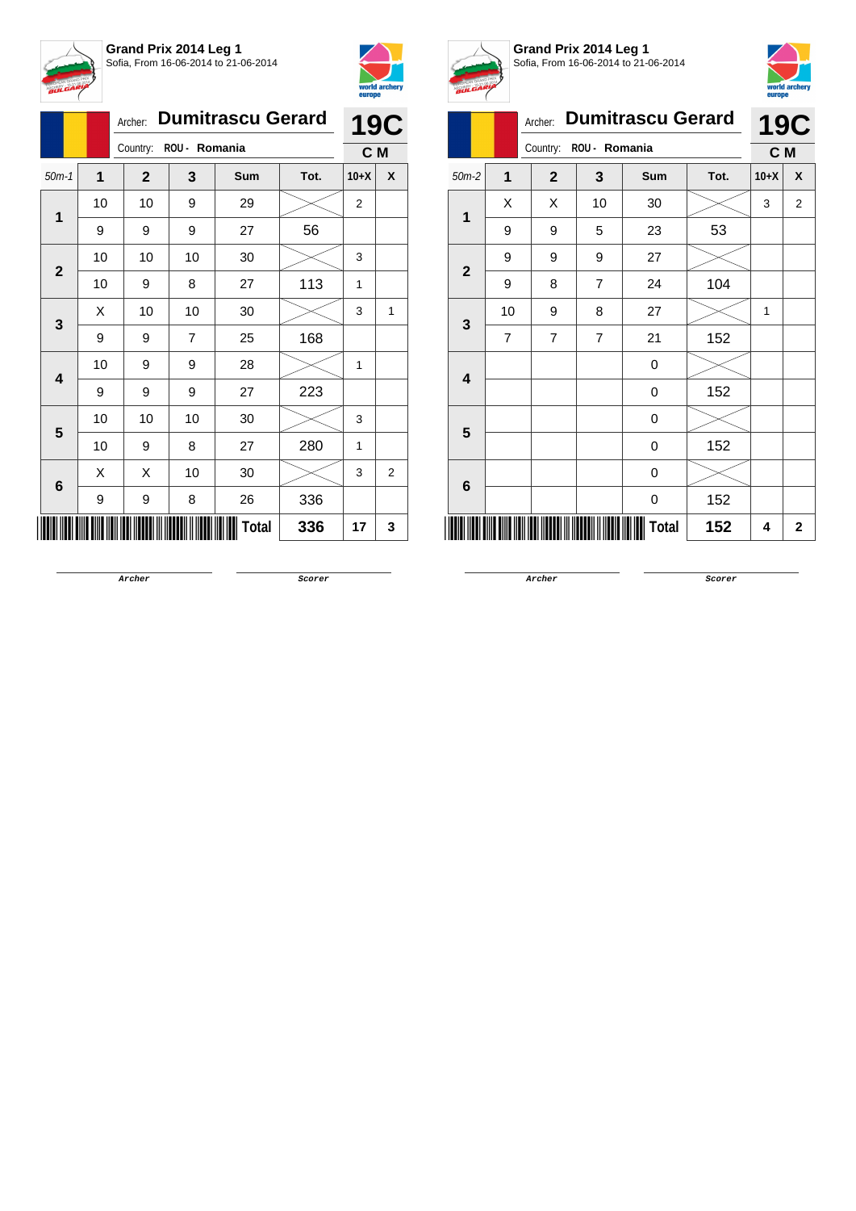**Grand Prix 2014 Leg 1**
Sofia, From 16-06-2014 to 21-06-2014

Archer: **Dumitrascu Gerard** — **19C**
Country: ROU - Romania — **C M**

| 50m-1 | 1 | 2 | 3 | Sum | Tot. | 10+X | X |
|---|---|---|---|---|---|---|---|
| 1 | 10 | 10 | 9 | 29 | | 2 | |
| | 9 | 9 | 9 | 27 | 56 | | |
| 2 | 10 | 10 | 10 | 30 | | 3 | |
| | 10 | 9 | 8 | 27 | 113 | 1 | |
| 3 | X | 10 | 10 | 30 | | 3 | 1 |
| | 9 | 9 | 7 | 25 | 168 | | |
| 4 | 10 | 9 | 9 | 28 | | 1 | |
| | 9 | 9 | 9 | 27 | 223 | | |
| 5 | 10 | 10 | 10 | 30 | | 3 | |
| | 10 | 9 | 8 | 27 | 280 | 1 | |
| 6 | X | X | 10 | 30 | | 3 | 2 |
| | 9 | 9 | 8 | 26 | 336 | | |
| | | | | Total | 336 | 17 | 3 |

Archer — Scorer

**Grand Prix 2014 Leg 1**
Sofia, From 16-06-2014 to 21-06-2014

Archer: **Dumitrascu Gerard** — **19C**
Country: ROU - Romania — **C M**

| 50m-2 | 1 | 2 | 3 | Sum | Tot. | 10+X | X |
|---|---|---|---|---|---|---|---|
| 1 | X | X | 10 | 30 | | 3 | 2 |
| | 9 | 9 | 5 | 23 | 53 | | |
| 2 | 9 | 9 | 9 | 27 | | | |
| | 9 | 8 | 7 | 24 | 104 | | |
| 3 | 10 | 9 | 8 | 27 | | 1 | |
| | 7 | 7 | 7 | 21 | 152 | | |
| 4 | | | | 0 | | | |
| | | | | 0 | 152 | | |
| 5 | | | | 0 | | | |
| | | | | 0 | 152 | | |
| 6 | | | | 0 | | | |
| | | | | 0 | 152 | | |
| | | | | Total | 152 | 4 | 2 |

Archer — Scorer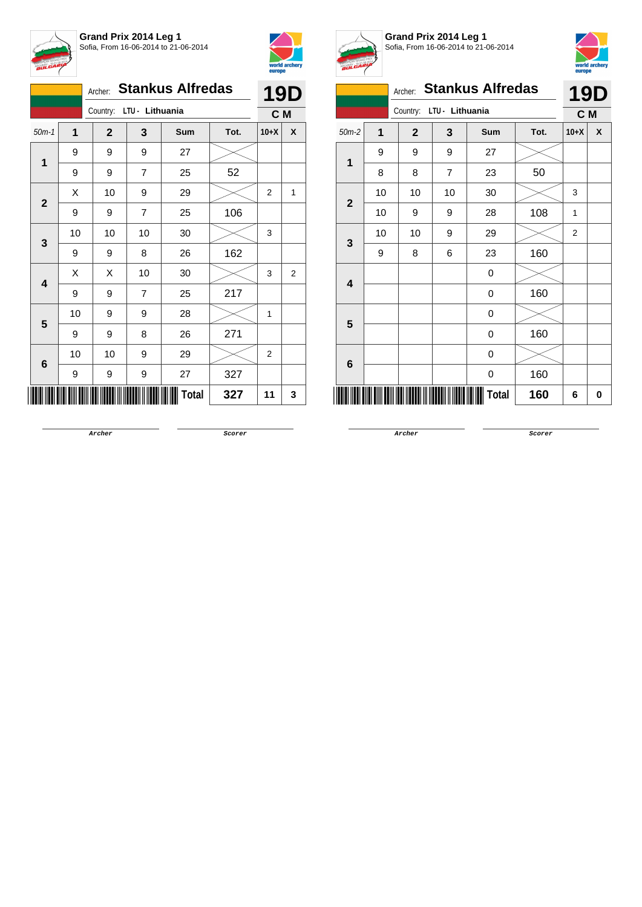**Grand Prix 2014 Leg 1**
Sofia, From 16-06-2014 to 21-06-2014

Archer: **Stankus Alfredas**
Country: LTU - Lithuania

**19D**
**C M**

| 50m-1 | 1 | 2 | 3 | Sum | Tot. | 10+X | X |
|---|---|---|---|---|---|---|---|
| 1 | 9 | 9 | 9 | 27 | | | |
| | 9 | 9 | 7 | 25 | 52 | | |
| 2 | X | 10 | 9 | 29 | | 2 | 1 |
| | 9 | 9 | 7 | 25 | 106 | | |
| 3 | 10 | 10 | 10 | 30 | | 3 | |
| | 9 | 9 | 8 | 26 | 162 | | |
| 4 | X | X | 10 | 30 | | 3 | 2 |
| | 9 | 9 | 7 | 25 | 217 | | |
| 5 | 10 | 9 | 9 | 28 | | 1 | |
| | 9 | 9 | 8 | 26 | 271 | | |
| 6 | 10 | 10 | 9 | 29 | | 2 | |
| | 9 | 9 | 9 | 27 | 327 | | |
| | | | | **Total** | **327** | **11** | **3** |

Archer &nbsp;&nbsp;&nbsp;&nbsp; Scorer

**Grand Prix 2014 Leg 1**
Sofia, From 16-06-2014 to 21-06-2014

Archer: **Stankus Alfredas**
Country: LTU - Lithuania

**19D**
**C M**

| 50m-2 | 1 | 2 | 3 | Sum | Tot. | 10+X | X |
|---|---|---|---|---|---|---|---|
| 1 | 9 | 9 | 9 | 27 | | | |
| | 8 | 8 | 7 | 23 | 50 | | |
| 2 | 10 | 10 | 10 | 30 | | 3 | |
| | 10 | 9 | 9 | 28 | 108 | 1 | |
| 3 | 10 | 10 | 9 | 29 | | 2 | |
| | 9 | 8 | 6 | 23 | 160 | | |
| 4 | | | | 0 | | | |
| | | | | 0 | 160 | | |
| 5 | | | | 0 | | | |
| | | | | 0 | 160 | | |
| 6 | | | | 0 | | | |
| | | | | 0 | 160 | | |
| | | | | **Total** | **160** | **6** | **0** |

Archer &nbsp;&nbsp;&nbsp;&nbsp; Scorer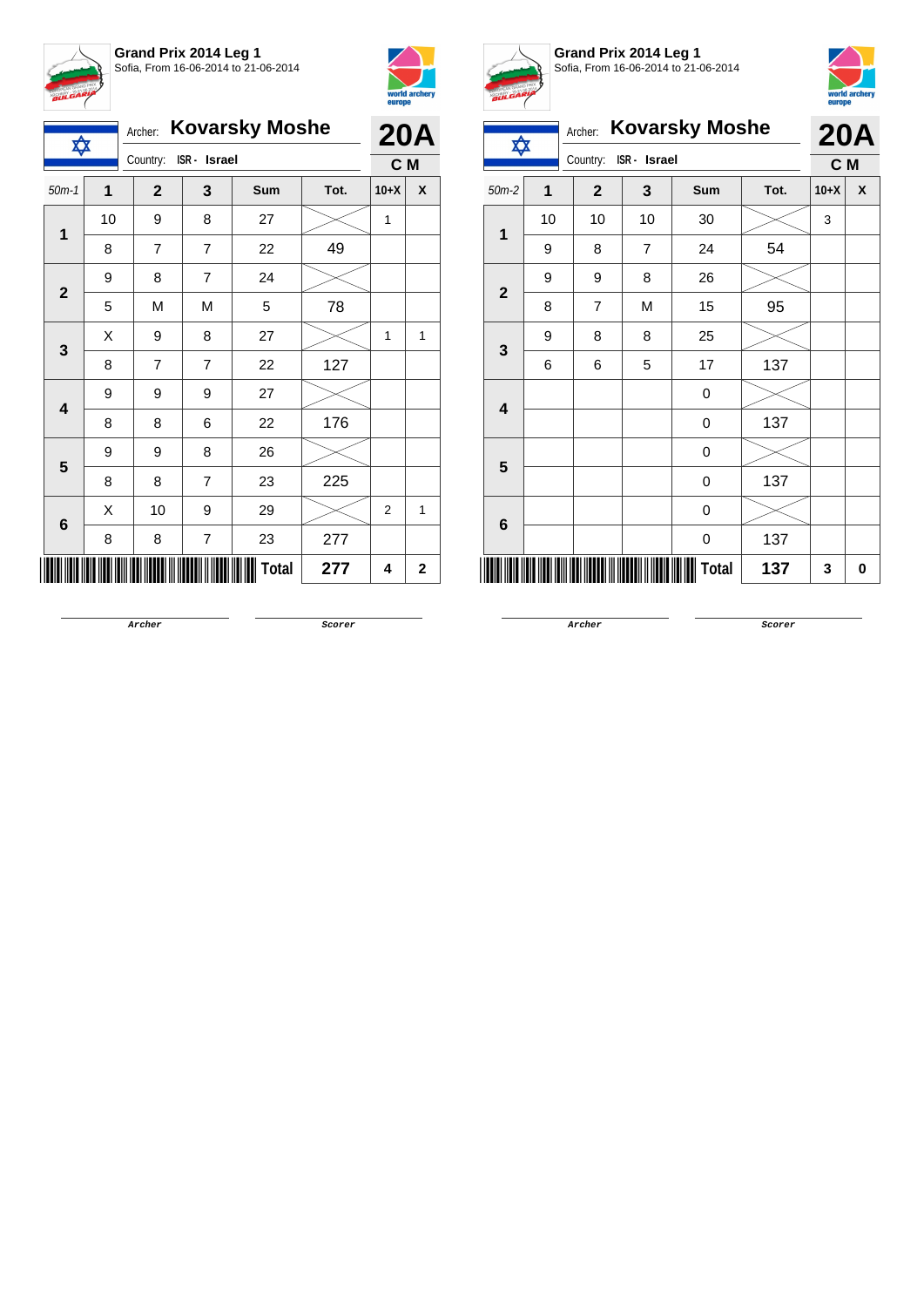**Grand Prix 2014 Leg 1**
Sofia, From 16-06-2014 to 21-06-2014

Archer: **Kovarsky Moshe**
Country: ISR - Israel

**20A**
**C M**

| 50m-1 | 1 | 2 | 3 | Sum | Tot. | 10+X | X |
|---|---|---|---|---|---|---|---|
| 1 | 10 | 9 | 8 | 27 | | 1 | |
| | 8 | 7 | 7 | 22 | 49 | | |
| 2 | 9 | 8 | 7 | 24 | | | |
| | 5 | M | M | 5 | 78 | | |
| 3 | X | 9 | 8 | 27 | | 1 | 1 |
| | 8 | 7 | 7 | 22 | 127 | | |
| 4 | 9 | 9 | 9 | 27 | | | |
| | 8 | 8 | 6 | 22 | 176 | | |
| 5 | 9 | 9 | 8 | 26 | | | |
| | 8 | 8 | 7 | 23 | 225 | | |
| 6 | X | 10 | 9 | 29 | | 2 | 1 |
| | 8 | 8 | 7 | 23 | 277 | | |
| | | | | **Total** | **277** | **4** | **2** |

Archer　　　Scorer

**Grand Prix 2014 Leg 1**
Sofia, From 16-06-2014 to 21-06-2014

Archer: **Kovarsky Moshe**
Country: ISR - Israel

**20A**
**C M**

| 50m-2 | 1 | 2 | 3 | Sum | Tot. | 10+X | X |
|---|---|---|---|---|---|---|---|
| 1 | 10 | 10 | 10 | 30 | | 3 | |
| | 9 | 8 | 7 | 24 | 54 | | |
| 2 | 9 | 9 | 8 | 26 | | | |
| | 8 | 7 | M | 15 | 95 | | |
| 3 | 9 | 8 | 8 | 25 | | | |
| | 6 | 6 | 5 | 17 | 137 | | |
| 4 | | | | 0 | | | |
| | | | | 0 | 137 | | |
| 5 | | | | 0 | | | |
| | | | | 0 | 137 | | |
| 6 | | | | 0 | | | |
| | | | | 0 | 137 | | |
| | | | | **Total** | **137** | **3** | **0** |

Archer　　　Scorer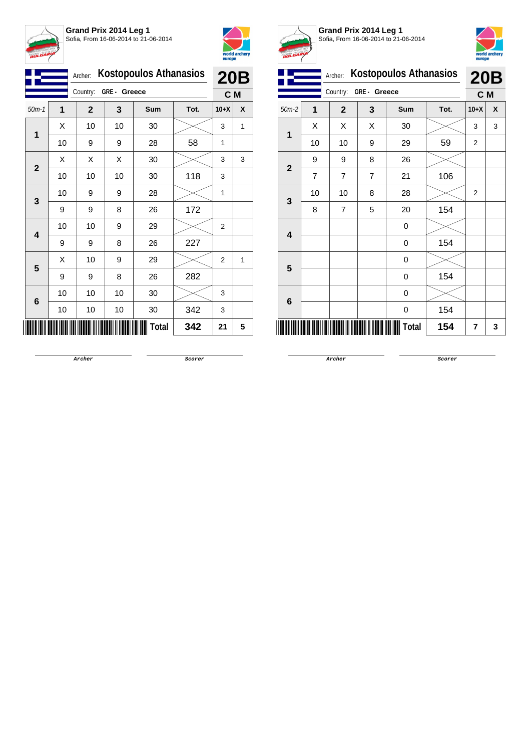**Grand Prix 2014 Leg 1**
Sofia, From 16-06-2014 to 21-06-2014

Archer: **Kostopoulos Athanasios**
Country: **GRE - Greece**

**20B**
**C M**

| 50m-1 | 1 | 2 | 3 | Sum | Tot. | 10+X | X |
|---|---|---|---|---|---|---|---|
| 1 | X | 10 | 10 | 30 | | 3 | 1 |
| | 10 | 9 | 9 | 28 | 58 | 1 | |
| 2 | X | X | X | 30 | | 3 | 3 |
| | 10 | 10 | 10 | 30 | 118 | 3 | |
| 3 | 10 | 9 | 9 | 28 | | 1 | |
| | 9 | 9 | 8 | 26 | 172 | | |
| 4 | 10 | 10 | 9 | 29 | | 2 | |
| | 9 | 9 | 8 | 26 | 227 | | |
| 5 | X | 10 | 9 | 29 | | 2 | 1 |
| | 9 | 9 | 8 | 26 | 282 | | |
| 6 | 10 | 10 | 10 | 30 | | 3 | |
| | 10 | 10 | 10 | 30 | 342 | 3 | |
| | | | | **Total** | **342** | **21** | **5** |

Archer Scorer

**Grand Prix 2014 Leg 1**
Sofia, From 16-06-2014 to 21-06-2014

Archer: **Kostopoulos Athanasios**
Country: **GRE - Greece**

**20B**
**C M**

| 50m-2 | 1 | 2 | 3 | Sum | Tot. | 10+X | X |
|---|---|---|---|---|---|---|---|
| 1 | X | X | X | 30 | | 3 | 3 |
| | 10 | 10 | 9 | 29 | 59 | 2 | |
| 2 | 9 | 9 | 8 | 26 | | | |
| | 7 | 7 | 7 | 21 | 106 | | |
| 3 | 10 | 10 | 8 | 28 | | 2 | |
| | 8 | 7 | 5 | 20 | 154 | | |
| 4 | | | | 0 | | | |
| | | | | 0 | 154 | | |
| 5 | | | | 0 | | | |
| | | | | 0 | 154 | | |
| 6 | | | | 0 | | | |
| | | | | 0 | 154 | | |
| | | | | **Total** | **154** | **7** | **3** |

Archer Scorer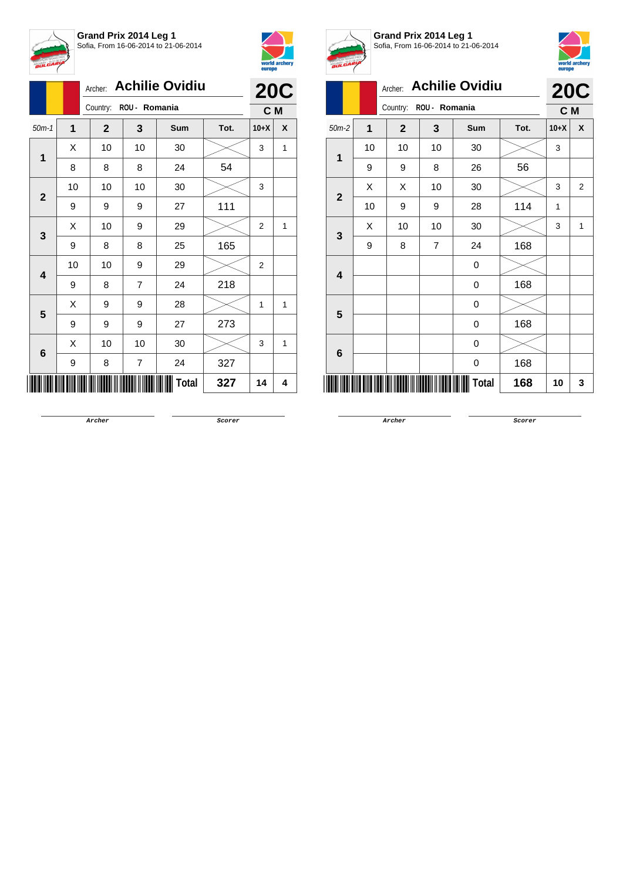**Grand Prix 2014 Leg 1**
Sofia, From 16-06-2014 to 21-06-2014

Archer: **Achilie Ovidiu**
Country: ROU - Romania

**20C**
**C M**

| 50m-1 | 1 | 2 | 3 | Sum | Tot. | 10+X | X |
|---|---|---|---|---|---|---|---|
| 1 | X | 10 | 10 | 30 | | 3 | 1 |
| | 8 | 8 | 8 | 24 | 54 | | |
| 2 | 10 | 10 | 10 | 30 | | 3 | |
| | 9 | 9 | 9 | 27 | 111 | | |
| 3 | X | 10 | 9 | 29 | | 2 | 1 |
| | 9 | 8 | 8 | 25 | 165 | | |
| 4 | 10 | 10 | 9 | 29 | | 2 | |
| | 9 | 8 | 7 | 24 | 218 | | |
| 5 | X | 9 | 9 | 28 | | 1 | 1 |
| | 9 | 9 | 9 | 27 | 273 | | |
| 6 | X | 10 | 10 | 30 | | 3 | 1 |
| | 9 | 8 | 7 | 24 | 327 | | |
| | | | | **Total** | **327** | **14** | **4** |

Archer　　　　Scorer

**Grand Prix 2014 Leg 1**
Sofia, From 16-06-2014 to 21-06-2014

Archer: **Achilie Ovidiu**
Country: ROU - Romania

**20C**
**C M**

| 50m-2 | 1 | 2 | 3 | Sum | Tot. | 10+X | X |
|---|---|---|---|---|---|---|---|
| 1 | 10 | 10 | 10 | 30 | | 3 | |
| | 9 | 9 | 8 | 26 | 56 | | |
| 2 | X | X | 10 | 30 | | 3 | 2 |
| | 10 | 9 | 9 | 28 | 114 | 1 | |
| 3 | X | 10 | 10 | 30 | | 3 | 1 |
| | 9 | 8 | 7 | 24 | 168 | | |
| 4 | | | | 0 | | | |
| | | | | 0 | 168 | | |
| 5 | | | | 0 | | | |
| | | | | 0 | 168 | | |
| 6 | | | | 0 | | | |
| | | | | 0 | 168 | | |
| | | | | **Total** | **168** | **10** | **3** |

Archer　　　　Scorer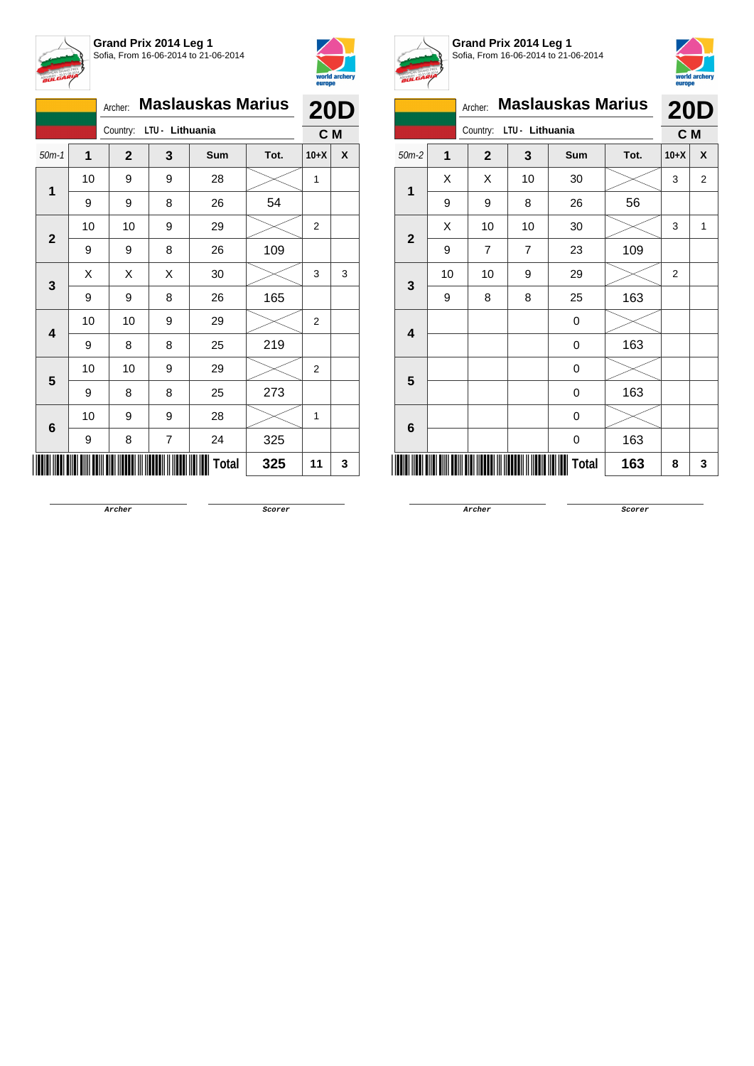**Grand Prix 2014 Leg 1**
Sofia, From 16-06-2014 to 21-06-2014

Archer: **Maslauskas Marius**
Country: LTU - Lithuania

**20D**
**C M**

| 50m-1 | 1 | 2 | 3 | Sum | Tot. | 10+X | X |
|---|---|---|---|---|---|---|---|
| 1 | 10 | 9 | 9 | 28 | | 1 | |
| | 9 | 9 | 8 | 26 | 54 | | |
| 2 | 10 | 10 | 9 | 29 | | 2 | |
| | 9 | 9 | 8 | 26 | 109 | | |
| 3 | X | X | X | 30 | | 3 | 3 |
| | 9 | 9 | 8 | 26 | 165 | | |
| 4 | 10 | 10 | 9 | 29 | | 2 | |
| | 9 | 8 | 8 | 25 | 219 | | |
| 5 | 10 | 10 | 9 | 29 | | 2 | |
| | 9 | 8 | 8 | 25 | 273 | | |
| 6 | 10 | 9 | 9 | 28 | | 1 | |
| | 9 | 8 | 7 | 24 | 325 | | |
| | | | | **Total** | **325** | **11** | **3** |

Archer &nbsp;&nbsp;&nbsp;&nbsp; Scorer

**Grand Prix 2014 Leg 1**
Sofia, From 16-06-2014 to 21-06-2014

Archer: **Maslauskas Marius**
Country: LTU - Lithuania

**20D**
**C M**

| 50m-2 | 1 | 2 | 3 | Sum | Tot. | 10+X | X |
|---|---|---|---|---|---|---|---|
| 1 | X | X | 10 | 30 | | 3 | 2 |
| | 9 | 9 | 8 | 26 | 56 | | |
| 2 | X | 10 | 10 | 30 | | 3 | 1 |
| | 9 | 7 | 7 | 23 | 109 | | |
| 3 | 10 | 10 | 9 | 29 | | 2 | |
| | 9 | 8 | 8 | 25 | 163 | | |
| 4 | | | | 0 | | | |
| | | | | 0 | 163 | | |
| 5 | | | | 0 | | | |
| | | | | 0 | 163 | | |
| 6 | | | | 0 | | | |
| | | | | 0 | 163 | | |
| | | | | **Total** | **163** | **8** | **3** |

Archer &nbsp;&nbsp;&nbsp;&nbsp; Scorer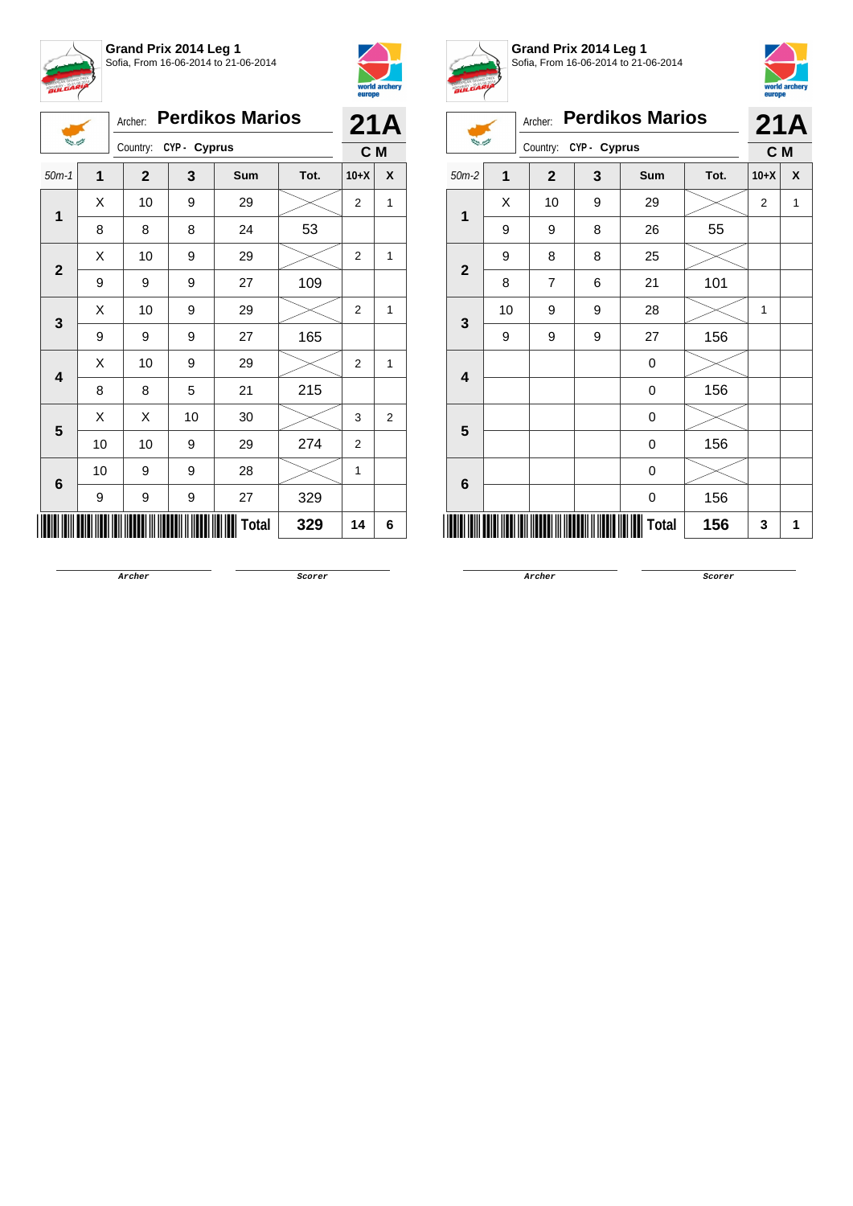**Grand Prix 2014 Leg 1**
Sofia, From 16-06-2014 to 21-06-2014

Archer: **Perdikos Marios**
Country: CYP - Cyprus

**21A**
**C M**

| 50m-1 | 1 | 2 | 3 | Sum | Tot. | 10+X | X |
|---|---|---|---|---|---|---|---|
| 1 | X | 10 | 9 | 29 | | 2 | 1 |
| | 8 | 8 | 8 | 24 | 53 | | |
| 2 | X | 10 | 9 | 29 | | 2 | 1 |
| | 9 | 9 | 9 | 27 | 109 | | |
| 3 | X | 10 | 9 | 29 | | 2 | 1 |
| | 9 | 9 | 9 | 27 | 165 | | |
| 4 | X | 10 | 9 | 29 | | 2 | 1 |
| | 8 | 8 | 5 | 21 | 215 | | |
| 5 | X | X | 10 | 30 | | 3 | 2 |
| | 10 | 10 | 9 | 29 | 274 | 2 | |
| 6 | 10 | 9 | 9 | 28 | | 1 | |
| | 9 | 9 | 9 | 27 | 329 | | |
| | | | | **Total** | **329** | **14** | **6** |

Archer Scorer

**Grand Prix 2014 Leg 1**
Sofia, From 16-06-2014 to 21-06-2014

Archer: **Perdikos Marios**
Country: CYP - Cyprus

**21A**
**C M**

| 50m-2 | 1 | 2 | 3 | Sum | Tot. | 10+X | X |
|---|---|---|---|---|---|---|---|
| 1 | X | 10 | 9 | 29 | | 2 | 1 |
| | 9 | 9 | 8 | 26 | 55 | | |
| 2 | 9 | 8 | 8 | 25 | | | |
| | 8 | 7 | 6 | 21 | 101 | | |
| 3 | 10 | 9 | 9 | 28 | | 1 | |
| | 9 | 9 | 9 | 27 | 156 | | |
| 4 | | | | 0 | | | |
| | | | | 0 | 156 | | |
| 5 | | | | 0 | | | |
| | | | | 0 | 156 | | |
| 6 | | | | 0 | | | |
| | | | | 0 | 156 | | |
| | | | | **Total** | **156** | **3** | **1** |

Archer Scorer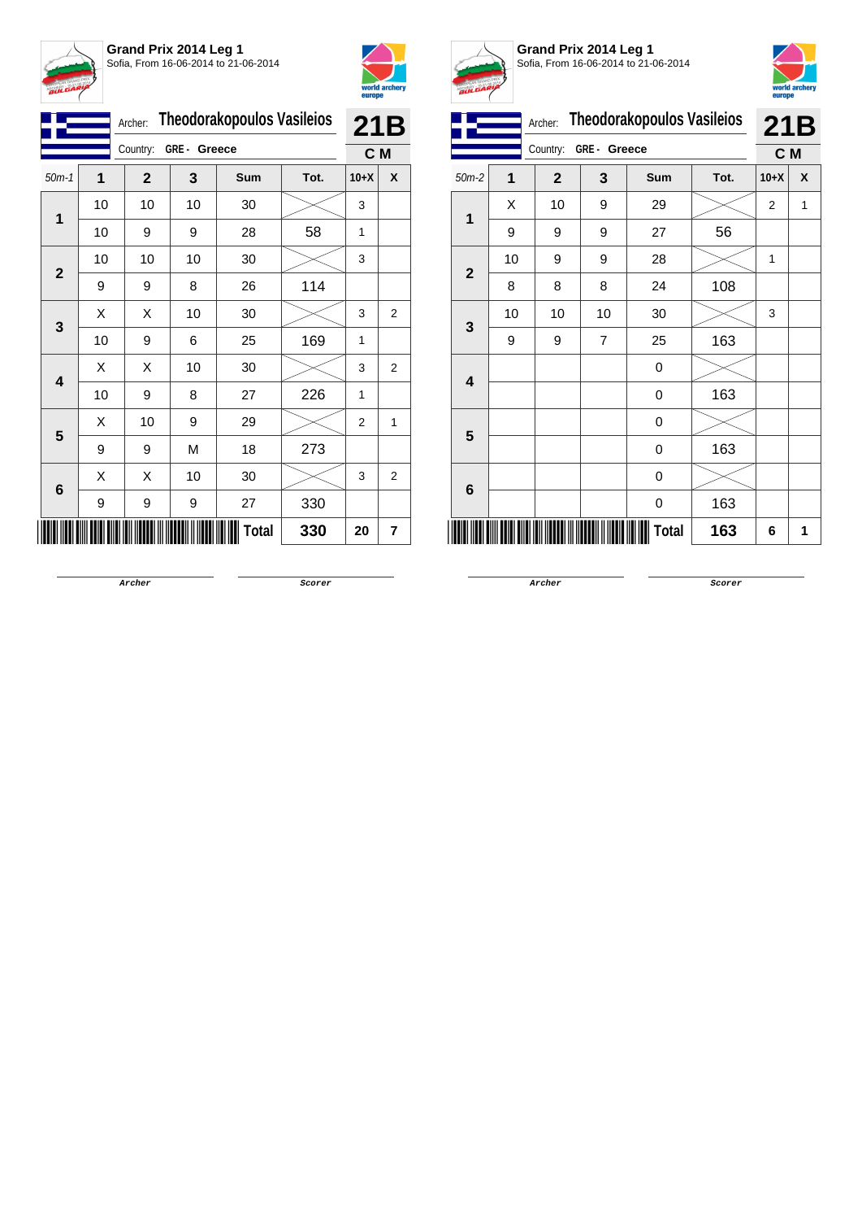**Grand Prix 2014 Leg 1**
Sofia, From 16-06-2014 to 21-06-2014

Archer: **Theodorakopoulos Vasileios**
Country: **GRE - Greece**

**21B**
**C M**

| 50m-1 | 1 | 2 | 3 | Sum | Tot. | 10+X | X |
|---|---|---|---|---|---|---|---|
| 1 | 10 | 10 | 10 | 30 | | 3 | |
| | 10 | 9 | 9 | 28 | 58 | 1 | |
| 2 | 10 | 10 | 10 | 30 | | 3 | |
| | 9 | 9 | 8 | 26 | 114 | | |
| 3 | X | X | 10 | 30 | | 3 | 2 |
| | 10 | 9 | 6 | 25 | 169 | 1 | |
| 4 | X | X | 10 | 30 | | 3 | 2 |
| | 10 | 9 | 8 | 27 | 226 | 1 | |
| 5 | X | 10 | 9 | 29 | | 2 | 1 |
| | 9 | 9 | M | 18 | 273 | | |
| 6 | X | X | 10 | 30 | | 3 | 2 |
| | 9 | 9 | 9 | 27 | 330 | | |
| | | | | **Total** | **330** | **20** | **7** |

Archer Scorer

**Grand Prix 2014 Leg 1**
Sofia, From 16-06-2014 to 21-06-2014

Archer: **Theodorakopoulos Vasileios**
Country: **GRE - Greece**

**21B**
**C M**

| 50m-2 | 1 | 2 | 3 | Sum | Tot. | 10+X | X |
|---|---|---|---|---|---|---|---|
| 1 | X | 10 | 9 | 29 | | 2 | 1 |
| | 9 | 9 | 9 | 27 | 56 | | |
| 2 | 10 | 9 | 9 | 28 | | 1 | |
| | 8 | 8 | 8 | 24 | 108 | | |
| 3 | 10 | 10 | 10 | 30 | | 3 | |
| | 9 | 9 | 7 | 25 | 163 | | |
| 4 | | | | 0 | | | |
| | | | | 0 | 163 | | |
| 5 | | | | 0 | | | |
| | | | | 0 | 163 | | |
| 6 | | | | 0 | | | |
| | | | | 0 | 163 | | |
| | | | | **Total** | **163** | **6** | **1** |

Archer Scorer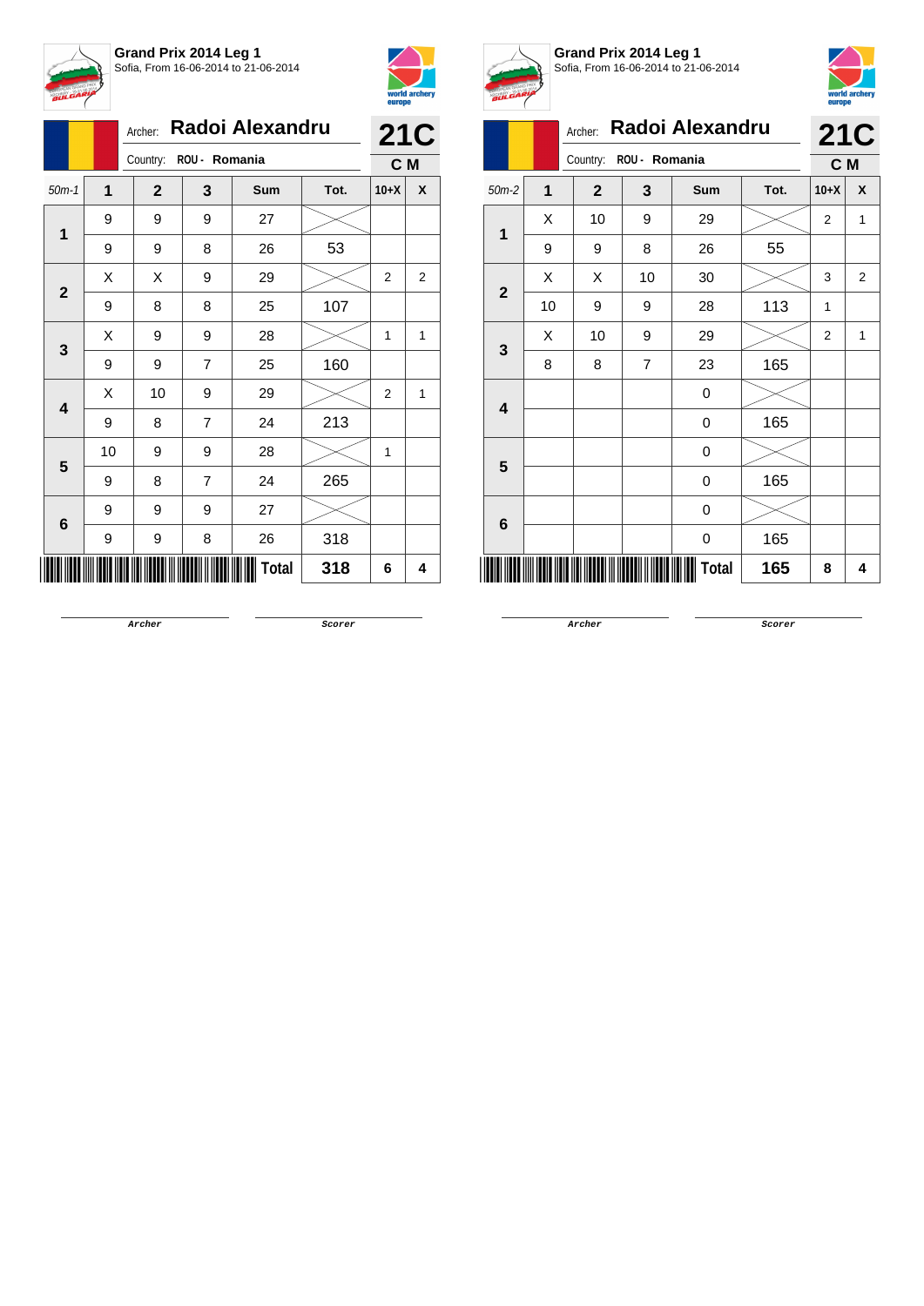**Grand Prix 2014 Leg 1**
Sofia, From 16-06-2014 to 21-06-2014

Archer: **Radoi Alexandru**
Country: ROU - Romania

**21C**
**C M**

| 50m-1 | 1 | 2 | 3 | Sum | Tot. | 10+X | X |
|---|---|---|---|---|---|---|---|
| 1 | 9 | 9 | 9 | 27 | | | |
| | 9 | 9 | 8 | 26 | 53 | | |
| 2 | X | X | 9 | 29 | | 2 | 2 |
| | 9 | 8 | 8 | 25 | 107 | | |
| 3 | X | 9 | 9 | 28 | | 1 | 1 |
| | 9 | 9 | 7 | 25 | 160 | | |
| 4 | X | 10 | 9 | 29 | | 2 | 1 |
| | 9 | 8 | 7 | 24 | 213 | | |
| 5 | 10 | 9 | 9 | 28 | | 1 | |
| | 9 | 8 | 7 | 24 | 265 | | |
| 6 | 9 | 9 | 9 | 27 | | | |
| | 9 | 9 | 8 | 26 | 318 | | |
| | | | | **Total** | **318** | **6** | **4** |

Archer　　　　Scorer

**Grand Prix 2014 Leg 1**
Sofia, From 16-06-2014 to 21-06-2014

Archer: **Radoi Alexandru**
Country: ROU - Romania

**21C**
**C M**

| 50m-2 | 1 | 2 | 3 | Sum | Tot. | 10+X | X |
|---|---|---|---|---|---|---|---|
| 1 | X | 10 | 9 | 29 | | 2 | 1 |
| | 9 | 9 | 8 | 26 | 55 | | |
| 2 | X | X | 10 | 30 | | 3 | 2 |
| | 10 | 9 | 9 | 28 | 113 | 1 | |
| 3 | X | 10 | 9 | 29 | | 2 | 1 |
| | 8 | 8 | 7 | 23 | 165 | | |
| 4 | | | | 0 | | | |
| | | | | 0 | 165 | | |
| 5 | | | | 0 | | | |
| | | | | 0 | 165 | | |
| 6 | | | | 0 | | | |
| | | | | 0 | 165 | | |
| | | | | **Total** | **165** | **8** | **4** |

Archer　　　　Scorer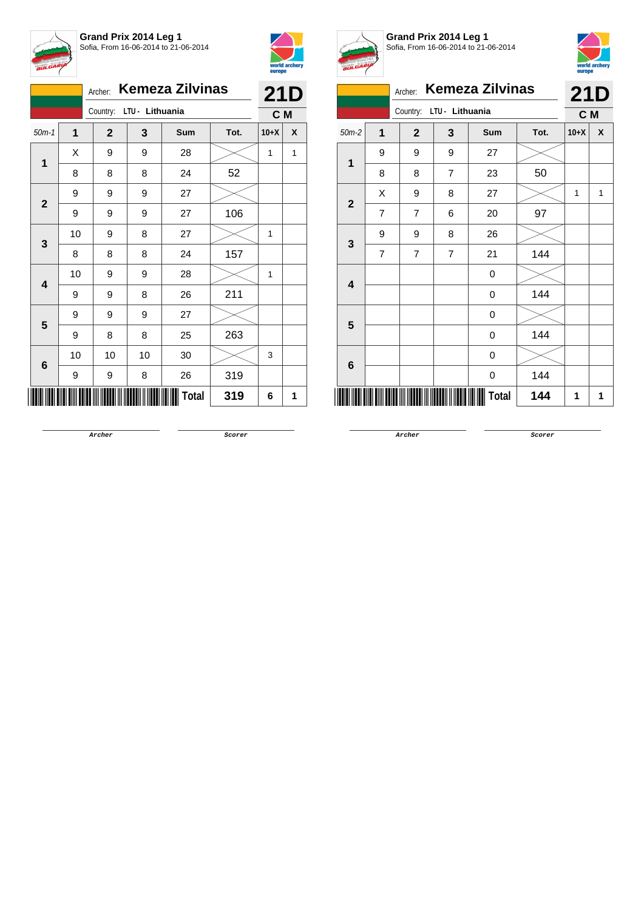**Grand Prix 2014 Leg 1**
Sofia, From 16-06-2014 to 21-06-2014

Archer: **Kemeza Zilvinas**
Country: LTU - Lithuania

**21D**
**C M**

| 50m-1 | 1 | 2 | 3 | Sum | Tot. | 10+X | X |
|---|---|---|---|---|---|---|---|
| 1 | X | 9 | 9 | 28 | | 1 | 1 |
| | 8 | 8 | 8 | 24 | 52 | | |
| 2 | 9 | 9 | 9 | 27 | | | |
| | 9 | 9 | 9 | 27 | 106 | | |
| 3 | 10 | 9 | 8 | 27 | | 1 | |
| | 8 | 8 | 8 | 24 | 157 | | |
| 4 | 10 | 9 | 9 | 28 | | 1 | |
| | 9 | 9 | 8 | 26 | 211 | | |
| 5 | 9 | 9 | 9 | 27 | | | |
| | 9 | 8 | 8 | 25 | 263 | | |
| 6 | 10 | 10 | 10 | 30 | | 3 | |
| | 9 | 9 | 8 | 26 | 319 | | |
| | | | | **Total** | **319** | **6** | **1** |

Archer | Scorer

**Grand Prix 2014 Leg 1**
Sofia, From 16-06-2014 to 21-06-2014

Archer: **Kemeza Zilvinas**
Country: LTU - Lithuania

**21D**
**C M**

| 50m-2 | 1 | 2 | 3 | Sum | Tot. | 10+X | X |
|---|---|---|---|---|---|---|---|
| 1 | 9 | 9 | 9 | 27 | | | |
| | 8 | 8 | 7 | 23 | 50 | | |
| 2 | X | 9 | 8 | 27 | | 1 | 1 |
| | 7 | 7 | 6 | 20 | 97 | | |
| 3 | 9 | 9 | 8 | 26 | | | |
| | 7 | 7 | 7 | 21 | 144 | | |
| 4 | | | | 0 | | | |
| | | | | 0 | 144 | | |
| 5 | | | | 0 | | | |
| | | | | 0 | 144 | | |
| 6 | | | | 0 | | | |
| | | | | 0 | 144 | | |
| | | | | **Total** | **144** | **1** | **1** |

Archer | Scorer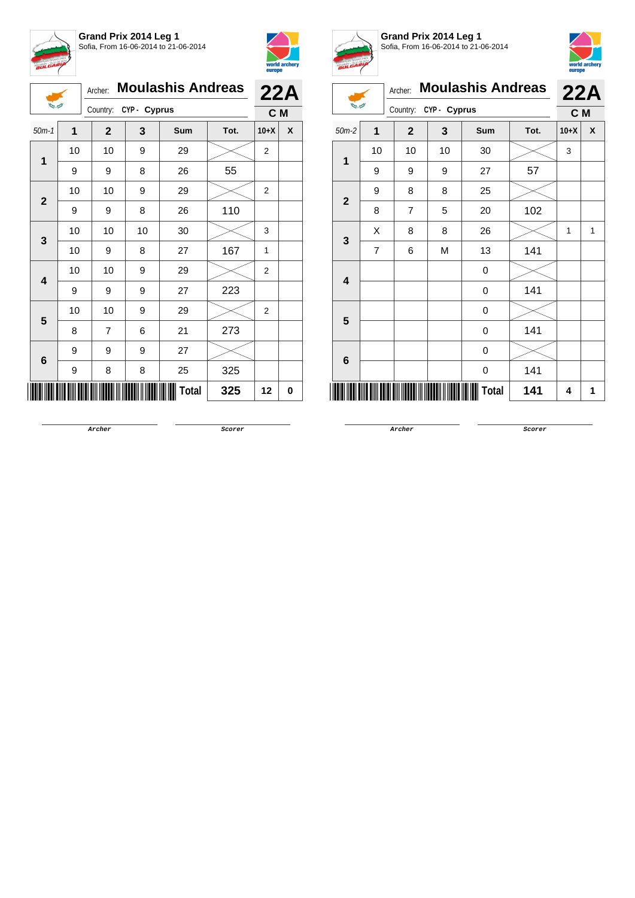**Grand Prix 2014 Leg 1**
Sofia, From 16-06-2014 to 21-06-2014

Archer: **Moulashis Andreas**
Country: CYP - Cyprus

**22A**
**C M**

| 50m-1 | 1 | 2 | 3 | Sum | Tot. | 10+X | X |
|---|---|---|---|---|---|---|---|
| 1 | 10 | 10 | 9 | 29 | | 2 | |
| | 9 | 9 | 8 | 26 | 55 | | |
| 2 | 10 | 10 | 9 | 29 | | 2 | |
| | 9 | 9 | 8 | 26 | 110 | | |
| 3 | 10 | 10 | 10 | 30 | | 3 | |
| | 10 | 9 | 8 | 27 | 167 | 1 | |
| 4 | 10 | 10 | 9 | 29 | | 2 | |
| | 9 | 9 | 9 | 27 | 223 | | |
| 5 | 10 | 10 | 9 | 29 | | 2 | |
| | 8 | 7 | 6 | 21 | 273 | | |
| 6 | 9 | 9 | 9 | 27 | | | |
| | 9 | 8 | 8 | 25 | 325 | | |
| | | | | **Total** | **325** | **12** | **0** |

Archer Scorer

**Grand Prix 2014 Leg 1**
Sofia, From 16-06-2014 to 21-06-2014

Archer: **Moulashis Andreas**
Country: CYP - Cyprus

**22A**
**C M**

| 50m-2 | 1 | 2 | 3 | Sum | Tot. | 10+X | X |
|---|---|---|---|---|---|---|---|
| 1 | 10 | 10 | 10 | 30 | | 3 | |
| | 9 | 9 | 9 | 27 | 57 | | |
| 2 | 9 | 8 | 8 | 25 | | | |
| | 8 | 7 | 5 | 20 | 102 | | |
| 3 | X | 8 | 8 | 26 | | 1 | 1 |
| | 7 | 6 | M | 13 | 141 | | |
| 4 | | | | 0 | | | |
| | | | | 0 | 141 | | |
| 5 | | | | 0 | | | |
| | | | | 0 | 141 | | |
| 6 | | | | 0 | | | |
| | | | | 0 | 141 | | |
| | | | | **Total** | **141** | **4** | **1** |

Archer Scorer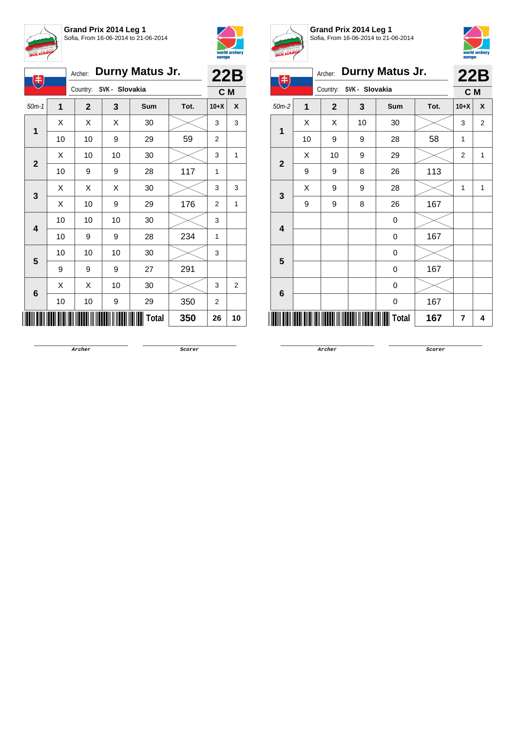**Grand Prix 2014 Leg 1**
Sofia, From 16-06-2014 to 21-06-2014

Archer: **Durny Matus Jr.**
Country: SVK - Slovakia

**22B**
**C M**

| 50m-1 | 1 | 2 | 3 | Sum | Tot. | 10+X | X |
|---|---|---|---|---|---|---|---|
| 1 | X | X | X | 30 | | 3 | 3 |
| | 10 | 10 | 9 | 29 | 59 | 2 | |
| 2 | X | 10 | 10 | 30 | | 3 | 1 |
| | 10 | 9 | 9 | 28 | 117 | 1 | |
| 3 | X | X | X | 30 | | 3 | 3 |
| | X | 10 | 9 | 29 | 176 | 2 | 1 |
| 4 | 10 | 10 | 10 | 30 | | 3 | |
| | 10 | 9 | 9 | 28 | 234 | 1 | |
| 5 | 10 | 10 | 10 | 30 | | 3 | |
| | 9 | 9 | 9 | 27 | 291 | | |
| 6 | X | X | 10 | 30 | | 3 | 2 |
| | 10 | 10 | 9 | 29 | 350 | 2 | |
| | | | | Total | 350 | 26 | 10 |

Archer — Scorer

**Grand Prix 2014 Leg 1**
Sofia, From 16-06-2014 to 21-06-2014

Archer: **Durny Matus Jr.**
Country: SVK - Slovakia

**22B**
**C M**

| 50m-2 | 1 | 2 | 3 | Sum | Tot. | 10+X | X |
|---|---|---|---|---|---|---|---|
| 1 | X | X | 10 | 30 | | 3 | 2 |
| | 10 | 9 | 9 | 28 | 58 | 1 | |
| 2 | X | 10 | 9 | 29 | | 2 | 1 |
| | 9 | 9 | 8 | 26 | 113 | | |
| 3 | X | 9 | 9 | 28 | | 1 | 1 |
| | 9 | 9 | 8 | 26 | 167 | | |
| 4 | | | | 0 | | | |
| | | | | 0 | 167 | | |
| 5 | | | | 0 | | | |
| | | | | 0 | 167 | | |
| 6 | | | | 0 | | | |
| | | | | 0 | 167 | | |
| | | | | Total | 167 | 7 | 4 |

Archer — Scorer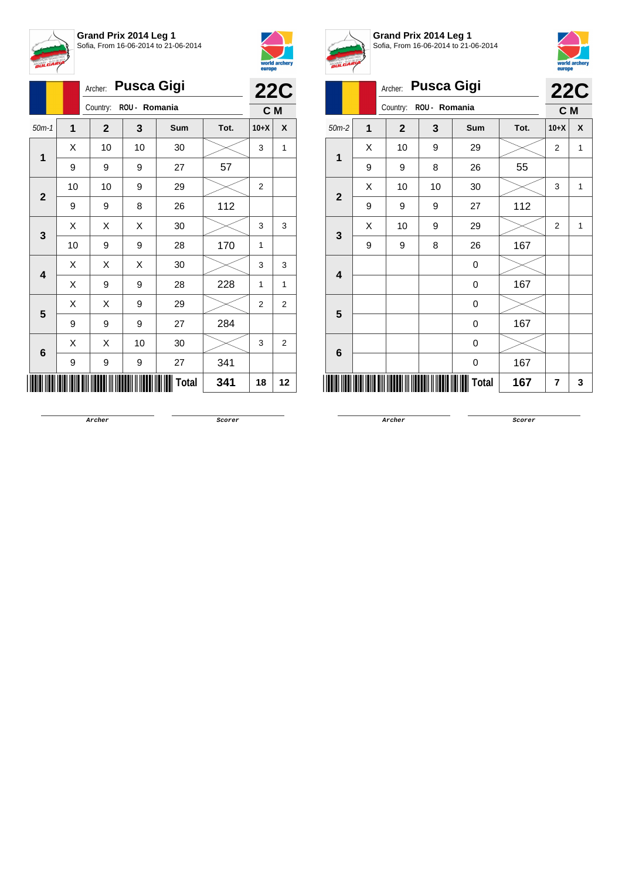## Grand Prix 2014 Leg 1

Sofia, From 16-06-2014 to 21-06-2014

Archer: **Pusca Gigi**

Country: ROU - Romania

**22C**

**C M**

| 50m-1 | 1 | 2 | 3 | Sum | Tot. | 10+X | X |
|---|---|---|---|---|---|---|---|
| 1 | X | 10 | 10 | 30 | | 3 | 1 |
| | 9 | 9 | 9 | 27 | 57 | | |
| 2 | 10 | 10 | 9 | 29 | | 2 | |
| | 9 | 9 | 8 | 26 | 112 | | |
| 3 | X | X | X | 30 | | 3 | 3 |
| | 10 | 9 | 9 | 28 | 170 | 1 | |
| 4 | X | X | X | 30 | | 3 | 3 |
| | X | 9 | 9 | 28 | 228 | 1 | 1 |
| 5 | X | X | 9 | 29 | | 2 | 2 |
| | 9 | 9 | 9 | 27 | 284 | | |
| 6 | X | X | 10 | 30 | | 3 | 2 |
| | 9 | 9 | 9 | 27 | 341 | | |
| | | | | **Total** | **341** | **18** | **12** |

Archer

Scorer

## Grand Prix 2014 Leg 1

Sofia, From 16-06-2014 to 21-06-2014

Archer: **Pusca Gigi**

Country: ROU - Romania

**22C**

**C M**

| 50m-2 | 1 | 2 | 3 | Sum | Tot. | 10+X | X |
|---|---|---|---|---|---|---|---|
| 1 | X | 10 | 9 | 29 | | 2 | 1 |
| | 9 | 9 | 8 | 26 | 55 | | |
| 2 | X | 10 | 10 | 30 | | 3 | 1 |
| | 9 | 9 | 9 | 27 | 112 | | |
| 3 | X | 10 | 9 | 29 | | 2 | 1 |
| | 9 | 9 | 8 | 26 | 167 | | |
| 4 | | | | 0 | | | |
| | | | | 0 | 167 | | |
| 5 | | | | 0 | | | |
| | | | | 0 | 167 | | |
| 6 | | | | 0 | | | |
| | | | | 0 | 167 | | |
| | | | | **Total** | **167** | **7** | **3** |

Archer

Scorer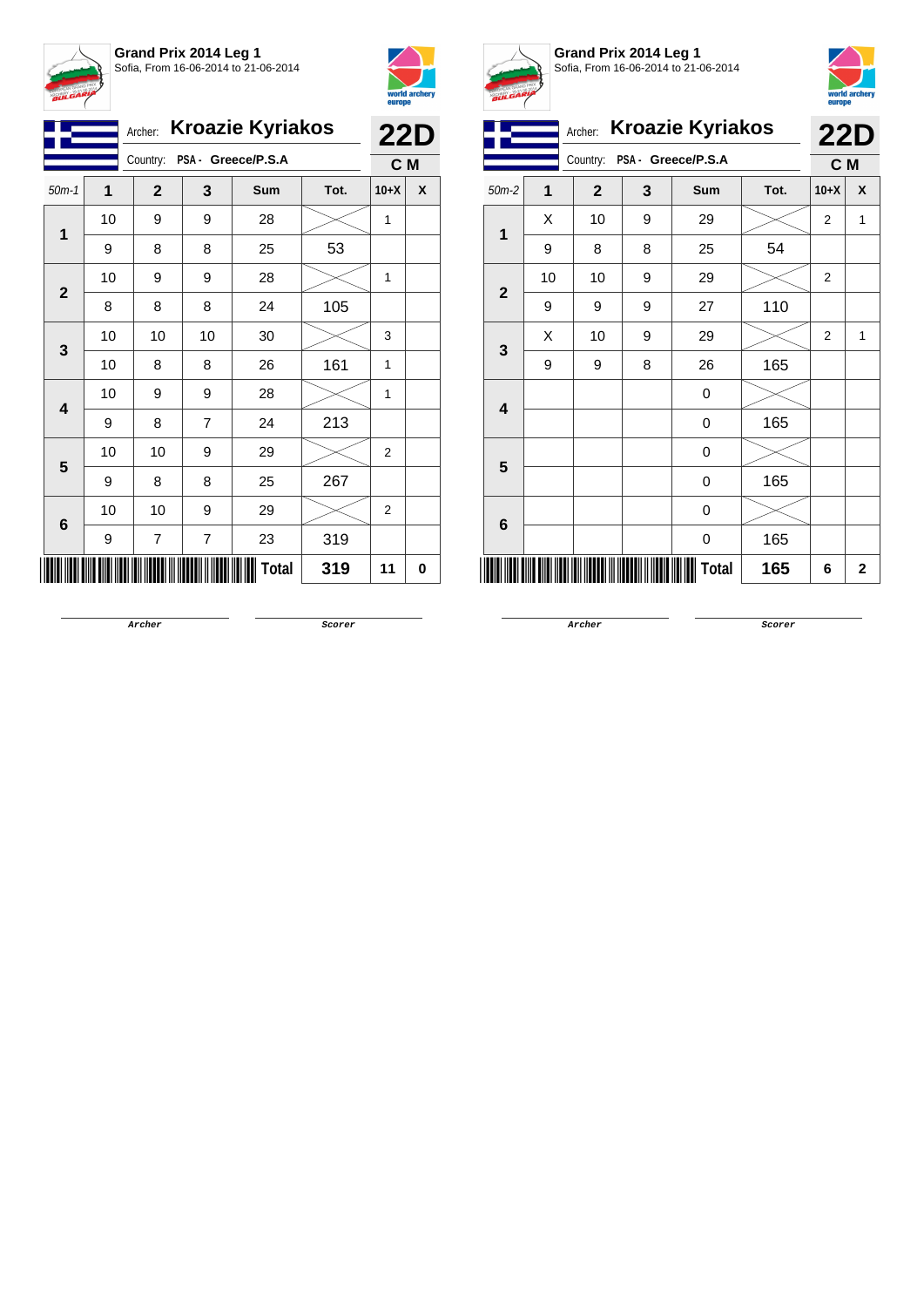**Grand Prix 2014 Leg 1**
Sofia, From 16-06-2014 to 21-06-2014

Archer: **Kroazie Kyriakos**
Country: PSA - Greece/P.S.A

**22D**
**C M**

| 50m-1 | 1 | 2 | 3 | Sum | Tot. | 10+X | X |
|---|---|---|---|---|---|---|---|
| 1 | 10 | 9 | 9 | 28 | | 1 | |
| | 9 | 8 | 8 | 25 | 53 | | |
| 2 | 10 | 9 | 9 | 28 | | 1 | |
| | 8 | 8 | 8 | 24 | 105 | | |
| 3 | 10 | 10 | 10 | 30 | | 3 | |
| | 10 | 8 | 8 | 26 | 161 | 1 | |
| 4 | 10 | 9 | 9 | 28 | | 1 | |
| | 9 | 8 | 7 | 24 | 213 | | |
| 5 | 10 | 10 | 9 | 29 | | 2 | |
| | 9 | 8 | 8 | 25 | 267 | | |
| 6 | 10 | 10 | 9 | 29 | | 2 | |
| | 9 | 7 | 7 | 23 | 319 | | |
| | | | | **Total** | **319** | **11** | **0** |

Archer ____________ Scorer ____________

**Grand Prix 2014 Leg 1**
Sofia, From 16-06-2014 to 21-06-2014

Archer: **Kroazie Kyriakos**
Country: PSA - Greece/P.S.A

**22D**
**C M**

| 50m-2 | 1 | 2 | 3 | Sum | Tot. | 10+X | X |
|---|---|---|---|---|---|---|---|
| 1 | X | 10 | 9 | 29 | | 2 | 1 |
| | 9 | 8 | 8 | 25 | 54 | | |
| 2 | 10 | 10 | 9 | 29 | | 2 | |
| | 9 | 9 | 9 | 27 | 110 | | |
| 3 | X | 10 | 9 | 29 | | 2 | 1 |
| | 9 | 9 | 8 | 26 | 165 | | |
| 4 | | | | 0 | | | |
| | | | | 0 | 165 | | |
| 5 | | | | 0 | | | |
| | | | | 0 | 165 | | |
| 6 | | | | 0 | | | |
| | | | | 0 | 165 | | |
| | | | | **Total** | **165** | **6** | **2** |

Archer ____________ Scorer ____________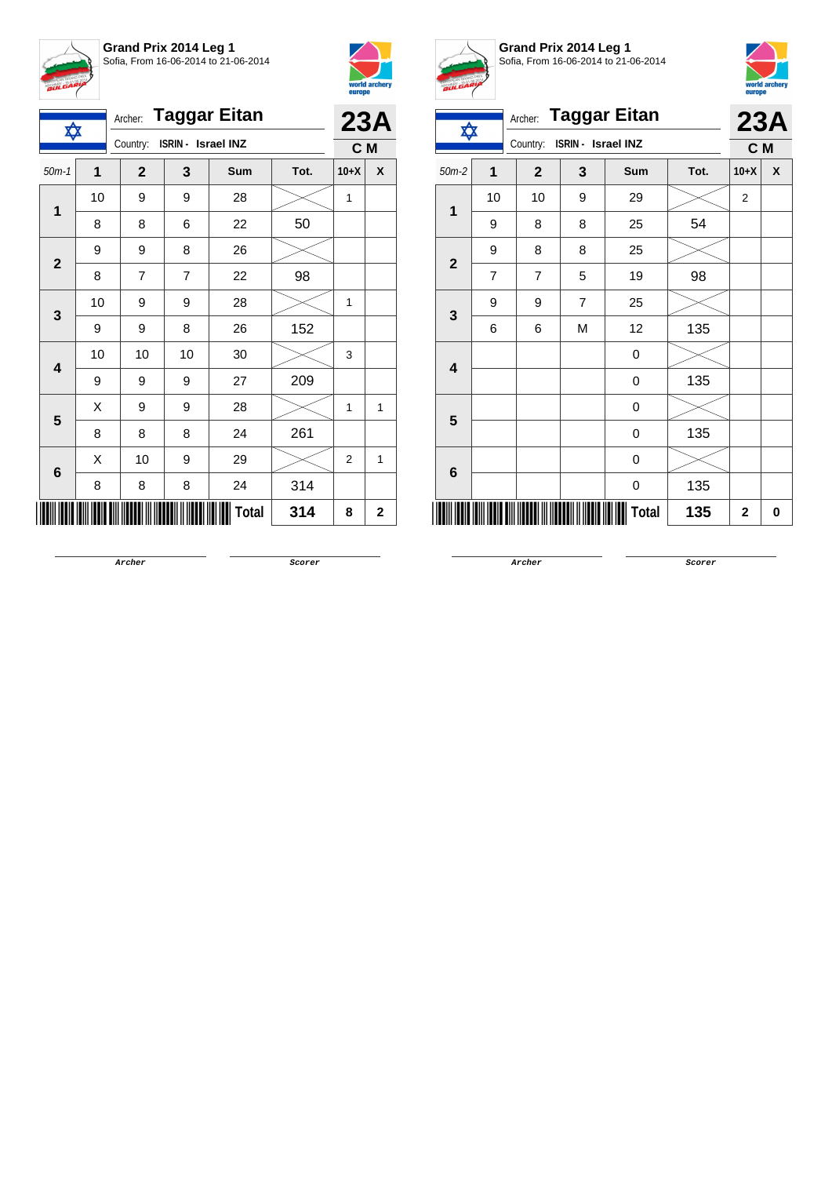**Grand Prix 2014 Leg 1**
Sofia, From 16-06-2014 to 21-06-2014

Archer: **Taggar Eitan**
Country: **ISRIN - Israel INZ**

**23A**
**C M**

| 50m-1 | 1 | 2 | 3 | Sum | Tot. | 10+X | X |
|---|---|---|---|---|---|---|---|
| 1 | 10 | 9 | 9 | 28 | | 1 | |
| | 8 | 8 | 6 | 22 | 50 | | |
| 2 | 9 | 9 | 8 | 26 | | | |
| | 8 | 7 | 7 | 22 | 98 | | |
| 3 | 10 | 9 | 9 | 28 | | 1 | |
| | 9 | 9 | 8 | 26 | 152 | | |
| 4 | 10 | 10 | 10 | 30 | | 3 | |
| | 9 | 9 | 9 | 27 | 209 | | |
| 5 | X | 9 | 9 | 28 | | 1 | 1 |
| | 8 | 8 | 8 | 24 | 261 | | |
| 6 | X | 10 | 9 | 29 | | 2 | 1 |
| | 8 | 8 | 8 | 24 | 314 | | |
| | | | | **Total** | **314** | **8** | **2** |

Archer &nbsp;&nbsp;&nbsp;&nbsp; Scorer

**Grand Prix 2014 Leg 1**
Sofia, From 16-06-2014 to 21-06-2014

Archer: **Taggar Eitan**
Country: **ISRIN - Israel INZ**

**23A**
**C M**

| 50m-2 | 1 | 2 | 3 | Sum | Tot. | 10+X | X |
|---|---|---|---|---|---|---|---|
| 1 | 10 | 10 | 9 | 29 | | 2 | |
| | 9 | 8 | 8 | 25 | 54 | | |
| 2 | 9 | 8 | 8 | 25 | | | |
| | 7 | 7 | 5 | 19 | 98 | | |
| 3 | 9 | 9 | 7 | 25 | | | |
| | 6 | 6 | M | 12 | 135 | | |
| 4 | | | | 0 | | | |
| | | | | 0 | 135 | | |
| 5 | | | | 0 | | | |
| | | | | 0 | 135 | | |
| 6 | | | | 0 | | | |
| | | | | 0 | 135 | | |
| | | | | **Total** | **135** | **2** | **0** |

Archer &nbsp;&nbsp;&nbsp;&nbsp; Scorer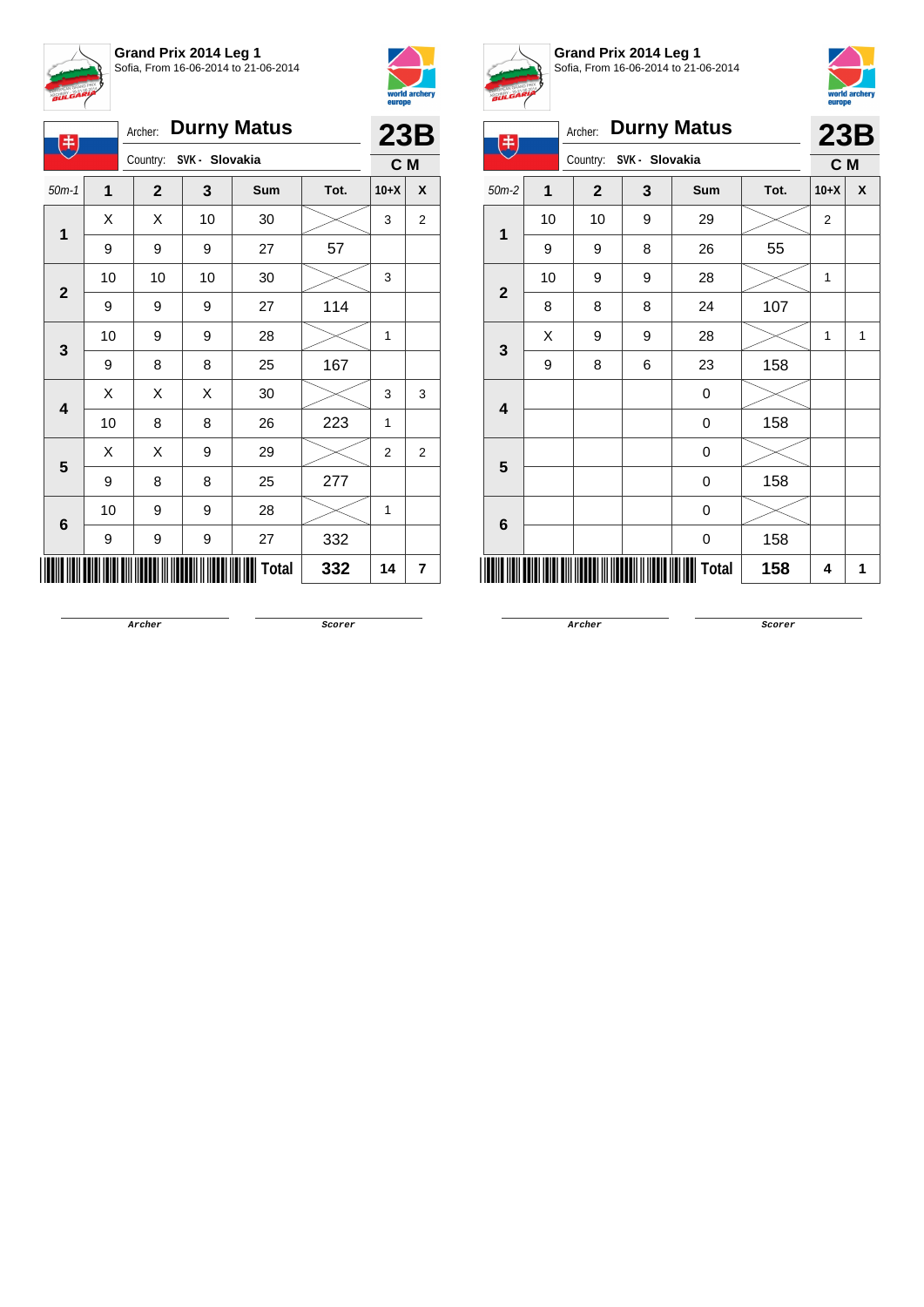## Grand Prix 2014 Leg 1

Sofia, From 16-06-2014 to 21-06-2014

Archer: **Durny Matus**

Country: SVK - Slovakia

**23B**

**C M**

| 50m-1 | 1 | 2 | 3 | Sum | Tot. | 10+X | X |
|---|---|---|---|---|---|---|---|
| 1 | X | X | 10 | 30 | | 3 | 2 |
| | 9 | 9 | 9 | 27 | 57 | | |
| 2 | 10 | 10 | 10 | 30 | | 3 | |
| | 9 | 9 | 9 | 27 | 114 | | |
| 3 | 10 | 9 | 9 | 28 | | 1 | |
| | 9 | 8 | 8 | 25 | 167 | | |
| 4 | X | X | X | 30 | | 3 | 3 |
| | 10 | 8 | 8 | 26 | 223 | 1 | |
| 5 | X | X | 9 | 29 | | 2 | 2 |
| | 9 | 8 | 8 | 25 | 277 | | |
| 6 | 10 | 9 | 9 | 28 | | 1 | |
| | 9 | 9 | 9 | 27 | 332 | | |
| | | | | Total | **332** | **14** | **7** |

Archer ____________ Scorer ____________

## Grand Prix 2014 Leg 1

Sofia, From 16-06-2014 to 21-06-2014

Archer: **Durny Matus**

Country: SVK - Slovakia

**23B**

**C M**

| 50m-2 | 1 | 2 | 3 | Sum | Tot. | 10+X | X |
|---|---|---|---|---|---|---|---|
| 1 | 10 | 10 | 9 | 29 | | 2 | |
| | 9 | 9 | 8 | 26 | 55 | | |
| 2 | 10 | 9 | 9 | 28 | | 1 | |
| | 8 | 8 | 8 | 24 | 107 | | |
| 3 | X | 9 | 9 | 28 | | 1 | 1 |
| | 9 | 8 | 6 | 23 | 158 | | |
| 4 | | | | 0 | | | |
| | | | | 0 | 158 | | |
| 5 | | | | 0 | | | |
| | | | | 0 | 158 | | |
| 6 | | | | 0 | | | |
| | | | | 0 | 158 | | |
| | | | | Total | **158** | **4** | **1** |

Archer ____________ Scorer ____________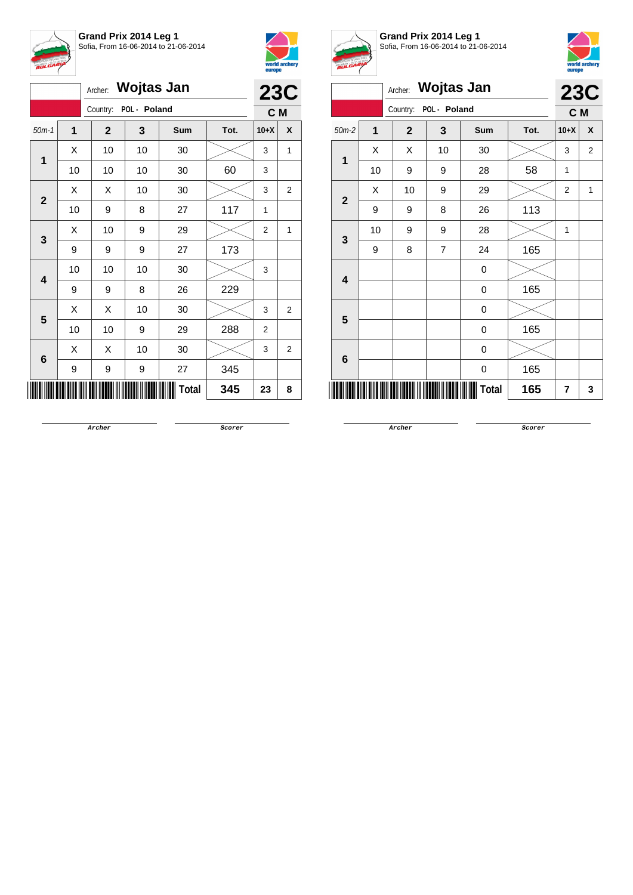**Grand Prix 2014 Leg 1**
Sofia, From 16-06-2014 to 21-06-2014

Archer: **Wojtas Jan**
Country: POL - Poland

**23C**
**C M**

| 50m-1 | 1 | 2 | 3 | Sum | Tot. | 10+X | X |
|---|---|---|---|---|---|---|---|
| 1 | X | 10 | 10 | 30 | | 3 | 1 |
| | 10 | 10 | 10 | 30 | 60 | 3 | |
| 2 | X | X | 10 | 30 | | 3 | 2 |
| | 10 | 9 | 8 | 27 | 117 | 1 | |
| 3 | X | 10 | 9 | 29 | | 2 | 1 |
| | 9 | 9 | 9 | 27 | 173 | | |
| 4 | 10 | 10 | 10 | 30 | | 3 | |
| | 9 | 9 | 8 | 26 | 229 | | |
| 5 | X | X | 10 | 30 | | 3 | 2 |
| | 10 | 10 | 9 | 29 | 288 | 2 | |
| 6 | X | X | 10 | 30 | | 3 | 2 |
| | 9 | 9 | 9 | 27 | 345 | | |
| | | | | Total | 345 | 23 | 8 |

Archer　　　Scorer

**Grand Prix 2014 Leg 1**
Sofia, From 16-06-2014 to 21-06-2014

Archer: **Wojtas Jan**
Country: POL - Poland

**23C**
**C M**

| 50m-2 | 1 | 2 | 3 | Sum | Tot. | 10+X | X |
|---|---|---|---|---|---|---|---|
| 1 | X | X | 10 | 30 | | 3 | 2 |
| | 10 | 9 | 9 | 28 | 58 | 1 | |
| 2 | X | 10 | 9 | 29 | | 2 | 1 |
| | 9 | 9 | 8 | 26 | 113 | | |
| 3 | 10 | 9 | 9 | 28 | | 1 | |
| | 9 | 8 | 7 | 24 | 165 | | |
| 4 | | | | 0 | | | |
| | | | | 0 | 165 | | |
| 5 | | | | 0 | | | |
| | | | | 0 | 165 | | |
| 6 | | | | 0 | | | |
| | | | | 0 | 165 | | |
| | | | | Total | 165 | 7 | 3 |

Archer　　　Scorer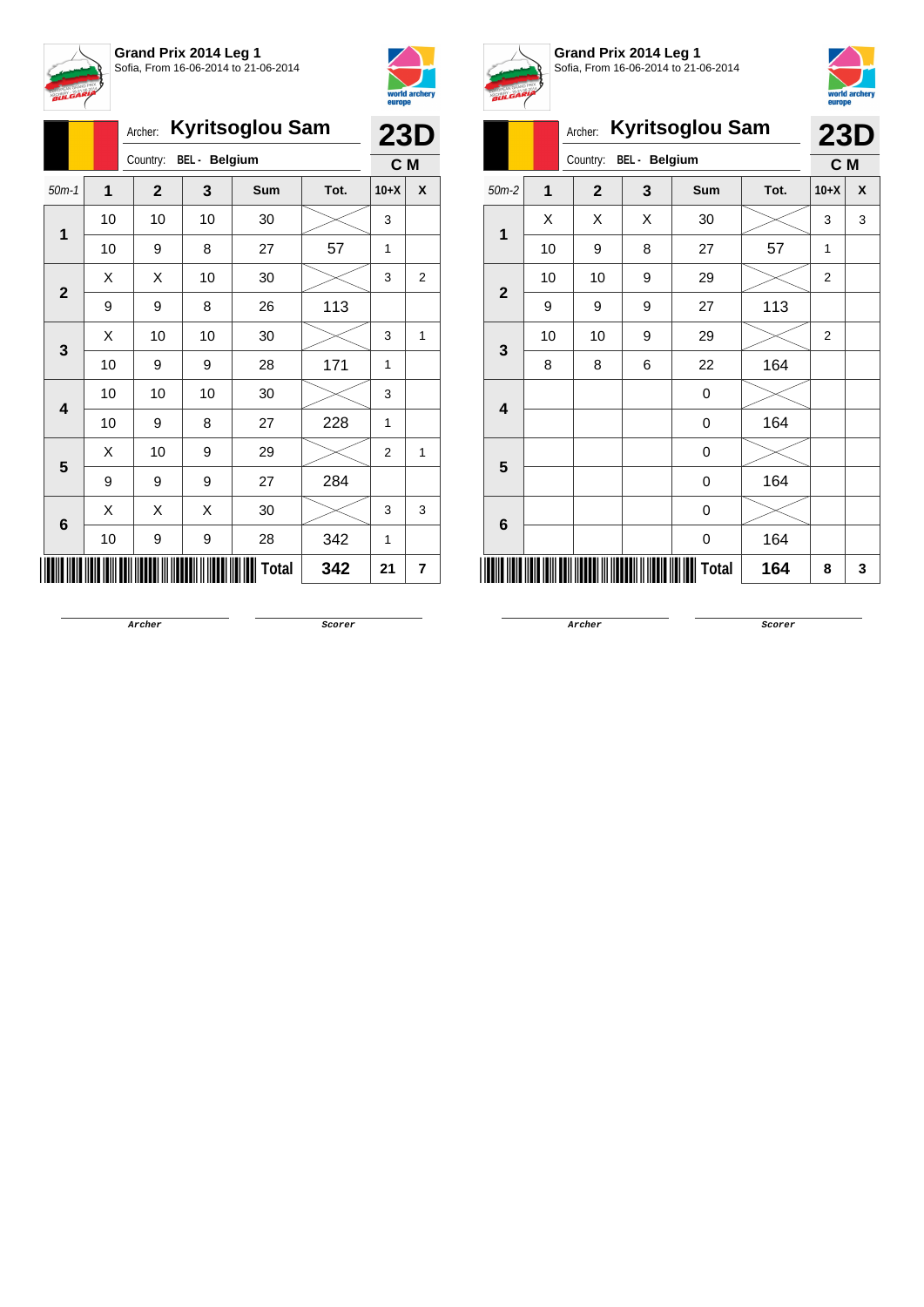**Grand Prix 2014 Leg 1**
Sofia, From 16-06-2014 to 21-06-2014

Archer: **Kyritsoglou Sam**
Country: BEL - **Belgium**

**23D**
**C M**

| 50m-1 | 1 | 2 | 3 | Sum | Tot. | 10+X | X |
|---|---|---|---|---|---|---|---|
| 1 | 10 | 10 | 10 | 30 | | 3 | |
| | 10 | 9 | 8 | 27 | 57 | 1 | |
| 2 | X | X | 10 | 30 | | 3 | 2 |
| | 9 | 9 | 8 | 26 | 113 | | |
| 3 | X | 10 | 10 | 30 | | 3 | 1 |
| | 10 | 9 | 9 | 28 | 171 | 1 | |
| 4 | 10 | 10 | 10 | 30 | | 3 | |
| | 10 | 9 | 8 | 27 | 228 | 1 | |
| 5 | X | 10 | 9 | 29 | | 2 | 1 |
| | 9 | 9 | 9 | 27 | 284 | | |
| 6 | X | X | X | 30 | | 3 | 3 |
| | 10 | 9 | 9 | 28 | 342 | 1 | |
| | | | | **Total** | **342** | **21** | **7** |

Archer

Scorer

**Grand Prix 2014 Leg 1**
Sofia, From 16-06-2014 to 21-06-2014

Archer: **Kyritsoglou Sam**
Country: BEL - **Belgium**

**23D**
**C M**

| 50m-2 | 1 | 2 | 3 | Sum | Tot. | 10+X | X |
|---|---|---|---|---|---|---|---|
| 1 | X | X | X | 30 | | 3 | 3 |
| | 10 | 9 | 8 | 27 | 57 | 1 | |
| 2 | 10 | 10 | 9 | 29 | | 2 | |
| | 9 | 9 | 9 | 27 | 113 | | |
| 3 | 10 | 10 | 9 | 29 | | 2 | |
| | 8 | 8 | 6 | 22 | 164 | | |
| 4 | | | | 0 | | | |
| | | | | 0 | 164 | | |
| 5 | | | | 0 | | | |
| | | | | 0 | 164 | | |
| 6 | | | | 0 | | | |
| | | | | 0 | 164 | | |
| | | | | **Total** | **164** | **8** | **3** |

Archer

Scorer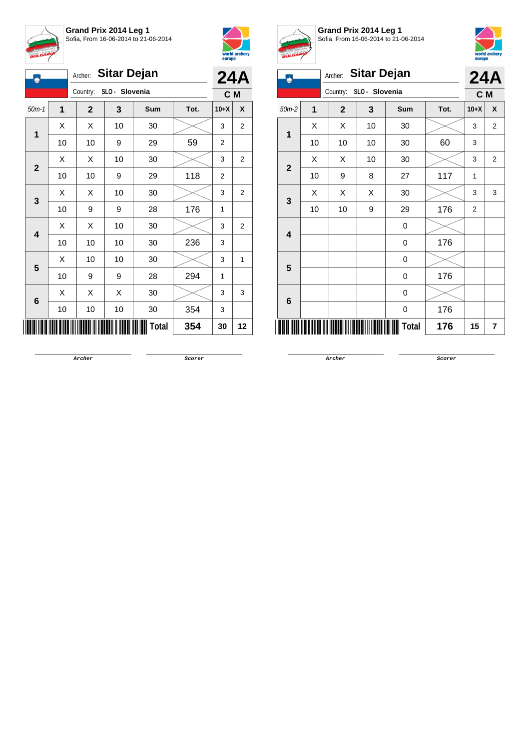**Grand Prix 2014 Leg 1**
Sofia, From 16-06-2014 to 21-06-2014

Archer: **Sitar Dejan** — **24A**
Country: SLO - Slovenia — **C M**

| 50m-1 | 1 | 2 | 3 | Sum | Tot. | 10+X | X |
|---|---|---|---|---|---|---|---|
| 1 | X | X | 10 | 30 | | 3 | 2 |
| | 10 | 10 | 9 | 29 | 59 | 2 | |
| 2 | X | X | 10 | 30 | | 3 | 2 |
| | 10 | 10 | 9 | 29 | 118 | 2 | |
| 3 | X | X | 10 | 30 | | 3 | 2 |
| | 10 | 9 | 9 | 28 | 176 | 1 | |
| 4 | X | X | 10 | 30 | | 3 | 2 |
| | 10 | 10 | 10 | 30 | 236 | 3 | |
| 5 | X | 10 | 10 | 30 | | 3 | 1 |
| | 10 | 9 | 9 | 28 | 294 | 1 | |
| 6 | X | X | X | 30 | | 3 | 3 |
| | 10 | 10 | 10 | 30 | 354 | 3 | |
| | | | | Total | 354 | 30 | 12 |

Archer &nbsp;&nbsp;&nbsp;&nbsp; Scorer

**Grand Prix 2014 Leg 1**
Sofia, From 16-06-2014 to 21-06-2014

Archer: **Sitar Dejan** — **24A**
Country: SLO - Slovenia — **C M**

| 50m-2 | 1 | 2 | 3 | Sum | Tot. | 10+X | X |
|---|---|---|---|---|---|---|---|
| 1 | X | X | 10 | 30 | | 3 | 2 |
| | 10 | 10 | 10 | 30 | 60 | 3 | |
| 2 | X | X | 10 | 30 | | 3 | 2 |
| | 10 | 9 | 8 | 27 | 117 | 1 | |
| 3 | X | X | X | 30 | | 3 | 3 |
| | 10 | 10 | 9 | 29 | 176 | 2 | |
| 4 | | | | 0 | | | |
| | | | | 0 | 176 | | |
| 5 | | | | 0 | | | |
| | | | | 0 | 176 | | |
| 6 | | | | 0 | | | |
| | | | | 0 | 176 | | |
| | | | | Total | 176 | 15 | 7 |

Archer &nbsp;&nbsp;&nbsp;&nbsp; Scorer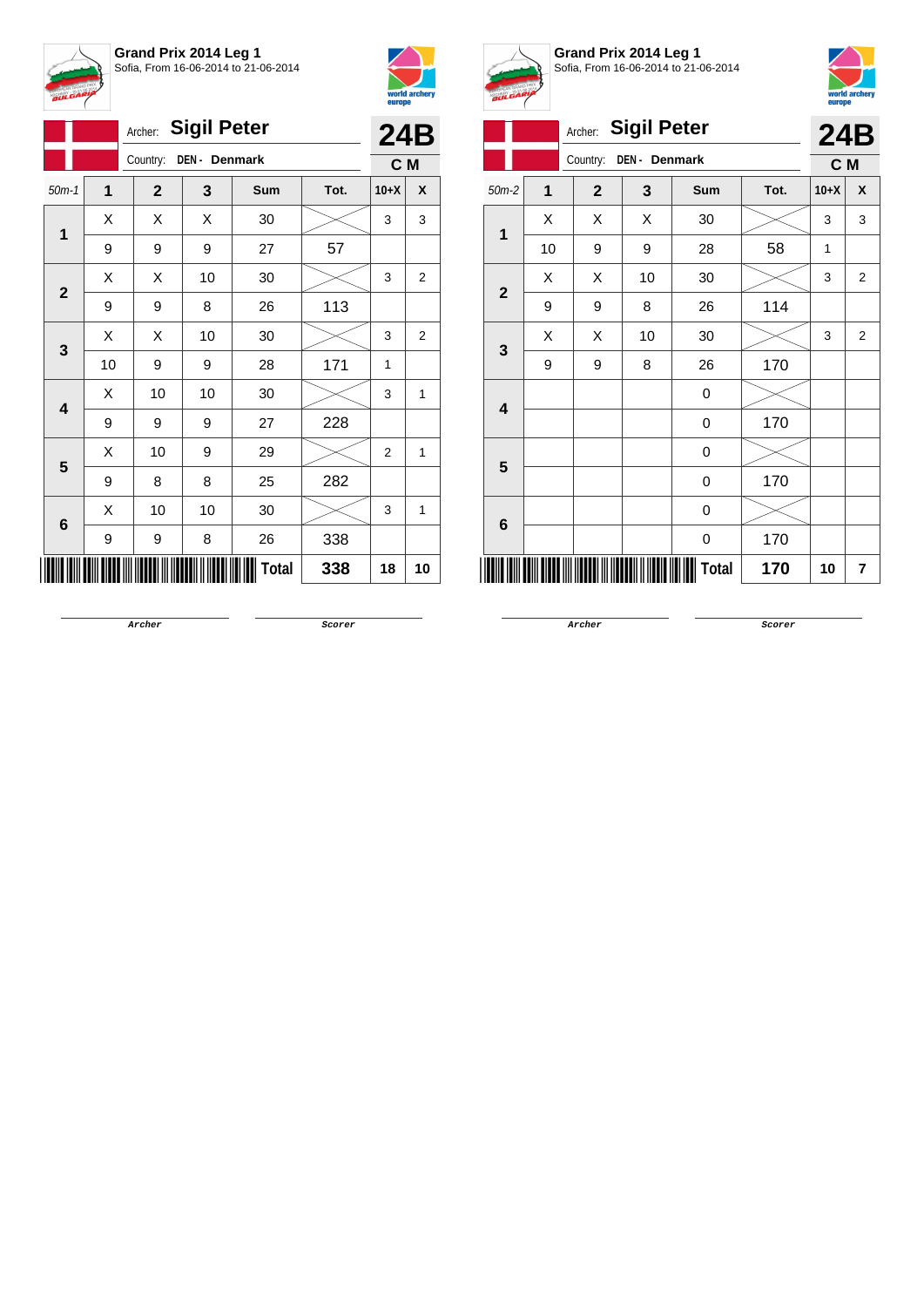## Grand Prix 2014 Leg 1

Sofia, From 16-06-2014 to 21-06-2014

Archer: **Sigil Peter** — **24B**

Country: DEN - Denmark — **C M**

| 50m-1 | 1 | 2 | 3 | Sum | Tot. | 10+X | X |
|---|---|---|---|---|---|---|---|
| 1 | X | X | X | 30 | | 3 | 3 |
| | 9 | 9 | 9 | 27 | 57 | | |
| 2 | X | X | 10 | 30 | | 3 | 2 |
| | 9 | 9 | 8 | 26 | 113 | | |
| 3 | X | X | 10 | 30 | | 3 | 2 |
| | 10 | 9 | 9 | 28 | 171 | 1 | |
| 4 | X | 10 | 10 | 30 | | 3 | 1 |
| | 9 | 9 | 9 | 27 | 228 | | |
| 5 | X | 10 | 9 | 29 | | 2 | 1 |
| | 9 | 8 | 8 | 25 | 282 | | |
| 6 | X | 10 | 10 | 30 | | 3 | 1 |
| | 9 | 9 | 8 | 26 | 338 | | |
| | | | | **Total** | **338** | **18** | **10** |

Archer — Scorer

## Grand Prix 2014 Leg 1

Sofia, From 16-06-2014 to 21-06-2014

Archer: **Sigil Peter** — **24B**

Country: DEN - Denmark — **C M**

| 50m-2 | 1 | 2 | 3 | Sum | Tot. | 10+X | X |
|---|---|---|---|---|---|---|---|
| 1 | X | X | X | 30 | | 3 | 3 |
| | 10 | 9 | 9 | 28 | 58 | 1 | |
| 2 | X | X | 10 | 30 | | 3 | 2 |
| | 9 | 9 | 8 | 26 | 114 | | |
| 3 | X | X | 10 | 30 | | 3 | 2 |
| | 9 | 9 | 8 | 26 | 170 | | |
| 4 | | | | 0 | | | |
| | | | | 0 | 170 | | |
| 5 | | | | 0 | | | |
| | | | | 0 | 170 | | |
| 6 | | | | 0 | | | |
| | | | | 0 | 170 | | |
| | | | | **Total** | **170** | **10** | **7** |

Archer — Scorer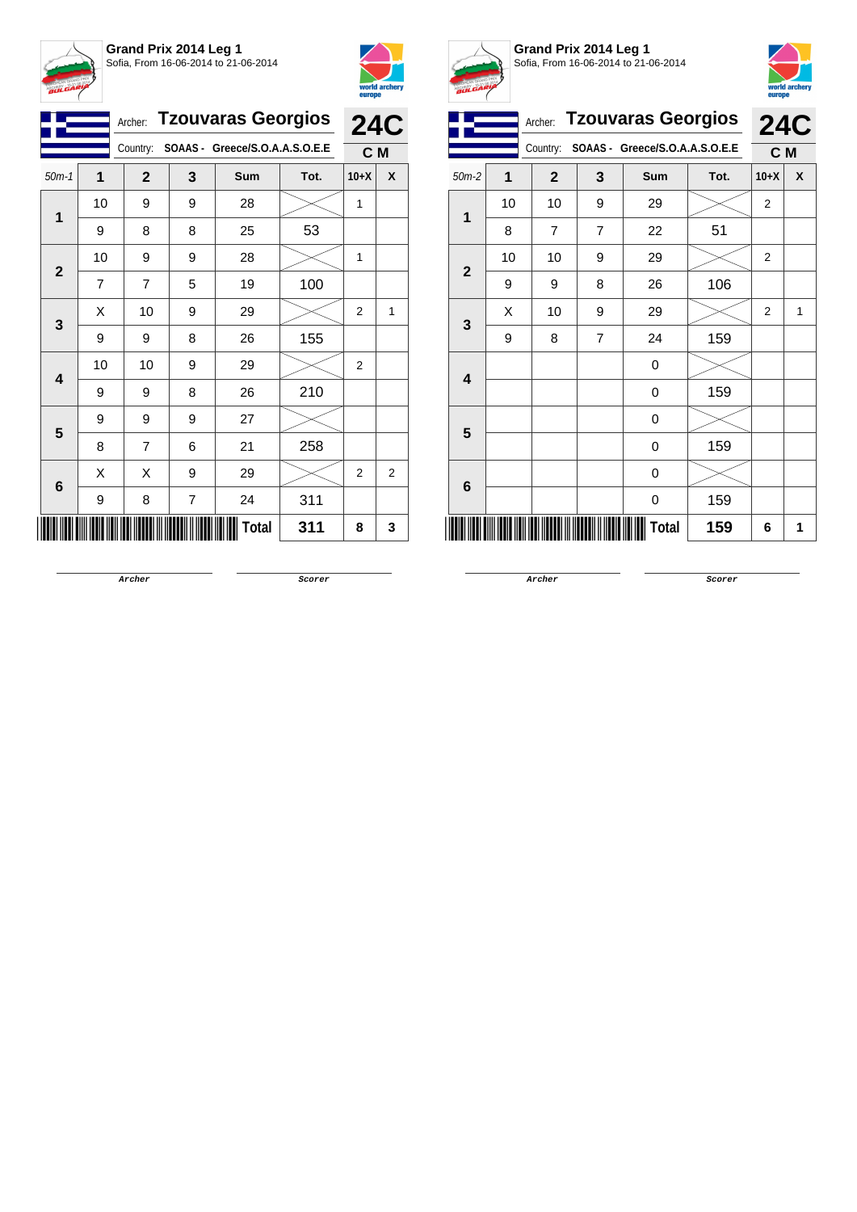**Grand Prix 2014 Leg 1**
Sofia, From 16-06-2014 to 21-06-2014

Archer: **Tzouvaras Georgios**
Country: **SOAAS - Greece/S.O.A.A.S.O.E.E**

**24C**
**C M**

| 50m-1 | 1 | 2 | 3 | Sum | Tot. | 10+X | X |
|---|---|---|---|---|---|---|---|
| 1 | 10 | 9 | 9 | 28 | | 1 | |
| | 9 | 8 | 8 | 25 | 53 | | |
| 2 | 10 | 9 | 9 | 28 | | 1 | |
| | 7 | 7 | 5 | 19 | 100 | | |
| 3 | X | 10 | 9 | 29 | | 2 | 1 |
| | 9 | 9 | 8 | 26 | 155 | | |
| 4 | 10 | 10 | 9 | 29 | | 2 | |
| | 9 | 9 | 8 | 26 | 210 | | |
| 5 | 9 | 9 | 9 | 27 | | | |
| | 8 | 7 | 6 | 21 | 258 | | |
| 6 | X | X | 9 | 29 | | 2 | 2 |
| | 9 | 8 | 7 | 24 | 311 | | |
| | | | | **Total** | **311** | **8** | **3** |

Archer　　　　Scorer

**Grand Prix 2014 Leg 1**
Sofia, From 16-06-2014 to 21-06-2014

Archer: **Tzouvaras Georgios**
Country: **SOAAS - Greece/S.O.A.A.S.O.E.E**

**24C**
**C M**

| 50m-2 | 1 | 2 | 3 | Sum | Tot. | 10+X | X |
|---|---|---|---|---|---|---|---|
| 1 | 10 | 10 | 9 | 29 | | 2 | |
| | 8 | 7 | 7 | 22 | 51 | | |
| 2 | 10 | 10 | 9 | 29 | | 2 | |
| | 9 | 9 | 8 | 26 | 106 | | |
| 3 | X | 10 | 9 | 29 | | 2 | 1 |
| | 9 | 8 | 7 | 24 | 159 | | |
| 4 | | | | 0 | | | |
| | | | | 0 | 159 | | |
| 5 | | | | 0 | | | |
| | | | | 0 | 159 | | |
| 6 | | | | 0 | | | |
| | | | | 0 | 159 | | |
| | | | | **Total** | **159** | **6** | **1** |

Archer　　　　Scorer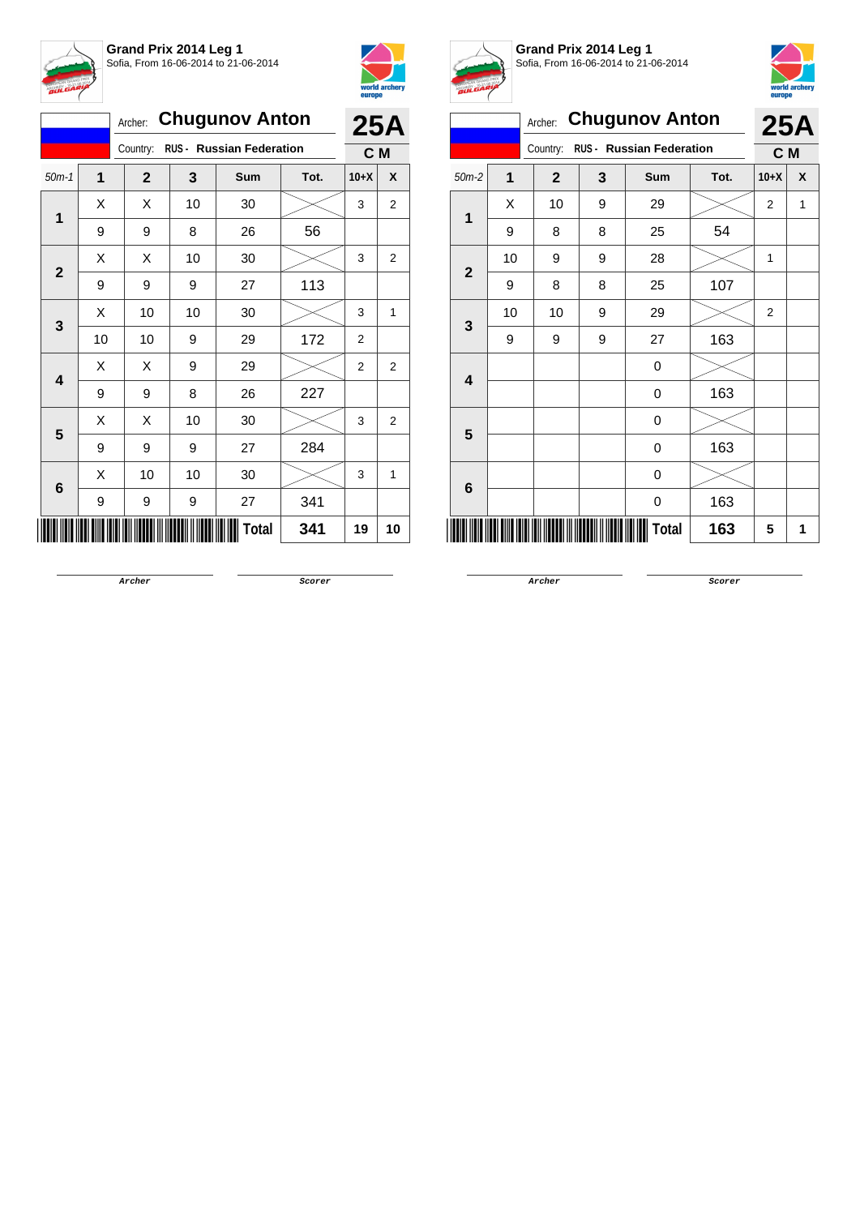## Grand Prix 2014 Leg 1
Sofia, From 16-06-2014 to 21-06-2014

Archer: **Chugunov Anton** — **25A**
Country: RUS - Russian Federation — **C M**

| 50m-1 | 1 | 2 | 3 | Sum | Tot. | 10+X | X |
|---|---|---|---|---|---|---|---|
| 1 | X | X | 10 | 30 | | 3 | 2 |
| | 9 | 9 | 8 | 26 | 56 | | |
| 2 | X | X | 10 | 30 | | 3 | 2 |
| | 9 | 9 | 9 | 27 | 113 | | |
| 3 | X | 10 | 10 | 30 | | 3 | 1 |
| | 10 | 10 | 9 | 29 | 172 | 2 | |
| 4 | X | X | 9 | 29 | | 2 | 2 |
| | 9 | 9 | 8 | 26 | 227 | | |
| 5 | X | X | 10 | 30 | | 3 | 2 |
| | 9 | 9 | 9 | 27 | 284 | | |
| 6 | X | 10 | 10 | 30 | | 3 | 1 |
| | 9 | 9 | 9 | 27 | 341 | | |
| | | | | **Total** | **341** | **19** | **10** |

Archer &nbsp;&nbsp;&nbsp;&nbsp; Scorer

## Grand Prix 2014 Leg 1
Sofia, From 16-06-2014 to 21-06-2014

Archer: **Chugunov Anton** — **25A**
Country: RUS - Russian Federation — **C M**

| 50m-2 | 1 | 2 | 3 | Sum | Tot. | 10+X | X |
|---|---|---|---|---|---|---|---|
| 1 | X | 10 | 9 | 29 | | 2 | 1 |
| | 9 | 8 | 8 | 25 | 54 | | |
| 2 | 10 | 9 | 9 | 28 | | 1 | |
| | 9 | 8 | 8 | 25 | 107 | | |
| 3 | 10 | 10 | 9 | 29 | | 2 | |
| | 9 | 9 | 9 | 27 | 163 | | |
| 4 | | | | 0 | | | |
| | | | | 0 | 163 | | |
| 5 | | | | 0 | | | |
| | | | | 0 | 163 | | |
| 6 | | | | 0 | | | |
| | | | | 0 | 163 | | |
| | | | | **Total** | **163** | **5** | **1** |

Archer &nbsp;&nbsp;&nbsp;&nbsp; Scorer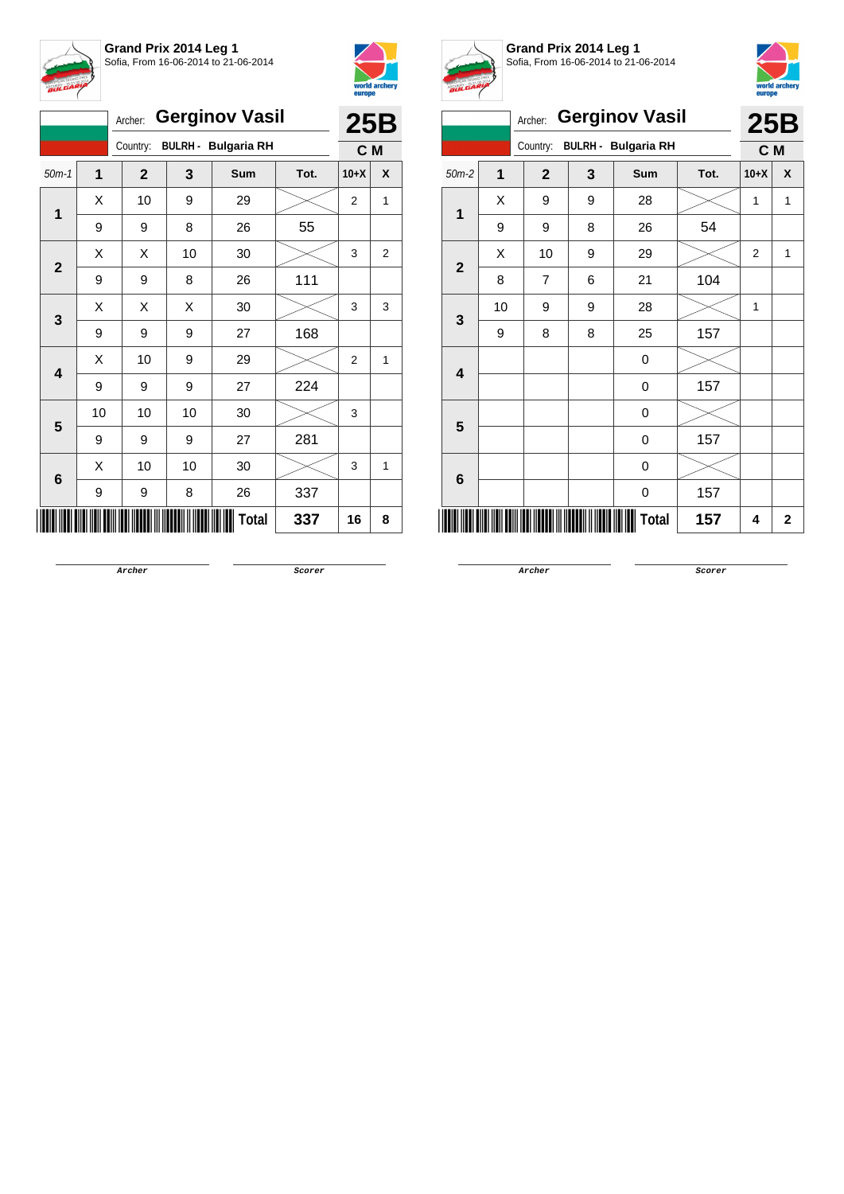**Grand Prix 2014 Leg 1**
Sofia, From 16-06-2014 to 21-06-2014

Archer: **Gerginov Vasil**
Country: **BULRH - Bulgaria RH**
**25B**
**C M**

| 50m-1 | 1 | 2 | 3 | Sum | Tot. | 10+X | X |
|---|---|---|---|---|---|---|---|
| **1** | X | 10 | 9 | 29 | | 2 | 1 |
| | 9 | 9 | 8 | 26 | 55 | | |
| **2** | X | X | 10 | 30 | | 3 | 2 |
| | 9 | 9 | 8 | 26 | 111 | | |
| **3** | X | X | X | 30 | | 3 | 3 |
| | 9 | 9 | 9 | 27 | 168 | | |
| **4** | X | 10 | 9 | 29 | | 2 | 1 |
| | 9 | 9 | 9 | 27 | 224 | | |
| **5** | 10 | 10 | 10 | 30 | | 3 | |
| | 9 | 9 | 9 | 27 | 281 | | |
| **6** | X | 10 | 10 | 30 | | 3 | 1 |
| | 9 | 9 | 8 | 26 | 337 | | |
| | | | | **Total** | **337** | **16** | **8** |

Archer　　　　Scorer

**Grand Prix 2014 Leg 1**
Sofia, From 16-06-2014 to 21-06-2014

Archer: **Gerginov Vasil**
Country: **BULRH - Bulgaria RH**
**25B**
**C M**

| 50m-2 | 1 | 2 | 3 | Sum | Tot. | 10+X | X |
|---|---|---|---|---|---|---|---|
| **1** | X | 9 | 9 | 28 | | 1 | 1 |
| | 9 | 9 | 8 | 26 | 54 | | |
| **2** | X | 10 | 9 | 29 | | 2 | 1 |
| | 8 | 7 | 6 | 21 | 104 | | |
| **3** | 10 | 9 | 9 | 28 | | 1 | |
| | 9 | 8 | 8 | 25 | 157 | | |
| **4** | | | | 0 | | | |
| | | | | 0 | 157 | | |
| **5** | | | | 0 | | | |
| | | | | 0 | 157 | | |
| **6** | | | | 0 | | | |
| | | | | 0 | 157 | | |
| | | | | **Total** | **157** | **4** | **2** |

Archer　　　　Scorer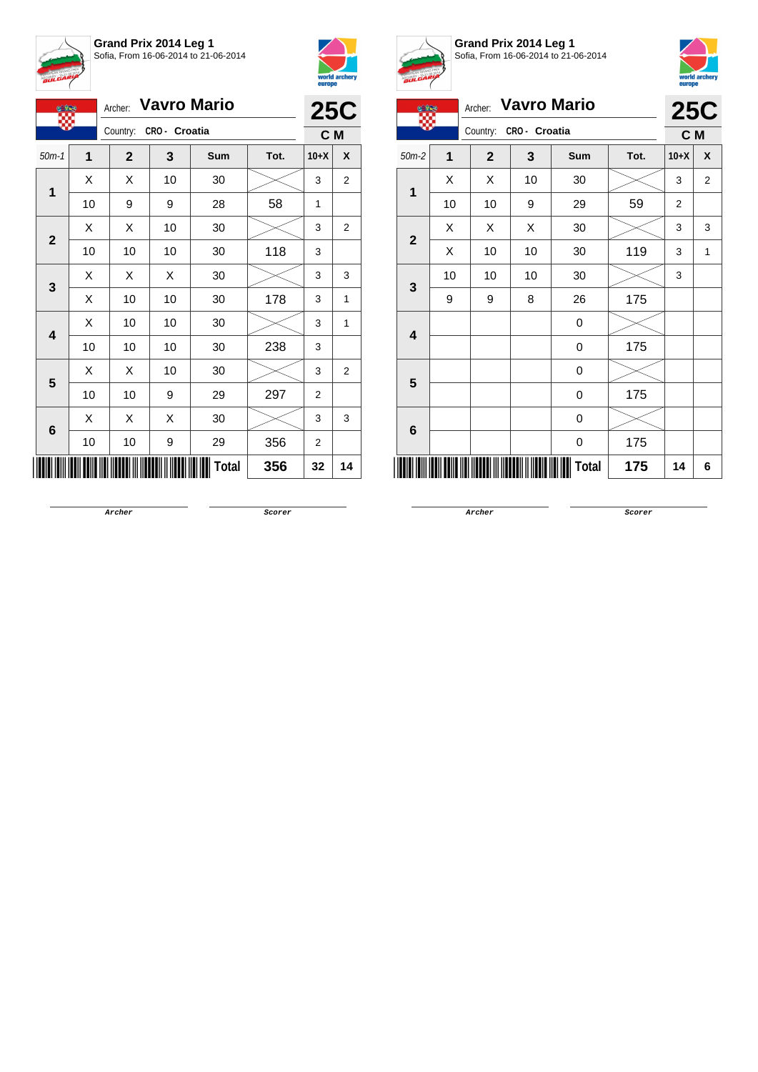**Grand Prix 2014 Leg 1**
Sofia, From 16-06-2014 to 21-06-2014

Archer: **Vavro Mario**
Country: CRO - Croatia

**25C**
**C M**

| 50m-1 | 1 | 2 | 3 | Sum | Tot. | 10+X | X |
|---|---|---|---|---|---|---|---|
| **1** | X | X | 10 | 30 | | 3 | 2 |
| | 10 | 9 | 9 | 28 | 58 | 1 | |
| **2** | X | X | 10 | 30 | | 3 | 2 |
| | 10 | 10 | 10 | 30 | 118 | 3 | |
| **3** | X | X | X | 30 | | 3 | 3 |
| | X | 10 | 10 | 30 | 178 | 3 | 1 |
| **4** | X | 10 | 10 | 30 | | 3 | 1 |
| | 10 | 10 | 10 | 30 | 238 | 3 | |
| **5** | X | X | 10 | 30 | | 3 | 2 |
| | 10 | 10 | 9 | 29 | 297 | 2 | |
| **6** | X | X | X | 30 | | 3 | 3 |
| | 10 | 10 | 9 | 29 | 356 | 2 | |
| | | | | **Total** | **356** | **32** | **14** |

Archer

Scorer

**Grand Prix 2014 Leg 1**
Sofia, From 16-06-2014 to 21-06-2014

Archer: **Vavro Mario**
Country: CRO - Croatia

**25C**
**C M**

| 50m-2 | 1 | 2 | 3 | Sum | Tot. | 10+X | X |
|---|---|---|---|---|---|---|---|
| **1** | X | X | 10 | 30 | | 3 | 2 |
| | 10 | 10 | 9 | 29 | 59 | 2 | |
| **2** | X | X | X | 30 | | 3 | 3 |
| | X | 10 | 10 | 30 | 119 | 3 | 1 |
| **3** | 10 | 10 | 10 | 30 | | 3 | |
| | 9 | 9 | 8 | 26 | 175 | | |
| **4** | | | | 0 | | | |
| | | | | 0 | 175 | | |
| **5** | | | | 0 | | | |
| | | | | 0 | 175 | | |
| **6** | | | | 0 | | | |
| | | | | 0 | 175 | | |
| | | | | **Total** | **175** | **14** | **6** |

Archer

Scorer